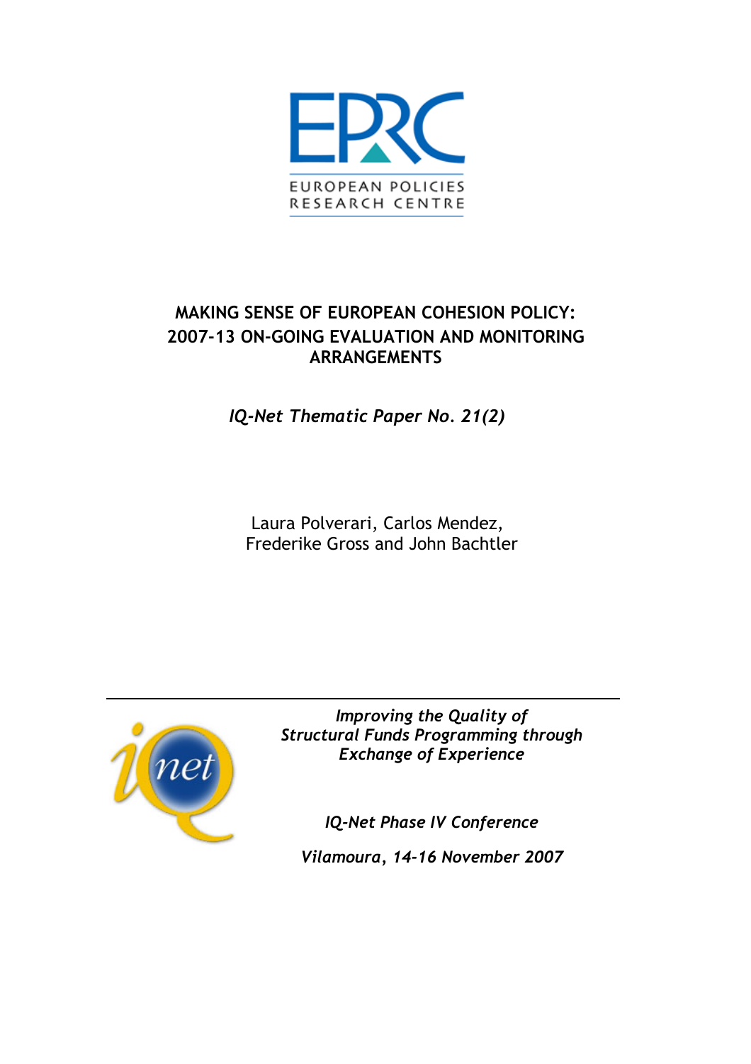EUROPEAN POLICIES RESEARCH CENTRE

# MAKING SENSE OF EUROPEAN COHESION POLICY: 2007-13 ON-GOING EVALUATION AND MONITORING ARRANGEMENTS

*IQ-Net Thematic Paper No. 21(2)*

Laura Polverari, Carlos Mendez, Frederike Gross and John Bachtler

*Improving the Quality of Structural Funds Programming through Exchange of Experience*

*IQ-Net Phase IV Conference*

*Vilamoura, 14-16 November 2007*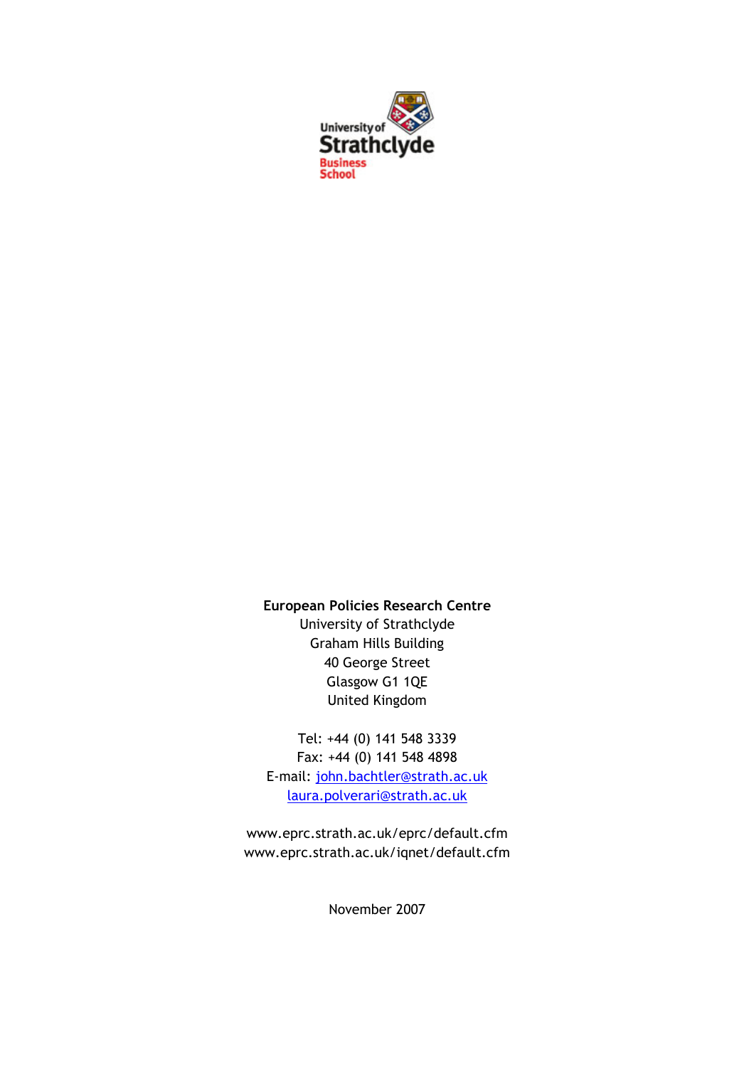University of Strathclyde Business School

**European Policies Research Centre**
University of Strathclyde
Graham Hills Building
40 George Street
Glasgow G1 1QE
United Kingdom

Tel: +44 (0) 141 548 3339
Fax: +44 (0) 141 548 4898
E-mail: john.bachtler@strath.ac.uk
laura.polverari@strath.ac.uk

www.eprc.strath.ac.uk/eprc/default.cfm
www.eprc.strath.ac.uk/iqnet/default.cfm

November 2007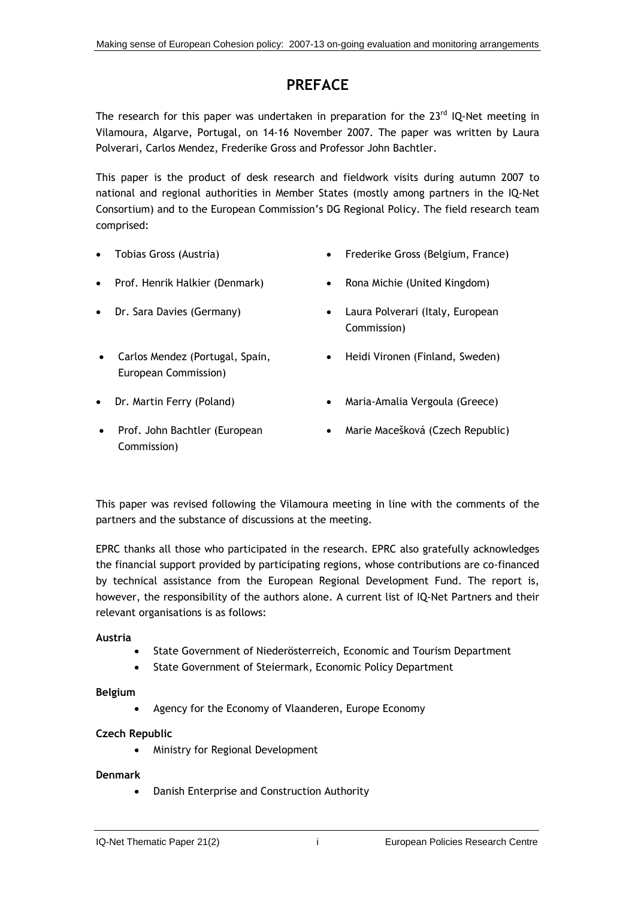# PREFACE

The research for this paper was undertaken in preparation for the 23rd IQ-Net meeting in Vilamoura, Algarve, Portugal, on 14-16 November 2007. The paper was written by Laura Polverari, Carlos Mendez, Frederike Gross and Professor John Bachtler.

This paper is the product of desk research and fieldwork visits during autumn 2007 to national and regional authorities in Member States (mostly among partners in the IQ-Net Consortium) and to the European Commission's DG Regional Policy. The field research team comprised:

- Tobias Gross (Austria)
- Prof. Henrik Halkier (Denmark)
- Dr. Sara Davies (Germany)
- Carlos Mendez (Portugal, Spain, European Commission)
- Dr. Martin Ferry (Poland)
- Prof. John Bachtler (European Commission)
- Frederike Gross (Belgium, France)
- Rona Michie (United Kingdom)
- Laura Polverari (Italy, European Commission)
- Heidi Vironen (Finland, Sweden)
- Maria-Amalia Vergoula (Greece)
- Marie Macešková (Czech Republic)

This paper was revised following the Vilamoura meeting in line with the comments of the partners and the substance of discussions at the meeting.

EPRC thanks all those who participated in the research. EPRC also gratefully acknowledges the financial support provided by participating regions, whose contributions are co-financed by technical assistance from the European Regional Development Fund. The report is, however, the responsibility of the authors alone. A current list of IQ-Net Partners and their relevant organisations is as follows:

**Austria**

- State Government of Niederösterreich, Economic and Tourism Department
- State Government of Steiermark, Economic Policy Department

**Belgium**

- Agency for the Economy of Vlaanderen, Europe Economy

**Czech Republic**

- Ministry for Regional Development

**Denmark**

- Danish Enterprise and Construction Authority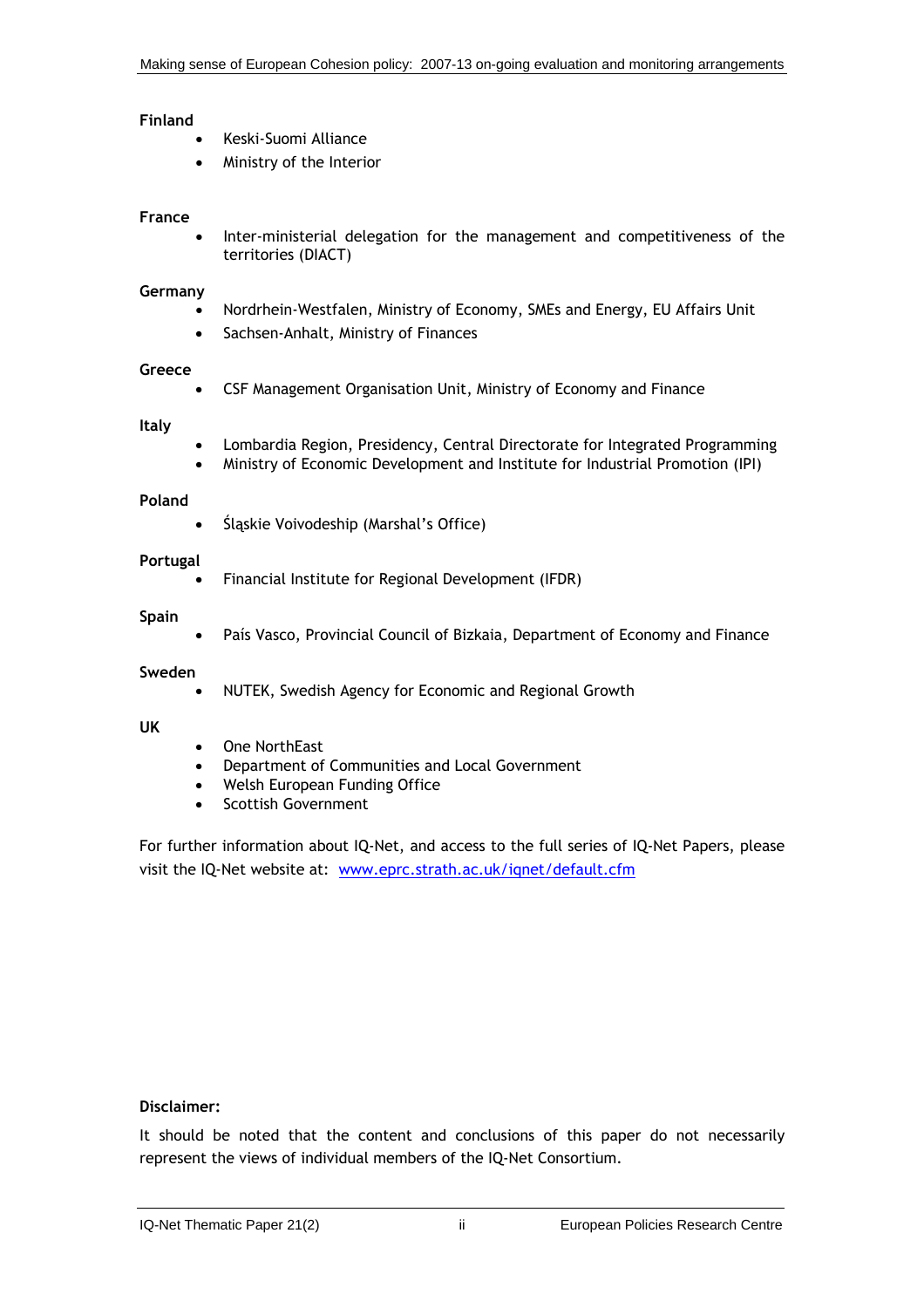**Finland**

- Keski-Suomi Alliance
- Ministry of the Interior

**France**

- Inter-ministerial delegation for the management and competitiveness of the territories (DIACT)

**Germany**

- Nordrhein-Westfalen, Ministry of Economy, SMEs and Energy, EU Affairs Unit
- Sachsen-Anhalt, Ministry of Finances

**Greece**

- CSF Management Organisation Unit, Ministry of Economy and Finance

**Italy**

- Lombardia Region, Presidency, Central Directorate for Integrated Programming
- Ministry of Economic Development and Institute for Industrial Promotion (IPI)

**Poland**

- Śląskie Voivodeship (Marshal's Office)

**Portugal**

- Financial Institute for Regional Development (IFDR)

**Spain**

- País Vasco, Provincial Council of Bizkaia, Department of Economy and Finance

**Sweden**

- NUTEK, Swedish Agency for Economic and Regional Growth

**UK**

- One NorthEast
- Department of Communities and Local Government
- Welsh European Funding Office
- Scottish Government

For further information about IQ-Net, and access to the full series of IQ-Net Papers, please visit the IQ-Net website at: www.eprc.strath.ac.uk/iqnet/default.cfm

**Disclaimer:**

It should be noted that the content and conclusions of this paper do not necessarily represent the views of individual members of the IQ-Net Consortium.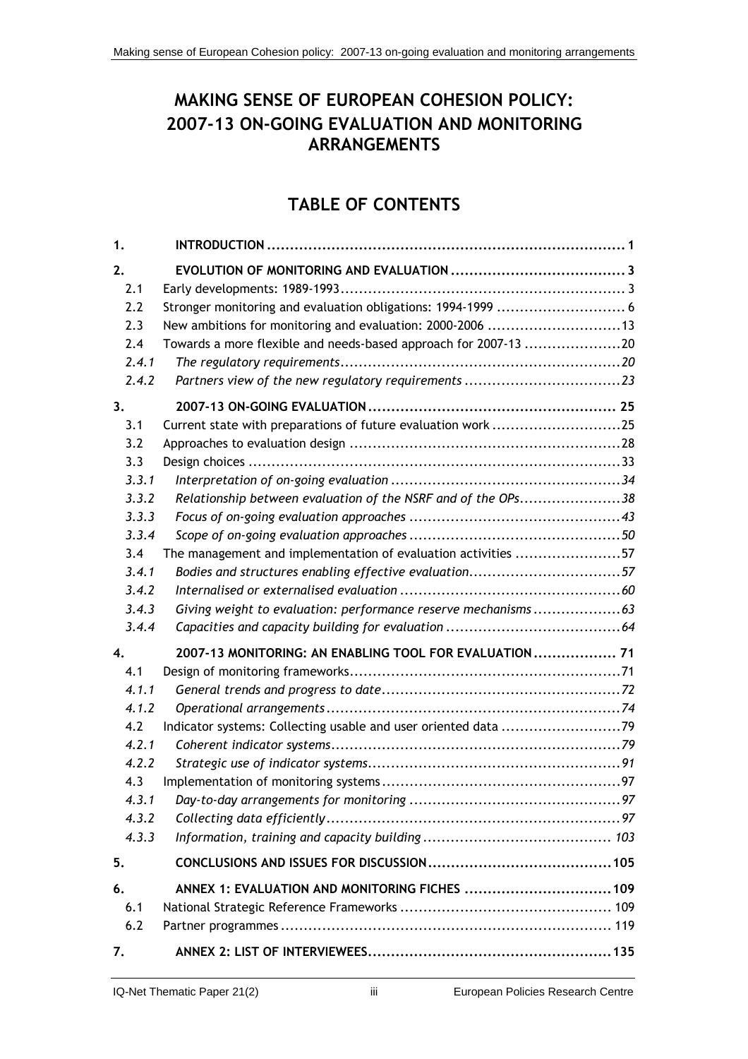# MAKING SENSE OF EUROPEAN COHESION POLICY: 2007-13 ON-GOING EVALUATION AND MONITORING ARRANGEMENTS

## TABLE OF CONTENTS

**1. INTRODUCTION** .......... 1

**2. EVOLUTION OF MONITORING AND EVALUATION** .......... 3

- 2.1 Early developments: 1989-1993 .......... 3
- 2.2 Stronger monitoring and evaluation obligations: 1994-1999 .......... 6
- 2.3 New ambitions for monitoring and evaluation: 2000-2006 .......... 13
- 2.4 Towards a more flexible and needs-based approach for 2007-13 .......... 20
  - *2.4.1 The regulatory requirements* .......... *20*
  - *2.4.2 Partners view of the new regulatory requirements* .......... *23*

**3. 2007-13 ON-GOING EVALUATION** .......... 25

- 3.1 Current state with preparations of future evaluation work .......... 25
- 3.2 Approaches to evaluation design .......... 28
- 3.3 Design choices .......... 33
  - *3.3.1 Interpretation of on-going evaluation* .......... *34*
  - *3.3.2 Relationship between evaluation of the NSRF and of the OPs* .......... *38*
  - *3.3.3 Focus of on-going evaluation approaches* .......... *43*
  - *3.3.4 Scope of on-going evaluation approaches* .......... *50*
- 3.4 The management and implementation of evaluation activities .......... 57
  - *3.4.1 Bodies and structures enabling effective evaluation* .......... *57*
  - *3.4.2 Internalised or externalised evaluation* .......... *60*
  - *3.4.3 Giving weight to evaluation: performance reserve mechanisms* .......... *63*
  - *3.4.4 Capacities and capacity building for evaluation* .......... *64*

**4. 2007-13 MONITORING: AN ENABLING TOOL FOR EVALUATION** .......... 71

- 4.1 Design of monitoring frameworks .......... 71
  - *4.1.1 General trends and progress to date* .......... *72*
  - *4.1.2 Operational arrangements* .......... *74*
- 4.2 Indicator systems: Collecting usable and user oriented data .......... 79
  - *4.2.1 Coherent indicator systems* .......... *79*
  - *4.2.2 Strategic use of indicator systems* .......... *91*
- 4.3 Implementation of monitoring systems .......... 97
  - *4.3.1 Day-to-day arrangements for monitoring* .......... *97*
  - *4.3.2 Collecting data efficiently* .......... *97*
  - *4.3.3 Information, training and capacity building* .......... *103*

**5. CONCLUSIONS AND ISSUES FOR DISCUSSION** .......... 105

**6. ANNEX 1: EVALUATION AND MONITORING FICHES** .......... 109

- 6.1 National Strategic Reference Frameworks .......... 109
- 6.2 Partner programmes .......... 119

**7. ANNEX 2: LIST OF INTERVIEWEES** .......... 135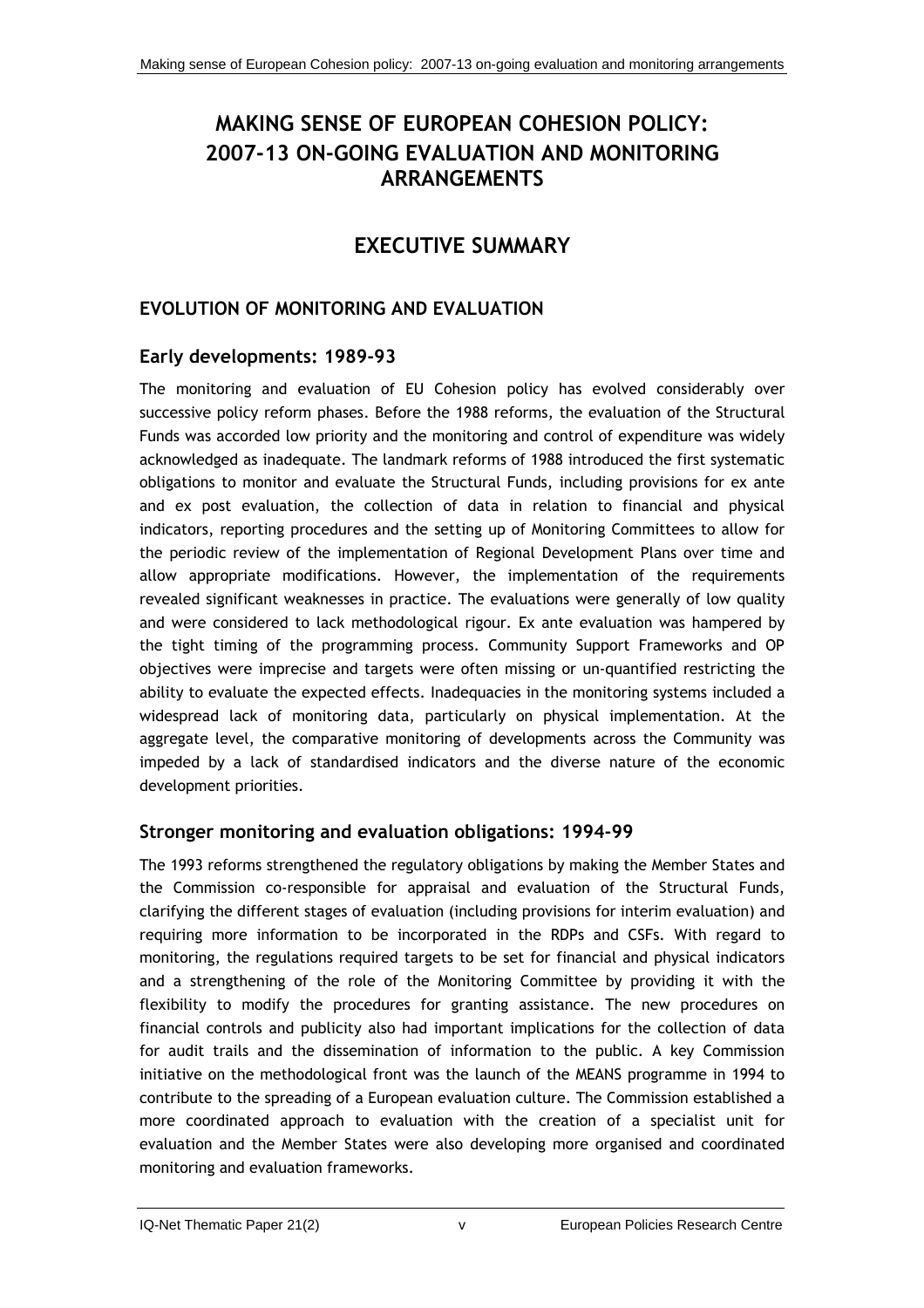# MAKING SENSE OF EUROPEAN COHESION POLICY: 2007-13 ON-GOING EVALUATION AND MONITORING ARRANGEMENTS

# EXECUTIVE SUMMARY

## EVOLUTION OF MONITORING AND EVALUATION

### Early developments: 1989-93

The monitoring and evaluation of EU Cohesion policy has evolved considerably over successive policy reform phases. Before the 1988 reforms, the evaluation of the Structural Funds was accorded low priority and the monitoring and control of expenditure was widely acknowledged as inadequate. The landmark reforms of 1988 introduced the first systematic obligations to monitor and evaluate the Structural Funds, including provisions for ex ante and ex post evaluation, the collection of data in relation to financial and physical indicators, reporting procedures and the setting up of Monitoring Committees to allow for the periodic review of the implementation of Regional Development Plans over time and allow appropriate modifications. However, the implementation of the requirements revealed significant weaknesses in practice. The evaluations were generally of low quality and were considered to lack methodological rigour. Ex ante evaluation was hampered by the tight timing of the programming process. Community Support Frameworks and OP objectives were imprecise and targets were often missing or un-quantified restricting the ability to evaluate the expected effects. Inadequacies in the monitoring systems included a widespread lack of monitoring data, particularly on physical implementation. At the aggregate level, the comparative monitoring of developments across the Community was impeded by a lack of standardised indicators and the diverse nature of the economic development priorities.

### Stronger monitoring and evaluation obligations: 1994-99

The 1993 reforms strengthened the regulatory obligations by making the Member States and the Commission co-responsible for appraisal and evaluation of the Structural Funds, clarifying the different stages of evaluation (including provisions for interim evaluation) and requiring more information to be incorporated in the RDPs and CSFs. With regard to monitoring, the regulations required targets to be set for financial and physical indicators and a strengthening of the role of the Monitoring Committee by providing it with the flexibility to modify the procedures for granting assistance. The new procedures on financial controls and publicity also had important implications for the collection of data for audit trails and the dissemination of information to the public. A key Commission initiative on the methodological front was the launch of the MEANS programme in 1994 to contribute to the spreading of a European evaluation culture. The Commission established a more coordinated approach to evaluation with the creation of a specialist unit for evaluation and the Member States were also developing more organised and coordinated monitoring and evaluation frameworks.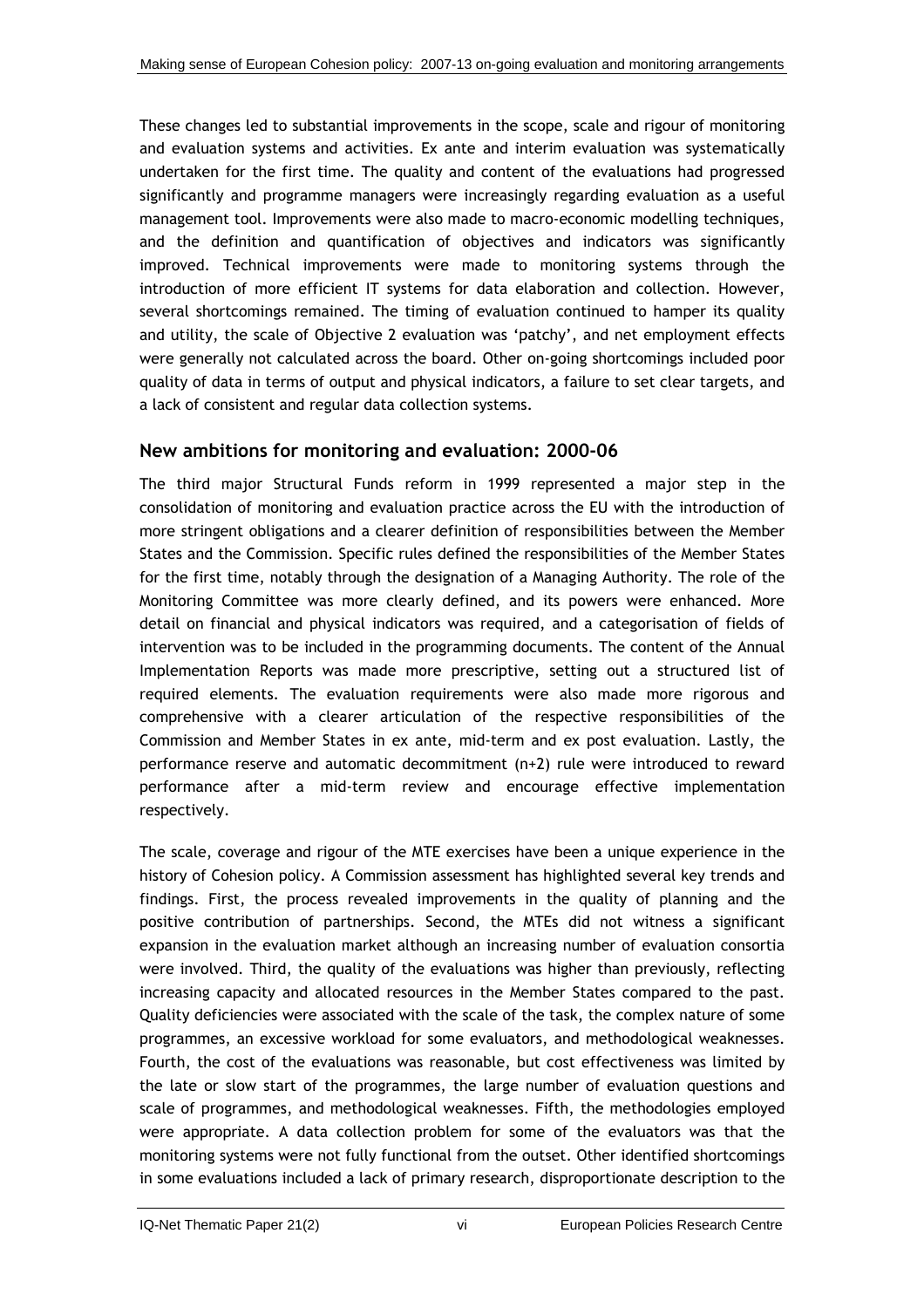These changes led to substantial improvements in the scope, scale and rigour of monitoring and evaluation systems and activities. Ex ante and interim evaluation was systematically undertaken for the first time. The quality and content of the evaluations had progressed significantly and programme managers were increasingly regarding evaluation as a useful management tool. Improvements were also made to macro-economic modelling techniques, and the definition and quantification of objectives and indicators was significantly improved. Technical improvements were made to monitoring systems through the introduction of more efficient IT systems for data elaboration and collection. However, several shortcomings remained. The timing of evaluation continued to hamper its quality and utility, the scale of Objective 2 evaluation was 'patchy', and net employment effects were generally not calculated across the board. Other on-going shortcomings included poor quality of data in terms of output and physical indicators, a failure to set clear targets, and a lack of consistent and regular data collection systems.

## New ambitions for monitoring and evaluation: 2000-06

The third major Structural Funds reform in 1999 represented a major step in the consolidation of monitoring and evaluation practice across the EU with the introduction of more stringent obligations and a clearer definition of responsibilities between the Member States and the Commission. Specific rules defined the responsibilities of the Member States for the first time, notably through the designation of a Managing Authority. The role of the Monitoring Committee was more clearly defined, and its powers were enhanced. More detail on financial and physical indicators was required, and a categorisation of fields of intervention was to be included in the programming documents. The content of the Annual Implementation Reports was made more prescriptive, setting out a structured list of required elements. The evaluation requirements were also made more rigorous and comprehensive with a clearer articulation of the respective responsibilities of the Commission and Member States in ex ante, mid-term and ex post evaluation. Lastly, the performance reserve and automatic decommitment (n+2) rule were introduced to reward performance after a mid-term review and encourage effective implementation respectively.

The scale, coverage and rigour of the MTE exercises have been a unique experience in the history of Cohesion policy. A Commission assessment has highlighted several key trends and findings. First, the process revealed improvements in the quality of planning and the positive contribution of partnerships. Second, the MTEs did not witness a significant expansion in the evaluation market although an increasing number of evaluation consortia were involved. Third, the quality of the evaluations was higher than previously, reflecting increasing capacity and allocated resources in the Member States compared to the past. Quality deficiencies were associated with the scale of the task, the complex nature of some programmes, an excessive workload for some evaluators, and methodological weaknesses. Fourth, the cost of the evaluations was reasonable, but cost effectiveness was limited by the late or slow start of the programmes, the large number of evaluation questions and scale of programmes, and methodological weaknesses. Fifth, the methodologies employed were appropriate. A data collection problem for some of the evaluators was that the monitoring systems were not fully functional from the outset. Other identified shortcomings in some evaluations included a lack of primary research, disproportionate description to the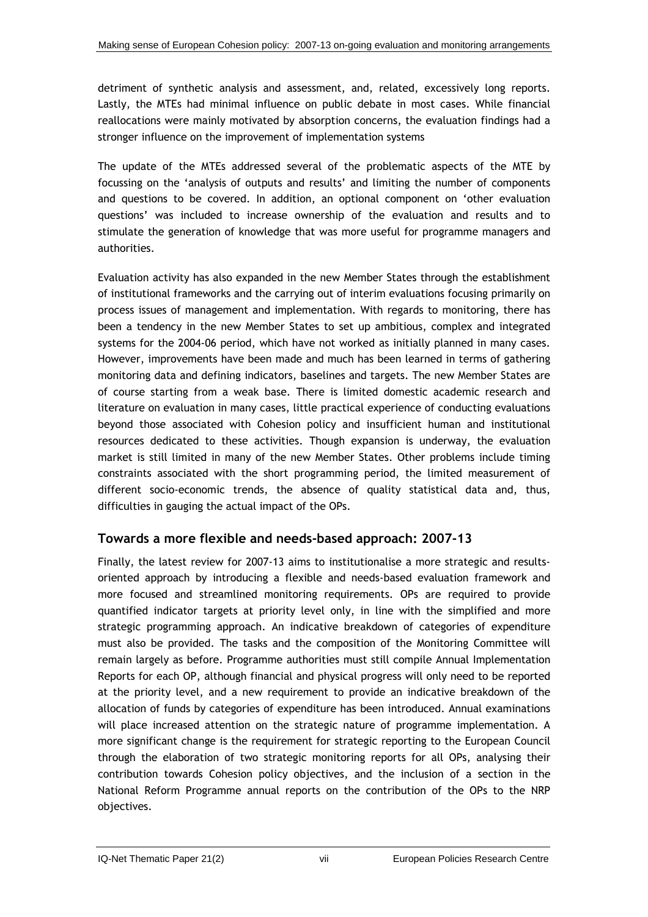detriment of synthetic analysis and assessment, and, related, excessively long reports. Lastly, the MTEs had minimal influence on public debate in most cases. While financial reallocations were mainly motivated by absorption concerns, the evaluation findings had a stronger influence on the improvement of implementation systems

The update of the MTEs addressed several of the problematic aspects of the MTE by focussing on the 'analysis of outputs and results' and limiting the number of components and questions to be covered. In addition, an optional component on 'other evaluation questions' was included to increase ownership of the evaluation and results and to stimulate the generation of knowledge that was more useful for programme managers and authorities.

Evaluation activity has also expanded in the new Member States through the establishment of institutional frameworks and the carrying out of interim evaluations focusing primarily on process issues of management and implementation. With regards to monitoring, there has been a tendency in the new Member States to set up ambitious, complex and integrated systems for the 2004-06 period, which have not worked as initially planned in many cases. However, improvements have been made and much has been learned in terms of gathering monitoring data and defining indicators, baselines and targets. The new Member States are of course starting from a weak base. There is limited domestic academic research and literature on evaluation in many cases, little practical experience of conducting evaluations beyond those associated with Cohesion policy and insufficient human and institutional resources dedicated to these activities. Though expansion is underway, the evaluation market is still limited in many of the new Member States. Other problems include timing constraints associated with the short programming period, the limited measurement of different socio-economic trends, the absence of quality statistical data and, thus, difficulties in gauging the actual impact of the OPs.

## Towards a more flexible and needs-based approach: 2007-13

Finally, the latest review for 2007-13 aims to institutionalise a more strategic and results-oriented approach by introducing a flexible and needs-based evaluation framework and more focused and streamlined monitoring requirements. OPs are required to provide quantified indicator targets at priority level only, in line with the simplified and more strategic programming approach. An indicative breakdown of categories of expenditure must also be provided. The tasks and the composition of the Monitoring Committee will remain largely as before. Programme authorities must still compile Annual Implementation Reports for each OP, although financial and physical progress will only need to be reported at the priority level, and a new requirement to provide an indicative breakdown of the allocation of funds by categories of expenditure has been introduced. Annual examinations will place increased attention on the strategic nature of programme implementation. A more significant change is the requirement for strategic reporting to the European Council through the elaboration of two strategic monitoring reports for all OPs, analysing their contribution towards Cohesion policy objectives, and the inclusion of a section in the National Reform Programme annual reports on the contribution of the OPs to the NRP objectives.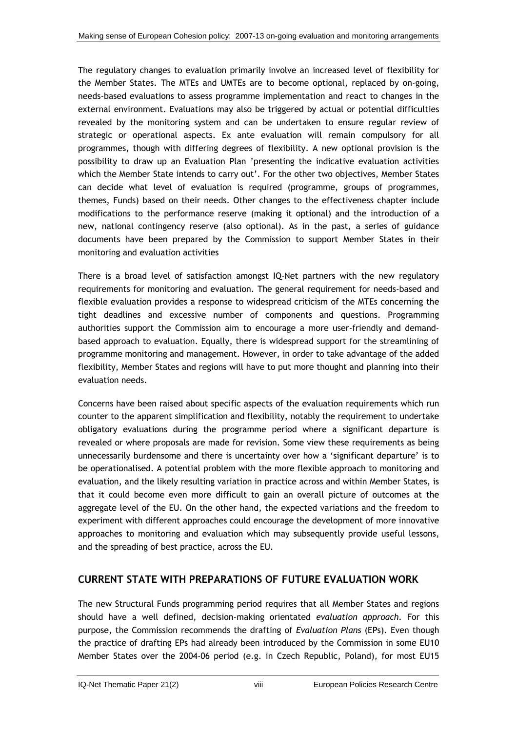The regulatory changes to evaluation primarily involve an increased level of flexibility for the Member States. The MTEs and UMTEs are to become optional, replaced by on-going, needs-based evaluations to assess programme implementation and react to changes in the external environment. Evaluations may also be triggered by actual or potential difficulties revealed by the monitoring system and can be undertaken to ensure regular review of strategic or operational aspects. Ex ante evaluation will remain compulsory for all programmes, though with differing degrees of flexibility. A new optional provision is the possibility to draw up an Evaluation Plan 'presenting the indicative evaluation activities which the Member State intends to carry out'. For the other two objectives, Member States can decide what level of evaluation is required (programme, groups of programmes, themes, Funds) based on their needs. Other changes to the effectiveness chapter include modifications to the performance reserve (making it optional) and the introduction of a new, national contingency reserve (also optional). As in the past, a series of guidance documents have been prepared by the Commission to support Member States in their monitoring and evaluation activities

There is a broad level of satisfaction amongst IQ-Net partners with the new regulatory requirements for monitoring and evaluation. The general requirement for needs-based and flexible evaluation provides a response to widespread criticism of the MTEs concerning the tight deadlines and excessive number of components and questions. Programming authorities support the Commission aim to encourage a more user-friendly and demand-based approach to evaluation. Equally, there is widespread support for the streamlining of programme monitoring and management. However, in order to take advantage of the added flexibility, Member States and regions will have to put more thought and planning into their evaluation needs.

Concerns have been raised about specific aspects of the evaluation requirements which run counter to the apparent simplification and flexibility, notably the requirement to undertake obligatory evaluations during the programme period where a significant departure is revealed or where proposals are made for revision. Some view these requirements as being unnecessarily burdensome and there is uncertainty over how a 'significant departure' is to be operationalised. A potential problem with the more flexible approach to monitoring and evaluation, and the likely resulting variation in practice across and within Member States, is that it could become even more difficult to gain an overall picture of outcomes at the aggregate level of the EU. On the other hand, the expected variations and the freedom to experiment with different approaches could encourage the development of more innovative approaches to monitoring and evaluation which may subsequently provide useful lessons, and the spreading of best practice, across the EU.

## CURRENT STATE WITH PREPARATIONS OF FUTURE EVALUATION WORK

The new Structural Funds programming period requires that all Member States and regions should have a well defined, decision-making orientated *evaluation approach*. For this purpose, the Commission recommends the drafting of *Evaluation Plans* (EPs). Even though the practice of drafting EPs had already been introduced by the Commission in some EU10 Member States over the 2004-06 period (e.g. in Czech Republic, Poland), for most EU15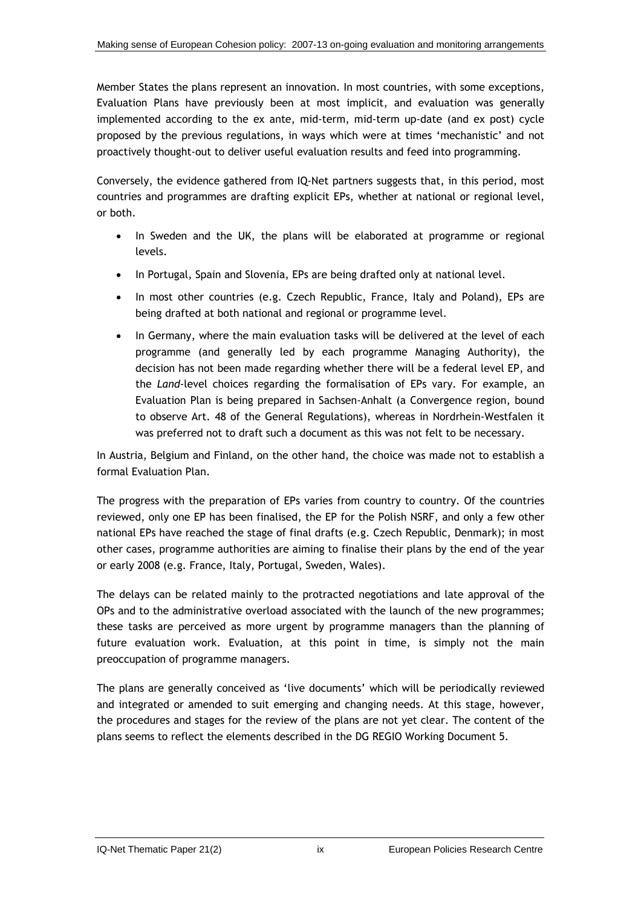Member States the plans represent an innovation. In most countries, with some exceptions, Evaluation Plans have previously been at most implicit, and evaluation was generally implemented according to the ex ante, mid-term, mid-term up-date (and ex post) cycle proposed by the previous regulations, in ways which were at times 'mechanistic' and not proactively thought-out to deliver useful evaluation results and feed into programming.

Conversely, the evidence gathered from IQ-Net partners suggests that, in this period, most countries and programmes are drafting explicit EPs, whether at national or regional level, or both.

- In Sweden and the UK, the plans will be elaborated at programme or regional levels.
- In Portugal, Spain and Slovenia, EPs are being drafted only at national level.
- In most other countries (e.g. Czech Republic, France, Italy and Poland), EPs are being drafted at both national and regional or programme level.
- In Germany, where the main evaluation tasks will be delivered at the level of each programme (and generally led by each programme Managing Authority), the decision has not been made regarding whether there will be a federal level EP, and the *Land*-level choices regarding the formalisation of EPs vary. For example, an Evaluation Plan is being prepared in Sachsen-Anhalt (a Convergence region, bound to observe Art. 48 of the General Regulations), whereas in Nordrhein-Westfalen it was preferred not to draft such a document as this was not felt to be necessary.

In Austria, Belgium and Finland, on the other hand, the choice was made not to establish a formal Evaluation Plan.

The progress with the preparation of EPs varies from country to country. Of the countries reviewed, only one EP has been finalised, the EP for the Polish NSRF, and only a few other national EPs have reached the stage of final drafts (e.g. Czech Republic, Denmark); in most other cases, programme authorities are aiming to finalise their plans by the end of the year or early 2008 (e.g. France, Italy, Portugal, Sweden, Wales).

The delays can be related mainly to the protracted negotiations and late approval of the OPs and to the administrative overload associated with the launch of the new programmes; these tasks are perceived as more urgent by programme managers than the planning of future evaluation work. Evaluation, at this point in time, is simply not the main preoccupation of programme managers.

The plans are generally conceived as 'live documents' which will be periodically reviewed and integrated or amended to suit emerging and changing needs. At this stage, however, the procedures and stages for the review of the plans are not yet clear. The content of the plans seems to reflect the elements described in the DG REGIO Working Document 5.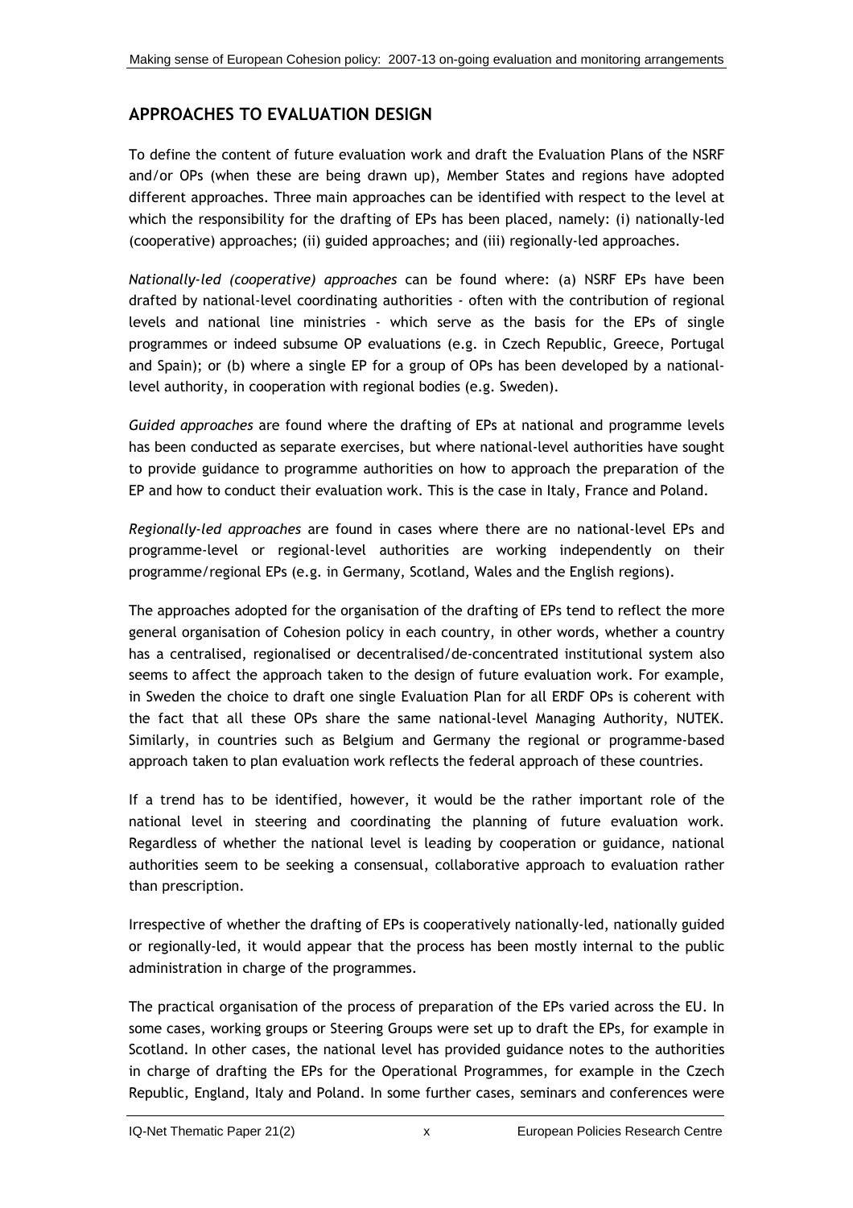## APPROACHES TO EVALUATION DESIGN

To define the content of future evaluation work and draft the Evaluation Plans of the NSRF and/or OPs (when these are being drawn up), Member States and regions have adopted different approaches. Three main approaches can be identified with respect to the level at which the responsibility for the drafting of EPs has been placed, namely: (i) nationally-led (cooperative) approaches; (ii) guided approaches; and (iii) regionally-led approaches.

*Nationally-led (cooperative) approaches* can be found where: (a) NSRF EPs have been drafted by national-level coordinating authorities - often with the contribution of regional levels and national line ministries - which serve as the basis for the EPs of single programmes or indeed subsume OP evaluations (e.g. in Czech Republic, Greece, Portugal and Spain); or (b) where a single EP for a group of OPs has been developed by a national-level authority, in cooperation with regional bodies (e.g. Sweden).

*Guided approaches* are found where the drafting of EPs at national and programme levels has been conducted as separate exercises, but where national-level authorities have sought to provide guidance to programme authorities on how to approach the preparation of the EP and how to conduct their evaluation work. This is the case in Italy, France and Poland.

*Regionally-led approaches* are found in cases where there are no national-level EPs and programme-level or regional-level authorities are working independently on their programme/regional EPs (e.g. in Germany, Scotland, Wales and the English regions).

The approaches adopted for the organisation of the drafting of EPs tend to reflect the more general organisation of Cohesion policy in each country, in other words, whether a country has a centralised, regionalised or decentralised/de-concentrated institutional system also seems to affect the approach taken to the design of future evaluation work. For example, in Sweden the choice to draft one single Evaluation Plan for all ERDF OPs is coherent with the fact that all these OPs share the same national-level Managing Authority, NUTEK. Similarly, in countries such as Belgium and Germany the regional or programme-based approach taken to plan evaluation work reflects the federal approach of these countries.

If a trend has to be identified, however, it would be the rather important role of the national level in steering and coordinating the planning of future evaluation work. Regardless of whether the national level is leading by cooperation or guidance, national authorities seem to be seeking a consensual, collaborative approach to evaluation rather than prescription.

Irrespective of whether the drafting of EPs is cooperatively nationally-led, nationally guided or regionally-led, it would appear that the process has been mostly internal to the public administration in charge of the programmes.

The practical organisation of the process of preparation of the EPs varied across the EU. In some cases, working groups or Steering Groups were set up to draft the EPs, for example in Scotland. In other cases, the national level has provided guidance notes to the authorities in charge of drafting the EPs for the Operational Programmes, for example in the Czech Republic, England, Italy and Poland. In some further cases, seminars and conferences were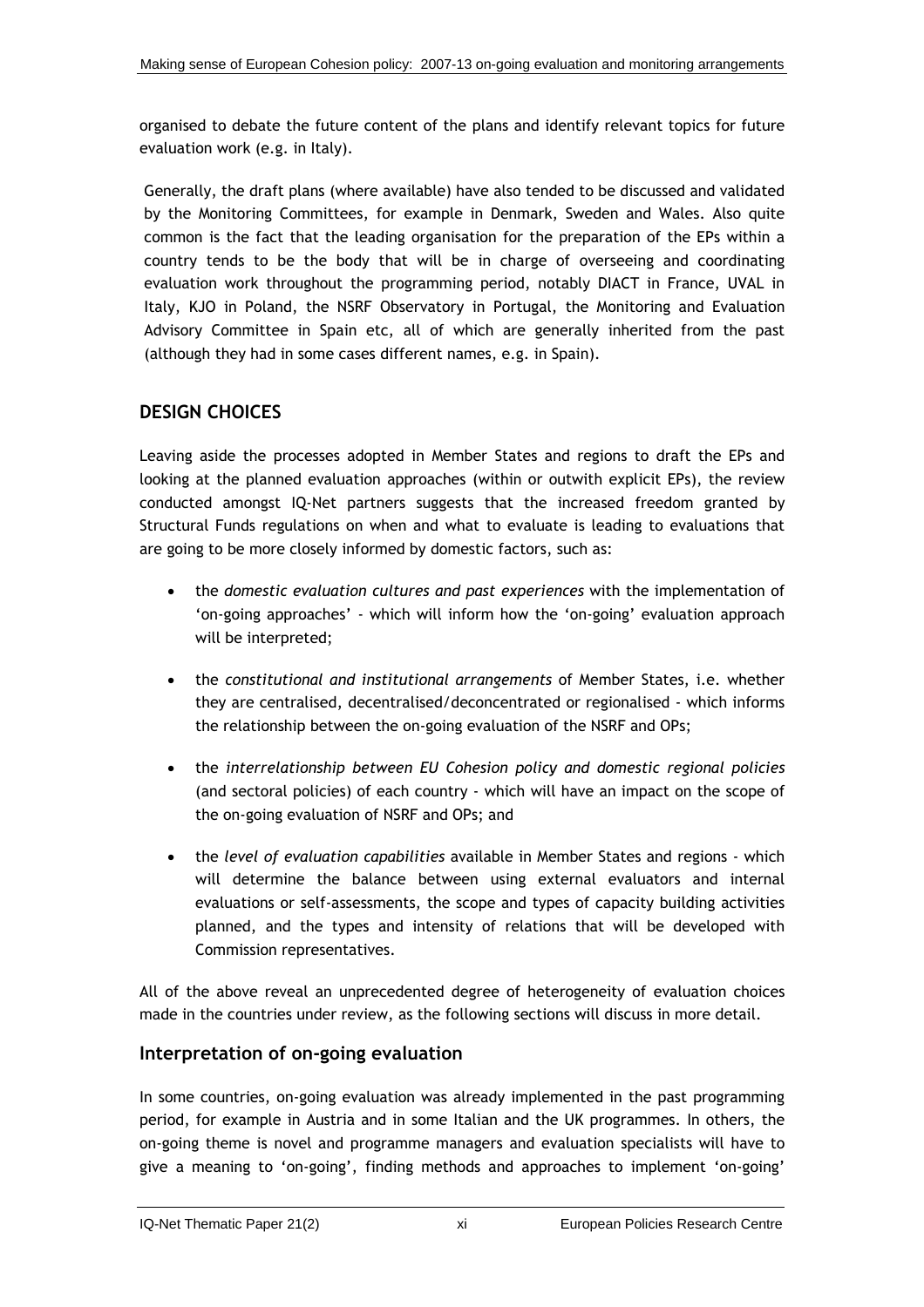organised to debate the future content of the plans and identify relevant topics for future evaluation work (e.g. in Italy).

Generally, the draft plans (where available) have also tended to be discussed and validated by the Monitoring Committees, for example in Denmark, Sweden and Wales. Also quite common is the fact that the leading organisation for the preparation of the EPs within a country tends to be the body that will be in charge of overseeing and coordinating evaluation work throughout the programming period, notably DIACT in France, UVAL in Italy, KJO in Poland, the NSRF Observatory in Portugal, the Monitoring and Evaluation Advisory Committee in Spain etc, all of which are generally inherited from the past (although they had in some cases different names, e.g. in Spain).

## DESIGN CHOICES

Leaving aside the processes adopted in Member States and regions to draft the EPs and looking at the planned evaluation approaches (within or outwith explicit EPs), the review conducted amongst IQ-Net partners suggests that the increased freedom granted by Structural Funds regulations on when and what to evaluate is leading to evaluations that are going to be more closely informed by domestic factors, such as:

- the *domestic evaluation cultures and past experiences* with the implementation of 'on-going approaches' - which will inform how the 'on-going' evaluation approach will be interpreted;
- the *constitutional and institutional arrangements* of Member States, i.e. whether they are centralised, decentralised/deconcentrated or regionalised - which informs the relationship between the on-going evaluation of the NSRF and OPs;
- the *interrelationship between EU Cohesion policy and domestic regional policies* (and sectoral policies) of each country - which will have an impact on the scope of the on-going evaluation of NSRF and OPs; and
- the *level of evaluation capabilities* available in Member States and regions - which will determine the balance between using external evaluators and internal evaluations or self-assessments, the scope and types of capacity building activities planned, and the types and intensity of relations that will be developed with Commission representatives.

All of the above reveal an unprecedented degree of heterogeneity of evaluation choices made in the countries under review, as the following sections will discuss in more detail.

### Interpretation of on-going evaluation

In some countries, on-going evaluation was already implemented in the past programming period, for example in Austria and in some Italian and the UK programmes. In others, the on-going theme is novel and programme managers and evaluation specialists will have to give a meaning to 'on-going', finding methods and approaches to implement 'on-going'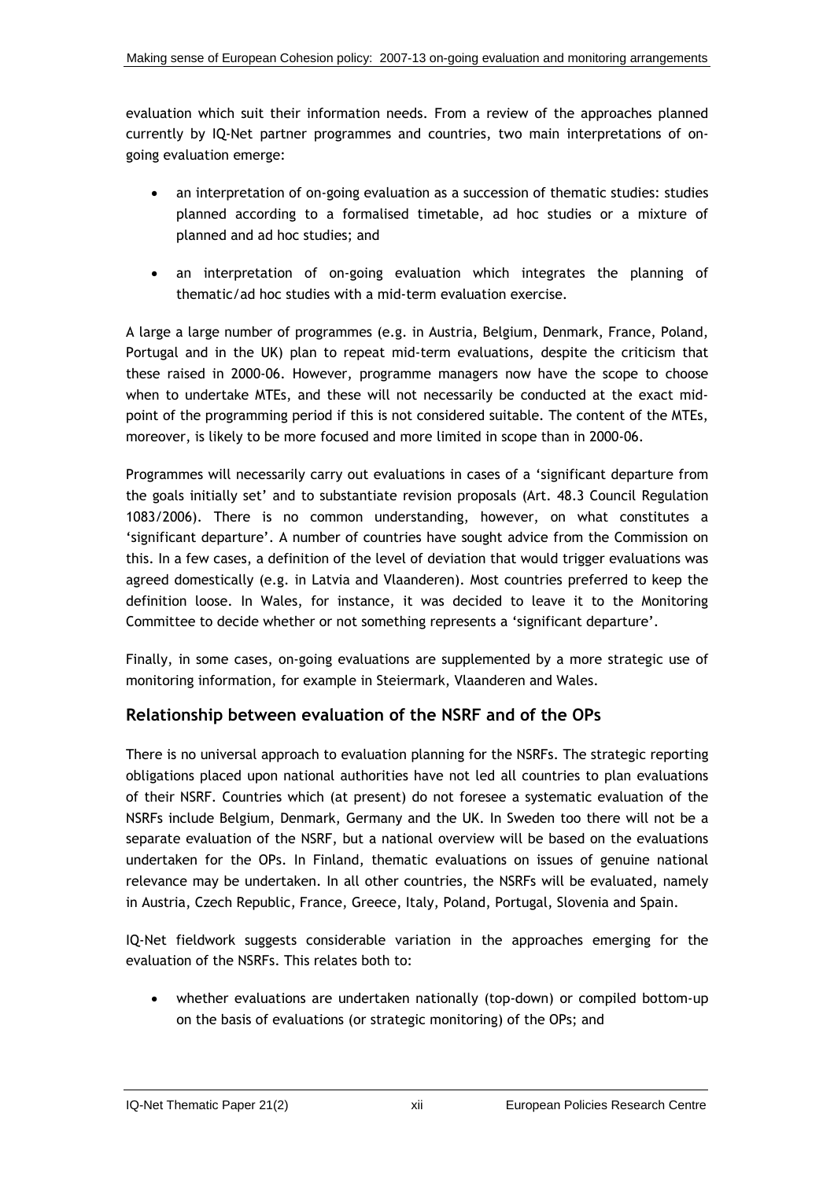evaluation which suit their information needs. From a review of the approaches planned currently by IQ-Net partner programmes and countries, two main interpretations of on-going evaluation emerge:

- an interpretation of on-going evaluation as a succession of thematic studies: studies planned according to a formalised timetable, ad hoc studies or a mixture of planned and ad hoc studies; and
- an interpretation of on-going evaluation which integrates the planning of thematic/ad hoc studies with a mid-term evaluation exercise.

A large a large number of programmes (e.g. in Austria, Belgium, Denmark, France, Poland, Portugal and in the UK) plan to repeat mid-term evaluations, despite the criticism that these raised in 2000-06. However, programme managers now have the scope to choose when to undertake MTEs, and these will not necessarily be conducted at the exact mid-point of the programming period if this is not considered suitable. The content of the MTEs, moreover, is likely to be more focused and more limited in scope than in 2000-06.

Programmes will necessarily carry out evaluations in cases of a 'significant departure from the goals initially set' and to substantiate revision proposals (Art. 48.3 Council Regulation 1083/2006). There is no common understanding, however, on what constitutes a 'significant departure'. A number of countries have sought advice from the Commission on this. In a few cases, a definition of the level of deviation that would trigger evaluations was agreed domestically (e.g. in Latvia and Vlaanderen). Most countries preferred to keep the definition loose. In Wales, for instance, it was decided to leave it to the Monitoring Committee to decide whether or not something represents a 'significant departure'.

Finally, in some cases, on-going evaluations are supplemented by a more strategic use of monitoring information, for example in Steiermark, Vlaanderen and Wales.

## Relationship between evaluation of the NSRF and of the OPs

There is no universal approach to evaluation planning for the NSRFs. The strategic reporting obligations placed upon national authorities have not led all countries to plan evaluations of their NSRF. Countries which (at present) do not foresee a systematic evaluation of the NSRFs include Belgium, Denmark, Germany and the UK. In Sweden too there will not be a separate evaluation of the NSRF, but a national overview will be based on the evaluations undertaken for the OPs. In Finland, thematic evaluations on issues of genuine national relevance may be undertaken. In all other countries, the NSRFs will be evaluated, namely in Austria, Czech Republic, France, Greece, Italy, Poland, Portugal, Slovenia and Spain.

IQ-Net fieldwork suggests considerable variation in the approaches emerging for the evaluation of the NSRFs. This relates both to:

- whether evaluations are undertaken nationally (top-down) or compiled bottom-up on the basis of evaluations (or strategic monitoring) of the OPs; and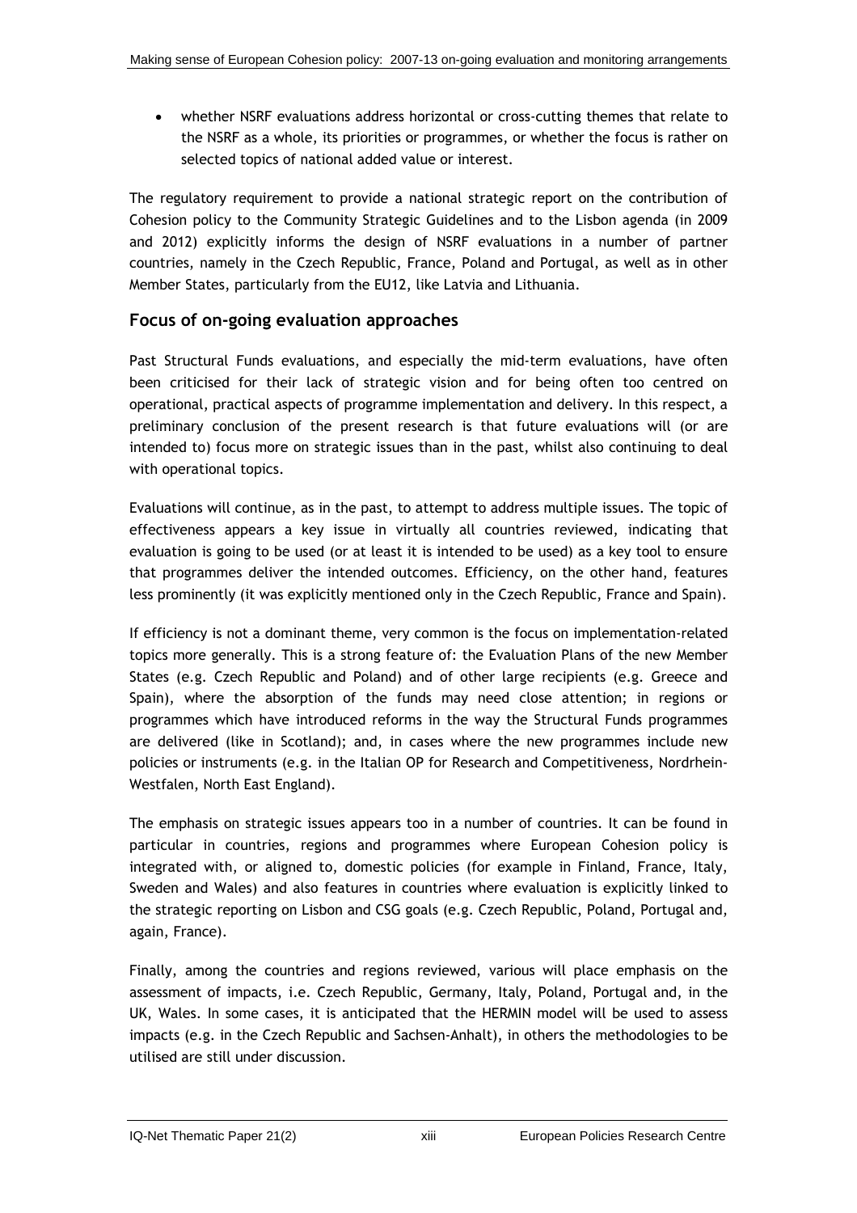- whether NSRF evaluations address horizontal or cross-cutting themes that relate to the NSRF as a whole, its priorities or programmes, or whether the focus is rather on selected topics of national added value or interest.

The regulatory requirement to provide a national strategic report on the contribution of Cohesion policy to the Community Strategic Guidelines and to the Lisbon agenda (in 2009 and 2012) explicitly informs the design of NSRF evaluations in a number of partner countries, namely in the Czech Republic, France, Poland and Portugal, as well as in other Member States, particularly from the EU12, like Latvia and Lithuania.

## Focus of on-going evaluation approaches

Past Structural Funds evaluations, and especially the mid-term evaluations, have often been criticised for their lack of strategic vision and for being often too centred on operational, practical aspects of programme implementation and delivery. In this respect, a preliminary conclusion of the present research is that future evaluations will (or are intended to) focus more on strategic issues than in the past, whilst also continuing to deal with operational topics.

Evaluations will continue, as in the past, to attempt to address multiple issues. The topic of effectiveness appears a key issue in virtually all countries reviewed, indicating that evaluation is going to be used (or at least it is intended to be used) as a key tool to ensure that programmes deliver the intended outcomes. Efficiency, on the other hand, features less prominently (it was explicitly mentioned only in the Czech Republic, France and Spain).

If efficiency is not a dominant theme, very common is the focus on implementation-related topics more generally. This is a strong feature of: the Evaluation Plans of the new Member States (e.g. Czech Republic and Poland) and of other large recipients (e.g. Greece and Spain), where the absorption of the funds may need close attention; in regions or programmes which have introduced reforms in the way the Structural Funds programmes are delivered (like in Scotland); and, in cases where the new programmes include new policies or instruments (e.g. in the Italian OP for Research and Competitiveness, Nordrhein-Westfalen, North East England).

The emphasis on strategic issues appears too in a number of countries. It can be found in particular in countries, regions and programmes where European Cohesion policy is integrated with, or aligned to, domestic policies (for example in Finland, France, Italy, Sweden and Wales) and also features in countries where evaluation is explicitly linked to the strategic reporting on Lisbon and CSG goals (e.g. Czech Republic, Poland, Portugal and, again, France).

Finally, among the countries and regions reviewed, various will place emphasis on the assessment of impacts, i.e. Czech Republic, Germany, Italy, Poland, Portugal and, in the UK, Wales. In some cases, it is anticipated that the HERMIN model will be used to assess impacts (e.g. in the Czech Republic and Sachsen-Anhalt), in others the methodologies to be utilised are still under discussion.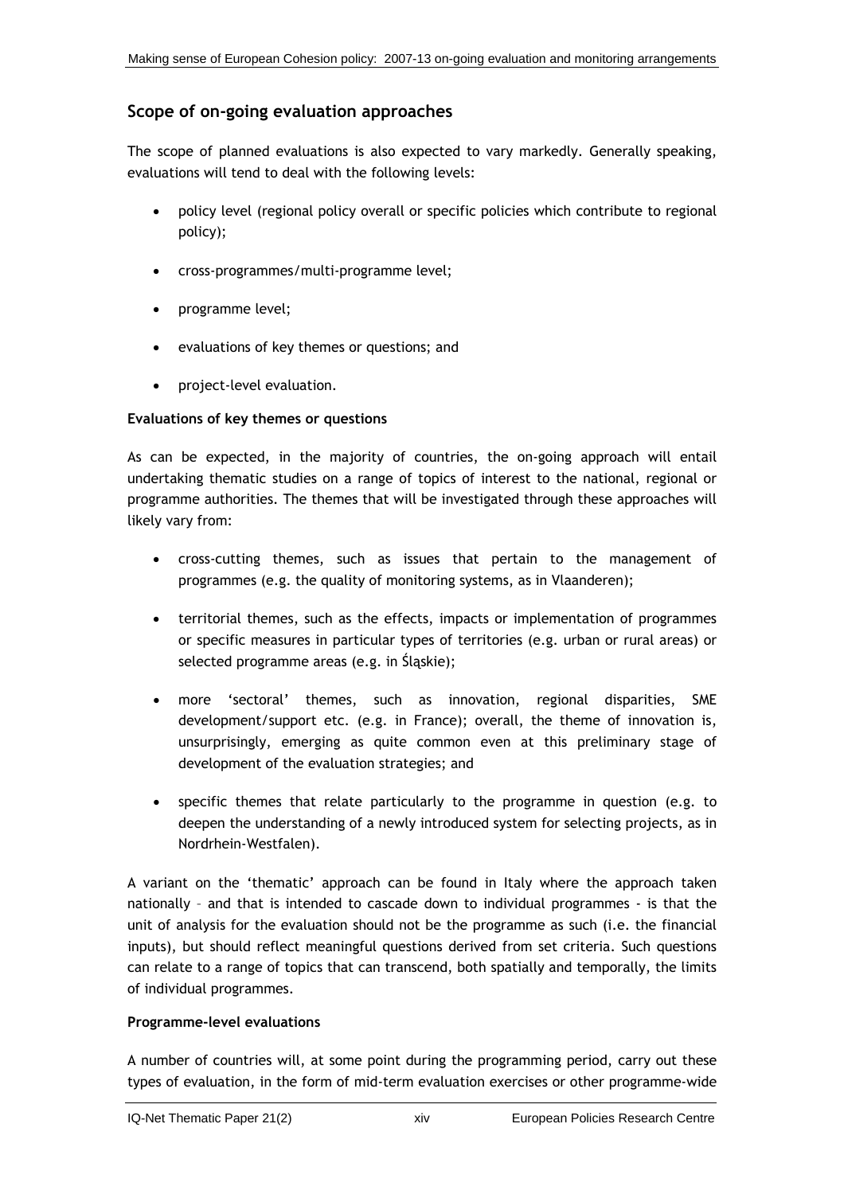## Scope of on-going evaluation approaches

The scope of planned evaluations is also expected to vary markedly. Generally speaking, evaluations will tend to deal with the following levels:

- policy level (regional policy overall or specific policies which contribute to regional policy);
- cross-programmes/multi-programme level;
- programme level;
- evaluations of key themes or questions; and
- project-level evaluation.

**Evaluations of key themes or questions**

As can be expected, in the majority of countries, the on-going approach will entail undertaking thematic studies on a range of topics of interest to the national, regional or programme authorities. The themes that will be investigated through these approaches will likely vary from:

- cross-cutting themes, such as issues that pertain to the management of programmes (e.g. the quality of monitoring systems, as in Vlaanderen);
- territorial themes, such as the effects, impacts or implementation of programmes or specific measures in particular types of territories (e.g. urban or rural areas) or selected programme areas (e.g. in Śląskie);
- more 'sectoral' themes, such as innovation, regional disparities, SME development/support etc. (e.g. in France); overall, the theme of innovation is, unsurprisingly, emerging as quite common even at this preliminary stage of development of the evaluation strategies; and
- specific themes that relate particularly to the programme in question (e.g. to deepen the understanding of a newly introduced system for selecting projects, as in Nordrhein-Westfalen).

A variant on the 'thematic' approach can be found in Italy where the approach taken nationally – and that is intended to cascade down to individual programmes - is that the unit of analysis for the evaluation should not be the programme as such (i.e. the financial inputs), but should reflect meaningful questions derived from set criteria. Such questions can relate to a range of topics that can transcend, both spatially and temporally, the limits of individual programmes.

**Programme-level evaluations**

A number of countries will, at some point during the programming period, carry out these types of evaluation, in the form of mid-term evaluation exercises or other programme-wide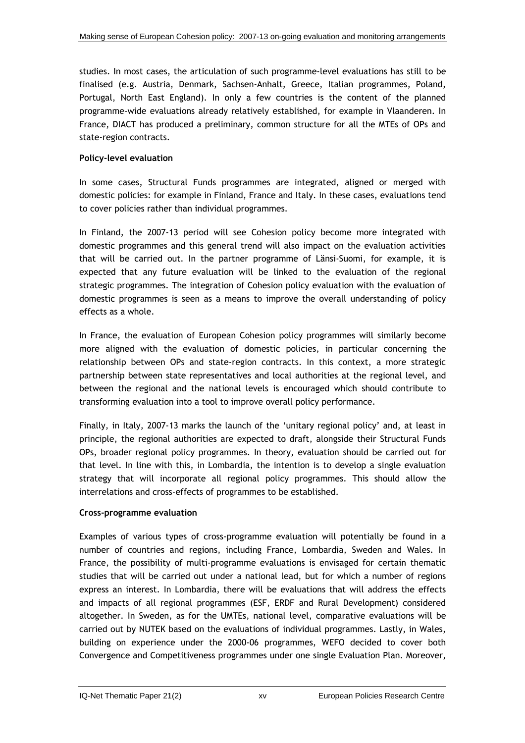studies. In most cases, the articulation of such programme-level evaluations has still to be finalised (e.g. Austria, Denmark, Sachsen-Anhalt, Greece, Italian programmes, Poland, Portugal, North East England). In only a few countries is the content of the planned programme-wide evaluations already relatively established, for example in Vlaanderen. In France, DIACT has produced a preliminary, common structure for all the MTEs of OPs and state-region contracts.

**Policy-level evaluation**

In some cases, Structural Funds programmes are integrated, aligned or merged with domestic policies: for example in Finland, France and Italy. In these cases, evaluations tend to cover policies rather than individual programmes.

In Finland, the 2007-13 period will see Cohesion policy become more integrated with domestic programmes and this general trend will also impact on the evaluation activities that will be carried out. In the partner programme of Länsi-Suomi, for example, it is expected that any future evaluation will be linked to the evaluation of the regional strategic programmes. The integration of Cohesion policy evaluation with the evaluation of domestic programmes is seen as a means to improve the overall understanding of policy effects as a whole.

In France, the evaluation of European Cohesion policy programmes will similarly become more aligned with the evaluation of domestic policies, in particular concerning the relationship between OPs and state-region contracts. In this context, a more strategic partnership between state representatives and local authorities at the regional level, and between the regional and the national levels is encouraged which should contribute to transforming evaluation into a tool to improve overall policy performance.

Finally, in Italy, 2007-13 marks the launch of the 'unitary regional policy' and, at least in principle, the regional authorities are expected to draft, alongside their Structural Funds OPs, broader regional policy programmes. In theory, evaluation should be carried out for that level. In line with this, in Lombardia, the intention is to develop a single evaluation strategy that will incorporate all regional policy programmes. This should allow the interrelations and cross-effects of programmes to be established.

**Cross-programme evaluation**

Examples of various types of cross-programme evaluation will potentially be found in a number of countries and regions, including France, Lombardia, Sweden and Wales. In France, the possibility of multi-programme evaluations is envisaged for certain thematic studies that will be carried out under a national lead, but for which a number of regions express an interest. In Lombardia, there will be evaluations that will address the effects and impacts of all regional programmes (ESF, ERDF and Rural Development) considered altogether. In Sweden, as for the UMTEs, national level, comparative evaluations will be carried out by NUTEK based on the evaluations of individual programmes. Lastly, in Wales, building on experience under the 2000-06 programmes, WEFO decided to cover both Convergence and Competitiveness programmes under one single Evaluation Plan. Moreover,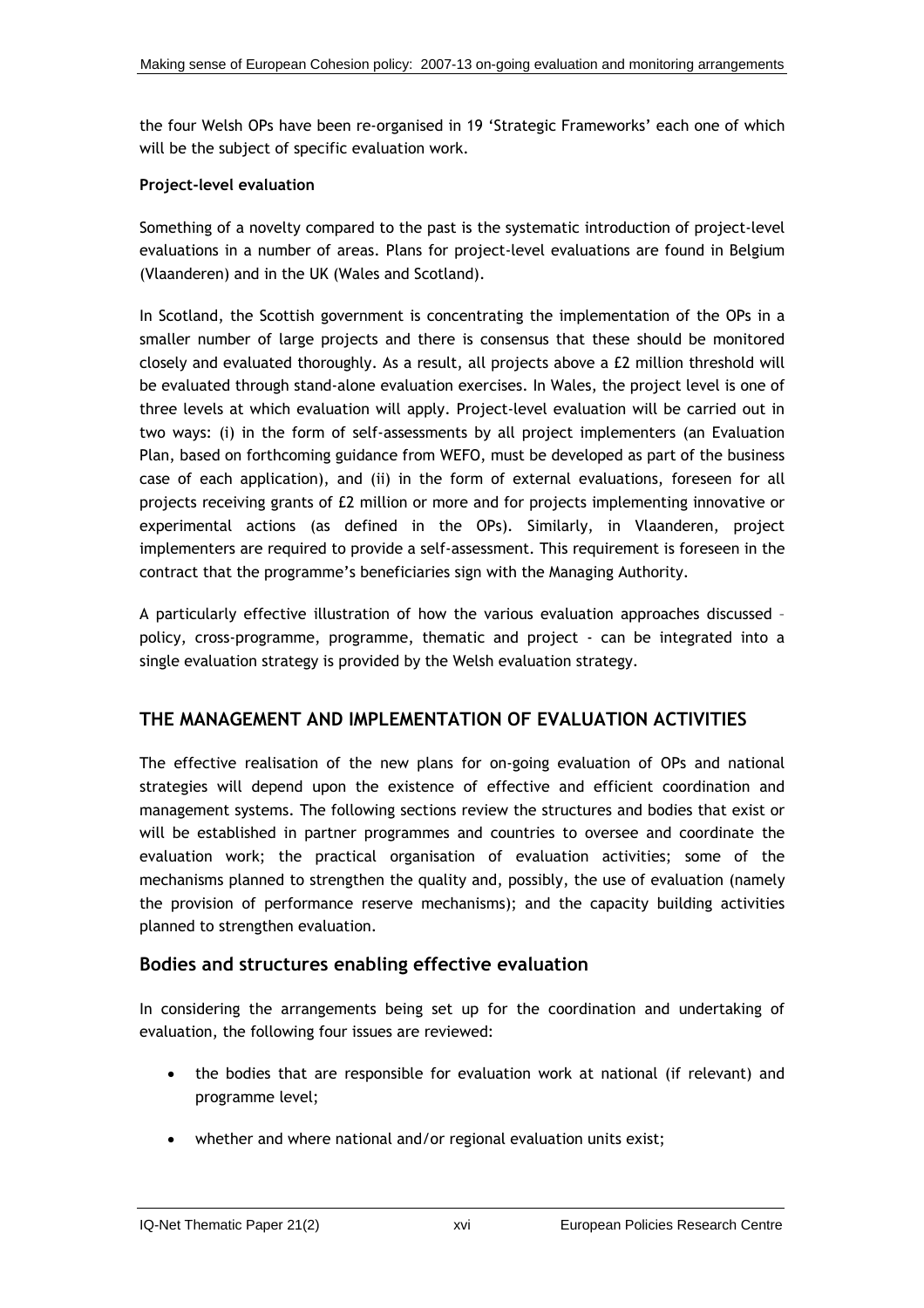the four Welsh OPs have been re-organised in 19 'Strategic Frameworks' each one of which will be the subject of specific evaluation work.

**Project-level evaluation**

Something of a novelty compared to the past is the systematic introduction of project-level evaluations in a number of areas. Plans for project-level evaluations are found in Belgium (Vlaanderen) and in the UK (Wales and Scotland).

In Scotland, the Scottish government is concentrating the implementation of the OPs in a smaller number of large projects and there is consensus that these should be monitored closely and evaluated thoroughly. As a result, all projects above a £2 million threshold will be evaluated through stand-alone evaluation exercises. In Wales, the project level is one of three levels at which evaluation will apply. Project-level evaluation will be carried out in two ways: (i) in the form of self-assessments by all project implementers (an Evaluation Plan, based on forthcoming guidance from WEFO, must be developed as part of the business case of each application), and (ii) in the form of external evaluations, foreseen for all projects receiving grants of £2 million or more and for projects implementing innovative or experimental actions (as defined in the OPs). Similarly, in Vlaanderen, project implementers are required to provide a self-assessment. This requirement is foreseen in the contract that the programme's beneficiaries sign with the Managing Authority.

A particularly effective illustration of how the various evaluation approaches discussed – policy, cross-programme, programme, thematic and project - can be integrated into a single evaluation strategy is provided by the Welsh evaluation strategy.

## THE MANAGEMENT AND IMPLEMENTATION OF EVALUATION ACTIVITIES

The effective realisation of the new plans for on-going evaluation of OPs and national strategies will depend upon the existence of effective and efficient coordination and management systems. The following sections review the structures and bodies that exist or will be established in partner programmes and countries to oversee and coordinate the evaluation work; the practical organisation of evaluation activities; some of the mechanisms planned to strengthen the quality and, possibly, the use of evaluation (namely the provision of performance reserve mechanisms); and the capacity building activities planned to strengthen evaluation.

### Bodies and structures enabling effective evaluation

In considering the arrangements being set up for the coordination and undertaking of evaluation, the following four issues are reviewed:

- the bodies that are responsible for evaluation work at national (if relevant) and programme level;
- whether and where national and/or regional evaluation units exist;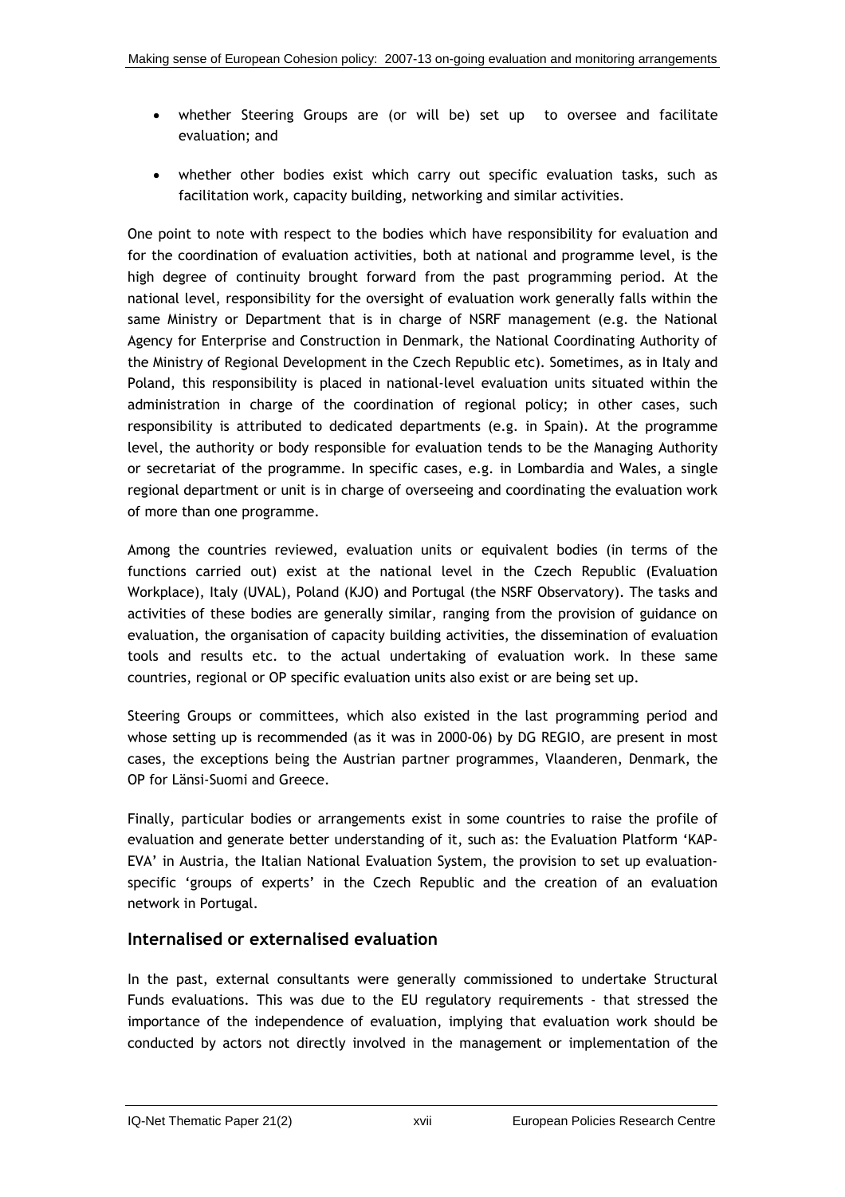- whether Steering Groups are (or will be) set up to oversee and facilitate evaluation; and

- whether other bodies exist which carry out specific evaluation tasks, such as facilitation work, capacity building, networking and similar activities.

One point to note with respect to the bodies which have responsibility for evaluation and for the coordination of evaluation activities, both at national and programme level, is the high degree of continuity brought forward from the past programming period. At the national level, responsibility for the oversight of evaluation work generally falls within the same Ministry or Department that is in charge of NSRF management (e.g. the National Agency for Enterprise and Construction in Denmark, the National Coordinating Authority of the Ministry of Regional Development in the Czech Republic etc). Sometimes, as in Italy and Poland, this responsibility is placed in national-level evaluation units situated within the administration in charge of the coordination of regional policy; in other cases, such responsibility is attributed to dedicated departments (e.g. in Spain). At the programme level, the authority or body responsible for evaluation tends to be the Managing Authority or secretariat of the programme. In specific cases, e.g. in Lombardia and Wales, a single regional department or unit is in charge of overseeing and coordinating the evaluation work of more than one programme.

Among the countries reviewed, evaluation units or equivalent bodies (in terms of the functions carried out) exist at the national level in the Czech Republic (Evaluation Workplace), Italy (UVAL), Poland (KJO) and Portugal (the NSRF Observatory). The tasks and activities of these bodies are generally similar, ranging from the provision of guidance on evaluation, the organisation of capacity building activities, the dissemination of evaluation tools and results etc. to the actual undertaking of evaluation work. In these same countries, regional or OP specific evaluation units also exist or are being set up.

Steering Groups or committees, which also existed in the last programming period and whose setting up is recommended (as it was in 2000-06) by DG REGIO, are present in most cases, the exceptions being the Austrian partner programmes, Vlaanderen, Denmark, the OP for Länsi-Suomi and Greece.

Finally, particular bodies or arrangements exist in some countries to raise the profile of evaluation and generate better understanding of it, such as: the Evaluation Platform 'KAP-EVA' in Austria, the Italian National Evaluation System, the provision to set up evaluation-specific 'groups of experts' in the Czech Republic and the creation of an evaluation network in Portugal.

## Internalised or externalised evaluation

In the past, external consultants were generally commissioned to undertake Structural Funds evaluations. This was due to the EU regulatory requirements - that stressed the importance of the independence of evaluation, implying that evaluation work should be conducted by actors not directly involved in the management or implementation of the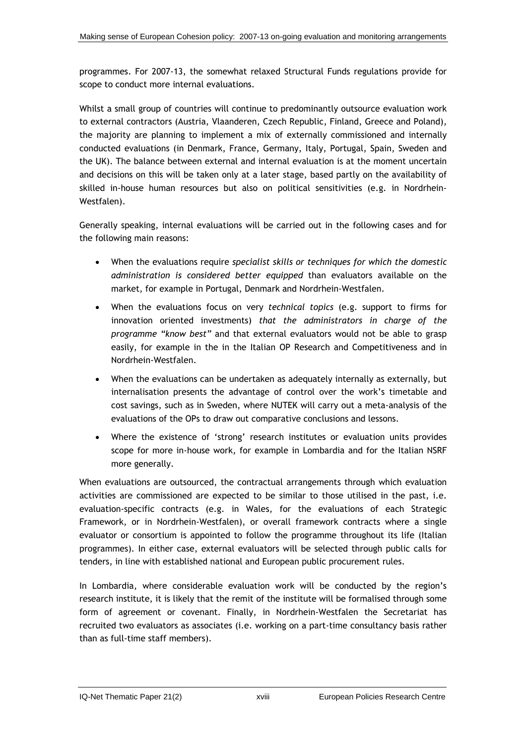programmes. For 2007-13, the somewhat relaxed Structural Funds regulations provide for scope to conduct more internal evaluations.

Whilst a small group of countries will continue to predominantly outsource evaluation work to external contractors (Austria, Vlaanderen, Czech Republic, Finland, Greece and Poland), the majority are planning to implement a mix of externally commissioned and internally conducted evaluations (in Denmark, France, Germany, Italy, Portugal, Spain, Sweden and the UK). The balance between external and internal evaluation is at the moment uncertain and decisions on this will be taken only at a later stage, based partly on the availability of skilled in-house human resources but also on political sensitivities (e.g. in Nordrhein-Westfalen).

Generally speaking, internal evaluations will be carried out in the following cases and for the following main reasons:

- When the evaluations require *specialist skills or techniques for which the domestic administration is considered better equipped* than evaluators available on the market, for example in Portugal, Denmark and Nordrhein-Westfalen.
- When the evaluations focus on very *technical topics* (e.g. support to firms for innovation oriented investments) *that the administrators in charge of the programme "know best"* and that external evaluators would not be able to grasp easily, for example in the in the Italian OP Research and Competitiveness and in Nordrhein-Westfalen.
- When the evaluations can be undertaken as adequately internally as externally, but internalisation presents the advantage of control over the work's timetable and cost savings, such as in Sweden, where NUTEK will carry out a meta-analysis of the evaluations of the OPs to draw out comparative conclusions and lessons.
- Where the existence of 'strong' research institutes or evaluation units provides scope for more in-house work, for example in Lombardia and for the Italian NSRF more generally.

When evaluations are outsourced, the contractual arrangements through which evaluation activities are commissioned are expected to be similar to those utilised in the past, i.e. evaluation-specific contracts (e.g. in Wales, for the evaluations of each Strategic Framework, or in Nordrhein-Westfalen), or overall framework contracts where a single evaluator or consortium is appointed to follow the programme throughout its life (Italian programmes). In either case, external evaluators will be selected through public calls for tenders, in line with established national and European public procurement rules.

In Lombardia, where considerable evaluation work will be conducted by the region's research institute, it is likely that the remit of the institute will be formalised through some form of agreement or covenant. Finally, in Nordrhein-Westfalen the Secretariat has recruited two evaluators as associates (i.e. working on a part-time consultancy basis rather than as full-time staff members).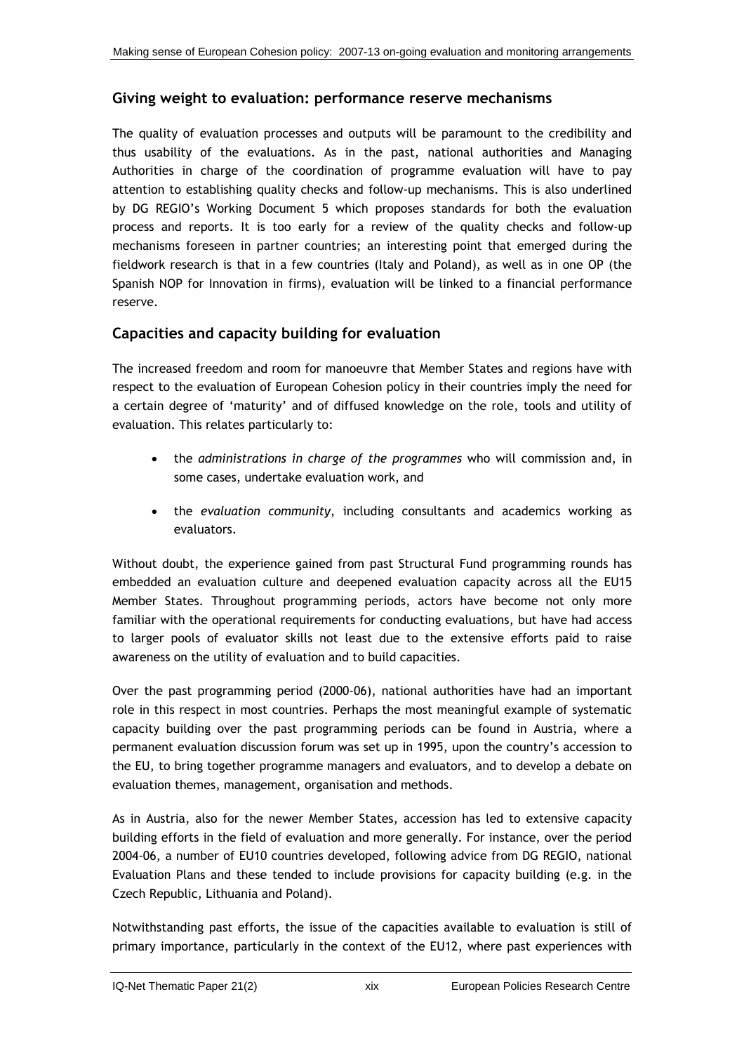## Giving weight to evaluation: performance reserve mechanisms

The quality of evaluation processes and outputs will be paramount to the credibility and thus usability of the evaluations. As in the past, national authorities and Managing Authorities in charge of the coordination of programme evaluation will have to pay attention to establishing quality checks and follow-up mechanisms. This is also underlined by DG REGIO's Working Document 5 which proposes standards for both the evaluation process and reports. It is too early for a review of the quality checks and follow-up mechanisms foreseen in partner countries; an interesting point that emerged during the fieldwork research is that in a few countries (Italy and Poland), as well as in one OP (the Spanish NOP for Innovation in firms), evaluation will be linked to a financial performance reserve.

## Capacities and capacity building for evaluation

The increased freedom and room for manoeuvre that Member States and regions have with respect to the evaluation of European Cohesion policy in their countries imply the need for a certain degree of 'maturity' and of diffused knowledge on the role, tools and utility of evaluation. This relates particularly to:

- the *administrations in charge of the programmes* who will commission and, in some cases, undertake evaluation work, and
- the *evaluation community*, including consultants and academics working as evaluators.

Without doubt, the experience gained from past Structural Fund programming rounds has embedded an evaluation culture and deepened evaluation capacity across all the EU15 Member States. Throughout programming periods, actors have become not only more familiar with the operational requirements for conducting evaluations, but have had access to larger pools of evaluator skills not least due to the extensive efforts paid to raise awareness on the utility of evaluation and to build capacities.

Over the past programming period (2000-06), national authorities have had an important role in this respect in most countries. Perhaps the most meaningful example of systematic capacity building over the past programming periods can be found in Austria, where a permanent evaluation discussion forum was set up in 1995, upon the country's accession to the EU, to bring together programme managers and evaluators, and to develop a debate on evaluation themes, management, organisation and methods.

As in Austria, also for the newer Member States, accession has led to extensive capacity building efforts in the field of evaluation and more generally. For instance, over the period 2004-06, a number of EU10 countries developed, following advice from DG REGIO, national Evaluation Plans and these tended to include provisions for capacity building (e.g. in the Czech Republic, Lithuania and Poland).

Notwithstanding past efforts, the issue of the capacities available to evaluation is still of primary importance, particularly in the context of the EU12, where past experiences with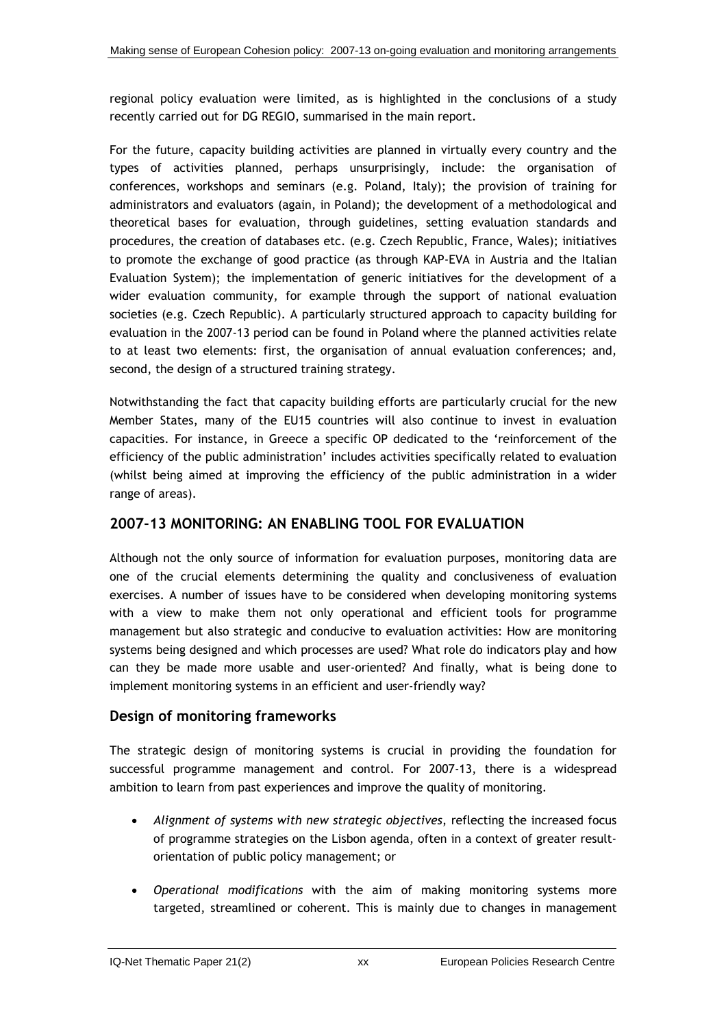regional policy evaluation were limited, as is highlighted in the conclusions of a study recently carried out for DG REGIO, summarised in the main report.

For the future, capacity building activities are planned in virtually every country and the types of activities planned, perhaps unsurprisingly, include: the organisation of conferences, workshops and seminars (e.g. Poland, Italy); the provision of training for administrators and evaluators (again, in Poland); the development of a methodological and theoretical bases for evaluation, through guidelines, setting evaluation standards and procedures, the creation of databases etc. (e.g. Czech Republic, France, Wales); initiatives to promote the exchange of good practice (as through KAP-EVA in Austria and the Italian Evaluation System); the implementation of generic initiatives for the development of a wider evaluation community, for example through the support of national evaluation societies (e.g. Czech Republic). A particularly structured approach to capacity building for evaluation in the 2007-13 period can be found in Poland where the planned activities relate to at least two elements: first, the organisation of annual evaluation conferences; and, second, the design of a structured training strategy.

Notwithstanding the fact that capacity building efforts are particularly crucial for the new Member States, many of the EU15 countries will also continue to invest in evaluation capacities. For instance, in Greece a specific OP dedicated to the 'reinforcement of the efficiency of the public administration' includes activities specifically related to evaluation (whilst being aimed at improving the efficiency of the public administration in a wider range of areas).

## 2007-13 MONITORING: AN ENABLING TOOL FOR EVALUATION

Although not the only source of information for evaluation purposes, monitoring data are one of the crucial elements determining the quality and conclusiveness of evaluation exercises. A number of issues have to be considered when developing monitoring systems with a view to make them not only operational and efficient tools for programme management but also strategic and conducive to evaluation activities: How are monitoring systems being designed and which processes are used? What role do indicators play and how can they be made more usable and user-oriented? And finally, what is being done to implement monitoring systems in an efficient and user-friendly way?

### Design of monitoring frameworks

The strategic design of monitoring systems is crucial in providing the foundation for successful programme management and control. For 2007-13, there is a widespread ambition to learn from past experiences and improve the quality of monitoring.

- *Alignment of systems with new strategic objectives*, reflecting the increased focus of programme strategies on the Lisbon agenda, often in a context of greater result-orientation of public policy management; or
- *Operational modifications* with the aim of making monitoring systems more targeted, streamlined or coherent. This is mainly due to changes in management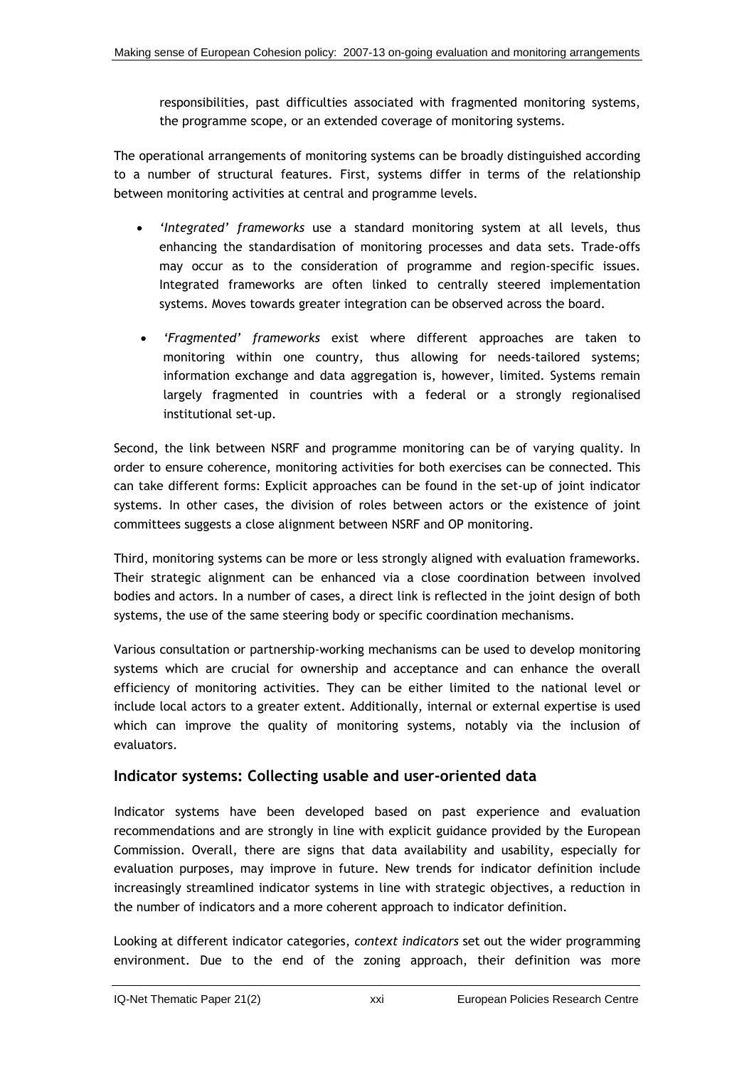responsibilities, past difficulties associated with fragmented monitoring systems, the programme scope, or an extended coverage of monitoring systems.

The operational arrangements of monitoring systems can be broadly distinguished according to a number of structural features. First, systems differ in terms of the relationship between monitoring activities at central and programme levels.

- *'Integrated' frameworks* use a standard monitoring system at all levels, thus enhancing the standardisation of monitoring processes and data sets. Trade-offs may occur as to the consideration of programme and region-specific issues. Integrated frameworks are often linked to centrally steered implementation systems. Moves towards greater integration can be observed across the board.
- *'Fragmented' frameworks* exist where different approaches are taken to monitoring within one country, thus allowing for needs-tailored systems; information exchange and data aggregation is, however, limited. Systems remain largely fragmented in countries with a federal or a strongly regionalised institutional set-up.

Second, the link between NSRF and programme monitoring can be of varying quality. In order to ensure coherence, monitoring activities for both exercises can be connected. This can take different forms: Explicit approaches can be found in the set-up of joint indicator systems. In other cases, the division of roles between actors or the existence of joint committees suggests a close alignment between NSRF and OP monitoring.

Third, monitoring systems can be more or less strongly aligned with evaluation frameworks. Their strategic alignment can be enhanced via a close coordination between involved bodies and actors. In a number of cases, a direct link is reflected in the joint design of both systems, the use of the same steering body or specific coordination mechanisms.

Various consultation or partnership-working mechanisms can be used to develop monitoring systems which are crucial for ownership and acceptance and can enhance the overall efficiency of monitoring activities. They can be either limited to the national level or include local actors to a greater extent. Additionally, internal or external expertise is used which can improve the quality of monitoring systems, notably via the inclusion of evaluators.

## Indicator systems: Collecting usable and user-oriented data

Indicator systems have been developed based on past experience and evaluation recommendations and are strongly in line with explicit guidance provided by the European Commission. Overall, there are signs that data availability and usability, especially for evaluation purposes, may improve in future. New trends for indicator definition include increasingly streamlined indicator systems in line with strategic objectives, a reduction in the number of indicators and a more coherent approach to indicator definition.

Looking at different indicator categories, *context indicators* set out the wider programming environment. Due to the end of the zoning approach, their definition was more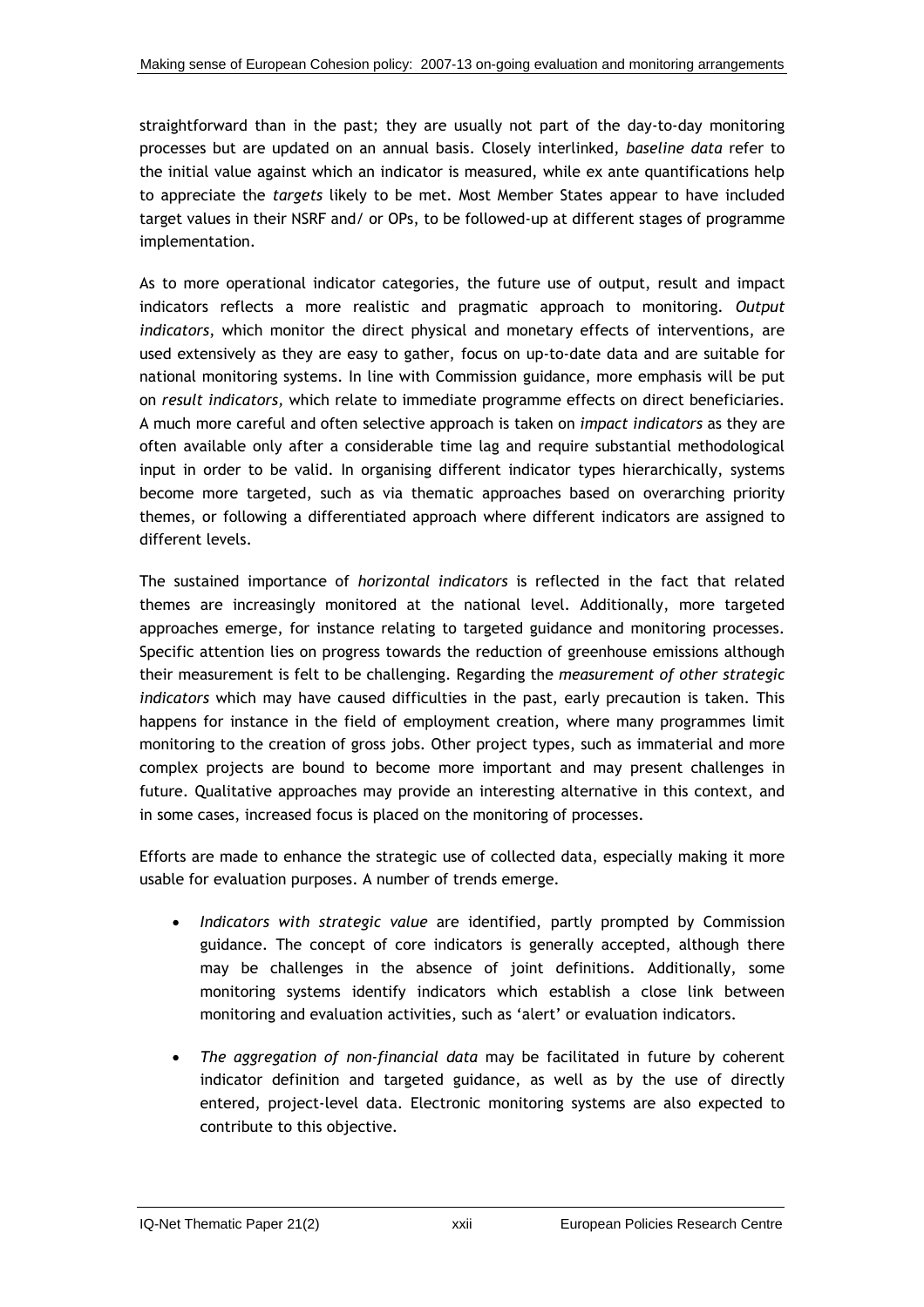straightforward than in the past; they are usually not part of the day-to-day monitoring processes but are updated on an annual basis. Closely interlinked, *baseline data* refer to the initial value against which an indicator is measured, while ex ante quantifications help to appreciate the *targets* likely to be met. Most Member States appear to have included target values in their NSRF and/ or OPs, to be followed-up at different stages of programme implementation.

As to more operational indicator categories, the future use of output, result and impact indicators reflects a more realistic and pragmatic approach to monitoring. *Output indicators*, which monitor the direct physical and monetary effects of interventions, are used extensively as they are easy to gather, focus on up-to-date data and are suitable for national monitoring systems. In line with Commission guidance, more emphasis will be put on *result indicators,* which relate to immediate programme effects on direct beneficiaries. A much more careful and often selective approach is taken on *impact indicators* as they are often available only after a considerable time lag and require substantial methodological input in order to be valid. In organising different indicator types hierarchically, systems become more targeted, such as via thematic approaches based on overarching priority themes, or following a differentiated approach where different indicators are assigned to different levels.

The sustained importance of *horizontal indicators* is reflected in the fact that related themes are increasingly monitored at the national level. Additionally, more targeted approaches emerge, for instance relating to targeted guidance and monitoring processes. Specific attention lies on progress towards the reduction of greenhouse emissions although their measurement is felt to be challenging. Regarding the *measurement of other strategic indicators* which may have caused difficulties in the past, early precaution is taken. This happens for instance in the field of employment creation, where many programmes limit monitoring to the creation of gross jobs. Other project types, such as immaterial and more complex projects are bound to become more important and may present challenges in future. Qualitative approaches may provide an interesting alternative in this context, and in some cases, increased focus is placed on the monitoring of processes.

Efforts are made to enhance the strategic use of collected data, especially making it more usable for evaluation purposes. A number of trends emerge.

- *Indicators with strategic value* are identified, partly prompted by Commission guidance. The concept of core indicators is generally accepted, although there may be challenges in the absence of joint definitions. Additionally, some monitoring systems identify indicators which establish a close link between monitoring and evaluation activities, such as 'alert' or evaluation indicators.

- *The aggregation of non-financial data* may be facilitated in future by coherent indicator definition and targeted guidance, as well as by the use of directly entered, project-level data. Electronic monitoring systems are also expected to contribute to this objective.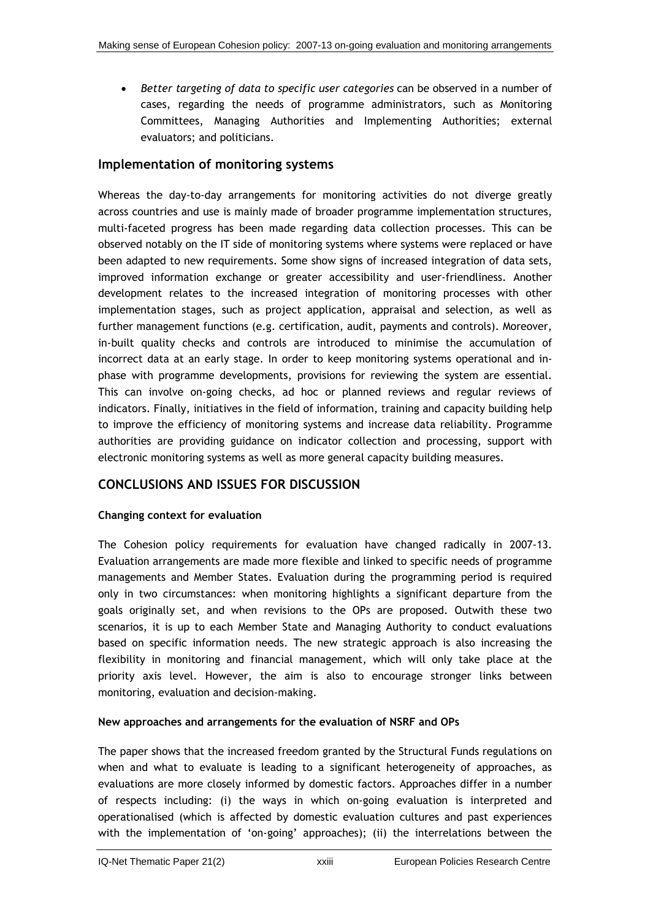- *Better targeting of data to specific user categories* can be observed in a number of cases, regarding the needs of programme administrators, such as Monitoring Committees, Managing Authorities and Implementing Authorities; external evaluators; and politicians.

## Implementation of monitoring systems

Whereas the day-to-day arrangements for monitoring activities do not diverge greatly across countries and use is mainly made of broader programme implementation structures, multi-faceted progress has been made regarding data collection processes. This can be observed notably on the IT side of monitoring systems where systems were replaced or have been adapted to new requirements. Some show signs of increased integration of data sets, improved information exchange or greater accessibility and user-friendliness. Another development relates to the increased integration of monitoring processes with other implementation stages, such as project application, appraisal and selection, as well as further management functions (e.g. certification, audit, payments and controls). Moreover, in-built quality checks and controls are introduced to minimise the accumulation of incorrect data at an early stage. In order to keep monitoring systems operational and in-phase with programme developments, provisions for reviewing the system are essential. This can involve on-going checks, ad hoc or planned reviews and regular reviews of indicators. Finally, initiatives in the field of information, training and capacity building help to improve the efficiency of monitoring systems and increase data reliability. Programme authorities are providing guidance on indicator collection and processing, support with electronic monitoring systems as well as more general capacity building measures.

## CONCLUSIONS AND ISSUES FOR DISCUSSION

**Changing context for evaluation**

The Cohesion policy requirements for evaluation have changed radically in 2007-13. Evaluation arrangements are made more flexible and linked to specific needs of programme managements and Member States. Evaluation during the programming period is required only in two circumstances: when monitoring highlights a significant departure from the goals originally set, and when revisions to the OPs are proposed. Outwith these two scenarios, it is up to each Member State and Managing Authority to conduct evaluations based on specific information needs. The new strategic approach is also increasing the flexibility in monitoring and financial management, which will only take place at the priority axis level. However, the aim is also to encourage stronger links between monitoring, evaluation and decision-making.

**New approaches and arrangements for the evaluation of NSRF and OPs**

The paper shows that the increased freedom granted by the Structural Funds regulations on when and what to evaluate is leading to a significant heterogeneity of approaches, as evaluations are more closely informed by domestic factors. Approaches differ in a number of respects including: (i) the ways in which on-going evaluation is interpreted and operationalised (which is affected by domestic evaluation cultures and past experiences with the implementation of 'on-going' approaches); (ii) the interrelations between the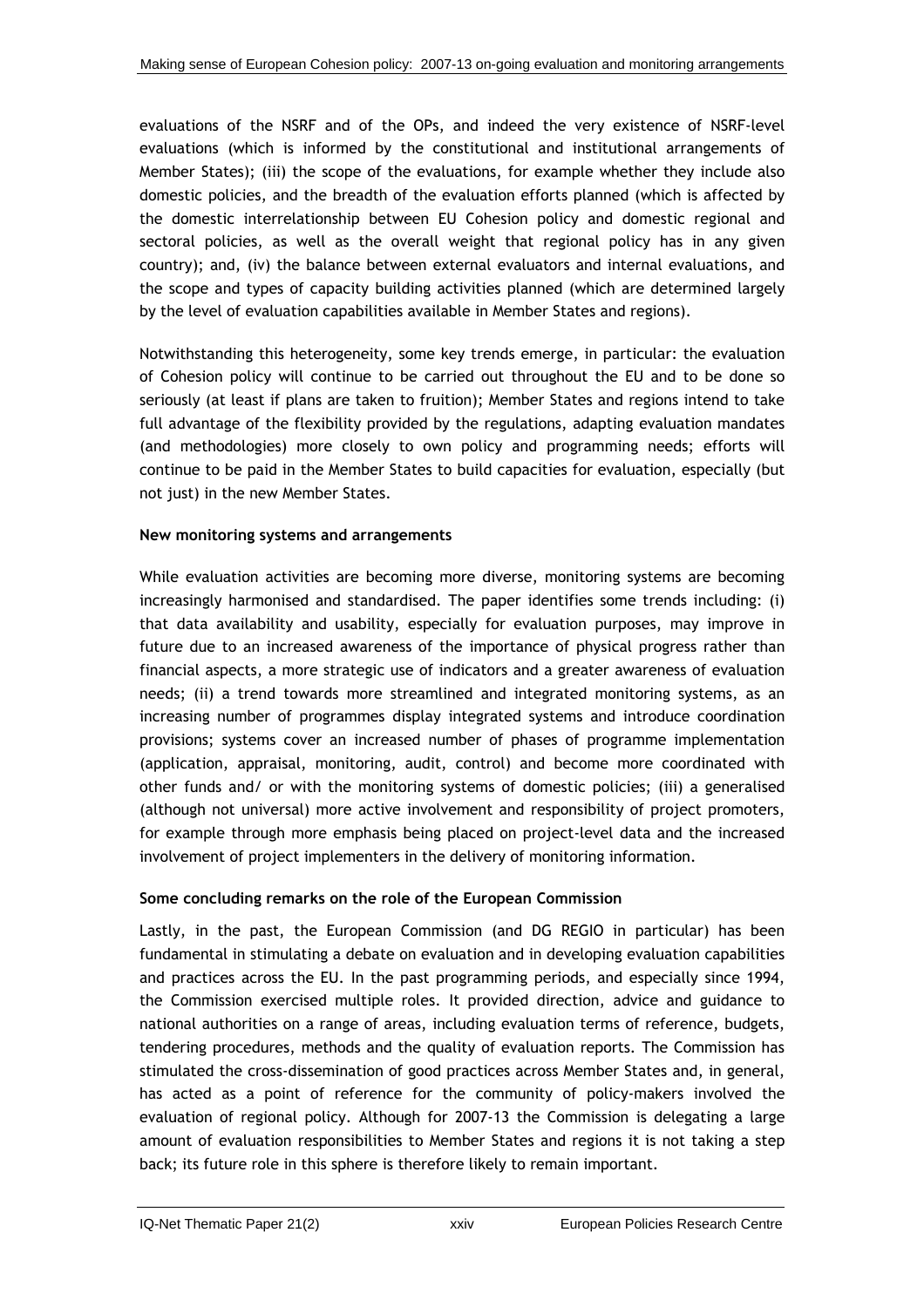evaluations of the NSRF and of the OPs, and indeed the very existence of NSRF-level evaluations (which is informed by the constitutional and institutional arrangements of Member States); (iii) the scope of the evaluations, for example whether they include also domestic policies, and the breadth of the evaluation efforts planned (which is affected by the domestic interrelationship between EU Cohesion policy and domestic regional and sectoral policies, as well as the overall weight that regional policy has in any given country); and, (iv) the balance between external evaluators and internal evaluations, and the scope and types of capacity building activities planned (which are determined largely by the level of evaluation capabilities available in Member States and regions).

Notwithstanding this heterogeneity, some key trends emerge, in particular: the evaluation of Cohesion policy will continue to be carried out throughout the EU and to be done so seriously (at least if plans are taken to fruition); Member States and regions intend to take full advantage of the flexibility provided by the regulations, adapting evaluation mandates (and methodologies) more closely to own policy and programming needs; efforts will continue to be paid in the Member States to build capacities for evaluation, especially (but not just) in the new Member States.

**New monitoring systems and arrangements**

While evaluation activities are becoming more diverse, monitoring systems are becoming increasingly harmonised and standardised. The paper identifies some trends including: (i) that data availability and usability, especially for evaluation purposes, may improve in future due to an increased awareness of the importance of physical progress rather than financial aspects, a more strategic use of indicators and a greater awareness of evaluation needs; (ii) a trend towards more streamlined and integrated monitoring systems, as an increasing number of programmes display integrated systems and introduce coordination provisions; systems cover an increased number of phases of programme implementation (application, appraisal, monitoring, audit, control) and become more coordinated with other funds and/ or with the monitoring systems of domestic policies; (iii) a generalised (although not universal) more active involvement and responsibility of project promoters, for example through more emphasis being placed on project-level data and the increased involvement of project implementers in the delivery of monitoring information.

**Some concluding remarks on the role of the European Commission**

Lastly, in the past, the European Commission (and DG REGIO in particular) has been fundamental in stimulating a debate on evaluation and in developing evaluation capabilities and practices across the EU. In the past programming periods, and especially since 1994, the Commission exercised multiple roles. It provided direction, advice and guidance to national authorities on a range of areas, including evaluation terms of reference, budgets, tendering procedures, methods and the quality of evaluation reports. The Commission has stimulated the cross-dissemination of good practices across Member States and, in general, has acted as a point of reference for the community of policy-makers involved the evaluation of regional policy. Although for 2007-13 the Commission is delegating a large amount of evaluation responsibilities to Member States and regions it is not taking a step back; its future role in this sphere is therefore likely to remain important.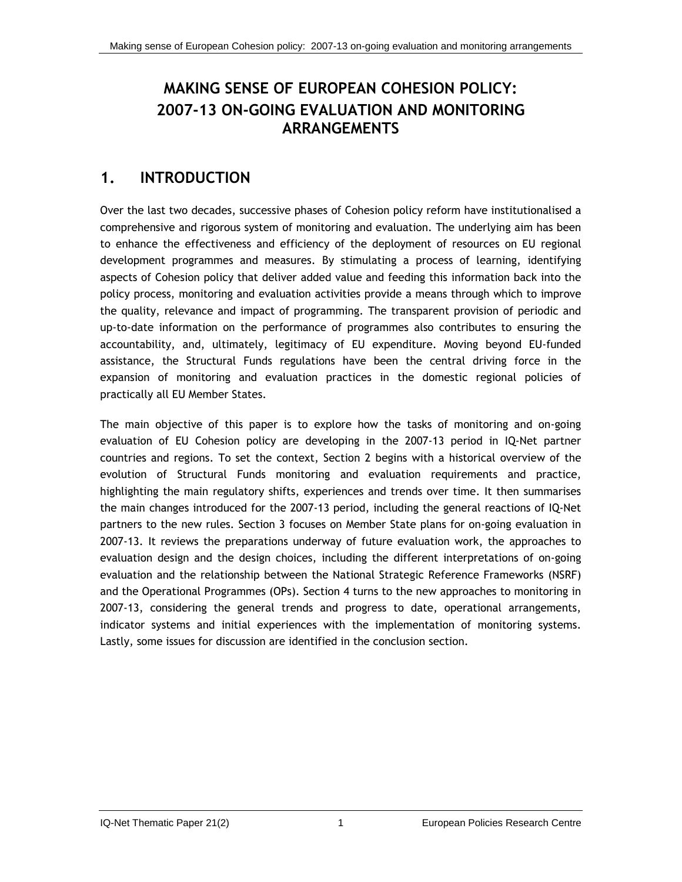# MAKING SENSE OF EUROPEAN COHESION POLICY: 2007-13 ON-GOING EVALUATION AND MONITORING ARRANGEMENTS

## 1. INTRODUCTION

Over the last two decades, successive phases of Cohesion policy reform have institutionalised a comprehensive and rigorous system of monitoring and evaluation. The underlying aim has been to enhance the effectiveness and efficiency of the deployment of resources on EU regional development programmes and measures. By stimulating a process of learning, identifying aspects of Cohesion policy that deliver added value and feeding this information back into the policy process, monitoring and evaluation activities provide a means through which to improve the quality, relevance and impact of programming. The transparent provision of periodic and up-to-date information on the performance of programmes also contributes to ensuring the accountability, and, ultimately, legitimacy of EU expenditure. Moving beyond EU-funded assistance, the Structural Funds regulations have been the central driving force in the expansion of monitoring and evaluation practices in the domestic regional policies of practically all EU Member States.

The main objective of this paper is to explore how the tasks of monitoring and on-going evaluation of EU Cohesion policy are developing in the 2007-13 period in IQ-Net partner countries and regions. To set the context, Section 2 begins with a historical overview of the evolution of Structural Funds monitoring and evaluation requirements and practice, highlighting the main regulatory shifts, experiences and trends over time. It then summarises the main changes introduced for the 2007-13 period, including the general reactions of IQ-Net partners to the new rules. Section 3 focuses on Member State plans for on-going evaluation in 2007-13. It reviews the preparations underway of future evaluation work, the approaches to evaluation design and the design choices, including the different interpretations of on-going evaluation and the relationship between the National Strategic Reference Frameworks (NSRF) and the Operational Programmes (OPs). Section 4 turns to the new approaches to monitoring in 2007-13, considering the general trends and progress to date, operational arrangements, indicator systems and initial experiences with the implementation of monitoring systems. Lastly, some issues for discussion are identified in the conclusion section.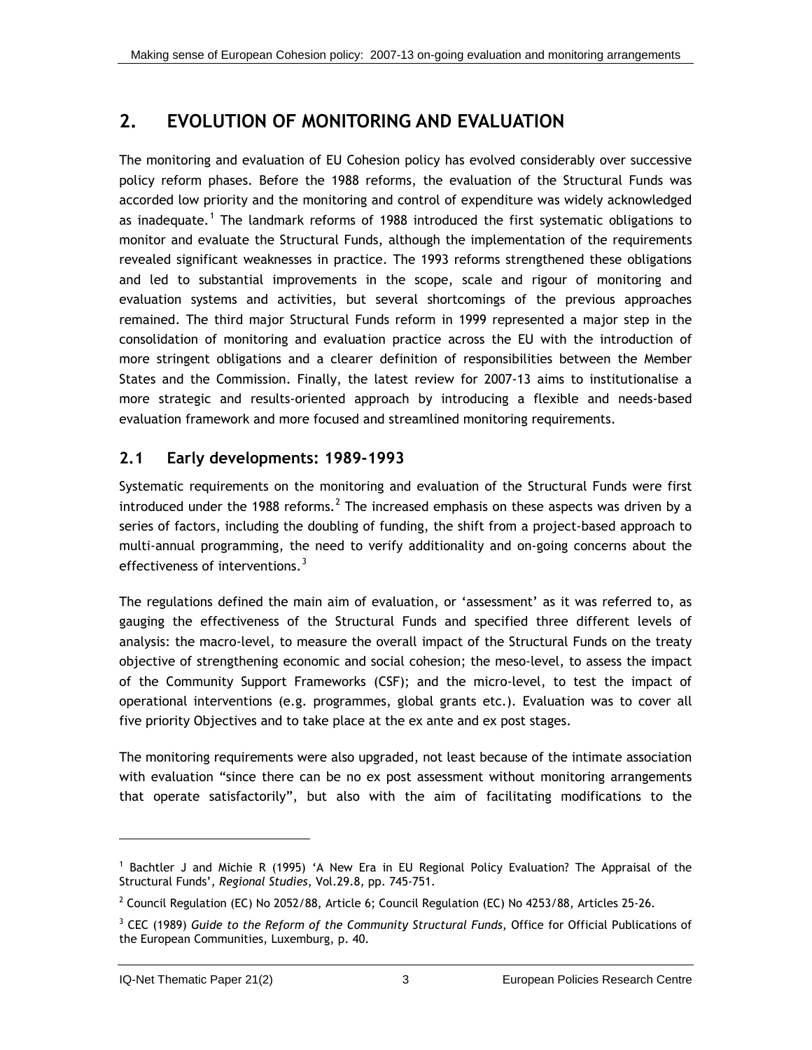# 2. EVOLUTION OF MONITORING AND EVALUATION

The monitoring and evaluation of EU Cohesion policy has evolved considerably over successive policy reform phases. Before the 1988 reforms, the evaluation of the Structural Funds was accorded low priority and the monitoring and control of expenditure was widely acknowledged as inadequate.[1] The landmark reforms of 1988 introduced the first systematic obligations to monitor and evaluate the Structural Funds, although the implementation of the requirements revealed significant weaknesses in practice. The 1993 reforms strengthened these obligations and led to substantial improvements in the scope, scale and rigour of monitoring and evaluation systems and activities, but several shortcomings of the previous approaches remained. The third major Structural Funds reform in 1999 represented a major step in the consolidation of monitoring and evaluation practice across the EU with the introduction of more stringent obligations and a clearer definition of responsibilities between the Member States and the Commission. Finally, the latest review for 2007-13 aims to institutionalise a more strategic and results-oriented approach by introducing a flexible and needs-based evaluation framework and more focused and streamlined monitoring requirements.

## 2.1 Early developments: 1989-1993

Systematic requirements on the monitoring and evaluation of the Structural Funds were first introduced under the 1988 reforms.[2] The increased emphasis on these aspects was driven by a series of factors, including the doubling of funding, the shift from a project-based approach to multi-annual programming, the need to verify additionality and on-going concerns about the effectiveness of interventions.[3]

The regulations defined the main aim of evaluation, or 'assessment' as it was referred to, as gauging the effectiveness of the Structural Funds and specified three different levels of analysis: the macro-level, to measure the overall impact of the Structural Funds on the treaty objective of strengthening economic and social cohesion; the meso-level, to assess the impact of the Community Support Frameworks (CSF); and the micro-level, to test the impact of operational interventions (e.g. programmes, global grants etc.). Evaluation was to cover all five priority Objectives and to take place at the ex ante and ex post stages.

The monitoring requirements were also upgraded, not least because of the intimate association with evaluation "since there can be no ex post assessment without monitoring arrangements that operate satisfactorily", but also with the aim of facilitating modifications to the

---

[1] Bachtler J and Michie R (1995) 'A New Era in EU Regional Policy Evaluation? The Appraisal of the Structural Funds', *Regional Studies*, Vol.29.8, pp. 745-751.

[2] Council Regulation (EC) No 2052/88, Article 6; Council Regulation (EC) No 4253/88, Articles 25-26.

[3] CEC (1989) *Guide to the Reform of the Community Structural Funds*, Office for Official Publications of the European Communities, Luxemburg, p. 40.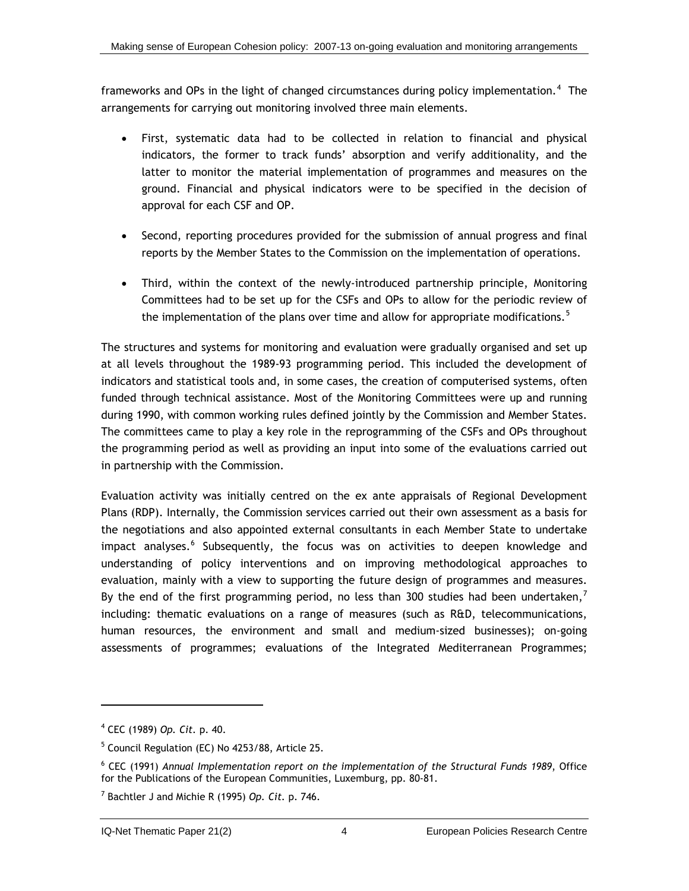frameworks and OPs in the light of changed circumstances during policy implementation.[4] The arrangements for carrying out monitoring involved three main elements.

- First, systematic data had to be collected in relation to financial and physical indicators, the former to track funds' absorption and verify additionality, and the latter to monitor the material implementation of programmes and measures on the ground. Financial and physical indicators were to be specified in the decision of approval for each CSF and OP.

- Second, reporting procedures provided for the submission of annual progress and final reports by the Member States to the Commission on the implementation of operations.

- Third, within the context of the newly-introduced partnership principle, Monitoring Committees had to be set up for the CSFs and OPs to allow for the periodic review of the implementation of the plans over time and allow for appropriate modifications.[5]

The structures and systems for monitoring and evaluation were gradually organised and set up at all levels throughout the 1989-93 programming period. This included the development of indicators and statistical tools and, in some cases, the creation of computerised systems, often funded through technical assistance. Most of the Monitoring Committees were up and running during 1990, with common working rules defined jointly by the Commission and Member States. The committees came to play a key role in the reprogramming of the CSFs and OPs throughout the programming period as well as providing an input into some of the evaluations carried out in partnership with the Commission.

Evaluation activity was initially centred on the ex ante appraisals of Regional Development Plans (RDP). Internally, the Commission services carried out their own assessment as a basis for the negotiations and also appointed external consultants in each Member State to undertake impact analyses.[6] Subsequently, the focus was on activities to deepen knowledge and understanding of policy interventions and on improving methodological approaches to evaluation, mainly with a view to supporting the future design of programmes and measures. By the end of the first programming period, no less than 300 studies had been undertaken,[7] including: thematic evaluations on a range of measures (such as R&D, telecommunications, human resources, the environment and small and medium-sized businesses); on-going assessments of programmes; evaluations of the Integrated Mediterranean Programmes;

---

[4] CEC (1989) *Op. Cit.* p. 40.

[5] Council Regulation (EC) No 4253/88, Article 25.

[6] CEC (1991) *Annual Implementation report on the implementation of the Structural Funds 1989*, Office for the Publications of the European Communities, Luxemburg, pp. 80-81.

[7] Bachtler J and Michie R (1995) *Op. Cit.* p. 746.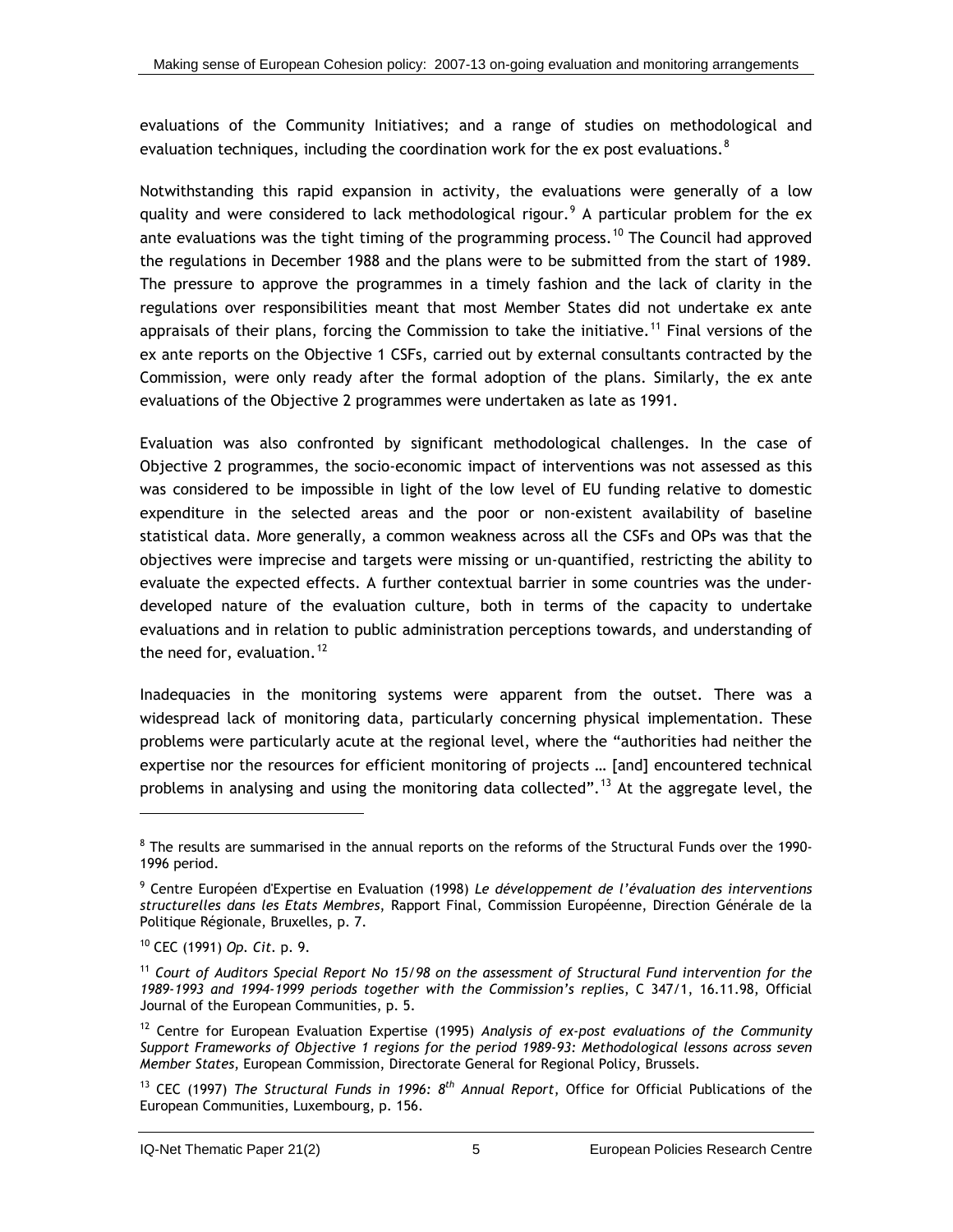evaluations of the Community Initiatives; and a range of studies on methodological and evaluation techniques, including the coordination work for the ex post evaluations.[8]

Notwithstanding this rapid expansion in activity, the evaluations were generally of a low quality and were considered to lack methodological rigour.[9] A particular problem for the ex ante evaluations was the tight timing of the programming process.[10] The Council had approved the regulations in December 1988 and the plans were to be submitted from the start of 1989. The pressure to approve the programmes in a timely fashion and the lack of clarity in the regulations over responsibilities meant that most Member States did not undertake ex ante appraisals of their plans, forcing the Commission to take the initiative.[11] Final versions of the ex ante reports on the Objective 1 CSFs, carried out by external consultants contracted by the Commission, were only ready after the formal adoption of the plans. Similarly, the ex ante evaluations of the Objective 2 programmes were undertaken as late as 1991.

Evaluation was also confronted by significant methodological challenges. In the case of Objective 2 programmes, the socio-economic impact of interventions was not assessed as this was considered to be impossible in light of the low level of EU funding relative to domestic expenditure in the selected areas and the poor or non-existent availability of baseline statistical data. More generally, a common weakness across all the CSFs and OPs was that the objectives were imprecise and targets were missing or un-quantified, restricting the ability to evaluate the expected effects. A further contextual barrier in some countries was the under-developed nature of the evaluation culture, both in terms of the capacity to undertake evaluations and in relation to public administration perceptions towards, and understanding of the need for, evaluation.[12]

Inadequacies in the monitoring systems were apparent from the outset. There was a widespread lack of monitoring data, particularly concerning physical implementation. These problems were particularly acute at the regional level, where the "authorities had neither the expertise nor the resources for efficient monitoring of projects … [and] encountered technical problems in analysing and using the monitoring data collected".[13] At the aggregate level, the

---

[8] The results are summarised in the annual reports on the reforms of the Structural Funds over the 1990-1996 period.

[9] Centre Européen d'Expertise en Evaluation (1998) *Le développement de l'évaluation des interventions structurelles dans les Etats Membres*, Rapport Final, Commission Européenne, Direction Générale de la Politique Régionale, Bruxelles, p. 7.

[10] CEC (1991) *Op. Cit.* p. 9.

[11] *Court of Auditors Special Report No 15/98 on the assessment of Structural Fund intervention for the 1989-1993 and 1994-1999 periods together with the Commission's replies*, C 347/1, 16.11.98, Official Journal of the European Communities, p. 5.

[12] Centre for European Evaluation Expertise (1995) *Analysis of ex-post evaluations of the Community Support Frameworks of Objective 1 regions for the period 1989-93: Methodological lessons across seven Member States*, European Commission, Directorate General for Regional Policy, Brussels.

[13] CEC (1997) *The Structural Funds in 1996: 8th Annual Report*, Office for Official Publications of the European Communities, Luxembourg, p. 156.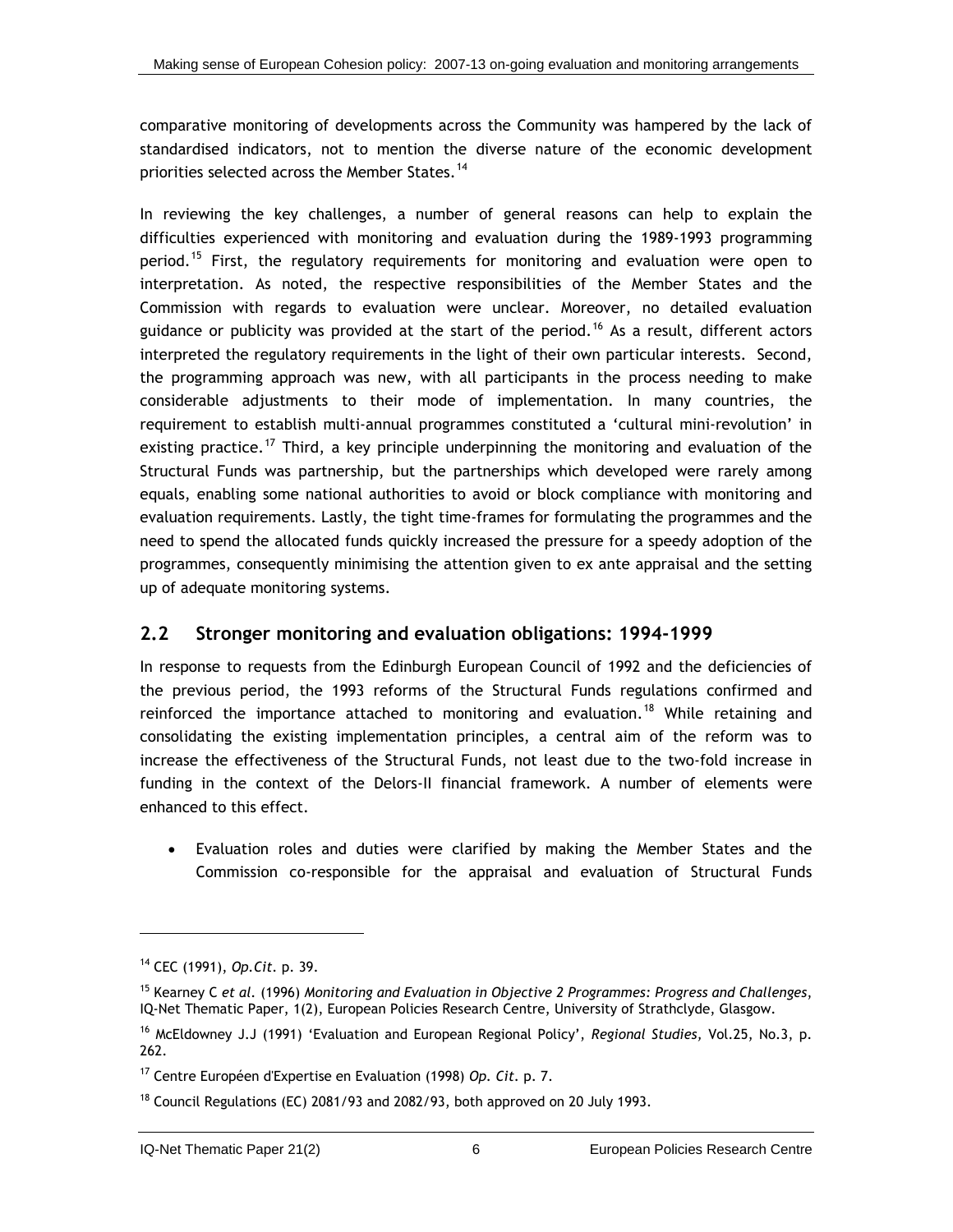comparative monitoring of developments across the Community was hampered by the lack of standardised indicators, not to mention the diverse nature of the economic development priorities selected across the Member States.[14]

In reviewing the key challenges, a number of general reasons can help to explain the difficulties experienced with monitoring and evaluation during the 1989-1993 programming period.[15] First, the regulatory requirements for monitoring and evaluation were open to interpretation. As noted, the respective responsibilities of the Member States and the Commission with regards to evaluation were unclear. Moreover, no detailed evaluation guidance or publicity was provided at the start of the period.[16] As a result, different actors interpreted the regulatory requirements in the light of their own particular interests. Second, the programming approach was new, with all participants in the process needing to make considerable adjustments to their mode of implementation. In many countries, the requirement to establish multi-annual programmes constituted a 'cultural mini-revolution' in existing practice.[17] Third, a key principle underpinning the monitoring and evaluation of the Structural Funds was partnership, but the partnerships which developed were rarely among equals, enabling some national authorities to avoid or block compliance with monitoring and evaluation requirements. Lastly, the tight time-frames for formulating the programmes and the need to spend the allocated funds quickly increased the pressure for a speedy adoption of the programmes, consequently minimising the attention given to ex ante appraisal and the setting up of adequate monitoring systems.

## 2.2 Stronger monitoring and evaluation obligations: 1994-1999

In response to requests from the Edinburgh European Council of 1992 and the deficiencies of the previous period, the 1993 reforms of the Structural Funds regulations confirmed and reinforced the importance attached to monitoring and evaluation.[18] While retaining and consolidating the existing implementation principles, a central aim of the reform was to increase the effectiveness of the Structural Funds, not least due to the two-fold increase in funding in the context of the Delors-II financial framework. A number of elements were enhanced to this effect.

- Evaluation roles and duties were clarified by making the Member States and the Commission co-responsible for the appraisal and evaluation of Structural Funds

---

[14] CEC (1991), *Op.Cit.* p. 39.

[15] Kearney C *et al.* (1996) *Monitoring and Evaluation in Objective 2 Programmes: Progress and Challenges*, IQ-Net Thematic Paper, 1(2), European Policies Research Centre, University of Strathclyde, Glasgow.

[16] McEldowney J.J (1991) 'Evaluation and European Regional Policy', *Regional Studies*, Vol.25, No.3, p. 262.

[17] Centre Européen d'Expertise en Evaluation (1998) *Op. Cit.* p. 7.

[18] Council Regulations (EC) 2081/93 and 2082/93, both approved on 20 July 1993.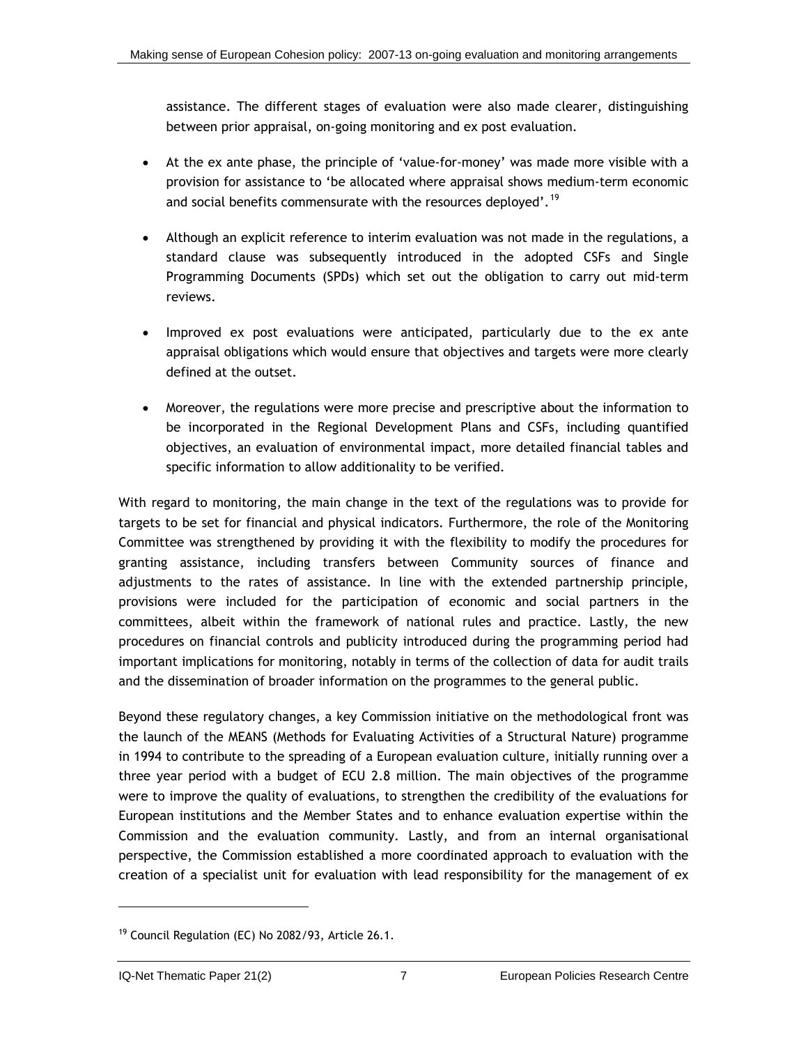assistance. The different stages of evaluation were also made clearer, distinguishing between prior appraisal, on-going monitoring and ex post evaluation.

- At the ex ante phase, the principle of 'value-for-money' was made more visible with a provision for assistance to 'be allocated where appraisal shows medium-term economic and social benefits commensurate with the resources deployed'.[19]

- Although an explicit reference to interim evaluation was not made in the regulations, a standard clause was subsequently introduced in the adopted CSFs and Single Programming Documents (SPDs) which set out the obligation to carry out mid-term reviews.

- Improved ex post evaluations were anticipated, particularly due to the ex ante appraisal obligations which would ensure that objectives and targets were more clearly defined at the outset.

- Moreover, the regulations were more precise and prescriptive about the information to be incorporated in the Regional Development Plans and CSFs, including quantified objectives, an evaluation of environmental impact, more detailed financial tables and specific information to allow additionality to be verified.

With regard to monitoring, the main change in the text of the regulations was to provide for targets to be set for financial and physical indicators. Furthermore, the role of the Monitoring Committee was strengthened by providing it with the flexibility to modify the procedures for granting assistance, including transfers between Community sources of finance and adjustments to the rates of assistance. In line with the extended partnership principle, provisions were included for the participation of economic and social partners in the committees, albeit within the framework of national rules and practice. Lastly, the new procedures on financial controls and publicity introduced during the programming period had important implications for monitoring, notably in terms of the collection of data for audit trails and the dissemination of broader information on the programmes to the general public.

Beyond these regulatory changes, a key Commission initiative on the methodological front was the launch of the MEANS (Methods for Evaluating Activities of a Structural Nature) programme in 1994 to contribute to the spreading of a European evaluation culture, initially running over a three year period with a budget of ECU 2.8 million. The main objectives of the programme were to improve the quality of evaluations, to strengthen the credibility of the evaluations for European institutions and the Member States and to enhance evaluation expertise within the Commission and the evaluation community. Lastly, and from an internal organisational perspective, the Commission established a more coordinated approach to evaluation with the creation of a specialist unit for evaluation with lead responsibility for the management of ex

[19] Council Regulation (EC) No 2082/93, Article 26.1.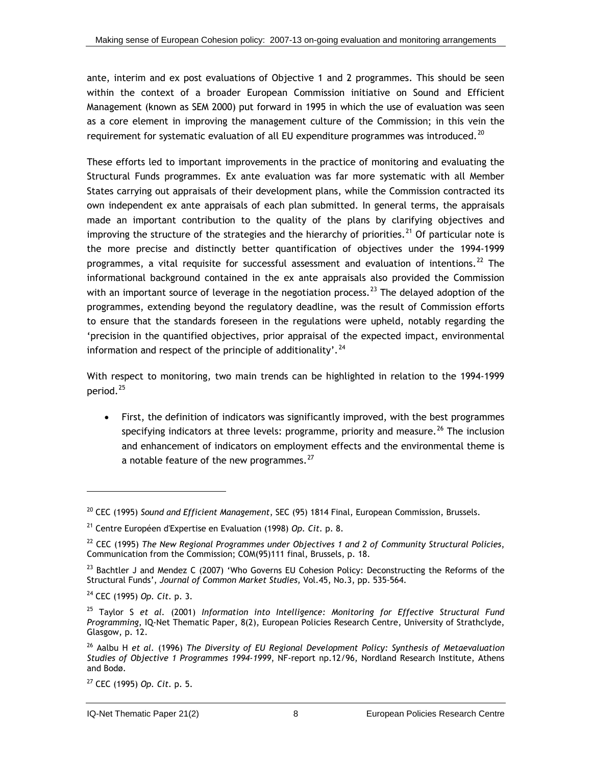ante, interim and ex post evaluations of Objective 1 and 2 programmes. This should be seen within the context of a broader European Commission initiative on Sound and Efficient Management (known as SEM 2000) put forward in 1995 in which the use of evaluation was seen as a core element in improving the management culture of the Commission; in this vein the requirement for systematic evaluation of all EU expenditure programmes was introduced.[20]

These efforts led to important improvements in the practice of monitoring and evaluating the Structural Funds programmes. Ex ante evaluation was far more systematic with all Member States carrying out appraisals of their development plans, while the Commission contracted its own independent ex ante appraisals of each plan submitted. In general terms, the appraisals made an important contribution to the quality of the plans by clarifying objectives and improving the structure of the strategies and the hierarchy of priorities.[21] Of particular note is the more precise and distinctly better quantification of objectives under the 1994-1999 programmes, a vital requisite for successful assessment and evaluation of intentions.[22] The informational background contained in the ex ante appraisals also provided the Commission with an important source of leverage in the negotiation process.[23] The delayed adoption of the programmes, extending beyond the regulatory deadline, was the result of Commission efforts to ensure that the standards foreseen in the regulations were upheld, notably regarding the 'precision in the quantified objectives, prior appraisal of the expected impact, environmental information and respect of the principle of additionality'.[24]

With respect to monitoring, two main trends can be highlighted in relation to the 1994-1999 period.[25]

- First, the definition of indicators was significantly improved, with the best programmes specifying indicators at three levels: programme, priority and measure.[26] The inclusion and enhancement of indicators on employment effects and the environmental theme is a notable feature of the new programmes.[27]

---

[20] CEC (1995) *Sound and Efficient Management*, SEC (95) 1814 Final, European Commission, Brussels.

[21] Centre Européen d'Expertise en Evaluation (1998) *Op. Cit.* p. 8.

[22] CEC (1995) *The New Regional Programmes under Objectives 1 and 2 of Community Structural Policies*, Communication from the Commission; COM(95)111 final, Brussels, p. 18.

[23] Bachtler J and Mendez C (2007) 'Who Governs EU Cohesion Policy: Deconstructing the Reforms of the Structural Funds', *Journal of Common Market Studies,* Vol.45, No.3, pp. 535-564.

[24] CEC (1995) *Op. Cit.* p. 3.

[25] Taylor S *et al.* (2001) *Information into Intelligence: Monitoring for Effective Structural Fund Programming,* IQ-Net Thematic Paper, 8(2), European Policies Research Centre, University of Strathclyde, Glasgow, p. 12.

[26] Aalbu H *et al.* (1996) *The Diversity of EU Regional Development Policy: Synthesis of Metaevaluation Studies of Objective 1 Programmes 1994-1999*, NF-report np.12/96, Nordland Research Institute, Athens and Bodø.

[27] CEC (1995) *Op. Cit.* p. 5.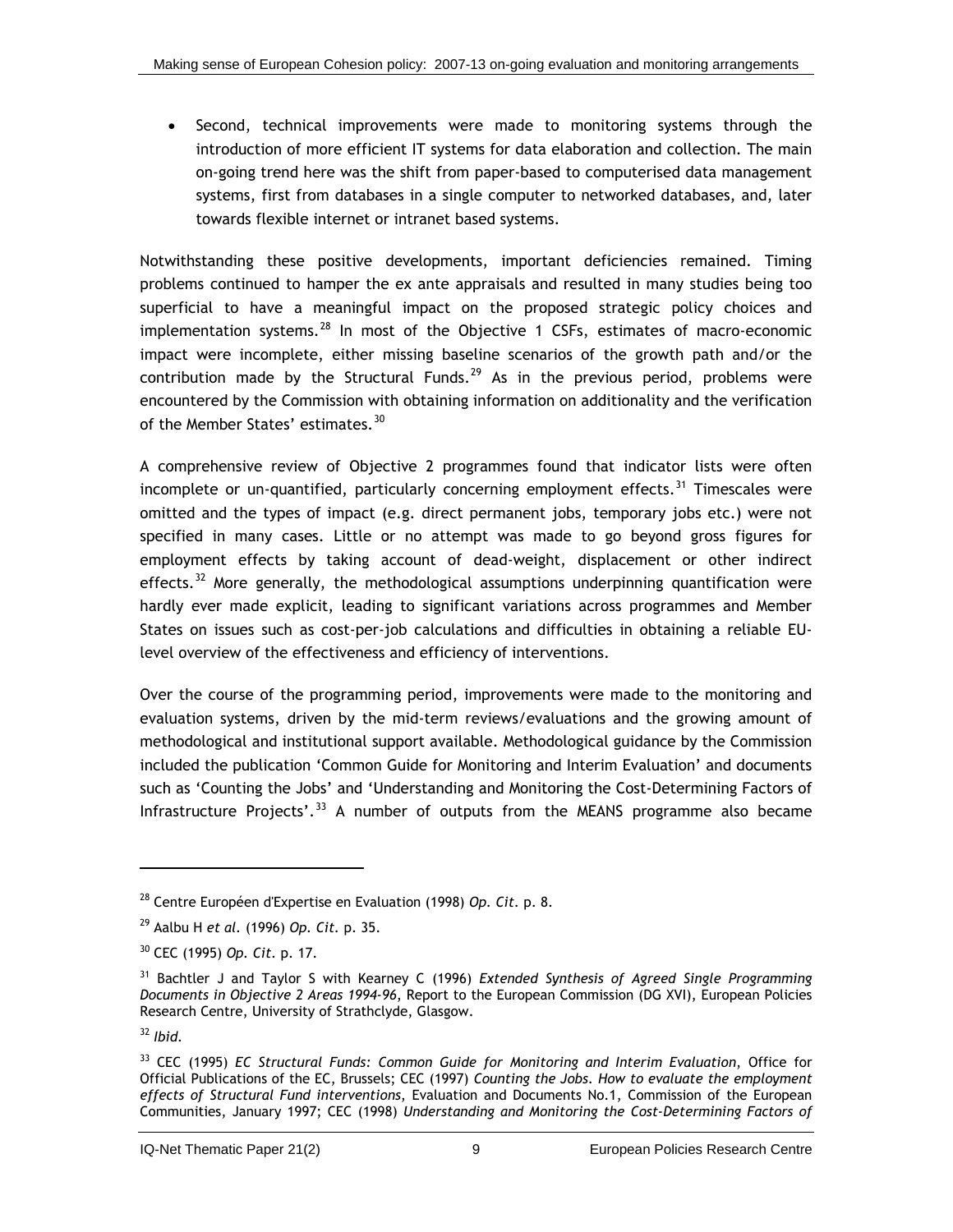- Second, technical improvements were made to monitoring systems through the introduction of more efficient IT systems for data elaboration and collection. The main on-going trend here was the shift from paper-based to computerised data management systems, first from databases in a single computer to networked databases, and, later towards flexible internet or intranet based systems.

Notwithstanding these positive developments, important deficiencies remained. Timing problems continued to hamper the ex ante appraisals and resulted in many studies being too superficial to have a meaningful impact on the proposed strategic policy choices and implementation systems.[28] In most of the Objective 1 CSFs, estimates of macro-economic impact were incomplete, either missing baseline scenarios of the growth path and/or the contribution made by the Structural Funds.[29] As in the previous period, problems were encountered by the Commission with obtaining information on additionality and the verification of the Member States' estimates.[30]

A comprehensive review of Objective 2 programmes found that indicator lists were often incomplete or un-quantified, particularly concerning employment effects.[31] Timescales were omitted and the types of impact (e.g. direct permanent jobs, temporary jobs etc.) were not specified in many cases. Little or no attempt was made to go beyond gross figures for employment effects by taking account of dead-weight, displacement or other indirect effects.[32] More generally, the methodological assumptions underpinning quantification were hardly ever made explicit, leading to significant variations across programmes and Member States on issues such as cost-per-job calculations and difficulties in obtaining a reliable EU-level overview of the effectiveness and efficiency of interventions.

Over the course of the programming period, improvements were made to the monitoring and evaluation systems, driven by the mid-term reviews/evaluations and the growing amount of methodological and institutional support available. Methodological guidance by the Commission included the publication 'Common Guide for Monitoring and Interim Evaluation' and documents such as 'Counting the Jobs' and 'Understanding and Monitoring the Cost-Determining Factors of Infrastructure Projects'.[33] A number of outputs from the MEANS programme also became

---

[28] Centre Européen d'Expertise en Evaluation (1998) *Op. Cit.* p. 8.

[29] Aalbu H *et al.* (1996) *Op. Cit.* p. 35.

[30] CEC (1995) *Op. Cit.* p. 17.

[31] Bachtler J and Taylor S with Kearney C (1996) *Extended Synthesis of Agreed Single Programming Documents in Objective 2 Areas 1994-96*, Report to the European Commission (DG XVI), European Policies Research Centre, University of Strathclyde, Glasgow.

[32] *Ibid.*

[33] CEC (1995) *EC Structural Funds: Common Guide for Monitoring and Interim Evaluation*, Office for Official Publications of the EC, Brussels; CEC (1997) *Counting the Jobs. How to evaluate the employment effects of Structural Fund interventions*, Evaluation and Documents No.1, Commission of the European Communities, January 1997; CEC (1998) *Understanding and Monitoring the Cost-Determining Factors of*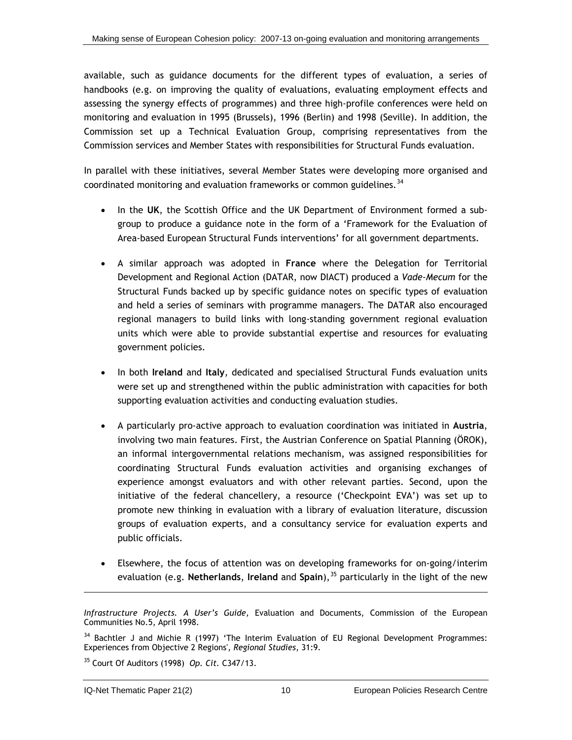available, such as guidance documents for the different types of evaluation, a series of handbooks (e.g. on improving the quality of evaluations, evaluating employment effects and assessing the synergy effects of programmes) and three high-profile conferences were held on monitoring and evaluation in 1995 (Brussels), 1996 (Berlin) and 1998 (Seville). In addition, the Commission set up a Technical Evaluation Group, comprising representatives from the Commission services and Member States with responsibilities for Structural Funds evaluation.

In parallel with these initiatives, several Member States were developing more organised and coordinated monitoring and evaluation frameworks or common guidelines.[34]

- In the **UK**, the Scottish Office and the UK Department of Environment formed a sub-group to produce a guidance note in the form of a 'Framework for the Evaluation of Area-based European Structural Funds interventions' for all government departments.

- A similar approach was adopted in **France** where the Delegation for Territorial Development and Regional Action (DATAR, now DIACT) produced a *Vade-Mecum* for the Structural Funds backed up by specific guidance notes on specific types of evaluation and held a series of seminars with programme managers. The DATAR also encouraged regional managers to build links with long-standing government regional evaluation units which were able to provide substantial expertise and resources for evaluating government policies.

- In both **Ireland** and **Italy**, dedicated and specialised Structural Funds evaluation units were set up and strengthened within the public administration with capacities for both supporting evaluation activities and conducting evaluation studies.

- A particularly pro-active approach to evaluation coordination was initiated in **Austria**, involving two main features. First, the Austrian Conference on Spatial Planning (ÖROK), an informal intergovernmental relations mechanism, was assigned responsibilities for coordinating Structural Funds evaluation activities and organising exchanges of experience amongst evaluators and with other relevant parties. Second, upon the initiative of the federal chancellery, a resource ('Checkpoint EVA') was set up to promote new thinking in evaluation with a library of evaluation literature, discussion groups of evaluation experts, and a consultancy service for evaluation experts and public officials.

- Elsewhere, the focus of attention was on developing frameworks for on-going/interim evaluation (e.g. **Netherlands**, **Ireland** and **Spain**),[35] particularly in the light of the new

---

*Infrastructure Projects. A User's Guide*, Evaluation and Documents, Commission of the European Communities No.5, April 1998.

[34] Bachtler J and Michie R (1997) 'The Interim Evaluation of EU Regional Development Programmes: Experiences from Objective 2 Regions', *Regional Studies*, 31:9.

[35] Court Of Auditors (1998) *Op. Cit.* C347/13.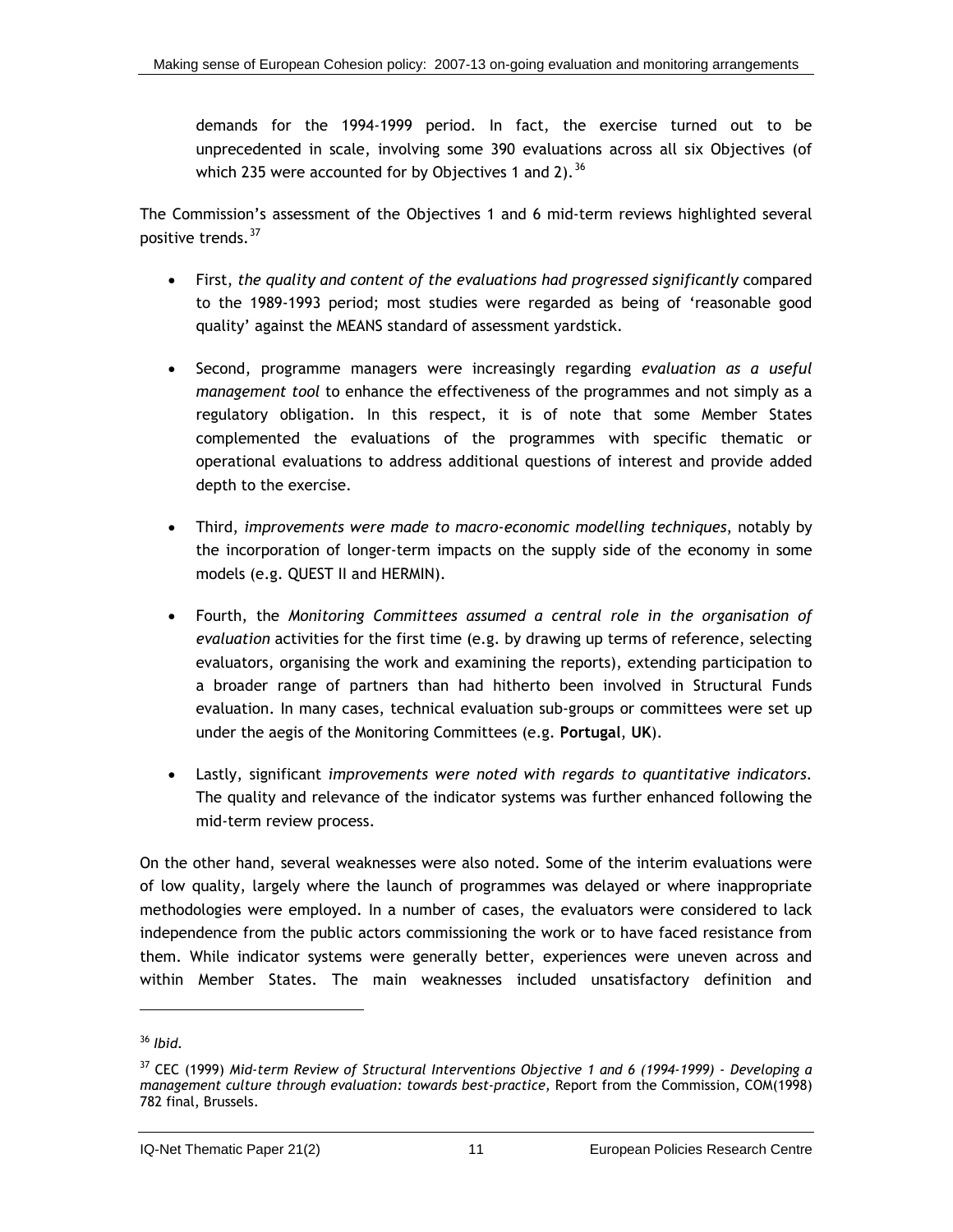demands for the 1994-1999 period. In fact, the exercise turned out to be unprecedented in scale, involving some 390 evaluations across all six Objectives (of which 235 were accounted for by Objectives 1 and 2).[36]

The Commission's assessment of the Objectives 1 and 6 mid-term reviews highlighted several positive trends.[37]

- First, *the quality and content of the evaluations had progressed significantly* compared to the 1989-1993 period; most studies were regarded as being of 'reasonable good quality' against the MEANS standard of assessment yardstick.
- Second, programme managers were increasingly regarding *evaluation as a useful management tool* to enhance the effectiveness of the programmes and not simply as a regulatory obligation. In this respect, it is of note that some Member States complemented the evaluations of the programmes with specific thematic or operational evaluations to address additional questions of interest and provide added depth to the exercise.
- Third, *improvements were made to macro-economic modelling techniques*, notably by the incorporation of longer-term impacts on the supply side of the economy in some models (e.g. QUEST II and HERMIN).
- Fourth, the *Monitoring Committees assumed a central role in the organisation of evaluation* activities for the first time (e.g. by drawing up terms of reference, selecting evaluators, organising the work and examining the reports), extending participation to a broader range of partners than had hitherto been involved in Structural Funds evaluation. In many cases, technical evaluation sub-groups or committees were set up under the aegis of the Monitoring Committees (e.g. **Portugal**, **UK**).
- Lastly, significant *improvements were noted with regards to quantitative indicators*. The quality and relevance of the indicator systems was further enhanced following the mid-term review process.

On the other hand, several weaknesses were also noted. Some of the interim evaluations were of low quality, largely where the launch of programmes was delayed or where inappropriate methodologies were employed. In a number of cases, the evaluators were considered to lack independence from the public actors commissioning the work or to have faced resistance from them. While indicator systems were generally better, experiences were uneven across and within Member States. The main weaknesses included unsatisfactory definition and

---

[36] *Ibid.*

[37] CEC (1999) *Mid-term Review of Structural Interventions Objective 1 and 6 (1994-1999) - Developing a management culture through evaluation: towards best-practice*, Report from the Commission, COM(1998) 782 final, Brussels.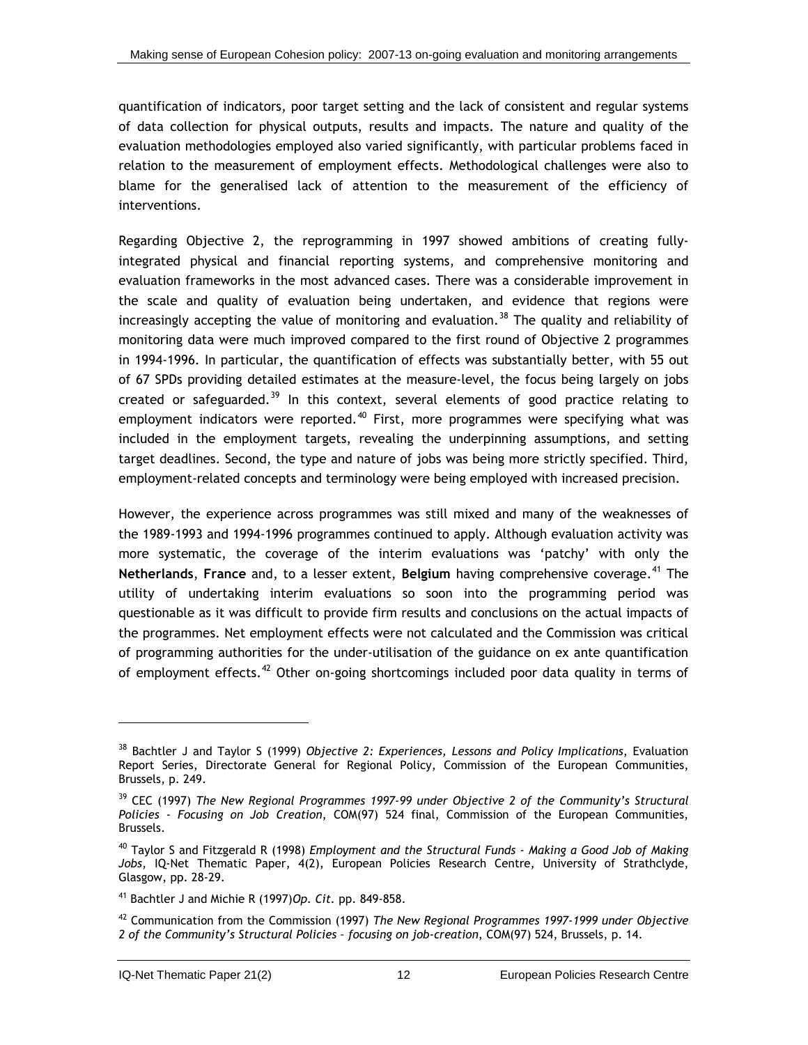quantification of indicators, poor target setting and the lack of consistent and regular systems of data collection for physical outputs, results and impacts. The nature and quality of the evaluation methodologies employed also varied significantly, with particular problems faced in relation to the measurement of employment effects. Methodological challenges were also to blame for the generalised lack of attention to the measurement of the efficiency of interventions.

Regarding Objective 2, the reprogramming in 1997 showed ambitions of creating fully-integrated physical and financial reporting systems, and comprehensive monitoring and evaluation frameworks in the most advanced cases. There was a considerable improvement in the scale and quality of evaluation being undertaken, and evidence that regions were increasingly accepting the value of monitoring and evaluation.[38] The quality and reliability of monitoring data were much improved compared to the first round of Objective 2 programmes in 1994-1996. In particular, the quantification of effects was substantially better, with 55 out of 67 SPDs providing detailed estimates at the measure-level, the focus being largely on jobs created or safeguarded.[39] In this context, several elements of good practice relating to employment indicators were reported.[40] First, more programmes were specifying what was included in the employment targets, revealing the underpinning assumptions, and setting target deadlines. Second, the type and nature of jobs was being more strictly specified. Third, employment-related concepts and terminology were being employed with increased precision.

However, the experience across programmes was still mixed and many of the weaknesses of the 1989-1993 and 1994-1996 programmes continued to apply. Although evaluation activity was more systematic, the coverage of the interim evaluations was 'patchy' with only the **Netherlands**, **France** and, to a lesser extent, **Belgium** having comprehensive coverage.[41] The utility of undertaking interim evaluations so soon into the programming period was questionable as it was difficult to provide firm results and conclusions on the actual impacts of the programmes. Net employment effects were not calculated and the Commission was critical of programming authorities for the under-utilisation of the guidance on ex ante quantification of employment effects.[42] Other on-going shortcomings included poor data quality in terms of

---

[38] Bachtler J and Taylor S (1999) *Objective 2: Experiences, Lessons and Policy Implications*, Evaluation Report Series, Directorate General for Regional Policy, Commission of the European Communities, Brussels, p. 249.

[39] CEC (1997) *The New Regional Programmes 1997-99 under Objective 2 of the Community's Structural Policies - Focusing on Job Creation*, COM(97) 524 final, Commission of the European Communities, Brussels.

[40] Taylor S and Fitzgerald R (1998) *Employment and the Structural Funds - Making a Good Job of Making Jobs*, IQ-Net Thematic Paper, 4(2), European Policies Research Centre, University of Strathclyde, Glasgow, pp. 28-29.

[41] Bachtler J and Michie R (1997)*Op. Cit.* pp. 849-858.

[42] Communication from the Commission (1997) *The New Regional Programmes 1997-1999 under Objective 2 of the Community's Structural Policies – focusing on job-creation*, COM(97) 524, Brussels, p. 14.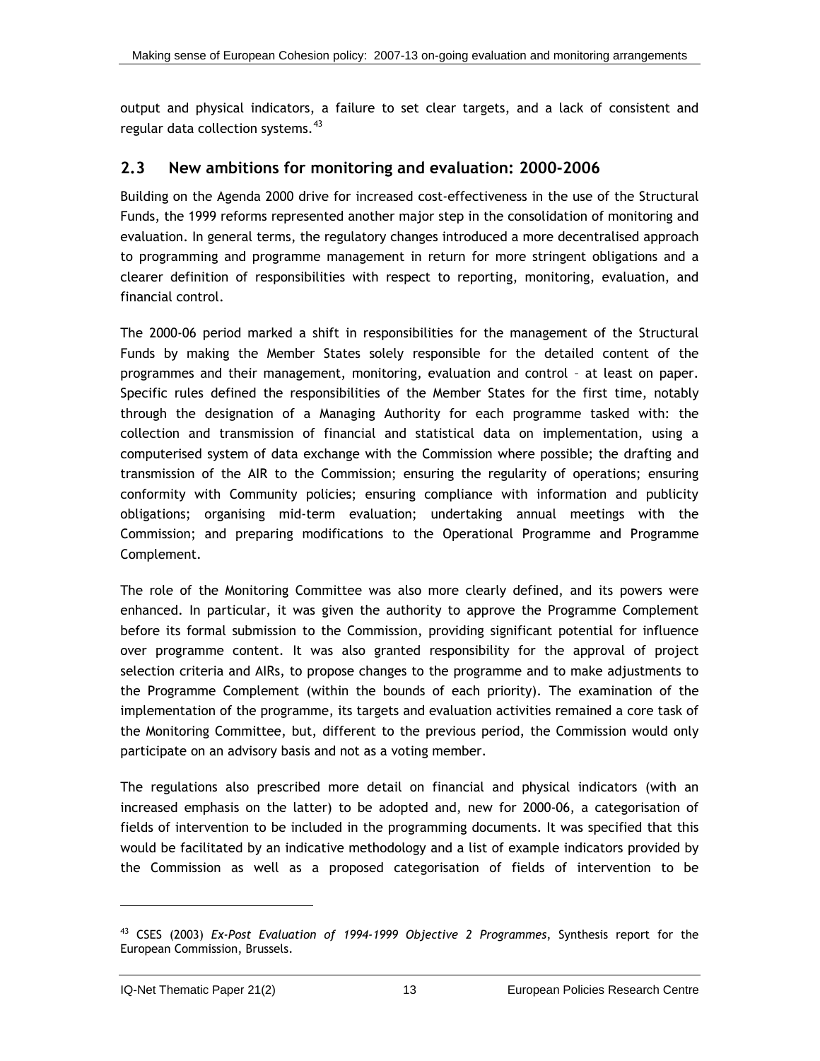output and physical indicators, a failure to set clear targets, and a lack of consistent and regular data collection systems.[43]

## 2.3 New ambitions for monitoring and evaluation: 2000-2006

Building on the Agenda 2000 drive for increased cost-effectiveness in the use of the Structural Funds, the 1999 reforms represented another major step in the consolidation of monitoring and evaluation. In general terms, the regulatory changes introduced a more decentralised approach to programming and programme management in return for more stringent obligations and a clearer definition of responsibilities with respect to reporting, monitoring, evaluation, and financial control.

The 2000-06 period marked a shift in responsibilities for the management of the Structural Funds by making the Member States solely responsible for the detailed content of the programmes and their management, monitoring, evaluation and control – at least on paper. Specific rules defined the responsibilities of the Member States for the first time, notably through the designation of a Managing Authority for each programme tasked with: the collection and transmission of financial and statistical data on implementation, using a computerised system of data exchange with the Commission where possible; the drafting and transmission of the AIR to the Commission; ensuring the regularity of operations; ensuring conformity with Community policies; ensuring compliance with information and publicity obligations; organising mid-term evaluation; undertaking annual meetings with the Commission; and preparing modifications to the Operational Programme and Programme Complement.

The role of the Monitoring Committee was also more clearly defined, and its powers were enhanced. In particular, it was given the authority to approve the Programme Complement before its formal submission to the Commission, providing significant potential for influence over programme content. It was also granted responsibility for the approval of project selection criteria and AIRs, to propose changes to the programme and to make adjustments to the Programme Complement (within the bounds of each priority). The examination of the implementation of the programme, its targets and evaluation activities remained a core task of the Monitoring Committee, but, different to the previous period, the Commission would only participate on an advisory basis and not as a voting member.

The regulations also prescribed more detail on financial and physical indicators (with an increased emphasis on the latter) to be adopted and, new for 2000-06, a categorisation of fields of intervention to be included in the programming documents. It was specified that this would be facilitated by an indicative methodology and a list of example indicators provided by the Commission as well as a proposed categorisation of fields of intervention to be

---

[43] CSES (2003) *Ex-Post Evaluation of 1994-1999 Objective 2 Programmes*, Synthesis report for the European Commission, Brussels.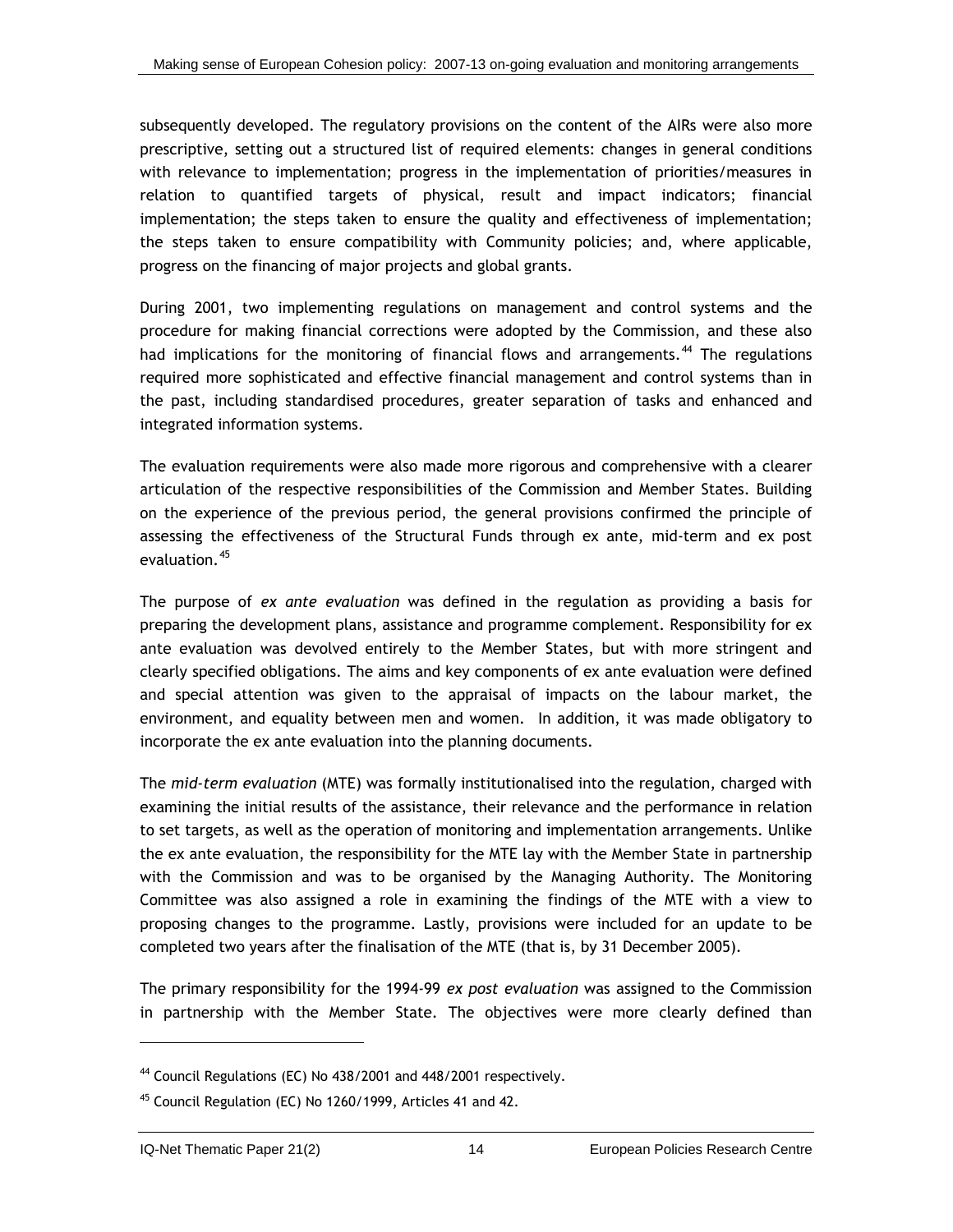subsequently developed. The regulatory provisions on the content of the AIRs were also more prescriptive, setting out a structured list of required elements: changes in general conditions with relevance to implementation; progress in the implementation of priorities/measures in relation to quantified targets of physical, result and impact indicators; financial implementation; the steps taken to ensure the quality and effectiveness of implementation; the steps taken to ensure compatibility with Community policies; and, where applicable, progress on the financing of major projects and global grants.

During 2001, two implementing regulations on management and control systems and the procedure for making financial corrections were adopted by the Commission, and these also had implications for the monitoring of financial flows and arrangements.[44] The regulations required more sophisticated and effective financial management and control systems than in the past, including standardised procedures, greater separation of tasks and enhanced and integrated information systems.

The evaluation requirements were also made more rigorous and comprehensive with a clearer articulation of the respective responsibilities of the Commission and Member States. Building on the experience of the previous period, the general provisions confirmed the principle of assessing the effectiveness of the Structural Funds through ex ante, mid-term and ex post evaluation.[45]

The purpose of *ex ante evaluation* was defined in the regulation as providing a basis for preparing the development plans, assistance and programme complement. Responsibility for ex ante evaluation was devolved entirely to the Member States, but with more stringent and clearly specified obligations. The aims and key components of ex ante evaluation were defined and special attention was given to the appraisal of impacts on the labour market, the environment, and equality between men and women. In addition, it was made obligatory to incorporate the ex ante evaluation into the planning documents.

The *mid-term evaluation* (MTE) was formally institutionalised into the regulation, charged with examining the initial results of the assistance, their relevance and the performance in relation to set targets, as well as the operation of monitoring and implementation arrangements. Unlike the ex ante evaluation, the responsibility for the MTE lay with the Member State in partnership with the Commission and was to be organised by the Managing Authority. The Monitoring Committee was also assigned a role in examining the findings of the MTE with a view to proposing changes to the programme. Lastly, provisions were included for an update to be completed two years after the finalisation of the MTE (that is, by 31 December 2005).

The primary responsibility for the 1994-99 *ex post evaluation* was assigned to the Commission in partnership with the Member State. The objectives were more clearly defined than

---

[44] Council Regulations (EC) No 438/2001 and 448/2001 respectively.

[45] Council Regulation (EC) No 1260/1999, Articles 41 and 42.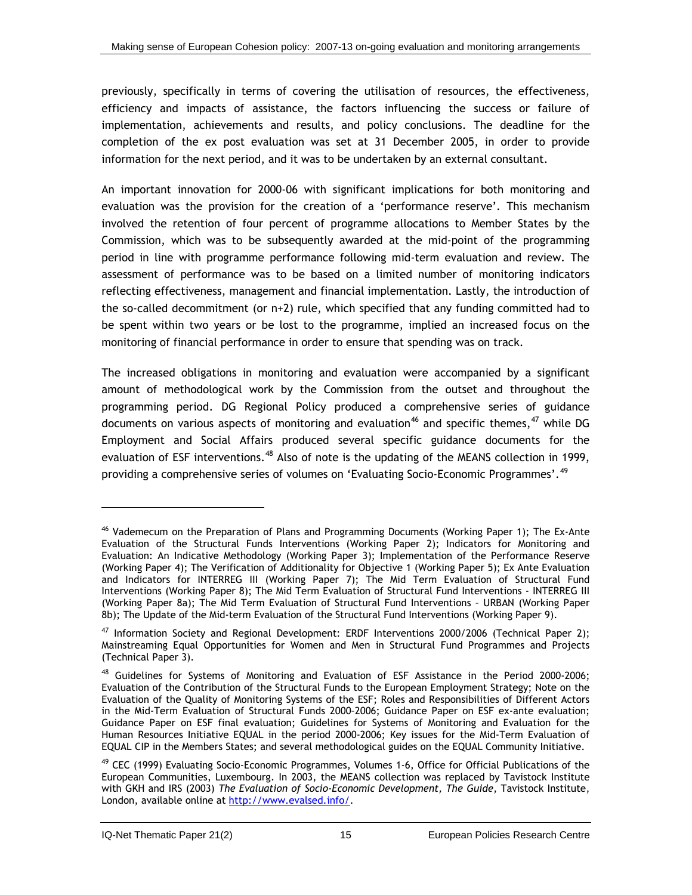previously, specifically in terms of covering the utilisation of resources, the effectiveness, efficiency and impacts of assistance, the factors influencing the success or failure of implementation, achievements and results, and policy conclusions. The deadline for the completion of the ex post evaluation was set at 31 December 2005, in order to provide information for the next period, and it was to be undertaken by an external consultant.

An important innovation for 2000-06 with significant implications for both monitoring and evaluation was the provision for the creation of a 'performance reserve'. This mechanism involved the retention of four percent of programme allocations to Member States by the Commission, which was to be subsequently awarded at the mid-point of the programming period in line with programme performance following mid-term evaluation and review. The assessment of performance was to be based on a limited number of monitoring indicators reflecting effectiveness, management and financial implementation. Lastly, the introduction of the so-called decommitment (or n+2) rule, which specified that any funding committed had to be spent within two years or be lost to the programme, implied an increased focus on the monitoring of financial performance in order to ensure that spending was on track.

The increased obligations in monitoring and evaluation were accompanied by a significant amount of methodological work by the Commission from the outset and throughout the programming period. DG Regional Policy produced a comprehensive series of guidance documents on various aspects of monitoring and evaluation[46] and specific themes,[47] while DG Employment and Social Affairs produced several specific guidance documents for the evaluation of ESF interventions.[48] Also of note is the updating of the MEANS collection in 1999, providing a comprehensive series of volumes on 'Evaluating Socio-Economic Programmes'.[49]

---

[46] Vademecum on the Preparation of Plans and Programming Documents (Working Paper 1); The Ex-Ante Evaluation of the Structural Funds Interventions (Working Paper 2); Indicators for Monitoring and Evaluation: An Indicative Methodology (Working Paper 3); Implementation of the Performance Reserve (Working Paper 4); The Verification of Additionality for Objective 1 (Working Paper 5); Ex Ante Evaluation and Indicators for INTERREG III (Working Paper 7); The Mid Term Evaluation of Structural Fund Interventions (Working Paper 8); The Mid Term Evaluation of Structural Fund Interventions - INTERREG III (Working Paper 8a); The Mid Term Evaluation of Structural Fund Interventions – URBAN (Working Paper 8b); The Update of the Mid-term Evaluation of the Structural Fund Interventions (Working Paper 9).

[47] Information Society and Regional Development: ERDF Interventions 2000/2006 (Technical Paper 2); Mainstreaming Equal Opportunities for Women and Men in Structural Fund Programmes and Projects (Technical Paper 3).

[48] Guidelines for Systems of Monitoring and Evaluation of ESF Assistance in the Period 2000-2006; Evaluation of the Contribution of the Structural Funds to the European Employment Strategy; Note on the Evaluation of the Quality of Monitoring Systems of the ESF; Roles and Responsibilities of Different Actors in the Mid-Term Evaluation of Structural Funds 2000–2006; Guidance Paper on ESF ex-ante evaluation; Guidance Paper on ESF final evaluation; Guidelines for Systems of Monitoring and Evaluation for the Human Resources Initiative EQUAL in the period 2000-2006; Key issues for the Mid-Term Evaluation of EQUAL CIP in the Members States; and several methodological guides on the EQUAL Community Initiative.

[49] CEC (1999) Evaluating Socio-Economic Programmes, Volumes 1-6, Office for Official Publications of the European Communities, Luxembourg. In 2003, the MEANS collection was replaced by Tavistock Institute with GKH and IRS (2003) *The Evaluation of Socio-Economic Development, The Guide*, Tavistock Institute, London, available online at http://www.evalsed.info/.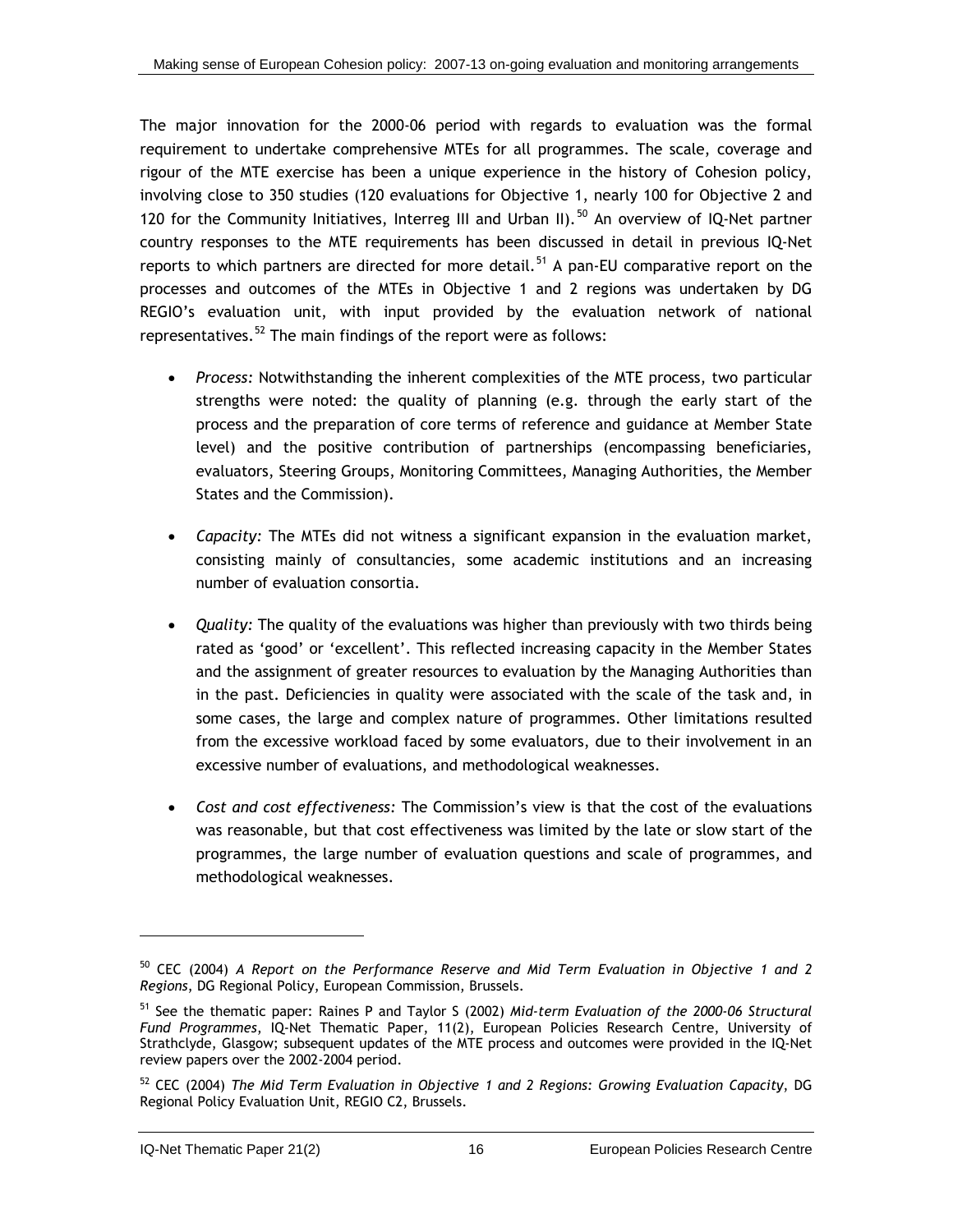The major innovation for the 2000-06 period with regards to evaluation was the formal requirement to undertake comprehensive MTEs for all programmes. The scale, coverage and rigour of the MTE exercise has been a unique experience in the history of Cohesion policy, involving close to 350 studies (120 evaluations for Objective 1, nearly 100 for Objective 2 and 120 for the Community Initiatives, Interreg III and Urban II).[50] An overview of IQ-Net partner country responses to the MTE requirements has been discussed in detail in previous IQ-Net reports to which partners are directed for more detail.[51] A pan-EU comparative report on the processes and outcomes of the MTEs in Objective 1 and 2 regions was undertaken by DG REGIO's evaluation unit, with input provided by the evaluation network of national representatives.[52] The main findings of the report were as follows:

- *Process:* Notwithstanding the inherent complexities of the MTE process, two particular strengths were noted: the quality of planning (e.g. through the early start of the process and the preparation of core terms of reference and guidance at Member State level) and the positive contribution of partnerships (encompassing beneficiaries, evaluators, Steering Groups, Monitoring Committees, Managing Authorities, the Member States and the Commission).

- *Capacity:* The MTEs did not witness a significant expansion in the evaluation market, consisting mainly of consultancies, some academic institutions and an increasing number of evaluation consortia.

- *Quality:* The quality of the evaluations was higher than previously with two thirds being rated as 'good' or 'excellent'. This reflected increasing capacity in the Member States and the assignment of greater resources to evaluation by the Managing Authorities than in the past. Deficiencies in quality were associated with the scale of the task and, in some cases, the large and complex nature of programmes. Other limitations resulted from the excessive workload faced by some evaluators, due to their involvement in an excessive number of evaluations, and methodological weaknesses.

- *Cost and cost effectiveness:* The Commission's view is that the cost of the evaluations was reasonable, but that cost effectiveness was limited by the late or slow start of the programmes, the large number of evaluation questions and scale of programmes, and methodological weaknesses.

---

[50] CEC (2004) *A Report on the Performance Reserve and Mid Term Evaluation in Objective 1 and 2 Regions*, DG Regional Policy, European Commission, Brussels.

[51] See the thematic paper: Raines P and Taylor S (2002) *Mid-term Evaluation of the 2000-06 Structural Fund Programmes*, IQ-Net Thematic Paper, 11(2), European Policies Research Centre, University of Strathclyde, Glasgow; subsequent updates of the MTE process and outcomes were provided in the IQ-Net review papers over the 2002-2004 period.

[52] CEC (2004) *The Mid Term Evaluation in Objective 1 and 2 Regions: Growing Evaluation Capacity*, DG Regional Policy Evaluation Unit, REGIO C2, Brussels.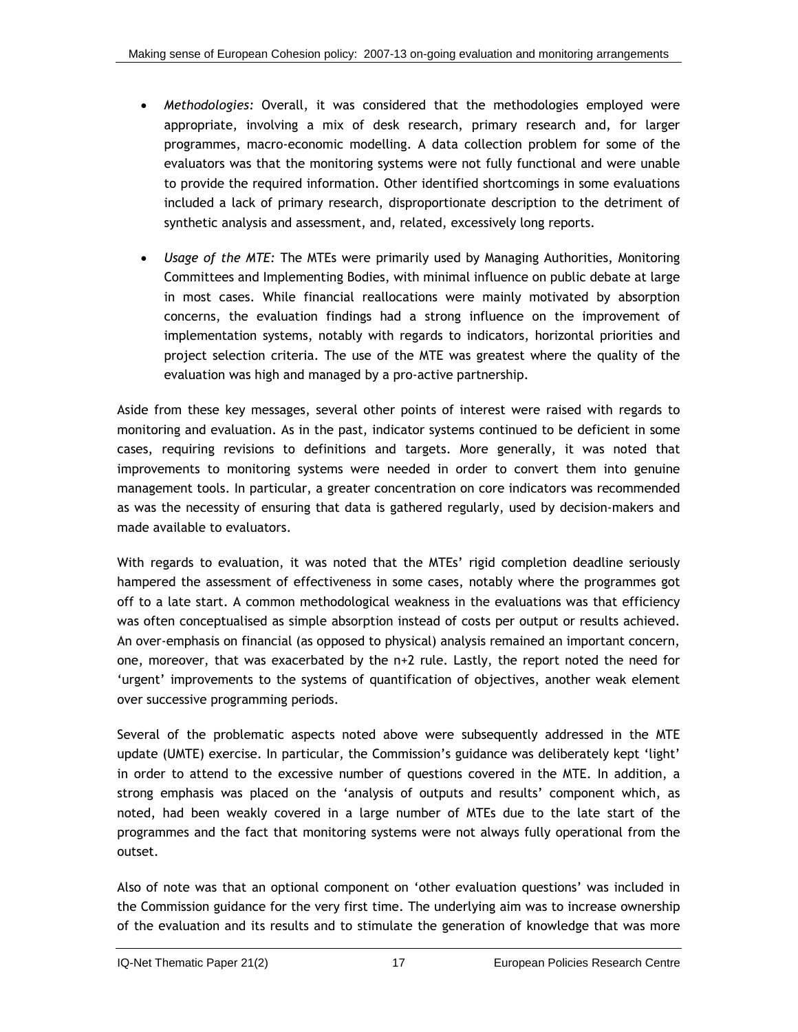- *Methodologies:* Overall, it was considered that the methodologies employed were appropriate, involving a mix of desk research, primary research and, for larger programmes, macro-economic modelling. A data collection problem for some of the evaluators was that the monitoring systems were not fully functional and were unable to provide the required information. Other identified shortcomings in some evaluations included a lack of primary research, disproportionate description to the detriment of synthetic analysis and assessment, and, related, excessively long reports.

- *Usage of the MTE:* The MTEs were primarily used by Managing Authorities, Monitoring Committees and Implementing Bodies, with minimal influence on public debate at large in most cases. While financial reallocations were mainly motivated by absorption concerns, the evaluation findings had a strong influence on the improvement of implementation systems, notably with regards to indicators, horizontal priorities and project selection criteria. The use of the MTE was greatest where the quality of the evaluation was high and managed by a pro-active partnership.

Aside from these key messages, several other points of interest were raised with regards to monitoring and evaluation. As in the past, indicator systems continued to be deficient in some cases, requiring revisions to definitions and targets. More generally, it was noted that improvements to monitoring systems were needed in order to convert them into genuine management tools. In particular, a greater concentration on core indicators was recommended as was the necessity of ensuring that data is gathered regularly, used by decision-makers and made available to evaluators.

With regards to evaluation, it was noted that the MTEs' rigid completion deadline seriously hampered the assessment of effectiveness in some cases, notably where the programmes got off to a late start. A common methodological weakness in the evaluations was that efficiency was often conceptualised as simple absorption instead of costs per output or results achieved. An over-emphasis on financial (as opposed to physical) analysis remained an important concern, one, moreover, that was exacerbated by the n+2 rule. Lastly, the report noted the need for 'urgent' improvements to the systems of quantification of objectives, another weak element over successive programming periods.

Several of the problematic aspects noted above were subsequently addressed in the MTE update (UMTE) exercise. In particular, the Commission's guidance was deliberately kept 'light' in order to attend to the excessive number of questions covered in the MTE. In addition, a strong emphasis was placed on the 'analysis of outputs and results' component which, as noted, had been weakly covered in a large number of MTEs due to the late start of the programmes and the fact that monitoring systems were not always fully operational from the outset.

Also of note was that an optional component on 'other evaluation questions' was included in the Commission guidance for the very first time. The underlying aim was to increase ownership of the evaluation and its results and to stimulate the generation of knowledge that was more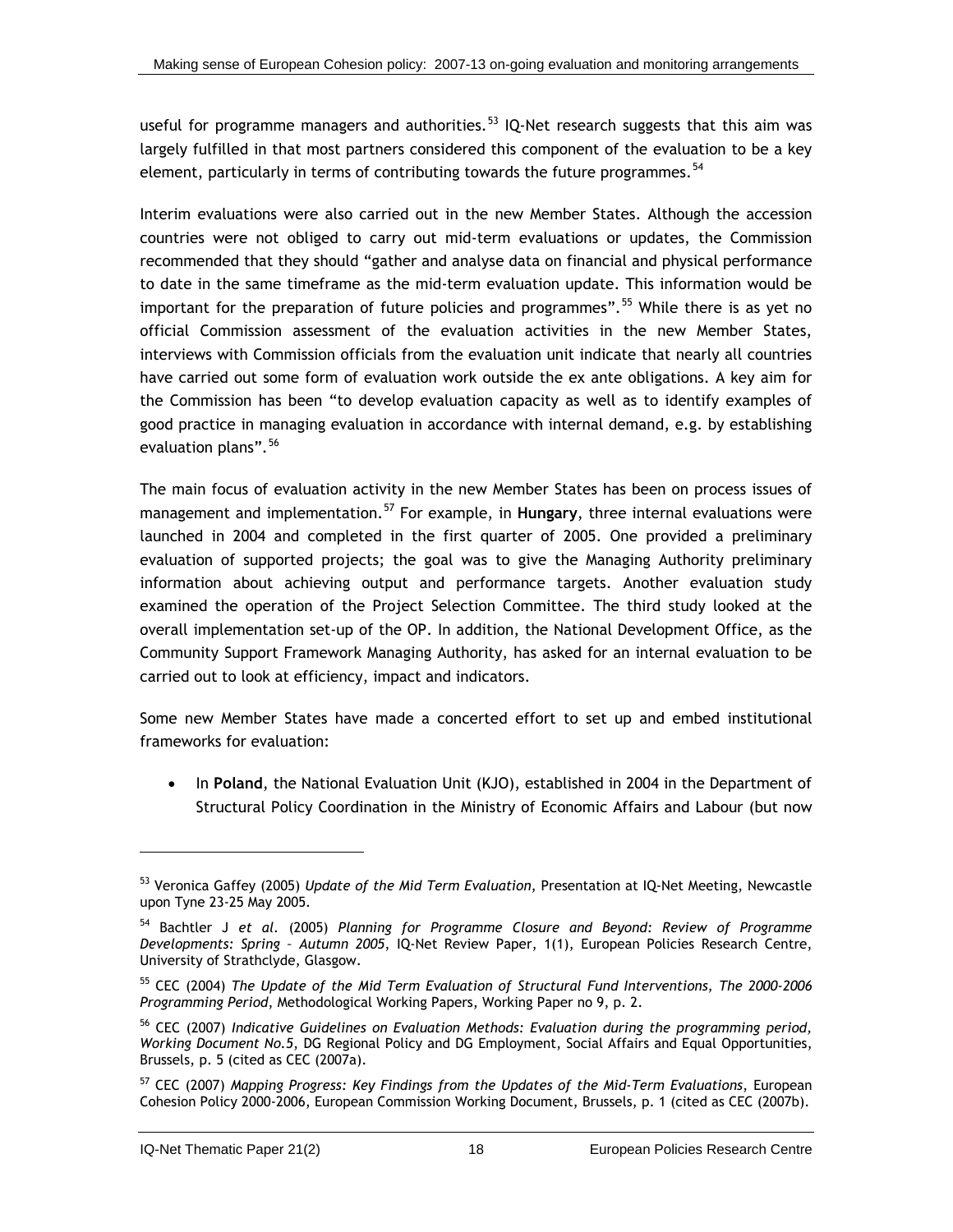useful for programme managers and authorities.[53] IQ-Net research suggests that this aim was largely fulfilled in that most partners considered this component of the evaluation to be a key element, particularly in terms of contributing towards the future programmes.[54]

Interim evaluations were also carried out in the new Member States. Although the accession countries were not obliged to carry out mid-term evaluations or updates, the Commission recommended that they should "gather and analyse data on financial and physical performance to date in the same timeframe as the mid-term evaluation update. This information would be important for the preparation of future policies and programmes".[55] While there is as yet no official Commission assessment of the evaluation activities in the new Member States, interviews with Commission officials from the evaluation unit indicate that nearly all countries have carried out some form of evaluation work outside the ex ante obligations. A key aim for the Commission has been "to develop evaluation capacity as well as to identify examples of good practice in managing evaluation in accordance with internal demand, e.g. by establishing evaluation plans".[56]

The main focus of evaluation activity in the new Member States has been on process issues of management and implementation.[57] For example, in **Hungary**, three internal evaluations were launched in 2004 and completed in the first quarter of 2005. One provided a preliminary evaluation of supported projects; the goal was to give the Managing Authority preliminary information about achieving output and performance targets. Another evaluation study examined the operation of the Project Selection Committee. The third study looked at the overall implementation set-up of the OP. In addition, the National Development Office, as the Community Support Framework Managing Authority, has asked for an internal evaluation to be carried out to look at efficiency, impact and indicators.

Some new Member States have made a concerted effort to set up and embed institutional frameworks for evaluation:

- In **Poland**, the National Evaluation Unit (KJO), established in 2004 in the Department of Structural Policy Coordination in the Ministry of Economic Affairs and Labour (but now

---

[53] Veronica Gaffey (2005) *Update of the Mid Term Evaluation*, Presentation at IQ-Net Meeting, Newcastle upon Tyne 23-25 May 2005.

[54] Bachtler J *et al*. (2005) *Planning for Programme Closure and Beyond: Review of Programme Developments: Spring – Autumn 2005*, IQ-Net Review Paper, 1(1), European Policies Research Centre, University of Strathclyde, Glasgow.

[55] CEC (2004) *The Update of the Mid Term Evaluation of Structural Fund Interventions, The 2000-2006 Programming Period*, Methodological Working Papers, Working Paper no 9, p. 2.

[56] CEC (2007) *Indicative Guidelines on Evaluation Methods: Evaluation during the programming period, Working Document No.5*, DG Regional Policy and DG Employment, Social Affairs and Equal Opportunities, Brussels, p. 5 (cited as CEC (2007a).

[57] CEC (2007) *Mapping Progress: Key Findings from the Updates of the Mid-Term Evaluations*, European Cohesion Policy 2000-2006, European Commission Working Document, Brussels, p. 1 (cited as CEC (2007b).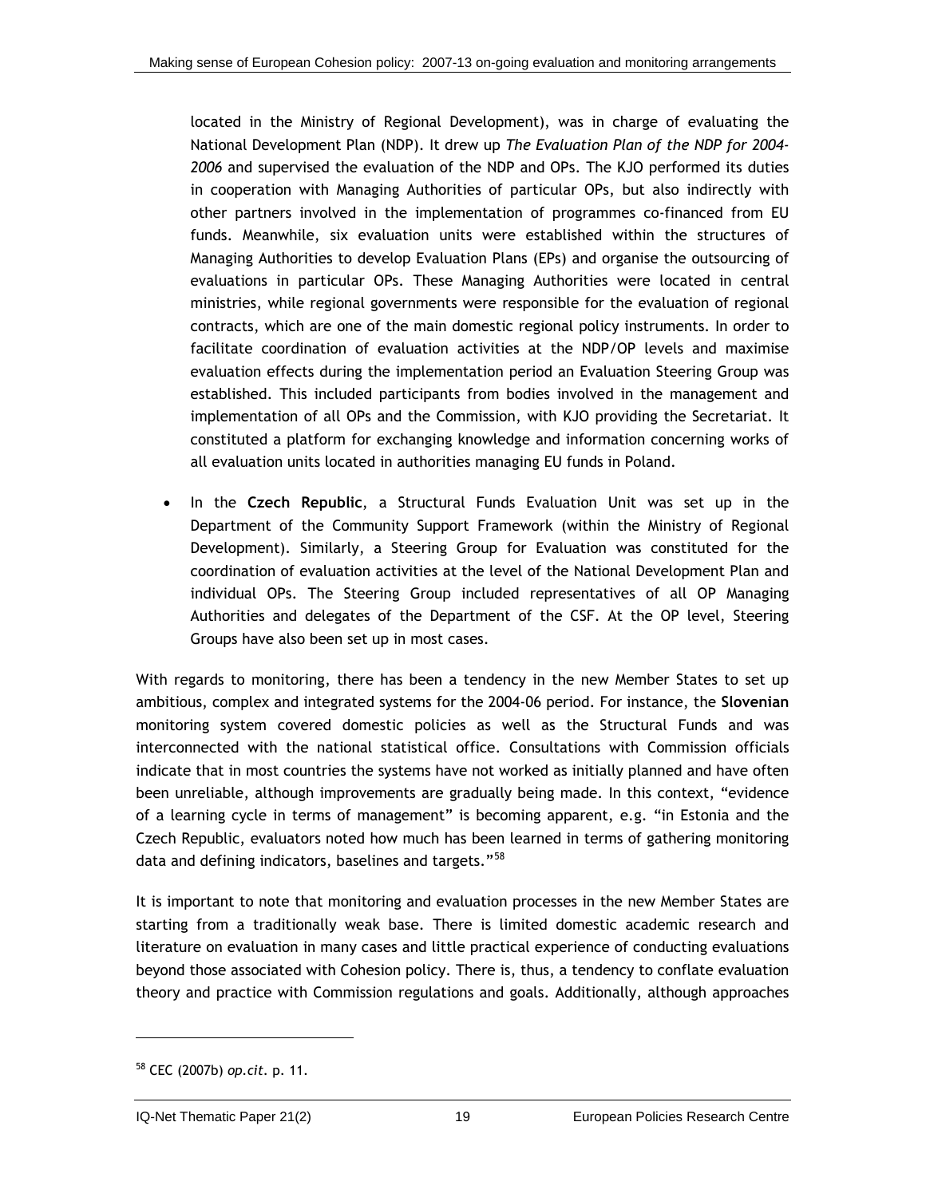located in the Ministry of Regional Development), was in charge of evaluating the National Development Plan (NDP). It drew up *The Evaluation Plan of the NDP for 2004-2006* and supervised the evaluation of the NDP and OPs. The KJO performed its duties in cooperation with Managing Authorities of particular OPs, but also indirectly with other partners involved in the implementation of programmes co-financed from EU funds. Meanwhile, six evaluation units were established within the structures of Managing Authorities to develop Evaluation Plans (EPs) and organise the outsourcing of evaluations in particular OPs. These Managing Authorities were located in central ministries, while regional governments were responsible for the evaluation of regional contracts, which are one of the main domestic regional policy instruments. In order to facilitate coordination of evaluation activities at the NDP/OP levels and maximise evaluation effects during the implementation period an Evaluation Steering Group was established. This included participants from bodies involved in the management and implementation of all OPs and the Commission, with KJO providing the Secretariat. It constituted a platform for exchanging knowledge and information concerning works of all evaluation units located in authorities managing EU funds in Poland.

- In the **Czech Republic**, a Structural Funds Evaluation Unit was set up in the Department of the Community Support Framework (within the Ministry of Regional Development). Similarly, a Steering Group for Evaluation was constituted for the coordination of evaluation activities at the level of the National Development Plan and individual OPs. The Steering Group included representatives of all OP Managing Authorities and delegates of the Department of the CSF. At the OP level, Steering Groups have also been set up in most cases.

With regards to monitoring, there has been a tendency in the new Member States to set up ambitious, complex and integrated systems for the 2004-06 period. For instance, the **Slovenian** monitoring system covered domestic policies as well as the Structural Funds and was interconnected with the national statistical office. Consultations with Commission officials indicate that in most countries the systems have not worked as initially planned and have often been unreliable, although improvements are gradually being made. In this context, "evidence of a learning cycle in terms of management" is becoming apparent, e.g. "in Estonia and the Czech Republic, evaluators noted how much has been learned in terms of gathering monitoring data and defining indicators, baselines and targets."[58]

It is important to note that monitoring and evaluation processes in the new Member States are starting from a traditionally weak base. There is limited domestic academic research and literature on evaluation in many cases and little practical experience of conducting evaluations beyond those associated with Cohesion policy. There is, thus, a tendency to conflate evaluation theory and practice with Commission regulations and goals. Additionally, although approaches

[58] CEC (2007b) *op.cit*. p. 11.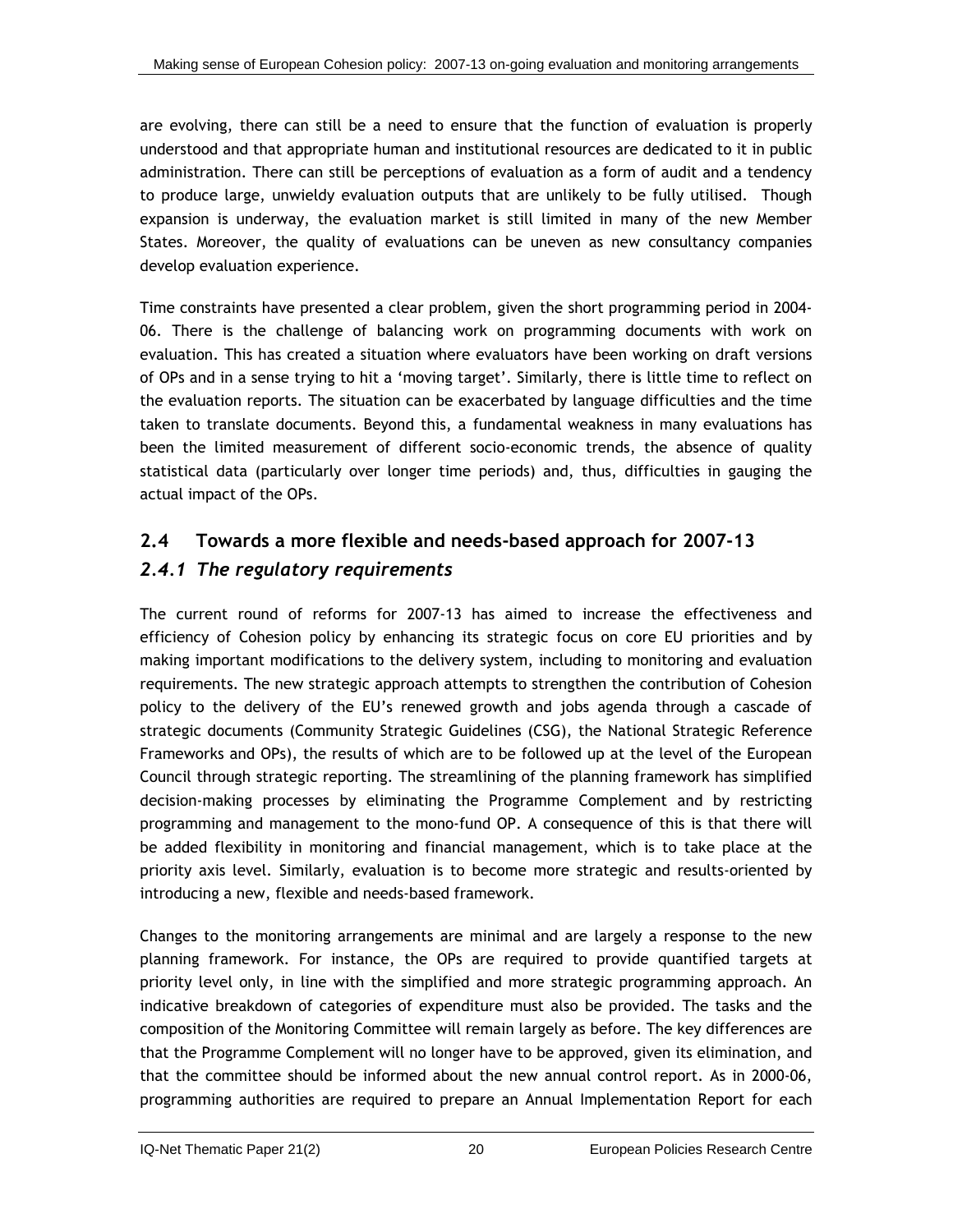are evolving, there can still be a need to ensure that the function of evaluation is properly understood and that appropriate human and institutional resources are dedicated to it in public administration. There can still be perceptions of evaluation as a form of audit and a tendency to produce large, unwieldy evaluation outputs that are unlikely to be fully utilised. Though expansion is underway, the evaluation market is still limited in many of the new Member States. Moreover, the quality of evaluations can be uneven as new consultancy companies develop evaluation experience.

Time constraints have presented a clear problem, given the short programming period in 2004-06. There is the challenge of balancing work on programming documents with work on evaluation. This has created a situation where evaluators have been working on draft versions of OPs and in a sense trying to hit a 'moving target'. Similarly, there is little time to reflect on the evaluation reports. The situation can be exacerbated by language difficulties and the time taken to translate documents. Beyond this, a fundamental weakness in many evaluations has been the limited measurement of different socio-economic trends, the absence of quality statistical data (particularly over longer time periods) and, thus, difficulties in gauging the actual impact of the OPs.

## 2.4 Towards a more flexible and needs-based approach for 2007-13

### *2.4.1 The regulatory requirements*

The current round of reforms for 2007-13 has aimed to increase the effectiveness and efficiency of Cohesion policy by enhancing its strategic focus on core EU priorities and by making important modifications to the delivery system, including to monitoring and evaluation requirements. The new strategic approach attempts to strengthen the contribution of Cohesion policy to the delivery of the EU's renewed growth and jobs agenda through a cascade of strategic documents (Community Strategic Guidelines (CSG), the National Strategic Reference Frameworks and OPs), the results of which are to be followed up at the level of the European Council through strategic reporting. The streamlining of the planning framework has simplified decision-making processes by eliminating the Programme Complement and by restricting programming and management to the mono-fund OP. A consequence of this is that there will be added flexibility in monitoring and financial management, which is to take place at the priority axis level. Similarly, evaluation is to become more strategic and results-oriented by introducing a new, flexible and needs-based framework.

Changes to the monitoring arrangements are minimal and are largely a response to the new planning framework. For instance, the OPs are required to provide quantified targets at priority level only, in line with the simplified and more strategic programming approach. An indicative breakdown of categories of expenditure must also be provided. The tasks and the composition of the Monitoring Committee will remain largely as before. The key differences are that the Programme Complement will no longer have to be approved, given its elimination, and that the committee should be informed about the new annual control report. As in 2000-06, programming authorities are required to prepare an Annual Implementation Report for each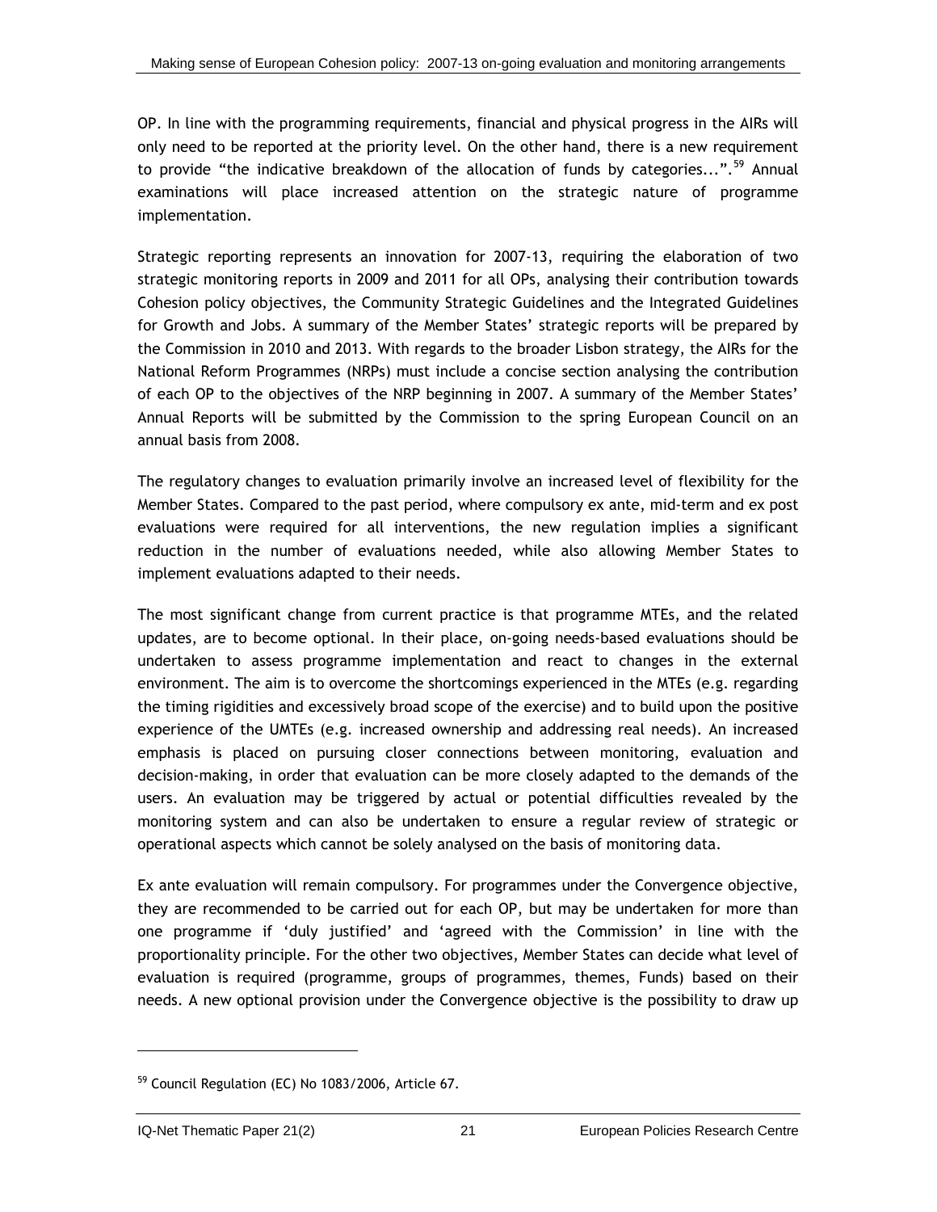OP. In line with the programming requirements, financial and physical progress in the AIRs will only need to be reported at the priority level. On the other hand, there is a new requirement to provide "the indicative breakdown of the allocation of funds by categories...".[59] Annual examinations will place increased attention on the strategic nature of programme implementation.

Strategic reporting represents an innovation for 2007-13, requiring the elaboration of two strategic monitoring reports in 2009 and 2011 for all OPs, analysing their contribution towards Cohesion policy objectives, the Community Strategic Guidelines and the Integrated Guidelines for Growth and Jobs. A summary of the Member States' strategic reports will be prepared by the Commission in 2010 and 2013. With regards to the broader Lisbon strategy, the AIRs for the National Reform Programmes (NRPs) must include a concise section analysing the contribution of each OP to the objectives of the NRP beginning in 2007. A summary of the Member States' Annual Reports will be submitted by the Commission to the spring European Council on an annual basis from 2008.

The regulatory changes to evaluation primarily involve an increased level of flexibility for the Member States. Compared to the past period, where compulsory ex ante, mid-term and ex post evaluations were required for all interventions, the new regulation implies a significant reduction in the number of evaluations needed, while also allowing Member States to implement evaluations adapted to their needs.

The most significant change from current practice is that programme MTEs, and the related updates, are to become optional. In their place, on-going needs-based evaluations should be undertaken to assess programme implementation and react to changes in the external environment. The aim is to overcome the shortcomings experienced in the MTEs (e.g. regarding the timing rigidities and excessively broad scope of the exercise) and to build upon the positive experience of the UMTEs (e.g. increased ownership and addressing real needs). An increased emphasis is placed on pursuing closer connections between monitoring, evaluation and decision-making, in order that evaluation can be more closely adapted to the demands of the users. An evaluation may be triggered by actual or potential difficulties revealed by the monitoring system and can also be undertaken to ensure a regular review of strategic or operational aspects which cannot be solely analysed on the basis of monitoring data.

Ex ante evaluation will remain compulsory. For programmes under the Convergence objective, they are recommended to be carried out for each OP, but may be undertaken for more than one programme if 'duly justified' and 'agreed with the Commission' in line with the proportionality principle. For the other two objectives, Member States can decide what level of evaluation is required (programme, groups of programmes, themes, Funds) based on their needs. A new optional provision under the Convergence objective is the possibility to draw up

[59] Council Regulation (EC) No 1083/2006, Article 67.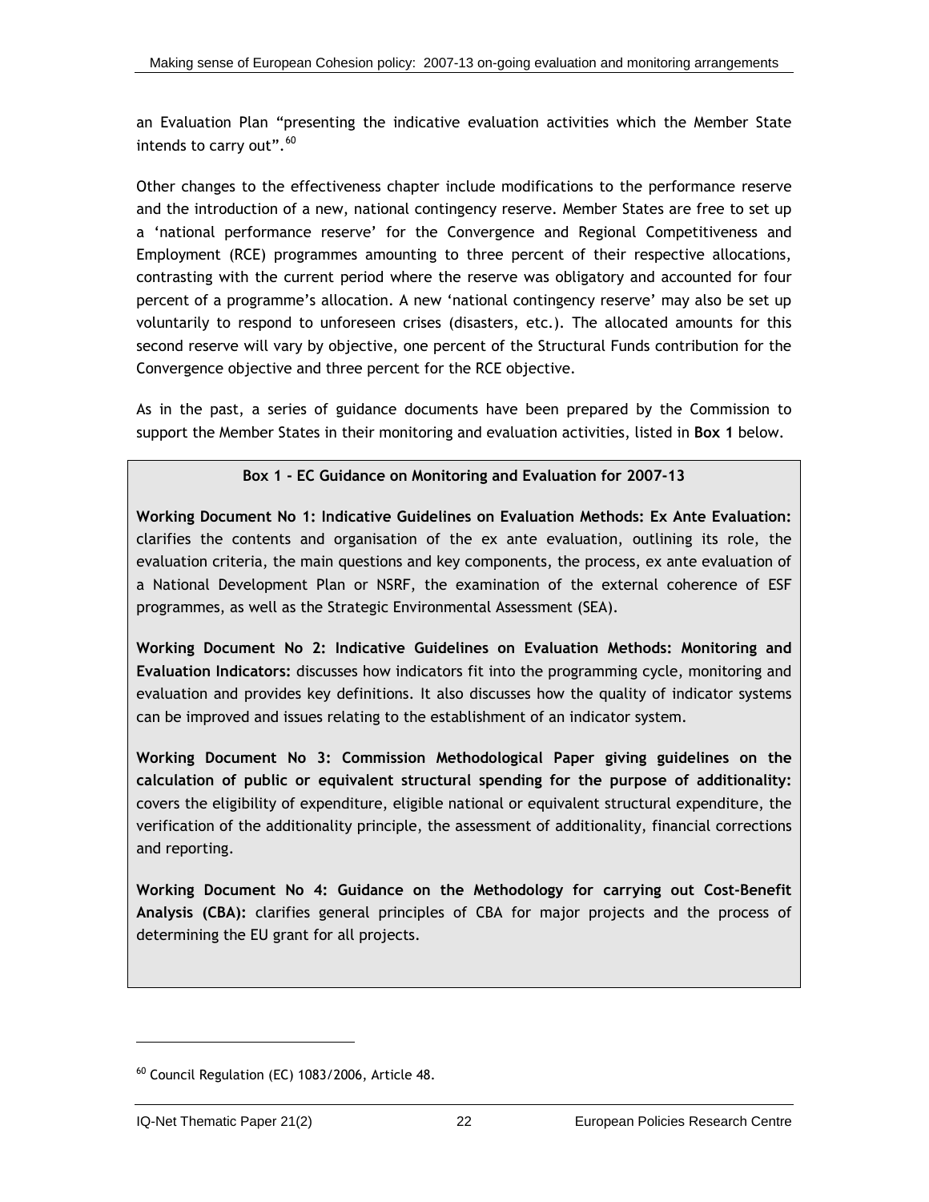an Evaluation Plan "presenting the indicative evaluation activities which the Member State intends to carry out".[60]

Other changes to the effectiveness chapter include modifications to the performance reserve and the introduction of a new, national contingency reserve. Member States are free to set up a 'national performance reserve' for the Convergence and Regional Competitiveness and Employment (RCE) programmes amounting to three percent of their respective allocations, contrasting with the current period where the reserve was obligatory and accounted for four percent of a programme's allocation. A new 'national contingency reserve' may also be set up voluntarily to respond to unforeseen crises (disasters, etc.). The allocated amounts for this second reserve will vary by objective, one percent of the Structural Funds contribution for the Convergence objective and three percent for the RCE objective.

As in the past, a series of guidance documents have been prepared by the Commission to support the Member States in their monitoring and evaluation activities, listed in **Box 1** below.

> **Box 1 - EC Guidance on Monitoring and Evaluation for 2007-13**
>
> **Working Document No 1: Indicative Guidelines on Evaluation Methods: Ex Ante Evaluation:** clarifies the contents and organisation of the ex ante evaluation, outlining its role, the evaluation criteria, the main questions and key components, the process, ex ante evaluation of a National Development Plan or NSRF, the examination of the external coherence of ESF programmes, as well as the Strategic Environmental Assessment (SEA).
>
> **Working Document No 2: Indicative Guidelines on Evaluation Methods: Monitoring and Evaluation Indicators:** discusses how indicators fit into the programming cycle, monitoring and evaluation and provides key definitions. It also discusses how the quality of indicator systems can be improved and issues relating to the establishment of an indicator system.
>
> **Working Document No 3: Commission Methodological Paper giving guidelines on the calculation of public or equivalent structural spending for the purpose of additionality:** covers the eligibility of expenditure, eligible national or equivalent structural expenditure, the verification of the additionality principle, the assessment of additionality, financial corrections and reporting.
>
> **Working Document No 4: Guidance on the Methodology for carrying out Cost-Benefit Analysis (CBA):** clarifies general principles of CBA for major projects and the process of determining the EU grant for all projects.

[60] Council Regulation (EC) 1083/2006, Article 48.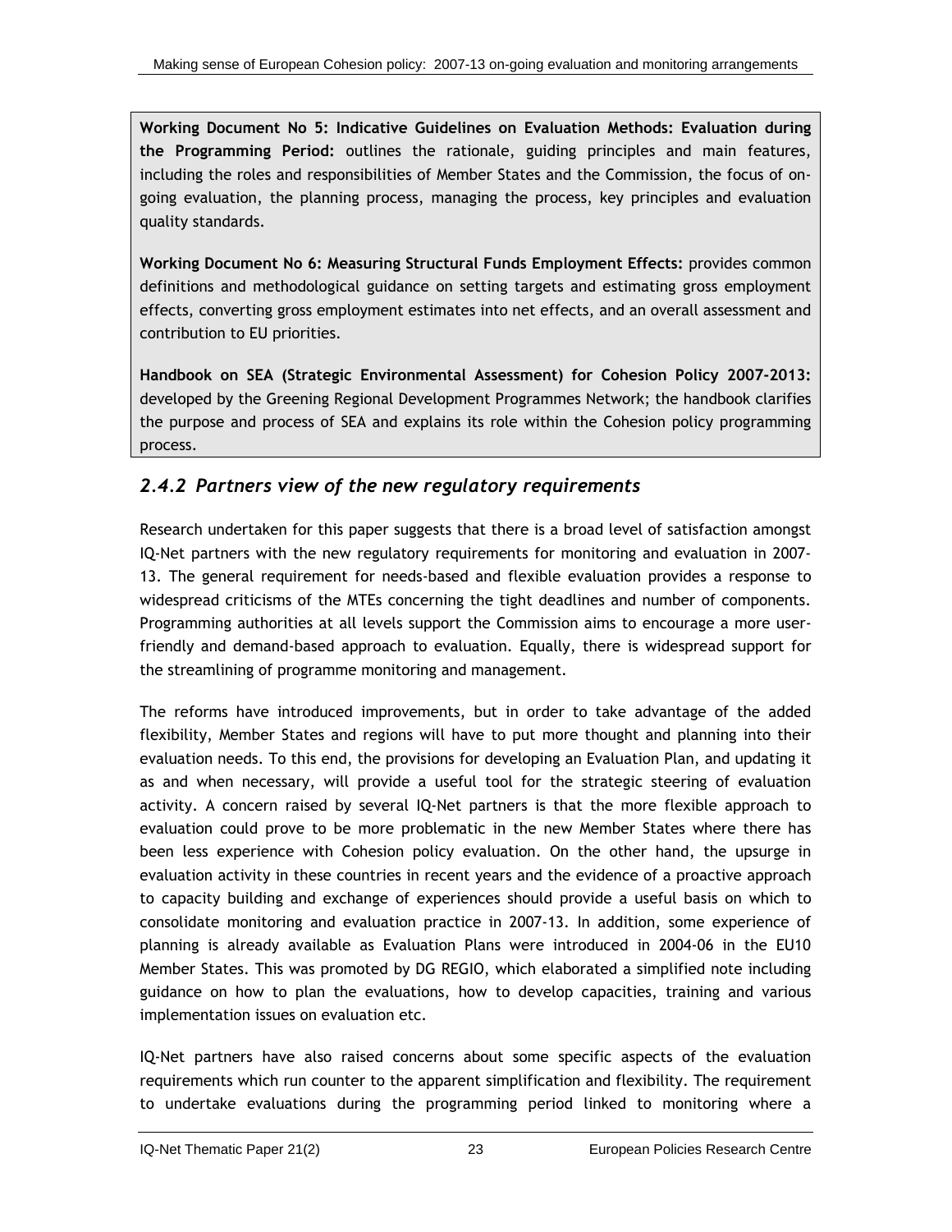**Working Document No 5: Indicative Guidelines on Evaluation Methods: Evaluation during the Programming Period:** outlines the rationale, guiding principles and main features, including the roles and responsibilities of Member States and the Commission, the focus of on-going evaluation, the planning process, managing the process, key principles and evaluation quality standards.

**Working Document No 6: Measuring Structural Funds Employment Effects:** provides common definitions and methodological guidance on setting targets and estimating gross employment effects, converting gross employment estimates into net effects, and an overall assessment and contribution to EU priorities.

**Handbook on SEA (Strategic Environmental Assessment) for Cohesion Policy 2007-2013:** developed by the Greening Regional Development Programmes Network; the handbook clarifies the purpose and process of SEA and explains its role within the Cohesion policy programming process.

### *2.4.2 Partners view of the new regulatory requirements*

Research undertaken for this paper suggests that there is a broad level of satisfaction amongst IQ-Net partners with the new regulatory requirements for monitoring and evaluation in 2007-13. The general requirement for needs-based and flexible evaluation provides a response to widespread criticisms of the MTEs concerning the tight deadlines and number of components. Programming authorities at all levels support the Commission aims to encourage a more user-friendly and demand-based approach to evaluation. Equally, there is widespread support for the streamlining of programme monitoring and management.

The reforms have introduced improvements, but in order to take advantage of the added flexibility, Member States and regions will have to put more thought and planning into their evaluation needs. To this end, the provisions for developing an Evaluation Plan, and updating it as and when necessary, will provide a useful tool for the strategic steering of evaluation activity. A concern raised by several IQ-Net partners is that the more flexible approach to evaluation could prove to be more problematic in the new Member States where there has been less experience with Cohesion policy evaluation. On the other hand, the upsurge in evaluation activity in these countries in recent years and the evidence of a proactive approach to capacity building and exchange of experiences should provide a useful basis on which to consolidate monitoring and evaluation practice in 2007-13. In addition, some experience of planning is already available as Evaluation Plans were introduced in 2004-06 in the EU10 Member States. This was promoted by DG REGIO, which elaborated a simplified note including guidance on how to plan the evaluations, how to develop capacities, training and various implementation issues on evaluation etc.

IQ-Net partners have also raised concerns about some specific aspects of the evaluation requirements which run counter to the apparent simplification and flexibility. The requirement to undertake evaluations during the programming period linked to monitoring where a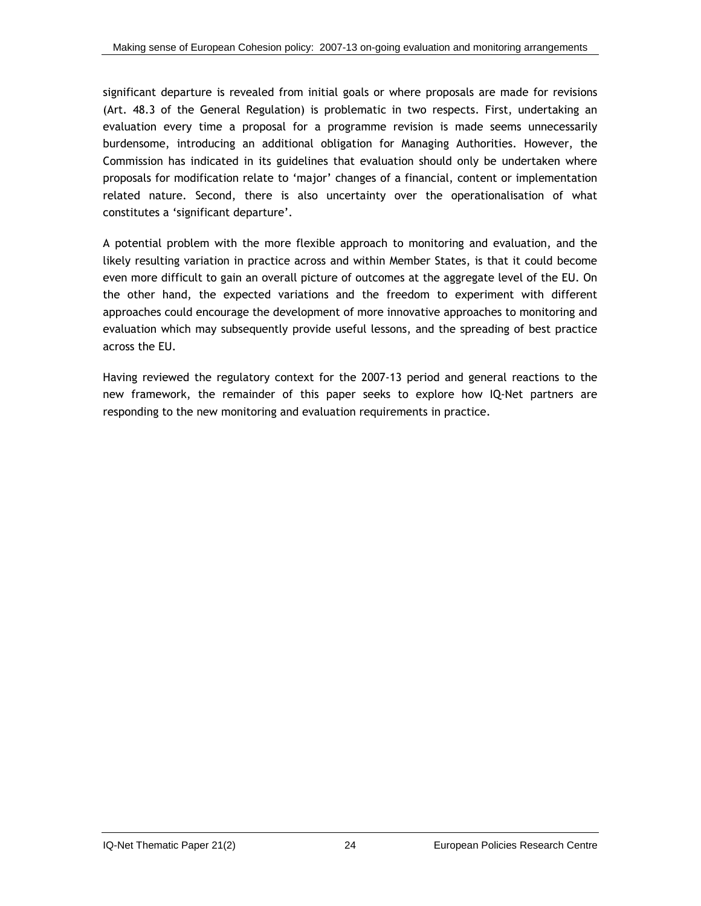significant departure is revealed from initial goals or where proposals are made for revisions (Art. 48.3 of the General Regulation) is problematic in two respects. First, undertaking an evaluation every time a proposal for a programme revision is made seems unnecessarily burdensome, introducing an additional obligation for Managing Authorities. However, the Commission has indicated in its guidelines that evaluation should only be undertaken where proposals for modification relate to 'major' changes of a financial, content or implementation related nature. Second, there is also uncertainty over the operationalisation of what constitutes a 'significant departure'.

A potential problem with the more flexible approach to monitoring and evaluation, and the likely resulting variation in practice across and within Member States, is that it could become even more difficult to gain an overall picture of outcomes at the aggregate level of the EU. On the other hand, the expected variations and the freedom to experiment with different approaches could encourage the development of more innovative approaches to monitoring and evaluation which may subsequently provide useful lessons, and the spreading of best practice across the EU.

Having reviewed the regulatory context for the 2007-13 period and general reactions to the new framework, the remainder of this paper seeks to explore how IQ-Net partners are responding to the new monitoring and evaluation requirements in practice.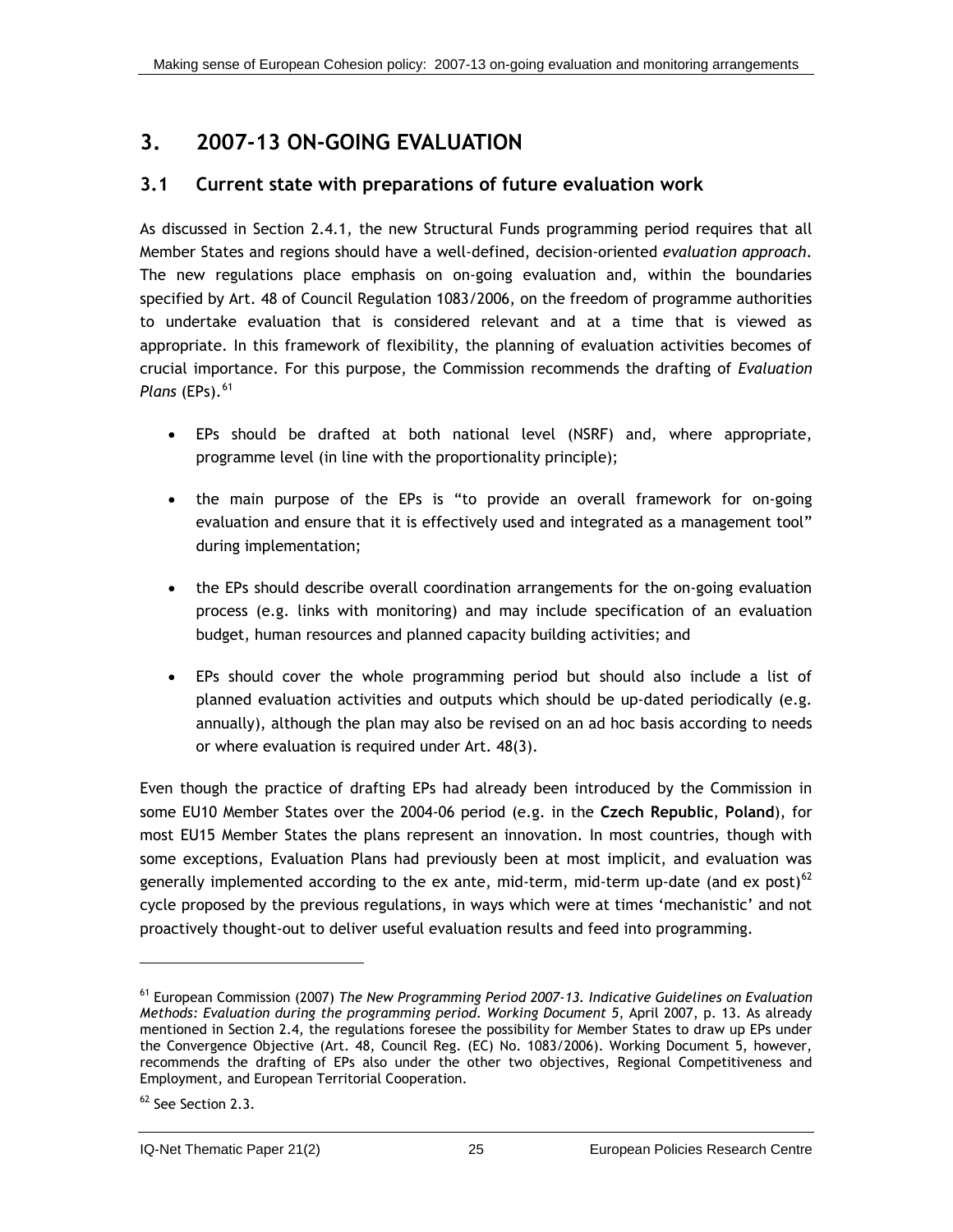# 3. 2007-13 ON-GOING EVALUATION

## 3.1 Current state with preparations of future evaluation work

As discussed in Section 2.4.1, the new Structural Funds programming period requires that all Member States and regions should have a well-defined, decision-oriented *evaluation approach*. The new regulations place emphasis on on-going evaluation and, within the boundaries specified by Art. 48 of Council Regulation 1083/2006, on the freedom of programme authorities to undertake evaluation that is considered relevant and at a time that is viewed as appropriate. In this framework of flexibility, the planning of evaluation activities becomes of crucial importance. For this purpose, the Commission recommends the drafting of *Evaluation Plans* (EPs).[61]

- EPs should be drafted at both national level (NSRF) and, where appropriate, programme level (in line with the proportionality principle);
- the main purpose of the EPs is "to provide an overall framework for on-going evaluation and ensure that it is effectively used and integrated as a management tool" during implementation;
- the EPs should describe overall coordination arrangements for the on-going evaluation process (e.g. links with monitoring) and may include specification of an evaluation budget, human resources and planned capacity building activities; and
- EPs should cover the whole programming period but should also include a list of planned evaluation activities and outputs which should be up-dated periodically (e.g. annually), although the plan may also be revised on an ad hoc basis according to needs or where evaluation is required under Art. 48(3).

Even though the practice of drafting EPs had already been introduced by the Commission in some EU10 Member States over the 2004-06 period (e.g. in the **Czech Republic**, **Poland**), for most EU15 Member States the plans represent an innovation. In most countries, though with some exceptions, Evaluation Plans had previously been at most implicit, and evaluation was generally implemented according to the ex ante, mid-term, mid-term up-date (and ex post)[62] cycle proposed by the previous regulations, in ways which were at times 'mechanistic' and not proactively thought-out to deliver useful evaluation results and feed into programming.

---

[61] European Commission (2007) *The New Programming Period 2007-13. Indicative Guidelines on Evaluation Methods: Evaluation during the programming period. Working Document 5*, April 2007, p. 13. As already mentioned in Section 2.4, the regulations foresee the possibility for Member States to draw up EPs under the Convergence Objective (Art. 48, Council Reg. (EC) No. 1083/2006). Working Document 5, however, recommends the drafting of EPs also under the other two objectives, Regional Competitiveness and Employment, and European Territorial Cooperation.

[62] See Section 2.3.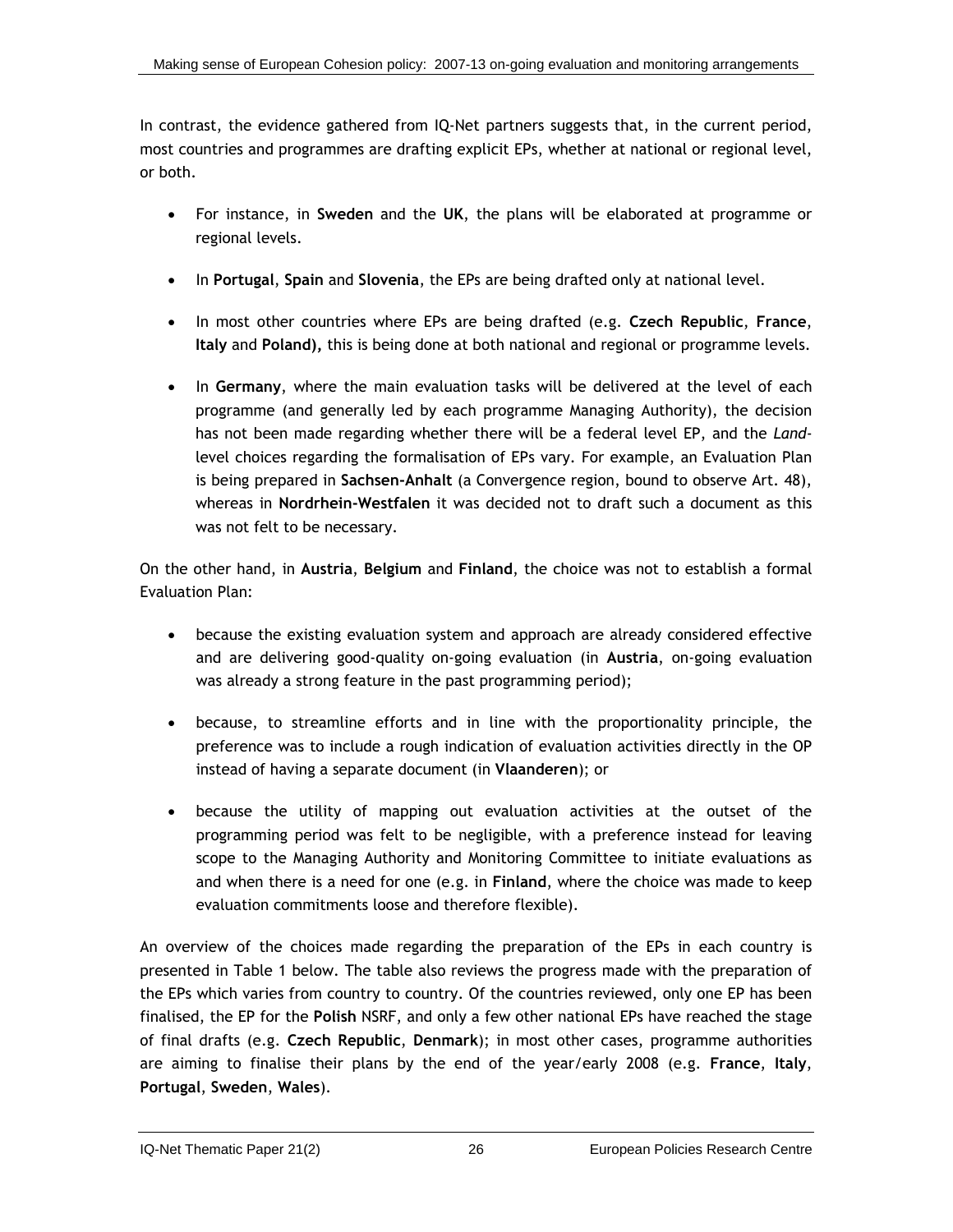In contrast, the evidence gathered from IQ-Net partners suggests that, in the current period, most countries and programmes are drafting explicit EPs, whether at national or regional level, or both.

- For instance, in **Sweden** and the **UK**, the plans will be elaborated at programme or regional levels.
- In **Portugal**, **Spain** and **Slovenia**, the EPs are being drafted only at national level.
- In most other countries where EPs are being drafted (e.g. **Czech Republic**, **France**, **Italy** and **Poland),** this is being done at both national and regional or programme levels.
- In **Germany**, where the main evaluation tasks will be delivered at the level of each programme (and generally led by each programme Managing Authority), the decision has not been made regarding whether there will be a federal level EP, and the *Land*-level choices regarding the formalisation of EPs vary. For example, an Evaluation Plan is being prepared in **Sachsen-Anhalt** (a Convergence region, bound to observe Art. 48), whereas in **Nordrhein-Westfalen** it was decided not to draft such a document as this was not felt to be necessary.

On the other hand, in **Austria**, **Belgium** and **Finland**, the choice was not to establish a formal Evaluation Plan:

- because the existing evaluation system and approach are already considered effective and are delivering good-quality on-going evaluation (in **Austria**, on-going evaluation was already a strong feature in the past programming period);
- because, to streamline efforts and in line with the proportionality principle, the preference was to include a rough indication of evaluation activities directly in the OP instead of having a separate document (in **Vlaanderen**); or
- because the utility of mapping out evaluation activities at the outset of the programming period was felt to be negligible, with a preference instead for leaving scope to the Managing Authority and Monitoring Committee to initiate evaluations as and when there is a need for one (e.g. in **Finland**, where the choice was made to keep evaluation commitments loose and therefore flexible).

An overview of the choices made regarding the preparation of the EPs in each country is presented in Table 1 below. The table also reviews the progress made with the preparation of the EPs which varies from country to country. Of the countries reviewed, only one EP has been finalised, the EP for the **Polish** NSRF, and only a few other national EPs have reached the stage of final drafts (e.g. **Czech Republic**, **Denmark**); in most other cases, programme authorities are aiming to finalise their plans by the end of the year/early 2008 (e.g. **France**, **Italy**, **Portugal**, **Sweden**, **Wales**).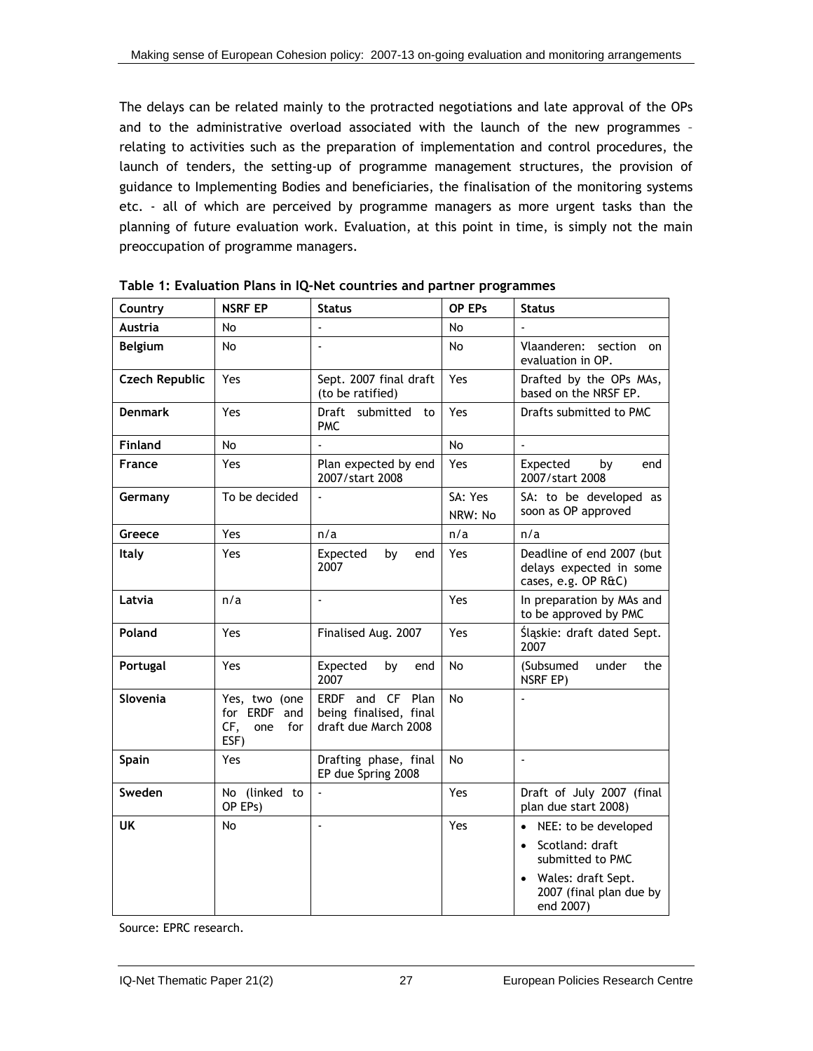The delays can be related mainly to the protracted negotiations and late approval of the OPs and to the administrative overload associated with the launch of the new programmes – relating to activities such as the preparation of implementation and control procedures, the launch of tenders, the setting-up of programme management structures, the provision of guidance to Implementing Bodies and beneficiaries, the finalisation of the monitoring systems etc. - all of which are perceived by programme managers as more urgent tasks than the planning of future evaluation work. Evaluation, at this point in time, is simply not the main preoccupation of programme managers.

**Table 1: Evaluation Plans in IQ-Net countries and partner programmes**

| Country | NSRF EP | Status | OP EPs | Status |
|---|---|---|---|---|
| **Austria** | No | - | No | - |
| **Belgium** | No | - | No | Vlaanderen: section on evaluation in OP. |
| **Czech Republic** | Yes | Sept. 2007 final draft (to be ratified) | Yes | Drafted by the OPs MAs, based on the NRSF EP. |
| **Denmark** | Yes | Draft submitted to PMC | Yes | Drafts submitted to PMC |
| **Finland** | No | - | No | - |
| **France** | Yes | Plan expected by end 2007/start 2008 | Yes | Expected by end 2007/start 2008 |
| **Germany** | To be decided | - | SA: Yes<br>NRW: No | SA: to be developed as soon as OP approved |
| **Greece** | Yes | n/a | n/a | n/a |
| **Italy** | Yes | Expected by end 2007 | Yes | Deadline of end 2007 (but delays expected in some cases, e.g. OP R&C) |
| **Latvia** | n/a | - | Yes | In preparation by MAs and to be approved by PMC |
| **Poland** | Yes | Finalised Aug. 2007 | Yes | Śląskie: draft dated Sept. 2007 |
| **Portugal** | Yes | Expected by end 2007 | No | (Subsumed under the NSRF EP) |
| **Slovenia** | Yes, two (one for ERDF and CF, one for ESF) | ERDF and CF Plan being finalised, final draft due March 2008 | No | - |
| **Spain** | Yes | Drafting phase, final EP due Spring 2008 | No | - |
| **Sweden** | No (linked to OP EPs) | - | Yes | Draft of July 2007 (final plan due start 2008) |
| **UK** | No | - | Yes | • NEE: to be developed<br>• Scotland: draft submitted to PMC<br>• Wales: draft Sept. 2007 (final plan due by end 2007) |

Source: EPRC research.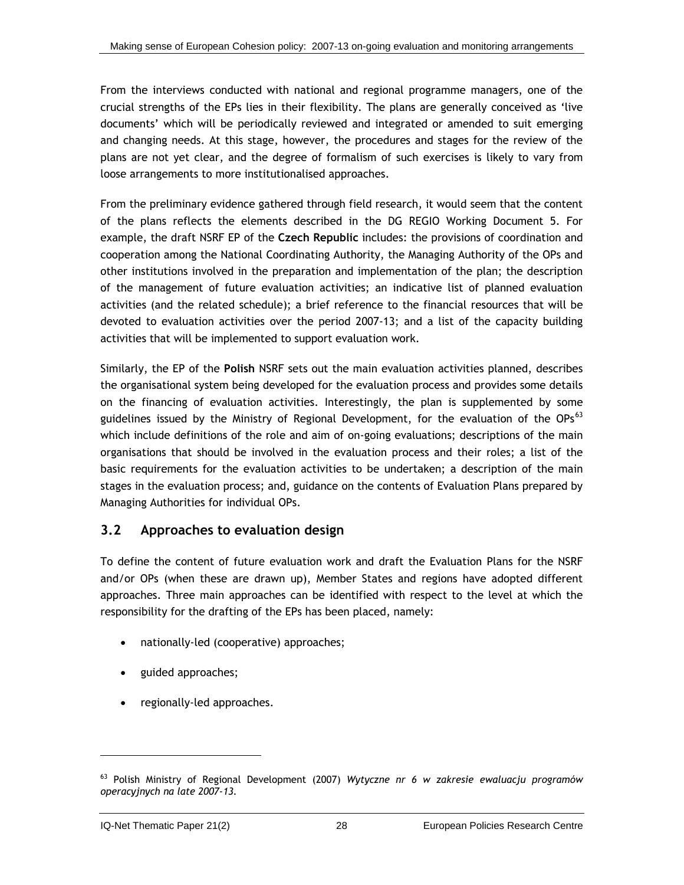From the interviews conducted with national and regional programme managers, one of the crucial strengths of the EPs lies in their flexibility. The plans are generally conceived as 'live documents' which will be periodically reviewed and integrated or amended to suit emerging and changing needs. At this stage, however, the procedures and stages for the review of the plans are not yet clear, and the degree of formalism of such exercises is likely to vary from loose arrangements to more institutionalised approaches.

From the preliminary evidence gathered through field research, it would seem that the content of the plans reflects the elements described in the DG REGIO Working Document 5. For example, the draft NSRF EP of the **Czech Republic** includes: the provisions of coordination and cooperation among the National Coordinating Authority, the Managing Authority of the OPs and other institutions involved in the preparation and implementation of the plan; the description of the management of future evaluation activities; an indicative list of planned evaluation activities (and the related schedule); a brief reference to the financial resources that will be devoted to evaluation activities over the period 2007-13; and a list of the capacity building activities that will be implemented to support evaluation work.

Similarly, the EP of the **Polish** NSRF sets out the main evaluation activities planned, describes the organisational system being developed for the evaluation process and provides some details on the financing of evaluation activities. Interestingly, the plan is supplemented by some guidelines issued by the Ministry of Regional Development, for the evaluation of the OPs[63] which include definitions of the role and aim of on-going evaluations; descriptions of the main organisations that should be involved in the evaluation process and their roles; a list of the basic requirements for the evaluation activities to be undertaken; a description of the main stages in the evaluation process; and, guidance on the contents of Evaluation Plans prepared by Managing Authorities for individual OPs.

## 3.2 Approaches to evaluation design

To define the content of future evaluation work and draft the Evaluation Plans for the NSRF and/or OPs (when these are drawn up), Member States and regions have adopted different approaches. Three main approaches can be identified with respect to the level at which the responsibility for the drafting of the EPs has been placed, namely:

- nationally-led (cooperative) approaches;
- guided approaches;
- regionally-led approaches.

[63] Polish Ministry of Regional Development (2007) *Wytyczne nr 6 w zakresie ewaluacju programów operacyjnych na late 2007-13.*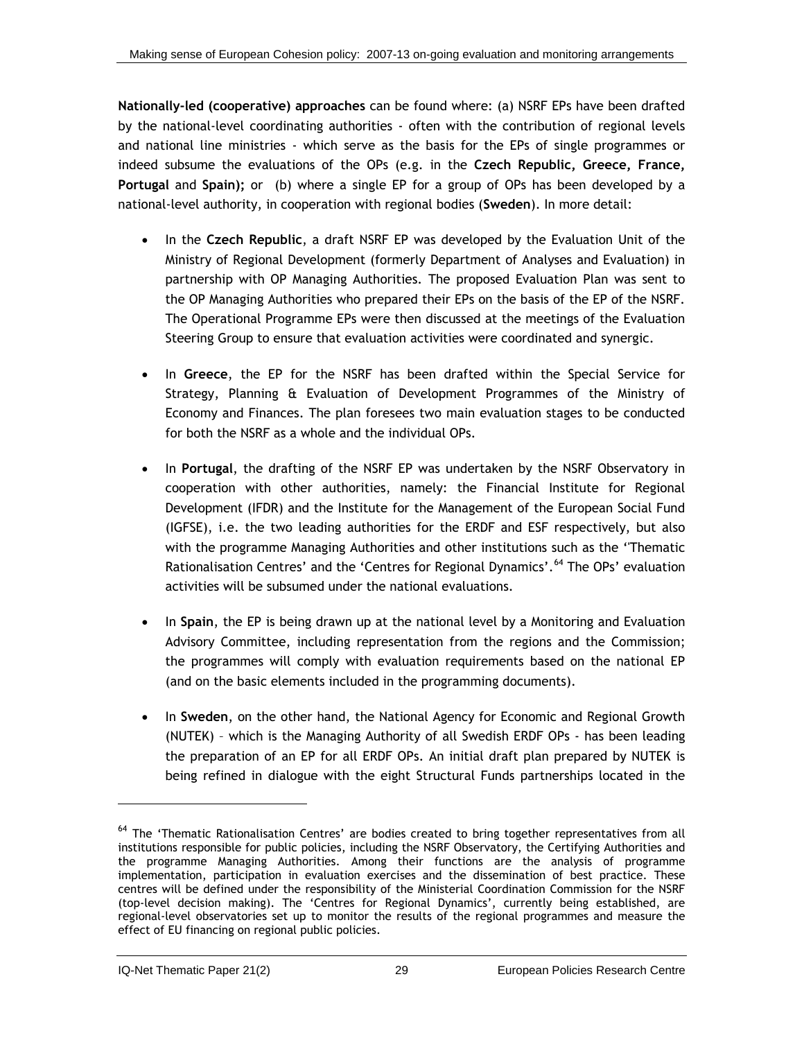**Nationally-led (cooperative) approaches** can be found where: (a) NSRF EPs have been drafted by the national-level coordinating authorities - often with the contribution of regional levels and national line ministries - which serve as the basis for the EPs of single programmes or indeed subsume the evaluations of the OPs (e.g. in the **Czech Republic, Greece, France, Portugal** and **Spain);** or (b) where a single EP for a group of OPs has been developed by a national-level authority, in cooperation with regional bodies (**Sweden**). In more detail:

- In the **Czech Republic**, a draft NSRF EP was developed by the Evaluation Unit of the Ministry of Regional Development (formerly Department of Analyses and Evaluation) in partnership with OP Managing Authorities. The proposed Evaluation Plan was sent to the OP Managing Authorities who prepared their EPs on the basis of the EP of the NSRF. The Operational Programme EPs were then discussed at the meetings of the Evaluation Steering Group to ensure that evaluation activities were coordinated and synergic.

- In **Greece**, the EP for the NSRF has been drafted within the Special Service for Strategy, Planning & Evaluation of Development Programmes of the Ministry of Economy and Finances. The plan foresees two main evaluation stages to be conducted for both the NSRF as a whole and the individual OPs.

- In **Portugal**, the drafting of the NSRF EP was undertaken by the NSRF Observatory in cooperation with other authorities, namely: the Financial Institute for Regional Development (IFDR) and the Institute for the Management of the European Social Fund (IGFSE), i.e. the two leading authorities for the ERDF and ESF respectively, but also with the programme Managing Authorities and other institutions such as the ''Thematic Rationalisation Centres' and the 'Centres for Regional Dynamics'.[64] The OPs' evaluation activities will be subsumed under the national evaluations.

- In **Spain**, the EP is being drawn up at the national level by a Monitoring and Evaluation Advisory Committee, including representation from the regions and the Commission; the programmes will comply with evaluation requirements based on the national EP (and on the basic elements included in the programming documents).

- In **Sweden**, on the other hand, the National Agency for Economic and Regional Growth (NUTEK) – which is the Managing Authority of all Swedish ERDF OPs - has been leading the preparation of an EP for all ERDF OPs. An initial draft plan prepared by NUTEK is being refined in dialogue with the eight Structural Funds partnerships located in the

---

[64] The 'Thematic Rationalisation Centres' are bodies created to bring together representatives from all institutions responsible for public policies, including the NSRF Observatory, the Certifying Authorities and the programme Managing Authorities. Among their functions are the analysis of programme implementation, participation in evaluation exercises and the dissemination of best practice. These centres will be defined under the responsibility of the Ministerial Coordination Commission for the NSRF (top-level decision making). The 'Centres for Regional Dynamics', currently being established, are regional-level observatories set up to monitor the results of the regional programmes and measure the effect of EU financing on regional public policies.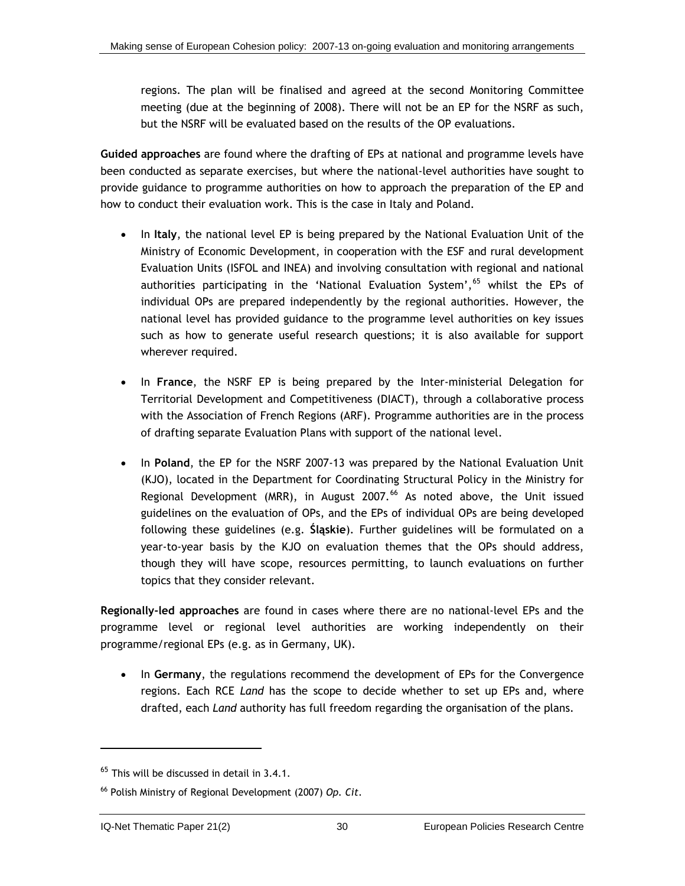regions. The plan will be finalised and agreed at the second Monitoring Committee meeting (due at the beginning of 2008). There will not be an EP for the NSRF as such, but the NSRF will be evaluated based on the results of the OP evaluations.

**Guided approaches** are found where the drafting of EPs at national and programme levels have been conducted as separate exercises, but where the national-level authorities have sought to provide guidance to programme authorities on how to approach the preparation of the EP and how to conduct their evaluation work. This is the case in Italy and Poland.

- In **Italy**, the national level EP is being prepared by the National Evaluation Unit of the Ministry of Economic Development, in cooperation with the ESF and rural development Evaluation Units (ISFOL and INEA) and involving consultation with regional and national authorities participating in the 'National Evaluation System',[65] whilst the EPs of individual OPs are prepared independently by the regional authorities. However, the national level has provided guidance to the programme level authorities on key issues such as how to generate useful research questions; it is also available for support wherever required.

- In **France**, the NSRF EP is being prepared by the Inter-ministerial Delegation for Territorial Development and Competitiveness (DIACT), through a collaborative process with the Association of French Regions (ARF). Programme authorities are in the process of drafting separate Evaluation Plans with support of the national level.

- In **Poland**, the EP for the NSRF 2007-13 was prepared by the National Evaluation Unit (KJO), located in the Department for Coordinating Structural Policy in the Ministry for Regional Development (MRR), in August 2007.[66] As noted above, the Unit issued guidelines on the evaluation of OPs, and the EPs of individual OPs are being developed following these guidelines (e.g. **Śląskie**). Further guidelines will be formulated on a year-to-year basis by the KJO on evaluation themes that the OPs should address, though they will have scope, resources permitting, to launch evaluations on further topics that they consider relevant.

**Regionally-led approaches** are found in cases where there are no national-level EPs and the programme level or regional level authorities are working independently on their programme/regional EPs (e.g. as in Germany, UK).

- In **Germany**, the regulations recommend the development of EPs for the Convergence regions. Each RCE *Land* has the scope to decide whether to set up EPs and, where drafted, each *Land* authority has full freedom regarding the organisation of the plans.

---

[65] This will be discussed in detail in 3.4.1.

[66] Polish Ministry of Regional Development (2007) *Op. Cit*.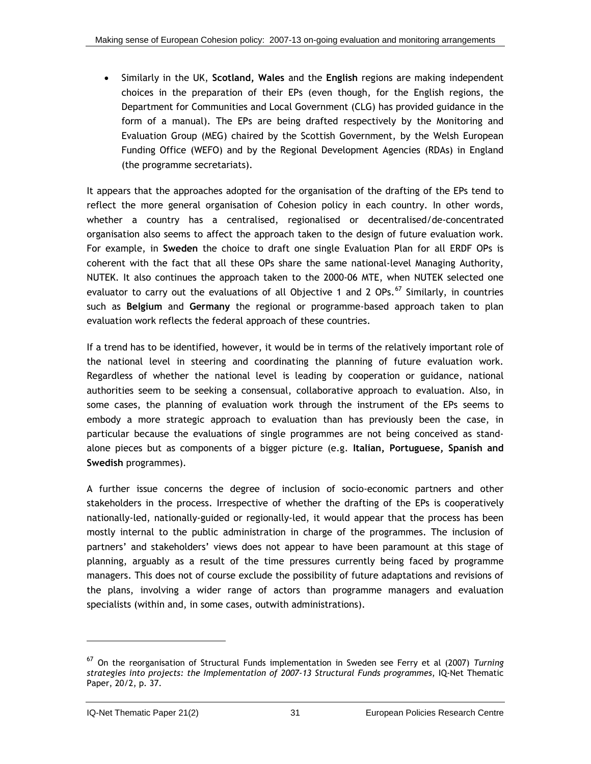- Similarly in the UK, **Scotland, Wales** and the **English** regions are making independent choices in the preparation of their EPs (even though, for the English regions, the Department for Communities and Local Government (CLG) has provided guidance in the form of a manual). The EPs are being drafted respectively by the Monitoring and Evaluation Group (MEG) chaired by the Scottish Government, by the Welsh European Funding Office (WEFO) and by the Regional Development Agencies (RDAs) in England (the programme secretariats).

It appears that the approaches adopted for the organisation of the drafting of the EPs tend to reflect the more general organisation of Cohesion policy in each country. In other words, whether a country has a centralised, regionalised or decentralised/de-concentrated organisation also seems to affect the approach taken to the design of future evaluation work. For example, in **Sweden** the choice to draft one single Evaluation Plan for all ERDF OPs is coherent with the fact that all these OPs share the same national-level Managing Authority, NUTEK. It also continues the approach taken to the 2000-06 MTE, when NUTEK selected one evaluator to carry out the evaluations of all Objective 1 and 2 OPs.[67] Similarly, in countries such as **Belgium** and **Germany** the regional or programme-based approach taken to plan evaluation work reflects the federal approach of these countries.

If a trend has to be identified, however, it would be in terms of the relatively important role of the national level in steering and coordinating the planning of future evaluation work. Regardless of whether the national level is leading by cooperation or guidance, national authorities seem to be seeking a consensual, collaborative approach to evaluation. Also, in some cases, the planning of evaluation work through the instrument of the EPs seems to embody a more strategic approach to evaluation than has previously been the case, in particular because the evaluations of single programmes are not being conceived as stand-alone pieces but as components of a bigger picture (e.g. **Italian, Portuguese, Spanish and Swedish** programmes).

A further issue concerns the degree of inclusion of socio-economic partners and other stakeholders in the process. Irrespective of whether the drafting of the EPs is cooperatively nationally-led, nationally-guided or regionally-led, it would appear that the process has been mostly internal to the public administration in charge of the programmes. The inclusion of partners' and stakeholders' views does not appear to have been paramount at this stage of planning, arguably as a result of the time pressures currently being faced by programme managers. This does not of course exclude the possibility of future adaptations and revisions of the plans, involving a wider range of actors than programme managers and evaluation specialists (within and, in some cases, outwith administrations).

---

[67] On the reorganisation of Structural Funds implementation in Sweden see Ferry et al (2007) *Turning strategies into projects: the Implementation of 2007-13 Structural Funds programmes*, IQ-Net Thematic Paper, 20/2, p. 37.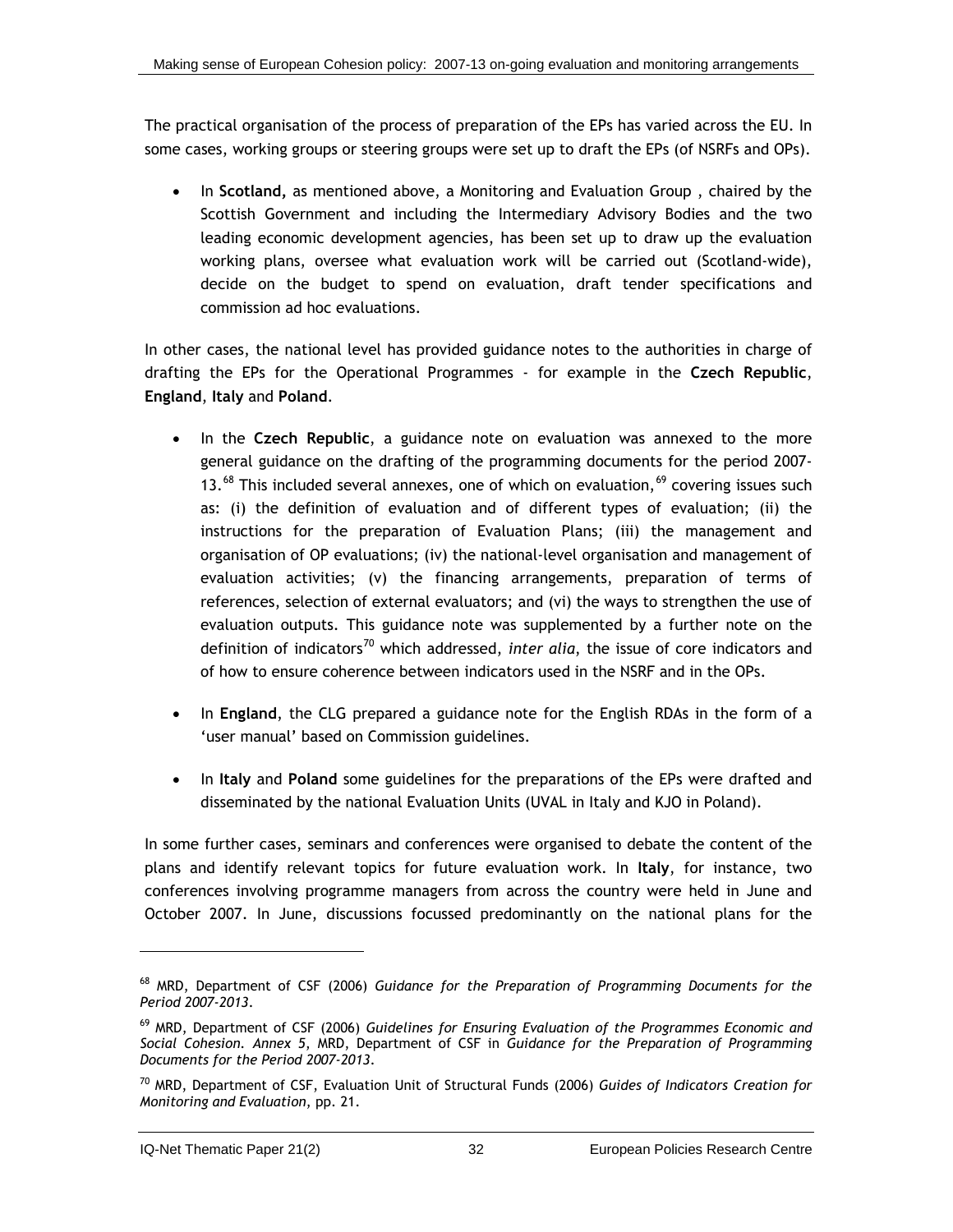The practical organisation of the process of preparation of the EPs has varied across the EU. In some cases, working groups or steering groups were set up to draft the EPs (of NSRFs and OPs).

- In **Scotland,** as mentioned above, a Monitoring and Evaluation Group , chaired by the Scottish Government and including the Intermediary Advisory Bodies and the two leading economic development agencies, has been set up to draw up the evaluation working plans, oversee what evaluation work will be carried out (Scotland-wide), decide on the budget to spend on evaluation, draft tender specifications and commission ad hoc evaluations.

In other cases, the national level has provided guidance notes to the authorities in charge of drafting the EPs for the Operational Programmes - for example in the **Czech Republic**, **England**, **Italy** and **Poland**.

- In the **Czech Republic**, a guidance note on evaluation was annexed to the more general guidance on the drafting of the programming documents for the period 2007-13.[68] This included several annexes, one of which on evaluation,[69] covering issues such as: (i) the definition of evaluation and of different types of evaluation; (ii) the instructions for the preparation of Evaluation Plans; (iii) the management and organisation of OP evaluations; (iv) the national-level organisation and management of evaluation activities; (v) the financing arrangements, preparation of terms of references, selection of external evaluators; and (vi) the ways to strengthen the use of evaluation outputs. This guidance note was supplemented by a further note on the definition of indicators[70] which addressed, *inter alia*, the issue of core indicators and of how to ensure coherence between indicators used in the NSRF and in the OPs.

- In **England**, the CLG prepared a guidance note for the English RDAs in the form of a 'user manual' based on Commission guidelines.

- In **Italy** and **Poland** some guidelines for the preparations of the EPs were drafted and disseminated by the national Evaluation Units (UVAL in Italy and KJO in Poland).

In some further cases, seminars and conferences were organised to debate the content of the plans and identify relevant topics for future evaluation work. In **Italy**, for instance, two conferences involving programme managers from across the country were held in June and October 2007. In June, discussions focussed predominantly on the national plans for the

---

[68] MRD, Department of CSF (2006) *Guidance for the Preparation of Programming Documents for the Period 2007-2013*.

[69] MRD, Department of CSF (2006) *Guidelines for Ensuring Evaluation of the Programmes Economic and Social Cohesion. Annex 5*, MRD, Department of CSF in *Guidance for the Preparation of Programming Documents for the Period 2007-2013*.

[70] MRD, Department of CSF, Evaluation Unit of Structural Funds (2006) *Guides of Indicators Creation for Monitoring and Evaluation*, pp. 21.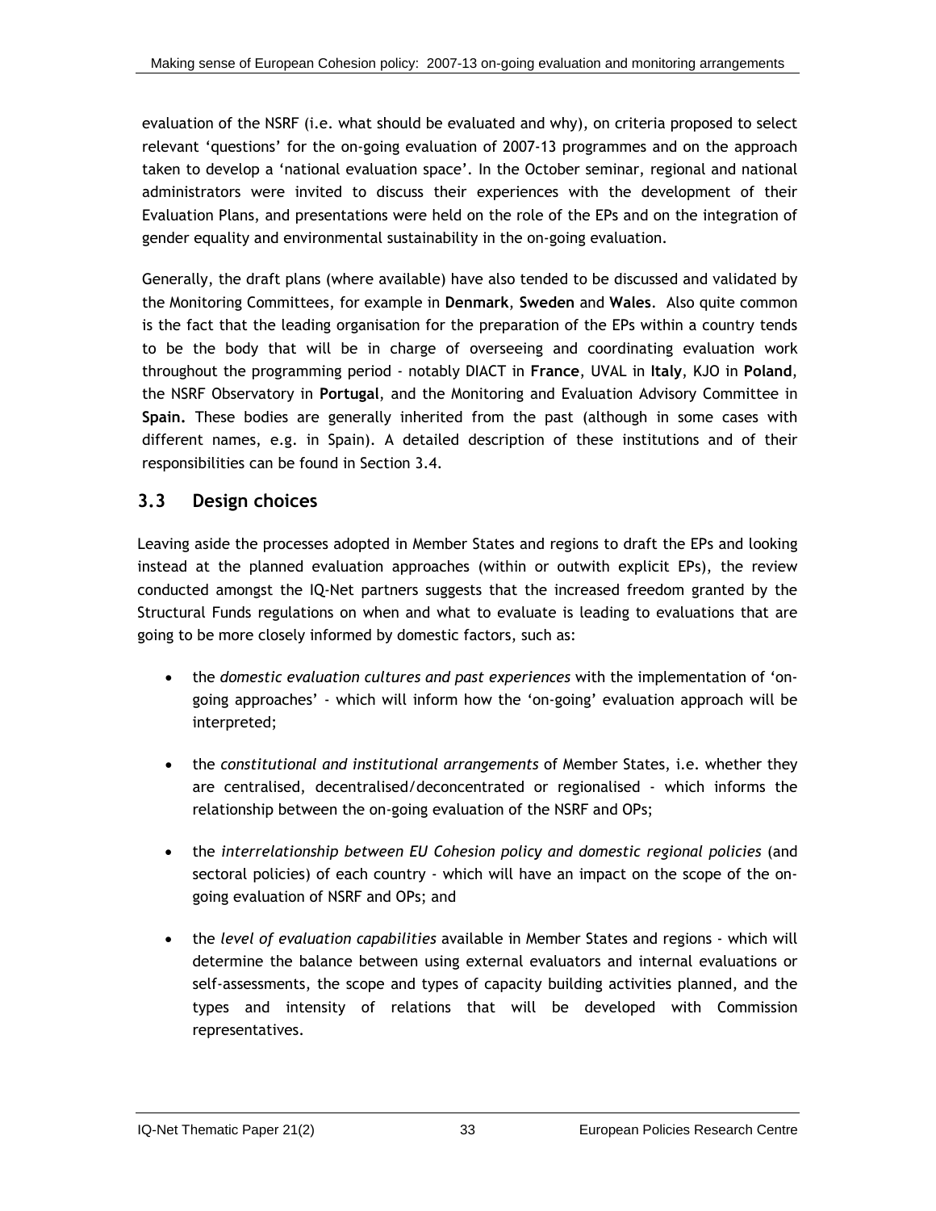evaluation of the NSRF (i.e. what should be evaluated and why), on criteria proposed to select relevant 'questions' for the on-going evaluation of 2007-13 programmes and on the approach taken to develop a 'national evaluation space'. In the October seminar, regional and national administrators were invited to discuss their experiences with the development of their Evaluation Plans, and presentations were held on the role of the EPs and on the integration of gender equality and environmental sustainability in the on-going evaluation.

Generally, the draft plans (where available) have also tended to be discussed and validated by the Monitoring Committees, for example in **Denmark**, **Sweden** and **Wales**. Also quite common is the fact that the leading organisation for the preparation of the EPs within a country tends to be the body that will be in charge of overseeing and coordinating evaluation work throughout the programming period - notably DIACT in **France**, UVAL in **Italy**, KJO in **Poland**, the NSRF Observatory in **Portugal**, and the Monitoring and Evaluation Advisory Committee in **Spain.** These bodies are generally inherited from the past (although in some cases with different names, e.g. in Spain). A detailed description of these institutions and of their responsibilities can be found in Section 3.4.

## 3.3 Design choices

Leaving aside the processes adopted in Member States and regions to draft the EPs and looking instead at the planned evaluation approaches (within or outwith explicit EPs), the review conducted amongst the IQ-Net partners suggests that the increased freedom granted by the Structural Funds regulations on when and what to evaluate is leading to evaluations that are going to be more closely informed by domestic factors, such as:

- the *domestic evaluation cultures and past experiences* with the implementation of 'on-going approaches' - which will inform how the 'on-going' evaluation approach will be interpreted;
- the *constitutional and institutional arrangements* of Member States, i.e. whether they are centralised, decentralised/deconcentrated or regionalised - which informs the relationship between the on-going evaluation of the NSRF and OPs;
- the *interrelationship between EU Cohesion policy and domestic regional policies* (and sectoral policies) of each country - which will have an impact on the scope of the on-going evaluation of NSRF and OPs; and
- the *level of evaluation capabilities* available in Member States and regions - which will determine the balance between using external evaluators and internal evaluations or self-assessments, the scope and types of capacity building activities planned, and the types and intensity of relations that will be developed with Commission representatives.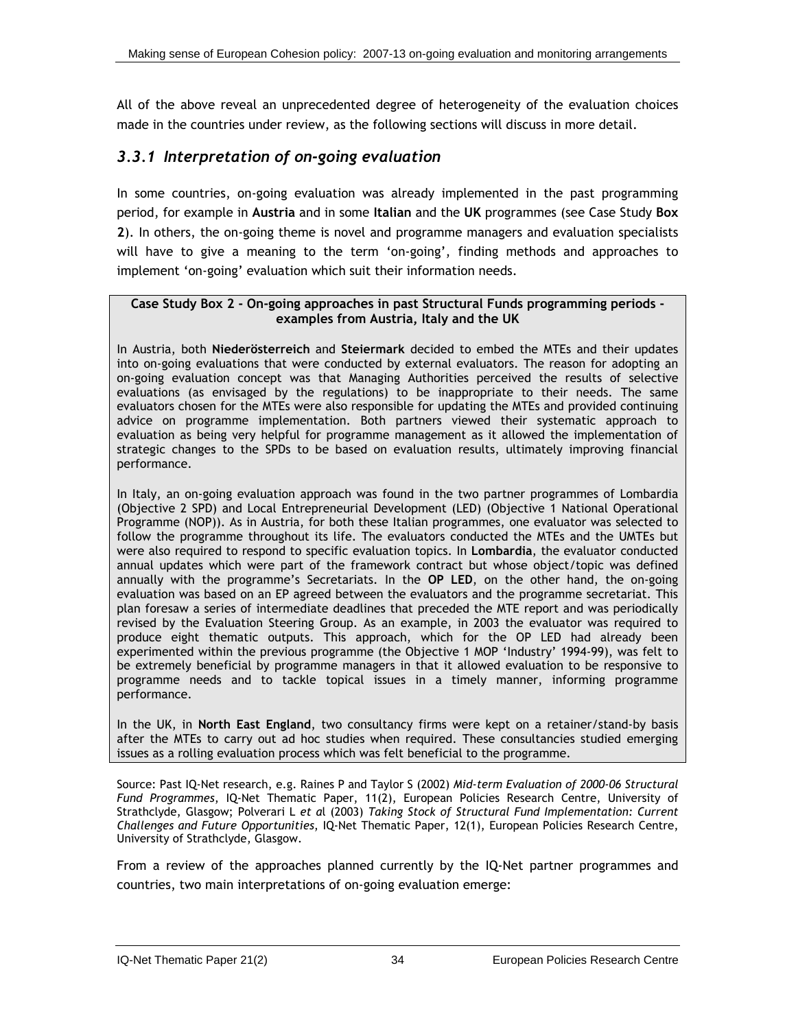All of the above reveal an unprecedented degree of heterogeneity of the evaluation choices made in the countries under review, as the following sections will discuss in more detail.

### *3.3.1 Interpretation of on-going evaluation*

In some countries, on-going evaluation was already implemented in the past programming period, for example in **Austria** and in some **Italian** and the **UK** programmes (see Case Study **Box 2**). In others, the on-going theme is novel and programme managers and evaluation specialists will have to give a meaning to the term 'on-going', finding methods and approaches to implement 'on-going' evaluation which suit their information needs.

**Case Study Box 2 - On-going approaches in past Structural Funds programming periods - examples from Austria, Italy and the UK**

In Austria, both **Niederösterreich** and **Steiermark** decided to embed the MTEs and their updates into on-going evaluations that were conducted by external evaluators. The reason for adopting an on-going evaluation concept was that Managing Authorities perceived the results of selective evaluations (as envisaged by the regulations) to be inappropriate to their needs. The same evaluators chosen for the MTEs were also responsible for updating the MTEs and provided continuing advice on programme implementation. Both partners viewed their systematic approach to evaluation as being very helpful for programme management as it allowed the implementation of strategic changes to the SPDs to be based on evaluation results, ultimately improving financial performance.

In Italy, an on-going evaluation approach was found in the two partner programmes of Lombardia (Objective 2 SPD) and Local Entrepreneurial Development (LED) (Objective 1 National Operational Programme (NOP)). As in Austria, for both these Italian programmes, one evaluator was selected to follow the programme throughout its life. The evaluators conducted the MTEs and the UMTEs but were also required to respond to specific evaluation topics. In **Lombardia**, the evaluator conducted annual updates which were part of the framework contract but whose object/topic was defined annually with the programme's Secretariats. In the **OP LED**, on the other hand, the on-going evaluation was based on an EP agreed between the evaluators and the programme secretariat. This plan foresaw a series of intermediate deadlines that preceded the MTE report and was periodically revised by the Evaluation Steering Group. As an example, in 2003 the evaluator was required to produce eight thematic outputs. This approach, which for the OP LED had already been experimented within the previous programme (the Objective 1 MOP 'Industry' 1994-99), was felt to be extremely beneficial by programme managers in that it allowed evaluation to be responsive to programme needs and to tackle topical issues in a timely manner, informing programme performance.

In the UK, in **North East England**, two consultancy firms were kept on a retainer/stand-by basis after the MTEs to carry out ad hoc studies when required. These consultancies studied emerging issues as a rolling evaluation process which was felt beneficial to the programme.

Source: Past IQ-Net research, e.g. Raines P and Taylor S (2002) *Mid-term Evaluation of 2000-06 Structural Fund Programmes*, IQ-Net Thematic Paper, 11(2), European Policies Research Centre, University of Strathclyde, Glasgow; Polverari L *et a*l (2003) *Taking Stock of Structural Fund Implementation: Current Challenges and Future Opportunities*, IQ-Net Thematic Paper, 12(1), European Policies Research Centre, University of Strathclyde, Glasgow.

From a review of the approaches planned currently by the IQ-Net partner programmes and countries, two main interpretations of on-going evaluation emerge: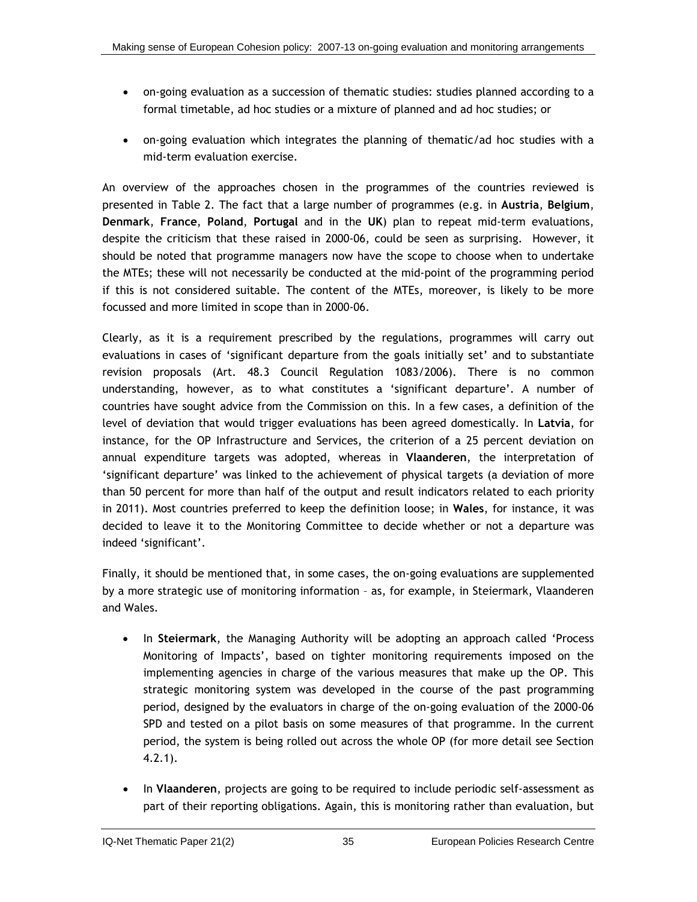- on-going evaluation as a succession of thematic studies: studies planned according to a formal timetable, ad hoc studies or a mixture of planned and ad hoc studies; or

- on-going evaluation which integrates the planning of thematic/ad hoc studies with a mid-term evaluation exercise.

An overview of the approaches chosen in the programmes of the countries reviewed is presented in Table 2. The fact that a large number of programmes (e.g. in **Austria**, **Belgium**, **Denmark**, **France**, **Poland**, **Portugal** and in the **UK**) plan to repeat mid-term evaluations, despite the criticism that these raised in 2000-06, could be seen as surprising. However, it should be noted that programme managers now have the scope to choose when to undertake the MTEs; these will not necessarily be conducted at the mid-point of the programming period if this is not considered suitable. The content of the MTEs, moreover, is likely to be more focussed and more limited in scope than in 2000-06.

Clearly, as it is a requirement prescribed by the regulations, programmes will carry out evaluations in cases of 'significant departure from the goals initially set' and to substantiate revision proposals (Art. 48.3 Council Regulation 1083/2006). There is no common understanding, however, as to what constitutes a 'significant departure'. A number of countries have sought advice from the Commission on this. In a few cases, a definition of the level of deviation that would trigger evaluations has been agreed domestically. In **Latvia**, for instance, for the OP Infrastructure and Services, the criterion of a 25 percent deviation on annual expenditure targets was adopted, whereas in **Vlaanderen**, the interpretation of 'significant departure' was linked to the achievement of physical targets (a deviation of more than 50 percent for more than half of the output and result indicators related to each priority in 2011). Most countries preferred to keep the definition loose; in **Wales**, for instance, it was decided to leave it to the Monitoring Committee to decide whether or not a departure was indeed 'significant'.

Finally, it should be mentioned that, in some cases, the on-going evaluations are supplemented by a more strategic use of monitoring information – as, for example, in Steiermark, Vlaanderen and Wales.

- In **Steiermark**, the Managing Authority will be adopting an approach called 'Process Monitoring of Impacts', based on tighter monitoring requirements imposed on the implementing agencies in charge of the various measures that make up the OP. This strategic monitoring system was developed in the course of the past programming period, designed by the evaluators in charge of the on-going evaluation of the 2000-06 SPD and tested on a pilot basis on some measures of that programme. In the current period, the system is being rolled out across the whole OP (for more detail see Section 4.2.1).

- In **Vlaanderen**, projects are going to be required to include periodic self-assessment as part of their reporting obligations. Again, this is monitoring rather than evaluation, but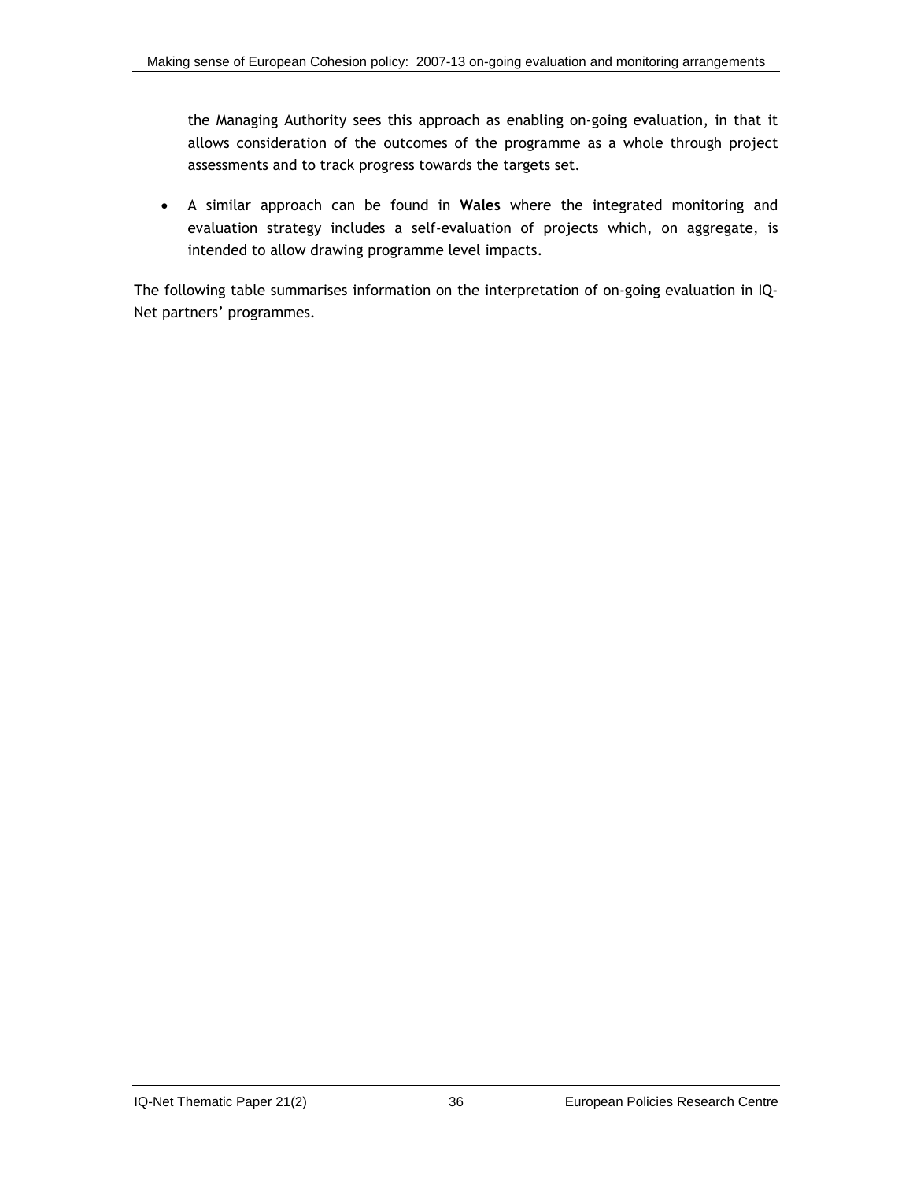the Managing Authority sees this approach as enabling on-going evaluation, in that it allows consideration of the outcomes of the programme as a whole through project assessments and to track progress towards the targets set.

- A similar approach can be found in **Wales** where the integrated monitoring and evaluation strategy includes a self-evaluation of projects which, on aggregate, is intended to allow drawing programme level impacts.

The following table summarises information on the interpretation of on-going evaluation in IQ-Net partners' programmes.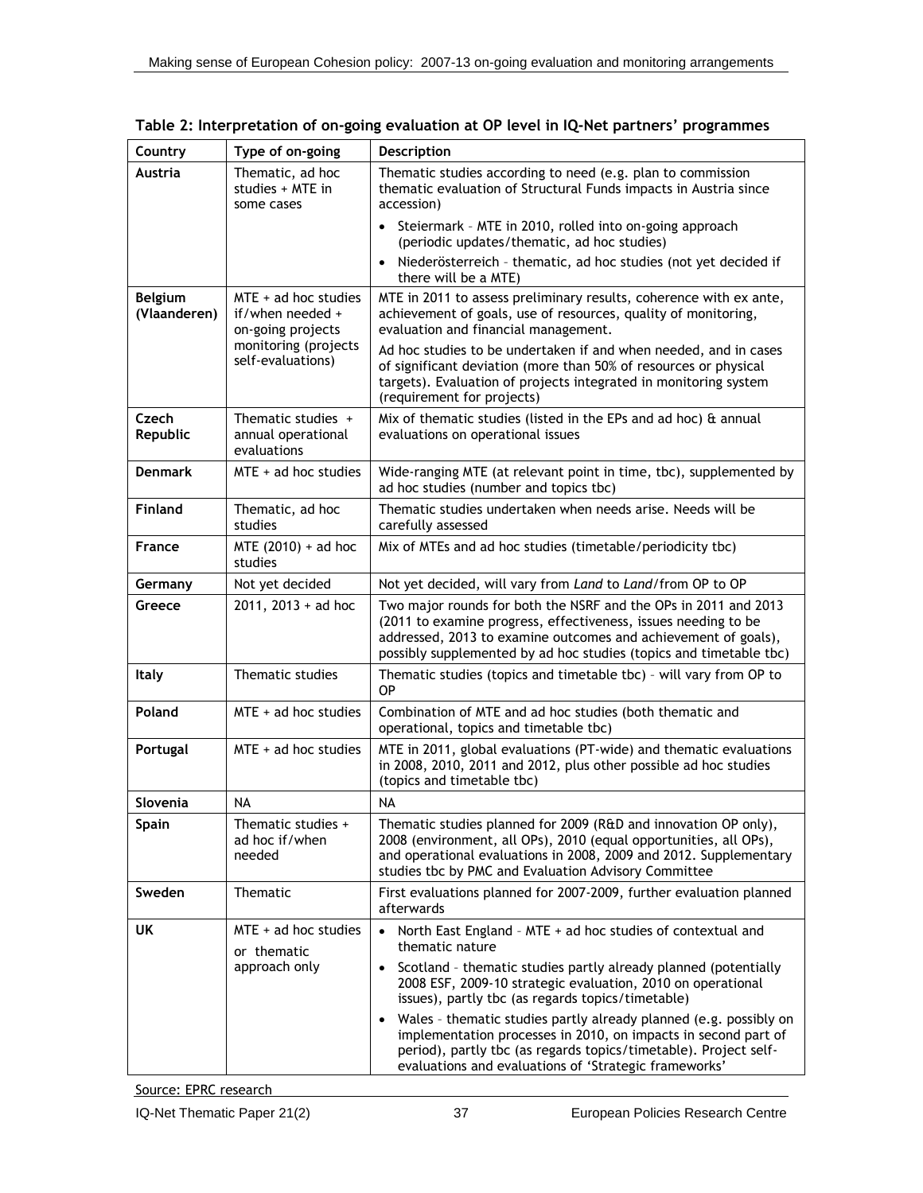**Table 2: Interpretation of on-going evaluation at OP level in IQ-Net partners' programmes**

| Country | Type of on-going | Description |
|---|---|---|
| **Austria** | Thematic, ad hoc studies + MTE in some cases | Thematic studies according to need (e.g. plan to commission thematic evaluation of Structural Funds impacts in Austria since accession)<br>• Steiermark – MTE in 2010, rolled into on-going approach (periodic updates/thematic, ad hoc studies)<br>• Niederösterreich – thematic, ad hoc studies (not yet decided if there will be a MTE) |
| **Belgium (Vlaanderen)** | MTE + ad hoc studies if/when needed + on-going projects monitoring (projects self-evaluations) | MTE in 2011 to assess preliminary results, coherence with ex ante, achievement of goals, use of resources, quality of monitoring, evaluation and financial management.<br>Ad hoc studies to be undertaken if and when needed, and in cases of significant deviation (more than 50% of resources or physical targets). Evaluation of projects integrated in monitoring system (requirement for projects) |
| **Czech Republic** | Thematic studies + annual operational evaluations | Mix of thematic studies (listed in the EPs and ad hoc) & annual evaluations on operational issues |
| **Denmark** | MTE + ad hoc studies | Wide-ranging MTE (at relevant point in time, tbc), supplemented by ad hoc studies (number and topics tbc) |
| **Finland** | Thematic, ad hoc studies | Thematic studies undertaken when needs arise. Needs will be carefully assessed |
| **France** | MTE (2010) + ad hoc studies | Mix of MTEs and ad hoc studies (timetable/periodicity tbc) |
| **Germany** | Not yet decided | Not yet decided, will vary from *Land* to *Land*/from OP to OP |
| **Greece** | 2011, 2013 + ad hoc | Two major rounds for both the NSRF and the OPs in 2011 and 2013 (2011 to examine progress, effectiveness, issues needing to be addressed, 2013 to examine outcomes and achievement of goals), possibly supplemented by ad hoc studies (topics and timetable tbc) |
| **Italy** | Thematic studies | Thematic studies (topics and timetable tbc) – will vary from OP to OP |
| **Poland** | MTE + ad hoc studies | Combination of MTE and ad hoc studies (both thematic and operational, topics and timetable tbc) |
| **Portugal** | MTE + ad hoc studies | MTE in 2011, global evaluations (PT-wide) and thematic evaluations in 2008, 2010, 2011 and 2012, plus other possible ad hoc studies (topics and timetable tbc) |
| **Slovenia** | NA | NA |
| **Spain** | Thematic studies + ad hoc if/when needed | Thematic studies planned for 2009 (R&D and innovation OP only), 2008 (environment, all OPs), 2010 (equal opportunities, all OPs), and operational evaluations in 2008, 2009 and 2012. Supplementary studies tbc by PMC and Evaluation Advisory Committee |
| **Sweden** | Thematic | First evaluations planned for 2007-2009, further evaluation planned afterwards |
| **UK** | MTE + ad hoc studies or thematic approach only | • North East England – MTE + ad hoc studies of contextual and thematic nature<br>• Scotland – thematic studies partly already planned (potentially 2008 ESF, 2009-10 strategic evaluation, 2010 on operational issues), partly tbc (as regards topics/timetable)<br>• Wales – thematic studies partly already planned (e.g. possibly on implementation processes in 2010, on impacts in second part of period), partly tbc (as regards topics/timetable). Project self-evaluations and evaluations of 'Strategic frameworks' |

Source: EPRC research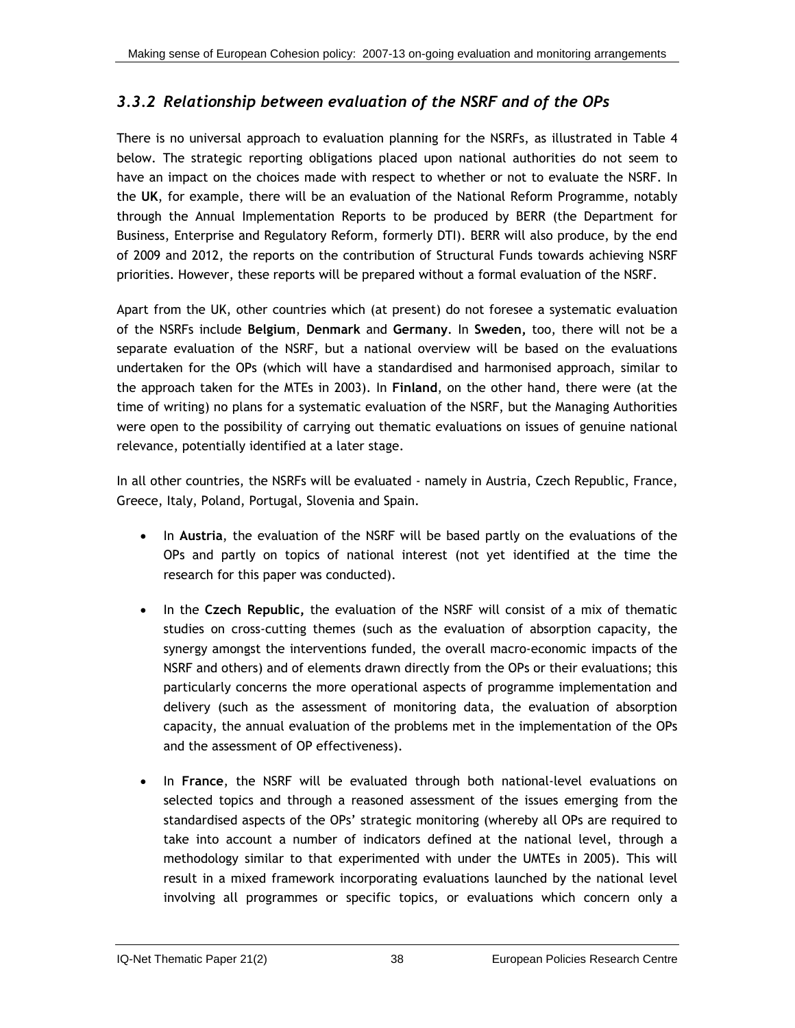### *3.3.2 Relationship between evaluation of the NSRF and of the OPs*

There is no universal approach to evaluation planning for the NSRFs, as illustrated in Table 4 below. The strategic reporting obligations placed upon national authorities do not seem to have an impact on the choices made with respect to whether or not to evaluate the NSRF. In the **UK**, for example, there will be an evaluation of the National Reform Programme, notably through the Annual Implementation Reports to be produced by BERR (the Department for Business, Enterprise and Regulatory Reform, formerly DTI). BERR will also produce, by the end of 2009 and 2012, the reports on the contribution of Structural Funds towards achieving NSRF priorities. However, these reports will be prepared without a formal evaluation of the NSRF.

Apart from the UK, other countries which (at present) do not foresee a systematic evaluation of the NSRFs include **Belgium**, **Denmark** and **Germany**. In **Sweden,** too, there will not be a separate evaluation of the NSRF, but a national overview will be based on the evaluations undertaken for the OPs (which will have a standardised and harmonised approach, similar to the approach taken for the MTEs in 2003). In **Finland**, on the other hand, there were (at the time of writing) no plans for a systematic evaluation of the NSRF, but the Managing Authorities were open to the possibility of carrying out thematic evaluations on issues of genuine national relevance, potentially identified at a later stage.

In all other countries, the NSRFs will be evaluated - namely in Austria, Czech Republic, France, Greece, Italy, Poland, Portugal, Slovenia and Spain.

- In **Austria**, the evaluation of the NSRF will be based partly on the evaluations of the OPs and partly on topics of national interest (not yet identified at the time the research for this paper was conducted).
- In the **Czech Republic,** the evaluation of the NSRF will consist of a mix of thematic studies on cross-cutting themes (such as the evaluation of absorption capacity, the synergy amongst the interventions funded, the overall macro-economic impacts of the NSRF and others) and of elements drawn directly from the OPs or their evaluations; this particularly concerns the more operational aspects of programme implementation and delivery (such as the assessment of monitoring data, the evaluation of absorption capacity, the annual evaluation of the problems met in the implementation of the OPs and the assessment of OP effectiveness).
- In **France**, the NSRF will be evaluated through both national-level evaluations on selected topics and through a reasoned assessment of the issues emerging from the standardised aspects of the OPs' strategic monitoring (whereby all OPs are required to take into account a number of indicators defined at the national level, through a methodology similar to that experimented with under the UMTEs in 2005). This will result in a mixed framework incorporating evaluations launched by the national level involving all programmes or specific topics, or evaluations which concern only a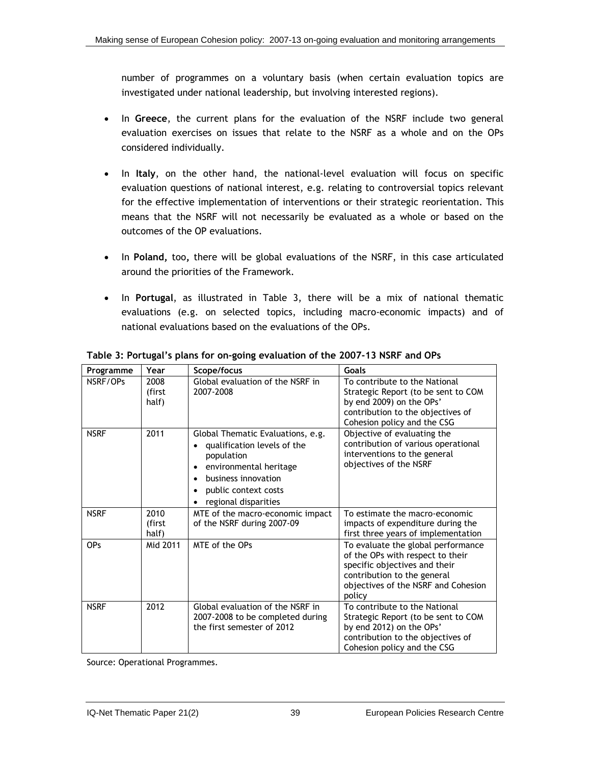number of programmes on a voluntary basis (when certain evaluation topics are investigated under national leadership, but involving interested regions).

- In **Greece**, the current plans for the evaluation of the NSRF include two general evaluation exercises on issues that relate to the NSRF as a whole and on the OPs considered individually.

- In **Italy**, on the other hand, the national-level evaluation will focus on specific evaluation questions of national interest, e.g. relating to controversial topics relevant for the effective implementation of interventions or their strategic reorientation. This means that the NSRF will not necessarily be evaluated as a whole or based on the outcomes of the OP evaluations.

- In **Poland,** too**,** there will be global evaluations of the NSRF, in this case articulated around the priorities of the Framework.

- In **Portugal**, as illustrated in Table 3, there will be a mix of national thematic evaluations (e.g. on selected topics, including macro-economic impacts) and of national evaluations based on the evaluations of the OPs.

**Table 3: Portugal's plans for on-going evaluation of the 2007-13 NSRF and OPs**

| Programme | Year | Scope/focus | Goals |
|---|---|---|---|
| NSRF/OPs | 2008 (first half) | Global evaluation of the NSRF in 2007-2008 | To contribute to the National Strategic Report (to be sent to COM by end 2009) on the OPs' contribution to the objectives of Cohesion policy and the CSG |
| NSRF | 2011 | Global Thematic Evaluations, e.g.<br>• qualification levels of the population<br>• environmental heritage<br>• business innovation<br>• public context costs<br>• regional disparities | Objective of evaluating the contribution of various operational interventions to the general objectives of the NSRF |
| NSRF | 2010 (first half) | MTE of the macro-economic impact of the NSRF during 2007-09 | To estimate the macro-economic impacts of expenditure during the first three years of implementation |
| OPs | Mid 2011 | MTE of the OPs | To evaluate the global performance of the OPs with respect to their specific objectives and their contribution to the general objectives of the NSRF and Cohesion policy |
| NSRF | 2012 | Global evaluation of the NSRF in 2007-2008 to be completed during the first semester of 2012 | To contribute to the National Strategic Report (to be sent to COM by end 2012) on the OPs' contribution to the objectives of Cohesion policy and the CSG |

Source: Operational Programmes.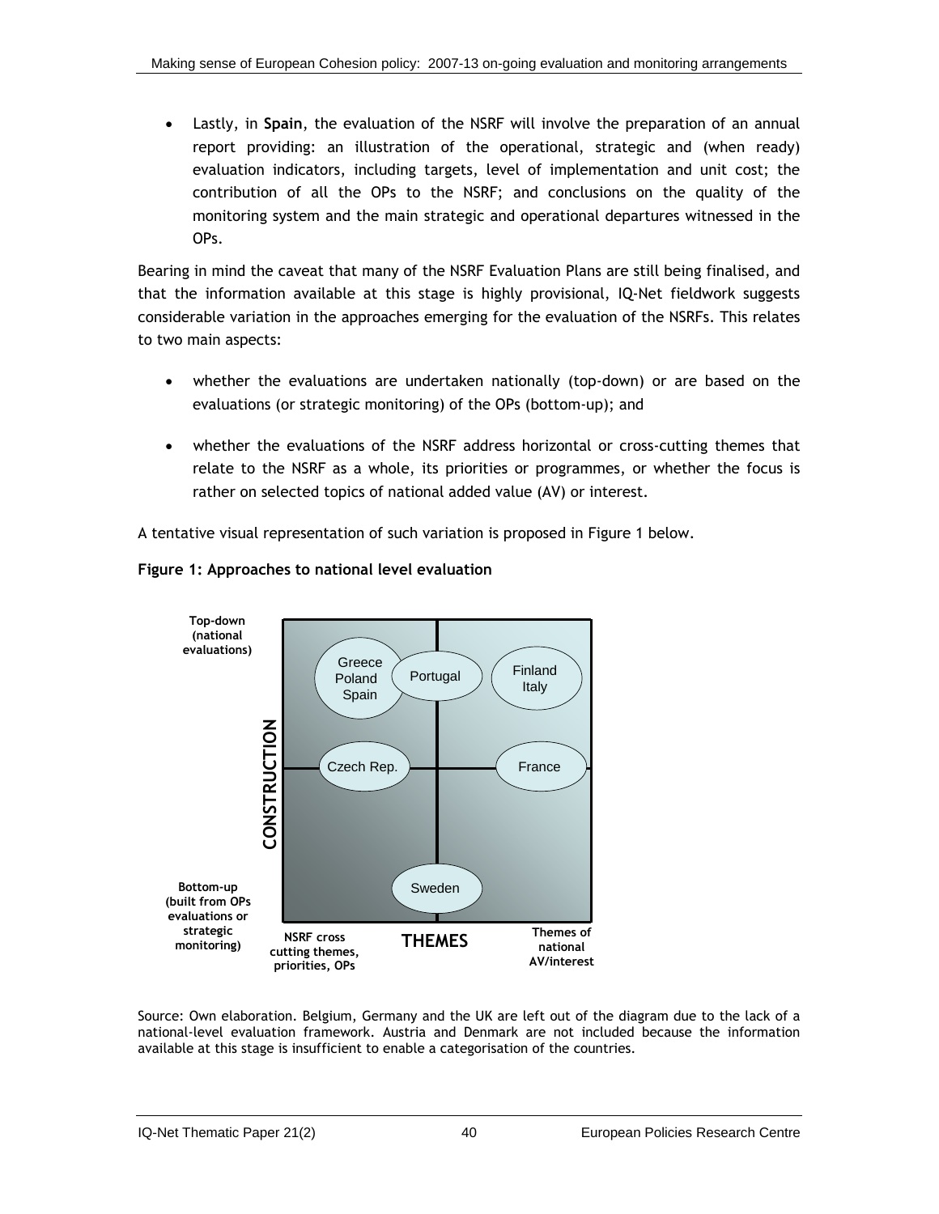- Lastly, in **Spain**, the evaluation of the NSRF will involve the preparation of an annual report providing: an illustration of the operational, strategic and (when ready) evaluation indicators, including targets, level of implementation and unit cost; the contribution of all the OPs to the NSRF; and conclusions on the quality of the monitoring system and the main strategic and operational departures witnessed in the OPs.

Bearing in mind the caveat that many of the NSRF Evaluation Plans are still being finalised, and that the information available at this stage is highly provisional, IQ-Net fieldwork suggests considerable variation in the approaches emerging for the evaluation of the NSRFs. This relates to two main aspects:

- whether the evaluations are undertaken nationally (top-down) or are based on the evaluations (or strategic monitoring) of the OPs (bottom-up); and
- whether the evaluations of the NSRF address horizontal or cross-cutting themes that relate to the NSRF as a whole, its priorities or programmes, or whether the focus is rather on selected topics of national added value (AV) or interest.

A tentative visual representation of such variation is proposed in Figure 1 below.

**Figure 1: Approaches to national level evaluation**

Source: Own elaboration. Belgium, Germany and the UK are left out of the diagram due to the lack of a national-level evaluation framework. Austria and Denmark are not included because the information available at this stage is insufficient to enable a categorisation of the countries.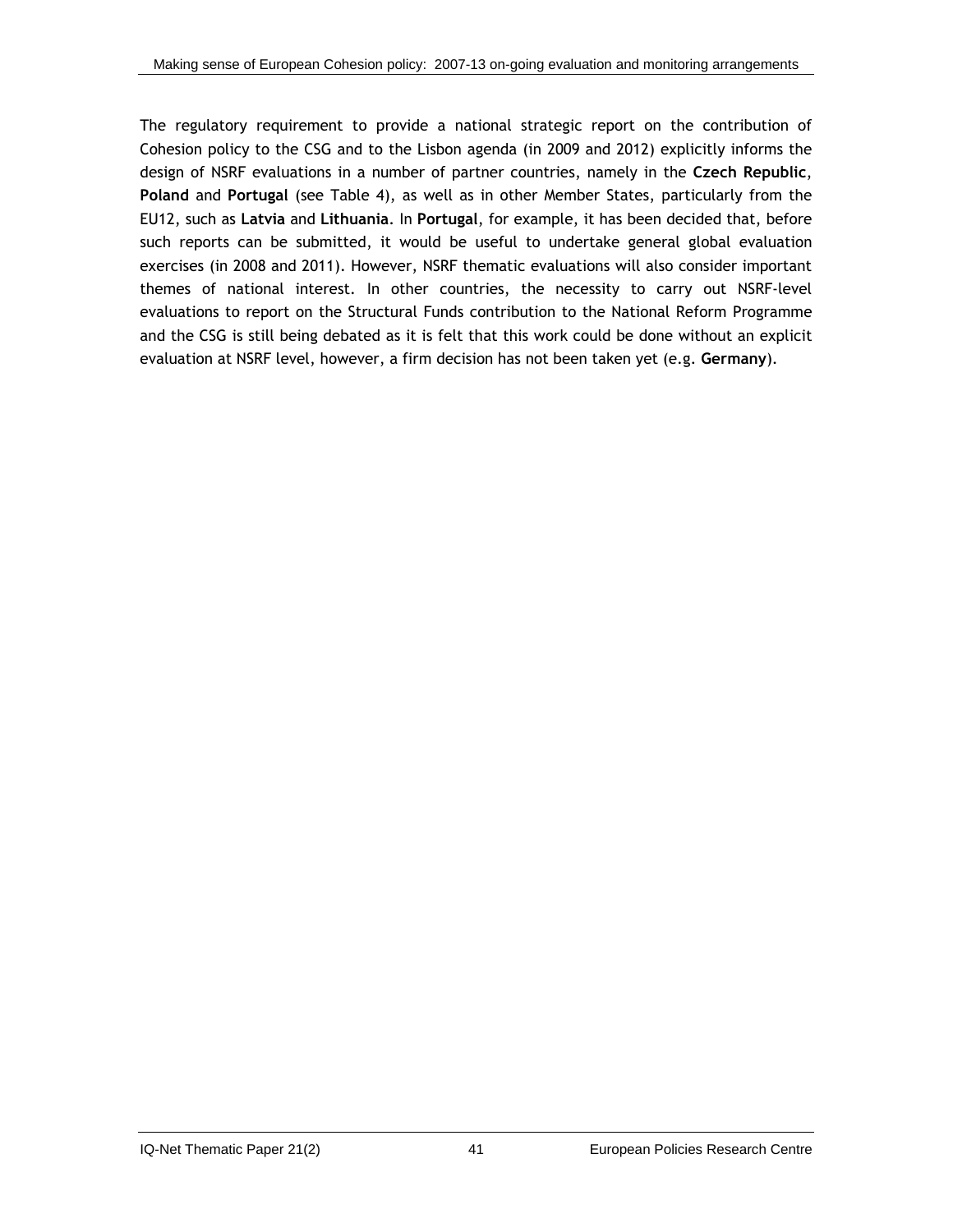The regulatory requirement to provide a national strategic report on the contribution of Cohesion policy to the CSG and to the Lisbon agenda (in 2009 and 2012) explicitly informs the design of NSRF evaluations in a number of partner countries, namely in the **Czech Republic**, **Poland** and **Portugal** (see Table 4), as well as in other Member States, particularly from the EU12, such as **Latvia** and **Lithuania**. In **Portugal**, for example, it has been decided that, before such reports can be submitted, it would be useful to undertake general global evaluation exercises (in 2008 and 2011). However, NSRF thematic evaluations will also consider important themes of national interest. In other countries, the necessity to carry out NSRF-level evaluations to report on the Structural Funds contribution to the National Reform Programme and the CSG is still being debated as it is felt that this work could be done without an explicit evaluation at NSRF level, however, a firm decision has not been taken yet (e.g. **Germany**).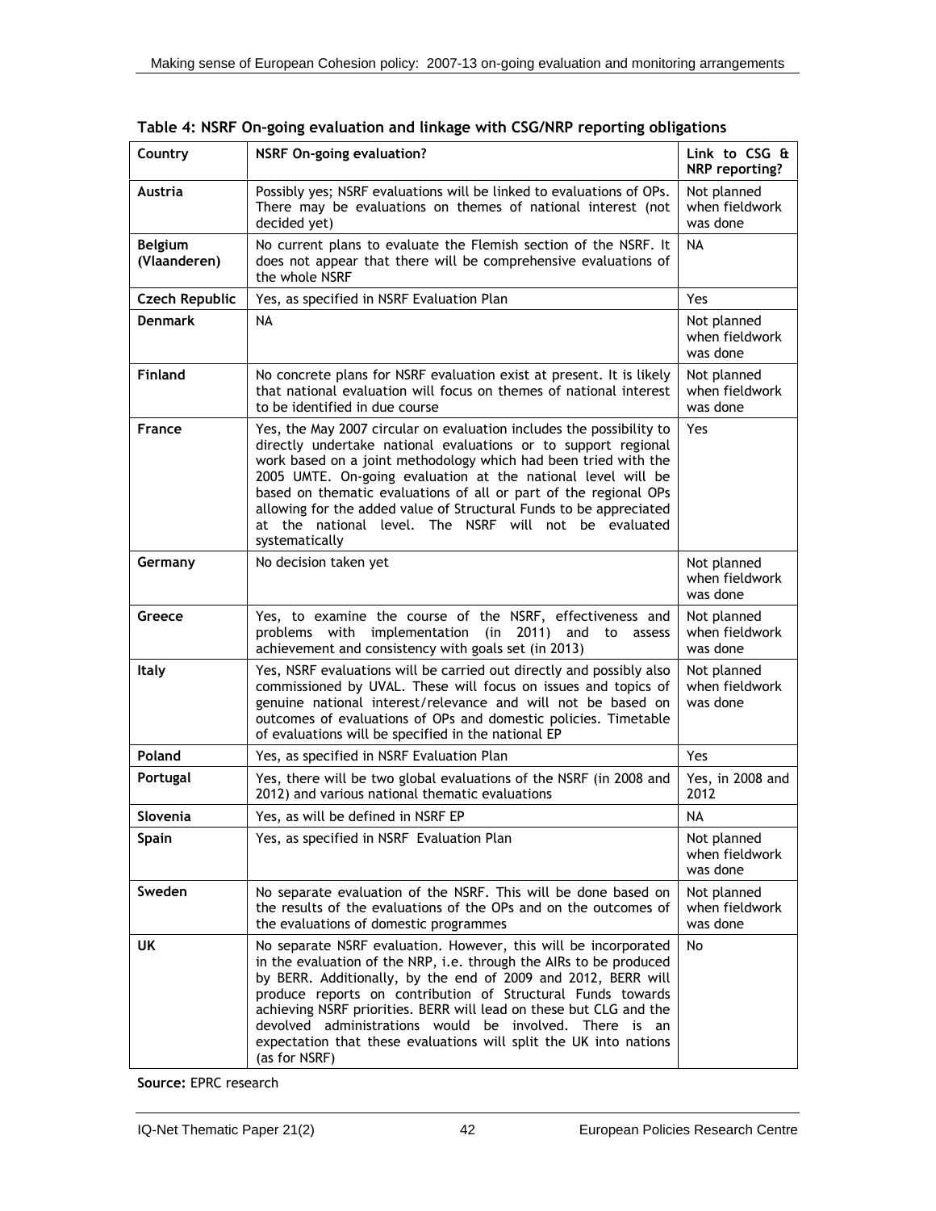**Table 4: NSRF On-going evaluation and linkage with CSG/NRP reporting obligations**

| Country | NSRF On-going evaluation? | Link to CSG & NRP reporting? |
|---|---|---|
| **Austria** | Possibly yes; NSRF evaluations will be linked to evaluations of OPs. There may be evaluations on themes of national interest (not decided yet) | Not planned when fieldwork was done |
| **Belgium (Vlaanderen)** | No current plans to evaluate the Flemish section of the NSRF. It does not appear that there will be comprehensive evaluations of the whole NSRF | NA |
| **Czech Republic** | Yes, as specified in NSRF Evaluation Plan | Yes |
| **Denmark** | NA | Not planned when fieldwork was done |
| **Finland** | No concrete plans for NSRF evaluation exist at present. It is likely that national evaluation will focus on themes of national interest to be identified in due course | Not planned when fieldwork was done |
| **France** | Yes, the May 2007 circular on evaluation includes the possibility to directly undertake national evaluations or to support regional work based on a joint methodology which had been tried with the 2005 UMTE. On-going evaluation at the national level will be based on thematic evaluations of all or part of the regional OPs allowing for the added value of Structural Funds to be appreciated at the national level. The NSRF will not be evaluated systematically | Yes |
| **Germany** | No decision taken yet | Not planned when fieldwork was done |
| **Greece** | Yes, to examine the course of the NSRF, effectiveness and problems with implementation (in 2011) and to assess achievement and consistency with goals set (in 2013) | Not planned when fieldwork was done |
| **Italy** | Yes, NSRF evaluations will be carried out directly and possibly also commissioned by UVAL. These will focus on issues and topics of genuine national interest/relevance and will not be based on outcomes of evaluations of OPs and domestic policies. Timetable of evaluations will be specified in the national EP | Not planned when fieldwork was done |
| **Poland** | Yes, as specified in NSRF Evaluation Plan | Yes |
| **Portugal** | Yes, there will be two global evaluations of the NSRF (in 2008 and 2012) and various national thematic evaluations | Yes, in 2008 and 2012 |
| **Slovenia** | Yes, as will be defined in NSRF EP | NA |
| **Spain** | Yes, as specified in NSRF Evaluation Plan | Not planned when fieldwork was done |
| **Sweden** | No separate evaluation of the NSRF. This will be done based on the results of the evaluations of the OPs and on the outcomes of the evaluations of domestic programmes | Not planned when fieldwork was done |
| **UK** | No separate NSRF evaluation. However, this will be incorporated in the evaluation of the NRP, i.e. through the AIRs to be produced by BERR. Additionally, by the end of 2009 and 2012, BERR will produce reports on contribution of Structural Funds towards achieving NSRF priorities. BERR will lead on these but CLG and the devolved administrations would be involved. There is an expectation that these evaluations will split the UK into nations (as for NSRF) | No |

**Source:** EPRC research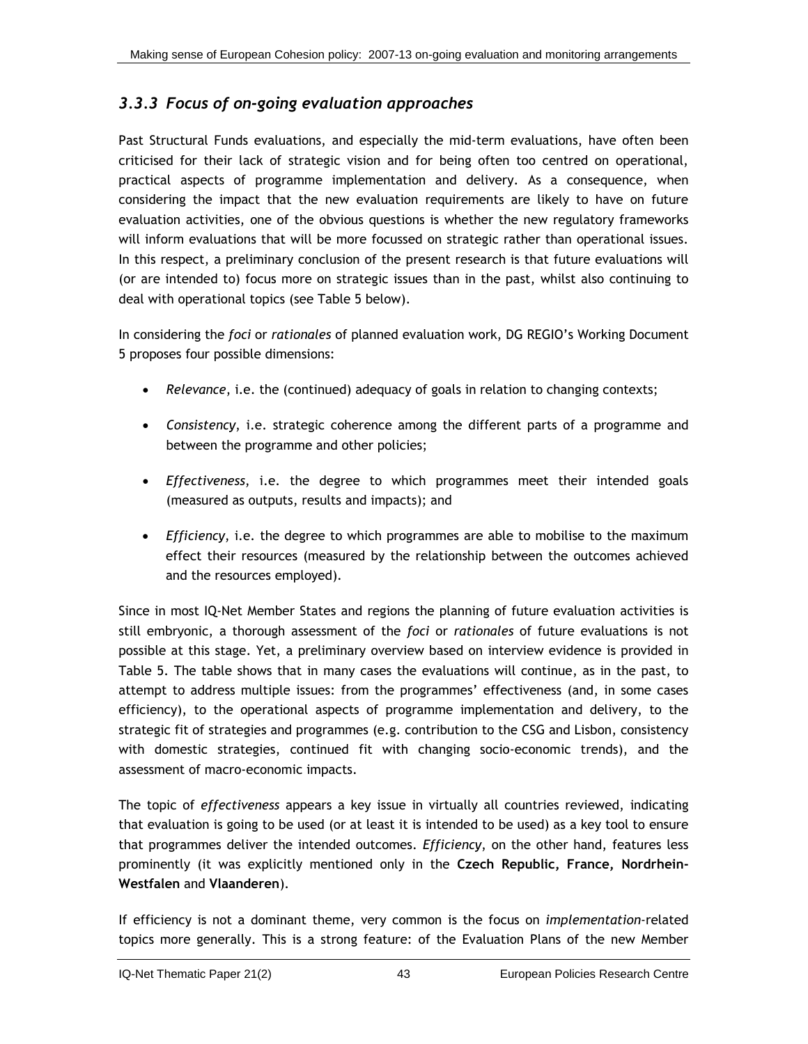### *3.3.3 Focus of on-going evaluation approaches*

Past Structural Funds evaluations, and especially the mid-term evaluations, have often been criticised for their lack of strategic vision and for being often too centred on operational, practical aspects of programme implementation and delivery. As a consequence, when considering the impact that the new evaluation requirements are likely to have on future evaluation activities, one of the obvious questions is whether the new regulatory frameworks will inform evaluations that will be more focussed on strategic rather than operational issues. In this respect, a preliminary conclusion of the present research is that future evaluations will (or are intended to) focus more on strategic issues than in the past, whilst also continuing to deal with operational topics (see Table 5 below).

In considering the *foci* or *rationales* of planned evaluation work, DG REGIO's Working Document 5 proposes four possible dimensions:

- *Relevance*, i.e. the (continued) adequacy of goals in relation to changing contexts;
- *Consistency*, i.e. strategic coherence among the different parts of a programme and between the programme and other policies;
- *Effectiveness*, i.e. the degree to which programmes meet their intended goals (measured as outputs, results and impacts); and
- *Efficiency*, i.e. the degree to which programmes are able to mobilise to the maximum effect their resources (measured by the relationship between the outcomes achieved and the resources employed).

Since in most IQ-Net Member States and regions the planning of future evaluation activities is still embryonic, a thorough assessment of the *foci* or *rationales* of future evaluations is not possible at this stage. Yet, a preliminary overview based on interview evidence is provided in Table 5. The table shows that in many cases the evaluations will continue, as in the past, to attempt to address multiple issues: from the programmes' effectiveness (and, in some cases efficiency), to the operational aspects of programme implementation and delivery, to the strategic fit of strategies and programmes (e.g. contribution to the CSG and Lisbon, consistency with domestic strategies, continued fit with changing socio-economic trends), and the assessment of macro-economic impacts.

The topic of *effectiveness* appears a key issue in virtually all countries reviewed, indicating that evaluation is going to be used (or at least it is intended to be used) as a key tool to ensure that programmes deliver the intended outcomes. *Efficiency*, on the other hand, features less prominently (it was explicitly mentioned only in the **Czech Republic, France, Nordrhein-Westfalen** and **Vlaanderen**).

If efficiency is not a dominant theme, very common is the focus on *implementation*-related topics more generally. This is a strong feature: of the Evaluation Plans of the new Member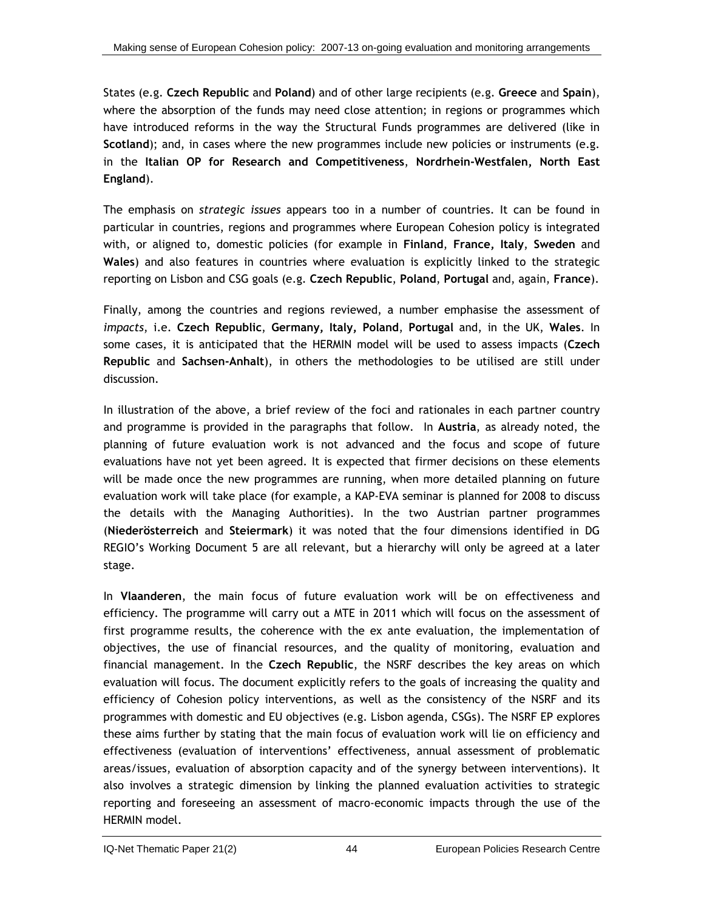States (e.g. **Czech Republic** and **Poland**) and of other large recipients (e.g. **Greece** and **Spain**), where the absorption of the funds may need close attention; in regions or programmes which have introduced reforms in the way the Structural Funds programmes are delivered (like in **Scotland**); and, in cases where the new programmes include new policies or instruments (e.g. in the **Italian OP for Research and Competitiveness**, **Nordrhein-Westfalen, North East England**).

The emphasis on *strategic issues* appears too in a number of countries. It can be found in particular in countries, regions and programmes where European Cohesion policy is integrated with, or aligned to, domestic policies (for example in **Finland**, **France, Italy**, **Sweden** and **Wales**) and also features in countries where evaluation is explicitly linked to the strategic reporting on Lisbon and CSG goals (e.g. **Czech Republic**, **Poland**, **Portugal** and, again, **France**).

Finally, among the countries and regions reviewed, a number emphasise the assessment of *impacts*, i.e. **Czech Republic**, **Germany, Italy, Poland**, **Portugal** and, in the UK, **Wales**. In some cases, it is anticipated that the HERMIN model will be used to assess impacts (**Czech Republic** and **Sachsen-Anhalt**), in others the methodologies to be utilised are still under discussion.

In illustration of the above, a brief review of the foci and rationales in each partner country and programme is provided in the paragraphs that follow. In **Austria**, as already noted, the planning of future evaluation work is not advanced and the focus and scope of future evaluations have not yet been agreed. It is expected that firmer decisions on these elements will be made once the new programmes are running, when more detailed planning on future evaluation work will take place (for example, a KAP-EVA seminar is planned for 2008 to discuss the details with the Managing Authorities). In the two Austrian partner programmes (**Niederösterreich** and **Steiermark**) it was noted that the four dimensions identified in DG REGIO's Working Document 5 are all relevant, but a hierarchy will only be agreed at a later stage.

In **Vlaanderen**, the main focus of future evaluation work will be on effectiveness and efficiency. The programme will carry out a MTE in 2011 which will focus on the assessment of first programme results, the coherence with the ex ante evaluation, the implementation of objectives, the use of financial resources, and the quality of monitoring, evaluation and financial management. In the **Czech Republic**, the NSRF describes the key areas on which evaluation will focus. The document explicitly refers to the goals of increasing the quality and efficiency of Cohesion policy interventions, as well as the consistency of the NSRF and its programmes with domestic and EU objectives (e.g. Lisbon agenda, CSGs). The NSRF EP explores these aims further by stating that the main focus of evaluation work will lie on efficiency and effectiveness (evaluation of interventions' effectiveness, annual assessment of problematic areas/issues, evaluation of absorption capacity and of the synergy between interventions). It also involves a strategic dimension by linking the planned evaluation activities to strategic reporting and foreseeing an assessment of macro-economic impacts through the use of the HERMIN model.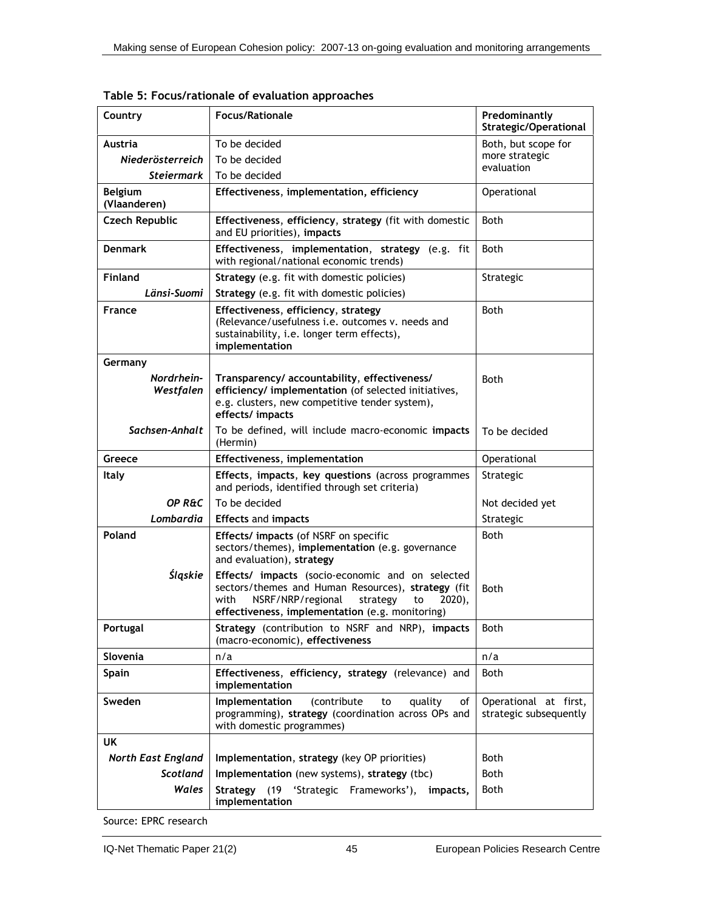**Table 5: Focus/rationale of evaluation approaches**

| Country | Focus/Rationale | Predominantly Strategic/Operational |
|---|---|---|
| **Austria** | To be decided | Both, but scope for more strategic evaluation |
| ***Niederösterreich*** | To be decided | |
| ***Steiermark*** | To be decided | |
| **Belgium (Vlaanderen)** | **Effectiveness**, **implementation, efficiency** | Operational |
| **Czech Republic** | **Effectiveness**, **efficiency**, **strategy** (fit with domestic and EU priorities), **impacts** | Both |
| **Denmark** | **Effectiveness**, **implementation**, **strategy** (e.g. fit with regional/national economic trends) | Both |
| **Finland** | **Strategy** (e.g. fit with domestic policies) | Strategic |
| ***Länsi-Suomi*** | **Strategy** (e.g. fit with domestic policies) | |
| **France** | **Effectiveness, efficiency**, **strategy** (Relevance/usefulness i.e. outcomes v. needs and sustainability, i.e. longer term effects), **implementation** | Both |
| **Germany** | | |
| ***Nordrhein-Westfalen*** | **Transparency/ accountability**, **effectiveness/ efficiency/ implementation** (of selected initiatives, e.g. clusters, new competitive tender system), **effects/ impacts** | Both |
| ***Sachsen-Anhalt*** | To be defined, will include macro-economic **impacts** (Hermin) | To be decided |
| **Greece** | **Effectiveness**, **implementation** | Operational |
| **Italy** | **Effects**, **impacts**, **key questions** (across programmes and periods, identified through set criteria) | Strategic |
| ***OP R&C*** | To be decided | Not decided yet |
| ***Lombardia*** | **Effects** and **impacts** | Strategic |
| **Poland** | **Effects/ impacts** (of NSRF on specific sectors/themes), **implementation** (e.g. governance and evaluation), **strategy** | Both |
| ***Śląskie*** | **Effects/ impacts** (socio-economic and on selected sectors/themes and Human Resources), **strategy** (fit with NSRF/NRP/regional strategy to 2020), **effectiveness**, **implementation** (e.g. monitoring) | Both |
| **Portugal** | **Strategy** (contribution to NSRF and NRP), **impacts** (macro-economic), **effectiveness** | Both |
| **Slovenia** | n/a | n/a |
| **Spain** | **Effectiveness**, **efficiency, strategy** (relevance) and **implementation** | Both |
| **Sweden** | **Implementation** (contribute to quality of programming), **strategy** (coordination across OPs and with domestic programmes) | Operational at first, strategic subsequently |
| **UK** | | |
| ***North East England*** | **Implementation**, **strategy** (key OP priorities) | Both |
| ***Scotland*** | **Implementation** (new systems), **strategy** (tbc) | Both |
| ***Wales*** | **Strategy** (19 'Strategic Frameworks'), **impacts, implementation** | Both |

Source: EPRC research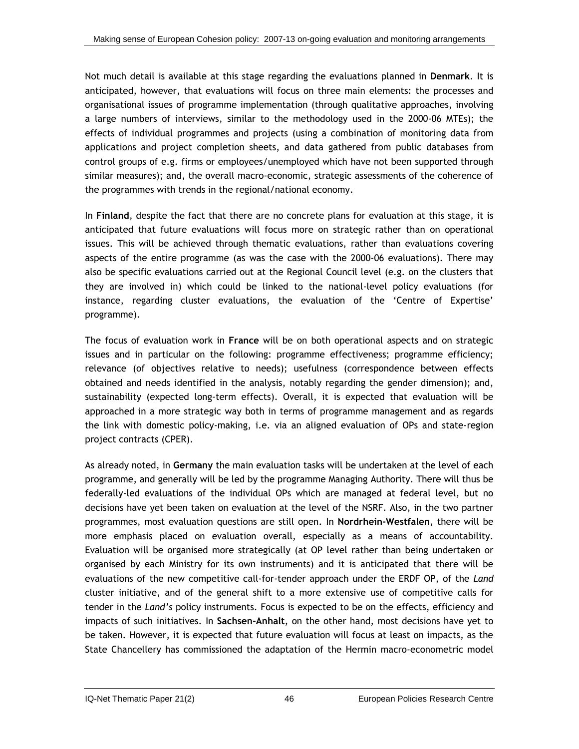Not much detail is available at this stage regarding the evaluations planned in **Denmark**. It is anticipated, however, that evaluations will focus on three main elements: the processes and organisational issues of programme implementation (through qualitative approaches, involving a large numbers of interviews, similar to the methodology used in the 2000-06 MTEs); the effects of individual programmes and projects (using a combination of monitoring data from applications and project completion sheets, and data gathered from public databases from control groups of e.g. firms or employees/unemployed which have not been supported through similar measures); and, the overall macro-economic, strategic assessments of the coherence of the programmes with trends in the regional/national economy.

In **Finland**, despite the fact that there are no concrete plans for evaluation at this stage, it is anticipated that future evaluations will focus more on strategic rather than on operational issues. This will be achieved through thematic evaluations, rather than evaluations covering aspects of the entire programme (as was the case with the 2000-06 evaluations). There may also be specific evaluations carried out at the Regional Council level (e.g. on the clusters that they are involved in) which could be linked to the national-level policy evaluations (for instance, regarding cluster evaluations, the evaluation of the 'Centre of Expertise' programme).

The focus of evaluation work in **France** will be on both operational aspects and on strategic issues and in particular on the following: programme effectiveness; programme efficiency; relevance (of objectives relative to needs); usefulness (correspondence between effects obtained and needs identified in the analysis, notably regarding the gender dimension); and, sustainability (expected long-term effects). Overall, it is expected that evaluation will be approached in a more strategic way both in terms of programme management and as regards the link with domestic policy-making, i.e. via an aligned evaluation of OPs and state-region project contracts (CPER).

As already noted, in **Germany** the main evaluation tasks will be undertaken at the level of each programme, and generally will be led by the programme Managing Authority. There will thus be federally-led evaluations of the individual OPs which are managed at federal level, but no decisions have yet been taken on evaluation at the level of the NSRF. Also, in the two partner programmes, most evaluation questions are still open. In **Nordrhein-Westfalen**, there will be more emphasis placed on evaluation overall, especially as a means of accountability. Evaluation will be organised more strategically (at OP level rather than being undertaken or organised by each Ministry for its own instruments) and it is anticipated that there will be evaluations of the new competitive call-for-tender approach under the ERDF OP, of the *Land* cluster initiative, and of the general shift to a more extensive use of competitive calls for tender in the *Land's* policy instruments. Focus is expected to be on the effects, efficiency and impacts of such initiatives. In **Sachsen-Anhalt**, on the other hand, most decisions have yet to be taken. However, it is expected that future evaluation will focus at least on impacts, as the State Chancellery has commissioned the adaptation of the Hermin macro-econometric model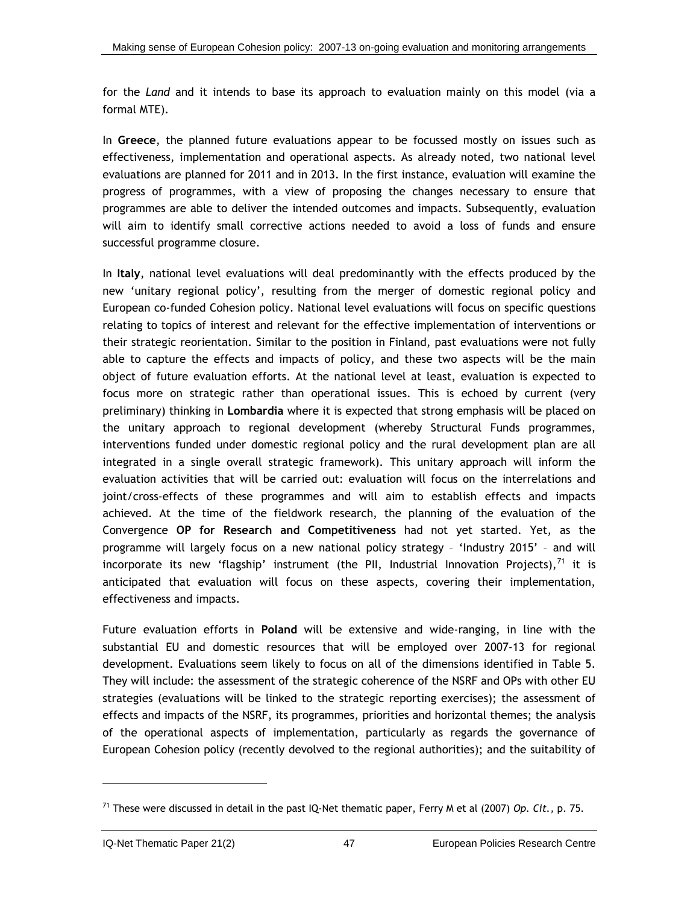for the *Land* and it intends to base its approach to evaluation mainly on this model (via a formal MTE).

In **Greece**, the planned future evaluations appear to be focussed mostly on issues such as effectiveness, implementation and operational aspects. As already noted, two national level evaluations are planned for 2011 and in 2013. In the first instance, evaluation will examine the progress of programmes, with a view of proposing the changes necessary to ensure that programmes are able to deliver the intended outcomes and impacts. Subsequently, evaluation will aim to identify small corrective actions needed to avoid a loss of funds and ensure successful programme closure.

In **Italy**, national level evaluations will deal predominantly with the effects produced by the new 'unitary regional policy', resulting from the merger of domestic regional policy and European co-funded Cohesion policy. National level evaluations will focus on specific questions relating to topics of interest and relevant for the effective implementation of interventions or their strategic reorientation. Similar to the position in Finland, past evaluations were not fully able to capture the effects and impacts of policy, and these two aspects will be the main object of future evaluation efforts. At the national level at least, evaluation is expected to focus more on strategic rather than operational issues. This is echoed by current (very preliminary) thinking in **Lombardia** where it is expected that strong emphasis will be placed on the unitary approach to regional development (whereby Structural Funds programmes, interventions funded under domestic regional policy and the rural development plan are all integrated in a single overall strategic framework). This unitary approach will inform the evaluation activities that will be carried out: evaluation will focus on the interrelations and joint/cross-effects of these programmes and will aim to establish effects and impacts achieved. At the time of the fieldwork research, the planning of the evaluation of the Convergence **OP for Research and Competitiveness** had not yet started. Yet, as the programme will largely focus on a new national policy strategy – 'Industry 2015' – and will incorporate its new 'flagship' instrument (the PII, Industrial Innovation Projects),[71] it is anticipated that evaluation will focus on these aspects, covering their implementation, effectiveness and impacts.

Future evaluation efforts in **Poland** will be extensive and wide-ranging, in line with the substantial EU and domestic resources that will be employed over 2007-13 for regional development. Evaluations seem likely to focus on all of the dimensions identified in Table 5. They will include: the assessment of the strategic coherence of the NSRF and OPs with other EU strategies (evaluations will be linked to the strategic reporting exercises); the assessment of effects and impacts of the NSRF, its programmes, priorities and horizontal themes; the analysis of the operational aspects of implementation, particularly as regards the governance of European Cohesion policy (recently devolved to the regional authorities); and the suitability of

---

[71] These were discussed in detail in the past IQ-Net thematic paper, Ferry M et al (2007) *Op. Cit.*, p. 75.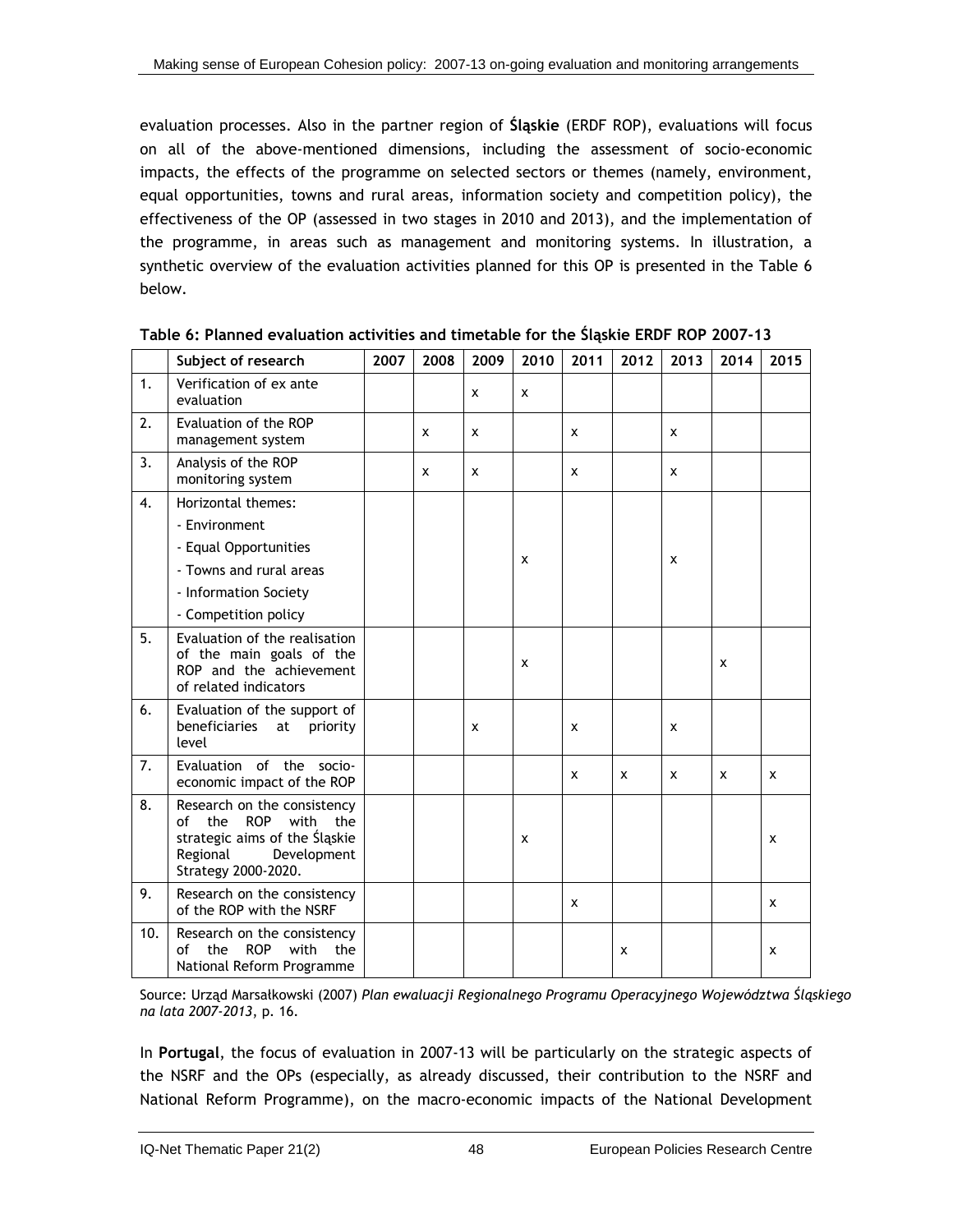evaluation processes. Also in the partner region of **Śląskie** (ERDF ROP), evaluations will focus on all of the above-mentioned dimensions, including the assessment of socio-economic impacts, the effects of the programme on selected sectors or themes (namely, environment, equal opportunities, towns and rural areas, information society and competition policy), the effectiveness of the OP (assessed in two stages in 2010 and 2013), and the implementation of the programme, in areas such as management and monitoring systems. In illustration, a synthetic overview of the evaluation activities planned for this OP is presented in the Table 6 below.

**Table 6: Planned evaluation activities and timetable for the Śląskie ERDF ROP 2007-13**

| | Subject of research | 2007 | 2008 | 2009 | 2010 | 2011 | 2012 | 2013 | 2014 | 2015 |
|---|---|---|---|---|---|---|---|---|---|---|
| 1. | Verification of ex ante evaluation | | | x | x | | | | | |
| 2. | Evaluation of the ROP management system | | x | x | | x | | x | | |
| 3. | Analysis of the ROP monitoring system | | x | x | | x | | x | | |
| 4. | Horizontal themes:<br>- Environment<br>- Equal Opportunities<br>- Towns and rural areas<br>- Information Society<br>- Competition policy | | | | x | | | x | | |
| 5. | Evaluation of the realisation of the main goals of the ROP and the achievement of related indicators | | | | x | | | | x | |
| 6. | Evaluation of the support of beneficiaries at priority level | | | x | | x | | x | | |
| 7. | Evaluation of the socio-economic impact of the ROP | | | | | x | x | x | x | x |
| 8. | Research on the consistency of the ROP with the strategic aims of the Śląskie Regional Development Strategy 2000-2020. | | | | x | | | | | x |
| 9. | Research on the consistency of the ROP with the NSRF | | | | | x | | | | x |
| 10. | Research on the consistency of the ROP with the National Reform Programme | | | | | | x | | | x |

Source: Urząd Marsałkowski (2007) *Plan ewaluacji Regionalnego Programu Operacyjnego Województwa Śląskiego na lata 2007-2013*, p. 16.

In **Portugal**, the focus of evaluation in 2007-13 will be particularly on the strategic aspects of the NSRF and the OPs (especially, as already discussed, their contribution to the NSRF and National Reform Programme), on the macro-economic impacts of the National Development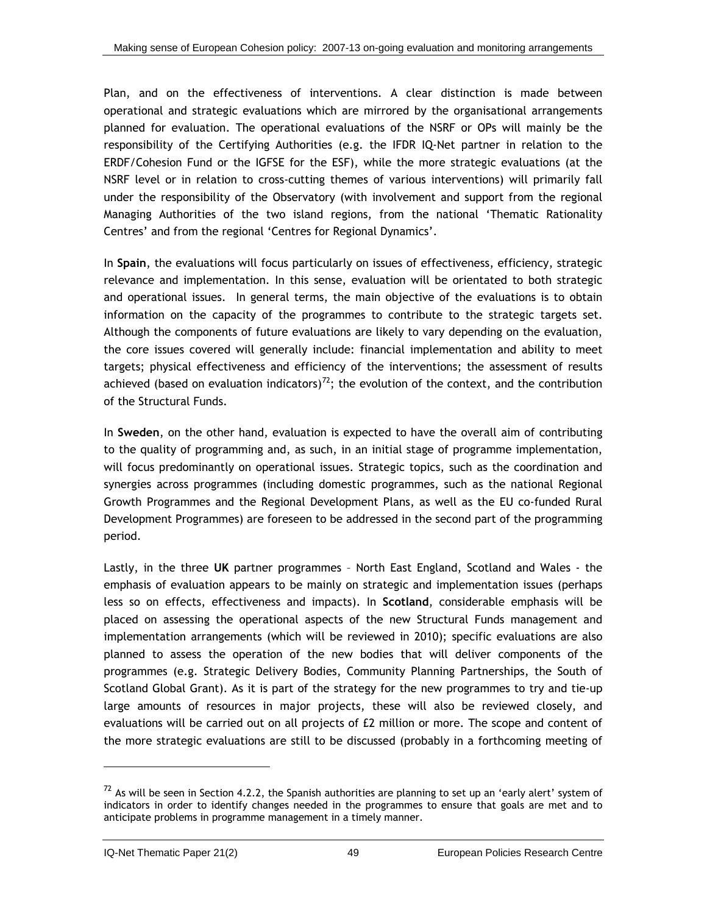Plan, and on the effectiveness of interventions. A clear distinction is made between operational and strategic evaluations which are mirrored by the organisational arrangements planned for evaluation. The operational evaluations of the NSRF or OPs will mainly be the responsibility of the Certifying Authorities (e.g. the IFDR IQ-Net partner in relation to the ERDF/Cohesion Fund or the IGFSE for the ESF), while the more strategic evaluations (at the NSRF level or in relation to cross-cutting themes of various interventions) will primarily fall under the responsibility of the Observatory (with involvement and support from the regional Managing Authorities of the two island regions, from the national 'Thematic Rationality Centres' and from the regional 'Centres for Regional Dynamics'.

In **Spain**, the evaluations will focus particularly on issues of effectiveness, efficiency, strategic relevance and implementation. In this sense, evaluation will be orientated to both strategic and operational issues. In general terms, the main objective of the evaluations is to obtain information on the capacity of the programmes to contribute to the strategic targets set. Although the components of future evaluations are likely to vary depending on the evaluation, the core issues covered will generally include: financial implementation and ability to meet targets; physical effectiveness and efficiency of the interventions; the assessment of results achieved (based on evaluation indicators)[72]; the evolution of the context, and the contribution of the Structural Funds.

In **Sweden**, on the other hand, evaluation is expected to have the overall aim of contributing to the quality of programming and, as such, in an initial stage of programme implementation, will focus predominantly on operational issues. Strategic topics, such as the coordination and synergies across programmes (including domestic programmes, such as the national Regional Growth Programmes and the Regional Development Plans, as well as the EU co-funded Rural Development Programmes) are foreseen to be addressed in the second part of the programming period.

Lastly, in the three **UK** partner programmes – North East England, Scotland and Wales - the emphasis of evaluation appears to be mainly on strategic and implementation issues (perhaps less so on effects, effectiveness and impacts). In **Scotland**, considerable emphasis will be placed on assessing the operational aspects of the new Structural Funds management and implementation arrangements (which will be reviewed in 2010); specific evaluations are also planned to assess the operation of the new bodies that will deliver components of the programmes (e.g. Strategic Delivery Bodies, Community Planning Partnerships, the South of Scotland Global Grant). As it is part of the strategy for the new programmes to try and tie-up large amounts of resources in major projects, these will also be reviewed closely, and evaluations will be carried out on all projects of £2 million or more. The scope and content of the more strategic evaluations are still to be discussed (probably in a forthcoming meeting of

---

[72] As will be seen in Section 4.2.2, the Spanish authorities are planning to set up an 'early alert' system of indicators in order to identify changes needed in the programmes to ensure that goals are met and to anticipate problems in programme management in a timely manner.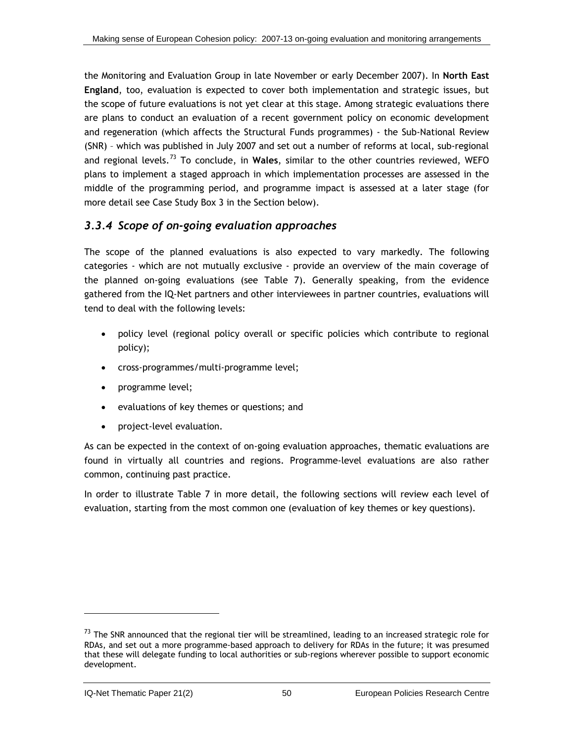the Monitoring and Evaluation Group in late November or early December 2007). In **North East England**, too, evaluation is expected to cover both implementation and strategic issues, but the scope of future evaluations is not yet clear at this stage. Among strategic evaluations there are plans to conduct an evaluation of a recent government policy on economic development and regeneration (which affects the Structural Funds programmes) - the Sub-National Review (SNR) – which was published in July 2007 and set out a number of reforms at local, sub-regional and regional levels.[73] To conclude, in **Wales**, similar to the other countries reviewed, WEFO plans to implement a staged approach in which implementation processes are assessed in the middle of the programming period, and programme impact is assessed at a later stage (for more detail see Case Study Box 3 in the Section below).

### *3.3.4 Scope of on-going evaluation approaches*

The scope of the planned evaluations is also expected to vary markedly. The following categories - which are not mutually exclusive - provide an overview of the main coverage of the planned on-going evaluations (see Table 7). Generally speaking, from the evidence gathered from the IQ-Net partners and other interviewees in partner countries, evaluations will tend to deal with the following levels:

- policy level (regional policy overall or specific policies which contribute to regional policy);
- cross-programmes/multi-programme level;
- programme level;
- evaluations of key themes or questions; and
- project-level evaluation.

As can be expected in the context of on-going evaluation approaches, thematic evaluations are found in virtually all countries and regions. Programme-level evaluations are also rather common, continuing past practice.

In order to illustrate Table 7 in more detail, the following sections will review each level of evaluation, starting from the most common one (evaluation of key themes or key questions).

[73] The SNR announced that the regional tier will be streamlined, leading to an increased strategic role for RDAs, and set out a more programme-based approach to delivery for RDAs in the future; it was presumed that these will delegate funding to local authorities or sub-regions wherever possible to support economic development.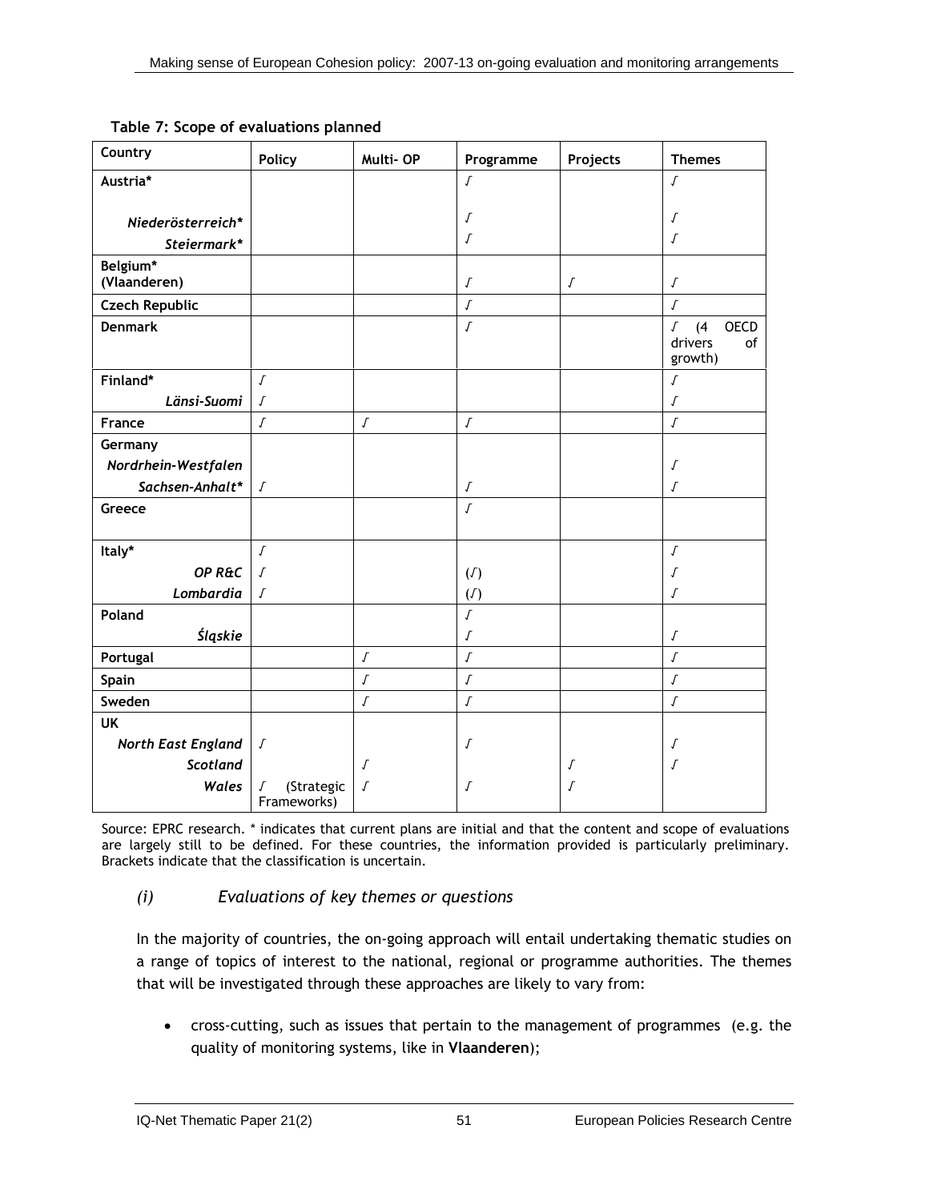**Table 7: Scope of evaluations planned**

| Country | Policy | Multi- OP | Programme | Projects | Themes |
|---|---|---|---|---|---|
| **Austria*** | | | √ | | √ |
| ***Niederösterreich**** | | | √ | | √ |
| ***Steiermark**** | | | √ | | √ |
| **Belgium* (Vlaanderen)** | | | √ | √ | √ |
| **Czech Republic** | | | √ | | √ |
| **Denmark** | | | √ | | √ (4 OECD drivers of growth) |
| **Finland*** | √ | | | | √ |
| ***Länsi-Suomi*** | √ | | | | √ |
| **France** | √ | √ | √ | | √ |
| **Germany** | | | | | |
| ***Nordrhein-Westfalen*** | | | | | √ |
| ***Sachsen-Anhalt**** | √ | | √ | | √ |
| **Greece** | | | √ | | |
| **Italy*** | √ | | | | √ |
| ***OP R&C*** | √ | | (√) | | √ |
| ***Lombardia*** | √ | | (√) | | √ |
| **Poland** | | | √ | | |
| ***Śląskie*** | | | √ | | √ |
| **Portugal** | | √ | √ | | √ |
| **Spain** | | √ | √ | | √ |
| **Sweden** | | √ | √ | | √ |
| **UK** | | | | | |
| ***North East England*** | √ | | √ | | √ |
| ***Scotland*** | | √ | | √ | √ |
| ***Wales*** | √ (Strategic Frameworks) | √ | √ | √ | |

Source: EPRC research. * indicates that current plans are initial and that the content and scope of evaluations are largely still to be defined. For these countries, the information provided is particularly preliminary. Brackets indicate that the classification is uncertain.

### *(i) Evaluations of key themes or questions*

In the majority of countries, the on-going approach will entail undertaking thematic studies on a range of topics of interest to the national, regional or programme authorities. The themes that will be investigated through these approaches are likely to vary from:

- cross-cutting, such as issues that pertain to the management of programmes (e.g. the quality of monitoring systems, like in **Vlaanderen**);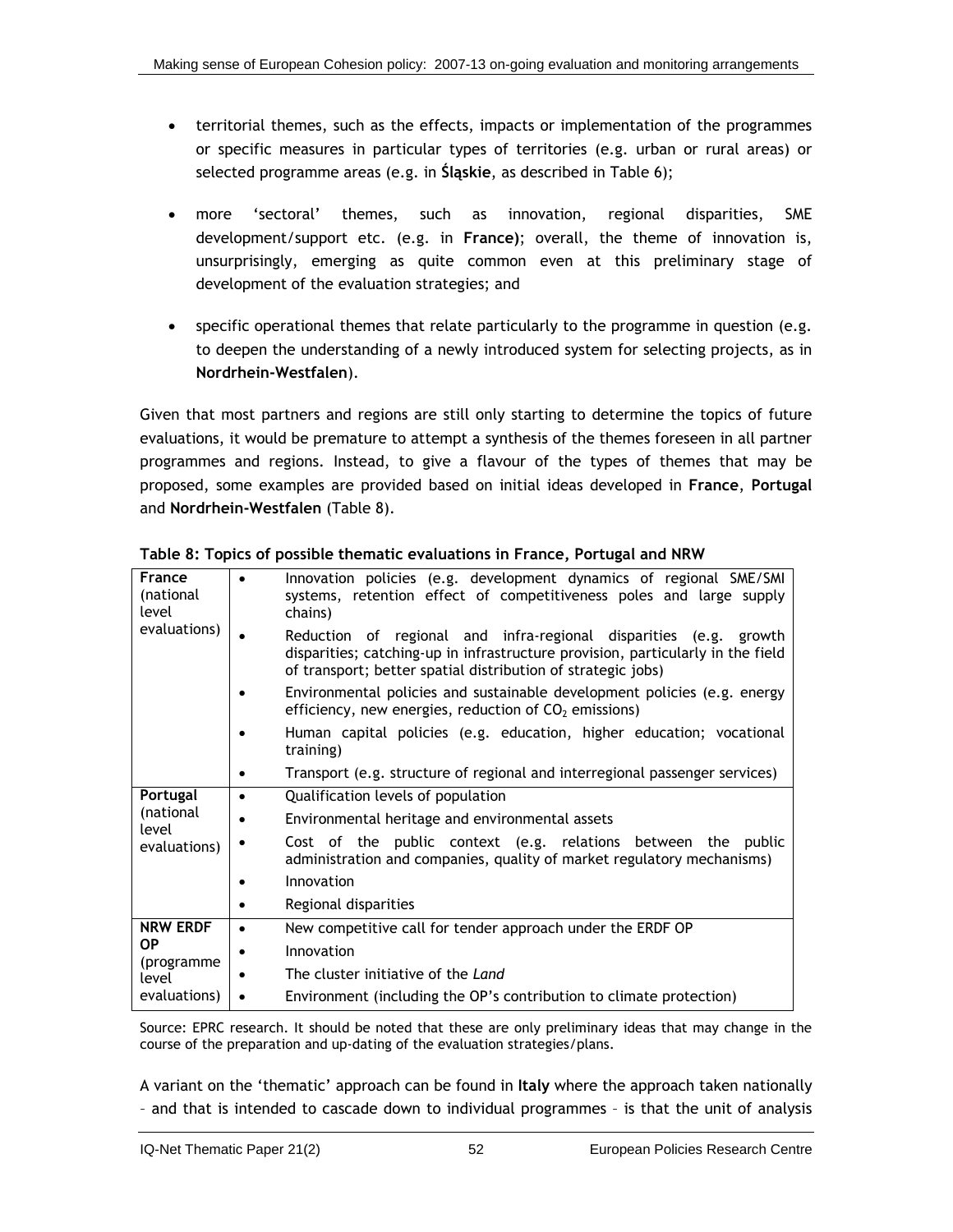- territorial themes, such as the effects, impacts or implementation of the programmes or specific measures in particular types of territories (e.g. urban or rural areas) or selected programme areas (e.g. in **Śląskie**, as described in Table 6);

- more 'sectoral' themes, such as innovation, regional disparities, SME development/support etc. (e.g. in **France**); overall, the theme of innovation is, unsurprisingly, emerging as quite common even at this preliminary stage of development of the evaluation strategies; and

- specific operational themes that relate particularly to the programme in question (e.g. to deepen the understanding of a newly introduced system for selecting projects, as in **Nordrhein-Westfalen**).

Given that most partners and regions are still only starting to determine the topics of future evaluations, it would be premature to attempt a synthesis of the themes foreseen in all partner programmes and regions. Instead, to give a flavour of the types of themes that may be proposed, some examples are provided based on initial ideas developed in **France**, **Portugal** and **Nordrhein-Westfalen** (Table 8).

**Table 8: Topics of possible thematic evaluations in France, Portugal and NRW**

| | |
|---|---|
| **France** (national level evaluations) | • Innovation policies (e.g. development dynamics of regional SME/SMI systems, retention effect of competitiveness poles and large supply chains) |
| | • Reduction of regional and infra-regional disparities (e.g. growth disparities; catching-up in infrastructure provision, particularly in the field of transport; better spatial distribution of strategic jobs) |
| | • Environmental policies and sustainable development policies (e.g. energy efficiency, new energies, reduction of $CO_2$ emissions) |
| | • Human capital policies (e.g. education, higher education; vocational training) |
| | • Transport (e.g. structure of regional and interregional passenger services) |
| **Portugal** (national level evaluations) | • Qualification levels of population |
| | • Environmental heritage and environmental assets |
| | • Cost of the public context (e.g. relations between the public administration and companies, quality of market regulatory mechanisms) |
| | • Innovation |
| | • Regional disparities |
| **NRW ERDF OP** (programme level evaluations) | • New competitive call for tender approach under the ERDF OP |
| | • Innovation |
| | • The cluster initiative of the *Land* |
| | • Environment (including the OP's contribution to climate protection) |

Source: EPRC research. It should be noted that these are only preliminary ideas that may change in the course of the preparation and up-dating of the evaluation strategies/plans.

A variant on the 'thematic' approach can be found in **Italy** where the approach taken nationally – and that is intended to cascade down to individual programmes – is that the unit of analysis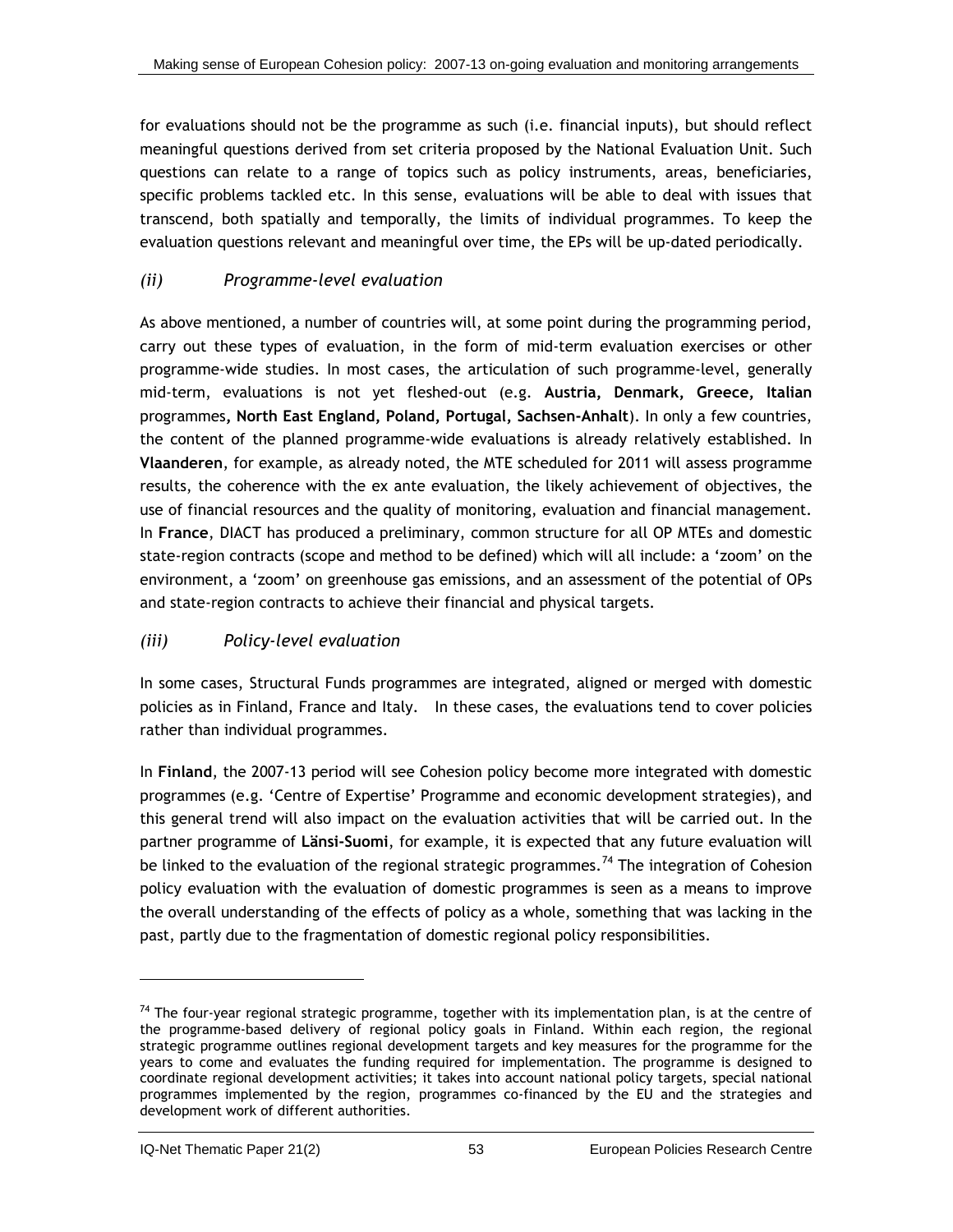for evaluations should not be the programme as such (i.e. financial inputs), but should reflect meaningful questions derived from set criteria proposed by the National Evaluation Unit. Such questions can relate to a range of topics such as policy instruments, areas, beneficiaries, specific problems tackled etc. In this sense, evaluations will be able to deal with issues that transcend, both spatially and temporally, the limits of individual programmes. To keep the evaluation questions relevant and meaningful over time, the EPs will be up-dated periodically.

### *(ii) Programme-level evaluation*

As above mentioned, a number of countries will, at some point during the programming period, carry out these types of evaluation, in the form of mid-term evaluation exercises or other programme-wide studies. In most cases, the articulation of such programme-level, generally mid-term, evaluations is not yet fleshed-out (e.g. **Austria, Denmark, Greece, Italian** programmes**, North East England, Poland, Portugal, Sachsen-Anhalt**). In only a few countries, the content of the planned programme-wide evaluations is already relatively established. In **Vlaanderen**, for example, as already noted, the MTE scheduled for 2011 will assess programme results, the coherence with the ex ante evaluation, the likely achievement of objectives, the use of financial resources and the quality of monitoring, evaluation and financial management. In **France**, DIACT has produced a preliminary, common structure for all OP MTEs and domestic state-region contracts (scope and method to be defined) which will all include: a 'zoom' on the environment, a 'zoom' on greenhouse gas emissions, and an assessment of the potential of OPs and state-region contracts to achieve their financial and physical targets.

### *(iii) Policy-level evaluation*

In some cases, Structural Funds programmes are integrated, aligned or merged with domestic policies as in Finland, France and Italy. In these cases, the evaluations tend to cover policies rather than individual programmes.

In **Finland**, the 2007-13 period will see Cohesion policy become more integrated with domestic programmes (e.g. 'Centre of Expertise' Programme and economic development strategies), and this general trend will also impact on the evaluation activities that will be carried out. In the partner programme of **Länsi-Suomi**, for example, it is expected that any future evaluation will be linked to the evaluation of the regional strategic programmes.[74] The integration of Cohesion policy evaluation with the evaluation of domestic programmes is seen as a means to improve the overall understanding of the effects of policy as a whole, something that was lacking in the past, partly due to the fragmentation of domestic regional policy responsibilities.

---

[74] The four-year regional strategic programme, together with its implementation plan, is at the centre of the programme-based delivery of regional policy goals in Finland. Within each region, the regional strategic programme outlines regional development targets and key measures for the programme for the years to come and evaluates the funding required for implementation. The programme is designed to coordinate regional development activities; it takes into account national policy targets, special national programmes implemented by the region, programmes co-financed by the EU and the strategies and development work of different authorities.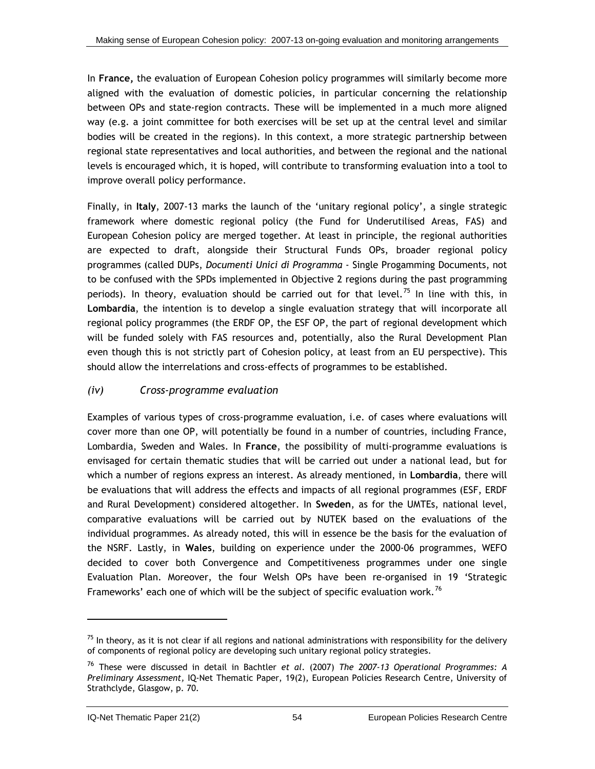In **France,** the evaluation of European Cohesion policy programmes will similarly become more aligned with the evaluation of domestic policies, in particular concerning the relationship between OPs and state-region contracts. These will be implemented in a much more aligned way (e.g. a joint committee for both exercises will be set up at the central level and similar bodies will be created in the regions). In this context, a more strategic partnership between regional state representatives and local authorities, and between the regional and the national levels is encouraged which, it is hoped, will contribute to transforming evaluation into a tool to improve overall policy performance.

Finally, in **Italy**, 2007-13 marks the launch of the 'unitary regional policy', a single strategic framework where domestic regional policy (the Fund for Underutilised Areas, FAS) and European Cohesion policy are merged together. At least in principle, the regional authorities are expected to draft, alongside their Structural Funds OPs, broader regional policy programmes (called DUPs, *Documenti Unici di Programma* - Single Progamming Documents, not to be confused with the SPDs implemented in Objective 2 regions during the past programming periods). In theory, evaluation should be carried out for that level.[75] In line with this, in **Lombardia**, the intention is to develop a single evaluation strategy that will incorporate all regional policy programmes (the ERDF OP, the ESF OP, the part of regional development which will be funded solely with FAS resources and, potentially, also the Rural Development Plan even though this is not strictly part of Cohesion policy, at least from an EU perspective). This should allow the interrelations and cross-effects of programmes to be established.

### *(iv) Cross-programme evaluation*

Examples of various types of cross-programme evaluation, i.e. of cases where evaluations will cover more than one OP, will potentially be found in a number of countries, including France, Lombardia, Sweden and Wales. In **France**, the possibility of multi-programme evaluations is envisaged for certain thematic studies that will be carried out under a national lead, but for which a number of regions express an interest. As already mentioned, in **Lombardia**, there will be evaluations that will address the effects and impacts of all regional programmes (ESF, ERDF and Rural Development) considered altogether. In **Sweden**, as for the UMTEs, national level, comparative evaluations will be carried out by NUTEK based on the evaluations of the individual programmes. As already noted, this will in essence be the basis for the evaluation of the NSRF. Lastly, in **Wales**, building on experience under the 2000-06 programmes, WEFO decided to cover both Convergence and Competitiveness programmes under one single Evaluation Plan. Moreover, the four Welsh OPs have been re-organised in 19 'Strategic Frameworks' each one of which will be the subject of specific evaluation work.[76]

---

[75] In theory, as it is not clear if all regions and national administrations with responsibility for the delivery of components of regional policy are developing such unitary regional policy strategies.

[76] These were discussed in detail in Bachtler *et al.* (2007) *The 2007-13 Operational Programmes: A Preliminary Assessment*, IQ-Net Thematic Paper, 19(2), European Policies Research Centre, University of Strathclyde, Glasgow, p. 70.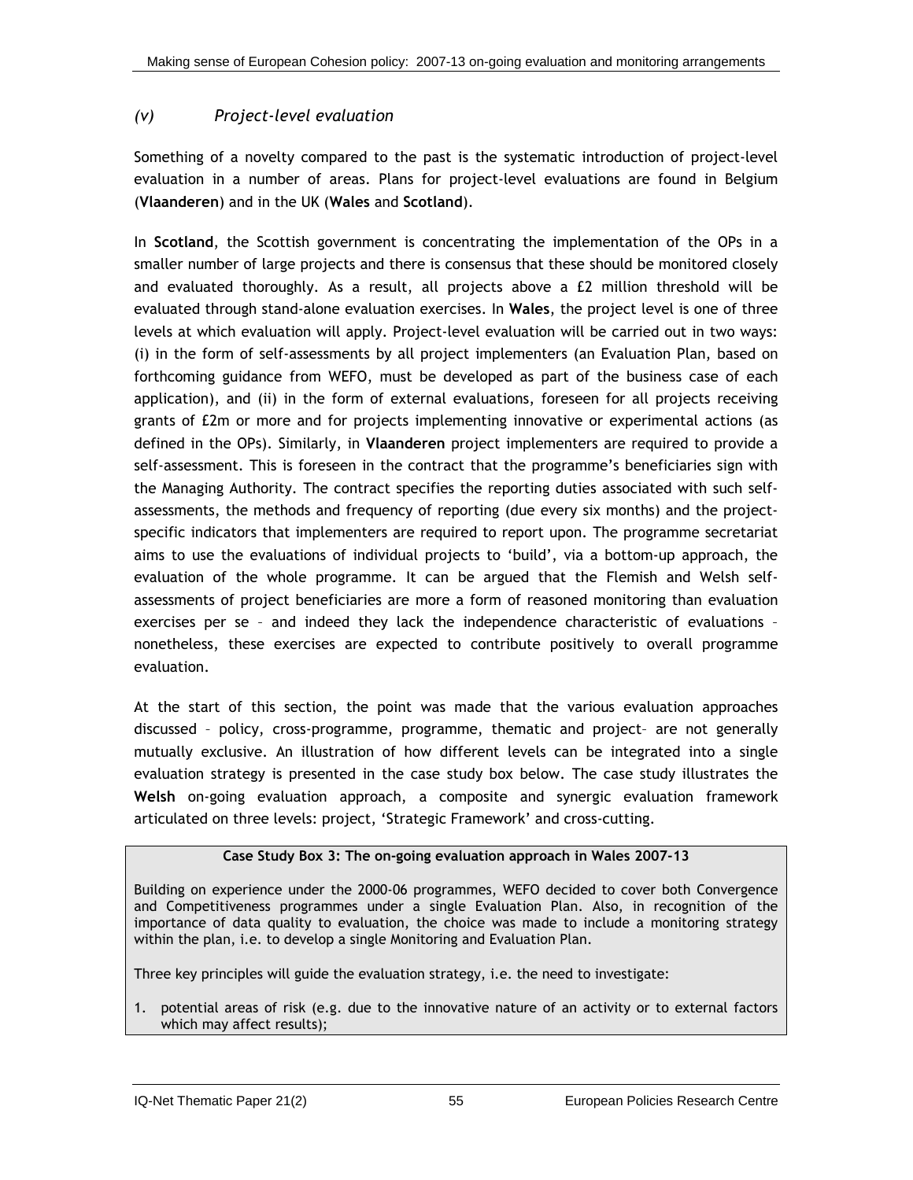### *(v) Project-level evaluation*

Something of a novelty compared to the past is the systematic introduction of project-level evaluation in a number of areas. Plans for project-level evaluations are found in Belgium (**Vlaanderen**) and in the UK (**Wales** and **Scotland**).

In **Scotland**, the Scottish government is concentrating the implementation of the OPs in a smaller number of large projects and there is consensus that these should be monitored closely and evaluated thoroughly. As a result, all projects above a £2 million threshold will be evaluated through stand-alone evaluation exercises. In **Wales**, the project level is one of three levels at which evaluation will apply. Project-level evaluation will be carried out in two ways: (i) in the form of self-assessments by all project implementers (an Evaluation Plan, based on forthcoming guidance from WEFO, must be developed as part of the business case of each application), and (ii) in the form of external evaluations, foreseen for all projects receiving grants of £2m or more and for projects implementing innovative or experimental actions (as defined in the OPs). Similarly, in **Vlaanderen** project implementers are required to provide a self-assessment. This is foreseen in the contract that the programme's beneficiaries sign with the Managing Authority. The contract specifies the reporting duties associated with such self-assessments, the methods and frequency of reporting (due every six months) and the project-specific indicators that implementers are required to report upon. The programme secretariat aims to use the evaluations of individual projects to 'build', via a bottom-up approach, the evaluation of the whole programme. It can be argued that the Flemish and Welsh self-assessments of project beneficiaries are more a form of reasoned monitoring than evaluation exercises per se – and indeed they lack the independence characteristic of evaluations – nonetheless, these exercises are expected to contribute positively to overall programme evaluation.

At the start of this section, the point was made that the various evaluation approaches discussed – policy, cross-programme, programme, thematic and project– are not generally mutually exclusive. An illustration of how different levels can be integrated into a single evaluation strategy is presented in the case study box below. The case study illustrates the **Welsh** on-going evaluation approach, a composite and synergic evaluation framework articulated on three levels: project, 'Strategic Framework' and cross-cutting.

**Case Study Box 3: The on-going evaluation approach in Wales 2007-13**

Building on experience under the 2000-06 programmes, WEFO decided to cover both Convergence and Competitiveness programmes under a single Evaluation Plan. Also, in recognition of the importance of data quality to evaluation, the choice was made to include a monitoring strategy within the plan, i.e. to develop a single Monitoring and Evaluation Plan.

Three key principles will guide the evaluation strategy, i.e. the need to investigate:

1. potential areas of risk (e.g. due to the innovative nature of an activity or to external factors which may affect results);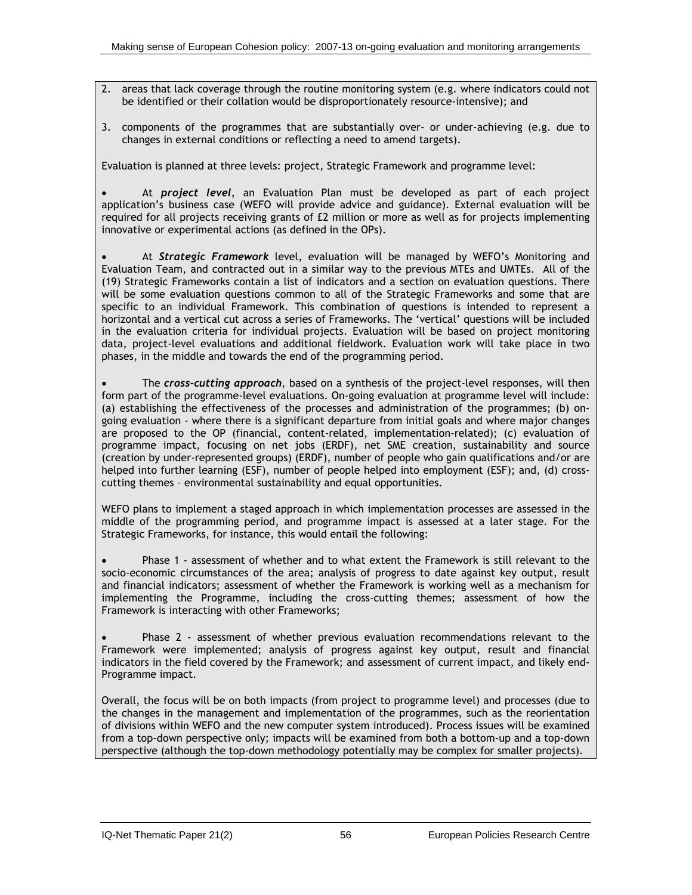2. areas that lack coverage through the routine monitoring system (e.g. where indicators could not be identified or their collation would be disproportionately resource-intensive); and

3. components of the programmes that are substantially over- or under-achieving (e.g. due to changes in external conditions or reflecting a need to amend targets).

Evaluation is planned at three levels: project, Strategic Framework and programme level:

- At ***project level***, an Evaluation Plan must be developed as part of each project application's business case (WEFO will provide advice and guidance). External evaluation will be required for all projects receiving grants of £2 million or more as well as for projects implementing innovative or experimental actions (as defined in the OPs).

- At ***Strategic Framework*** level, evaluation will be managed by WEFO's Monitoring and Evaluation Team, and contracted out in a similar way to the previous MTEs and UMTEs. All of the (19) Strategic Frameworks contain a list of indicators and a section on evaluation questions. There will be some evaluation questions common to all of the Strategic Frameworks and some that are specific to an individual Framework. This combination of questions is intended to represent a horizontal and a vertical cut across a series of Frameworks. The 'vertical' questions will be included in the evaluation criteria for individual projects. Evaluation will be based on project monitoring data, project-level evaluations and additional fieldwork. Evaluation work will take place in two phases, in the middle and towards the end of the programming period.

- The ***cross-cutting approach***, based on a synthesis of the project-level responses, will then form part of the programme-level evaluations. On-going evaluation at programme level will include: (a) establishing the effectiveness of the processes and administration of the programmes; (b) on-going evaluation - where there is a significant departure from initial goals and where major changes are proposed to the OP (financial, content-related, implementation-related); (c) evaluation of programme impact, focusing on net jobs (ERDF), net SME creation, sustainability and source (creation by under-represented groups) (ERDF), number of people who gain qualifications and/or are helped into further learning (ESF), number of people helped into employment (ESF); and, (d) cross-cutting themes – environmental sustainability and equal opportunities.

WEFO plans to implement a staged approach in which implementation processes are assessed in the middle of the programming period, and programme impact is assessed at a later stage. For the Strategic Frameworks, for instance, this would entail the following:

- Phase 1 - assessment of whether and to what extent the Framework is still relevant to the socio-economic circumstances of the area; analysis of progress to date against key output, result and financial indicators; assessment of whether the Framework is working well as a mechanism for implementing the Programme, including the cross-cutting themes; assessment of how the Framework is interacting with other Frameworks;

- Phase 2 - assessment of whether previous evaluation recommendations relevant to the Framework were implemented; analysis of progress against key output, result and financial indicators in the field covered by the Framework; and assessment of current impact, and likely end-Programme impact.

Overall, the focus will be on both impacts (from project to programme level) and processes (due to the changes in the management and implementation of the programmes, such as the reorientation of divisions within WEFO and the new computer system introduced). Process issues will be examined from a top-down perspective only; impacts will be examined from both a bottom-up and a top-down perspective (although the top-down methodology potentially may be complex for smaller projects).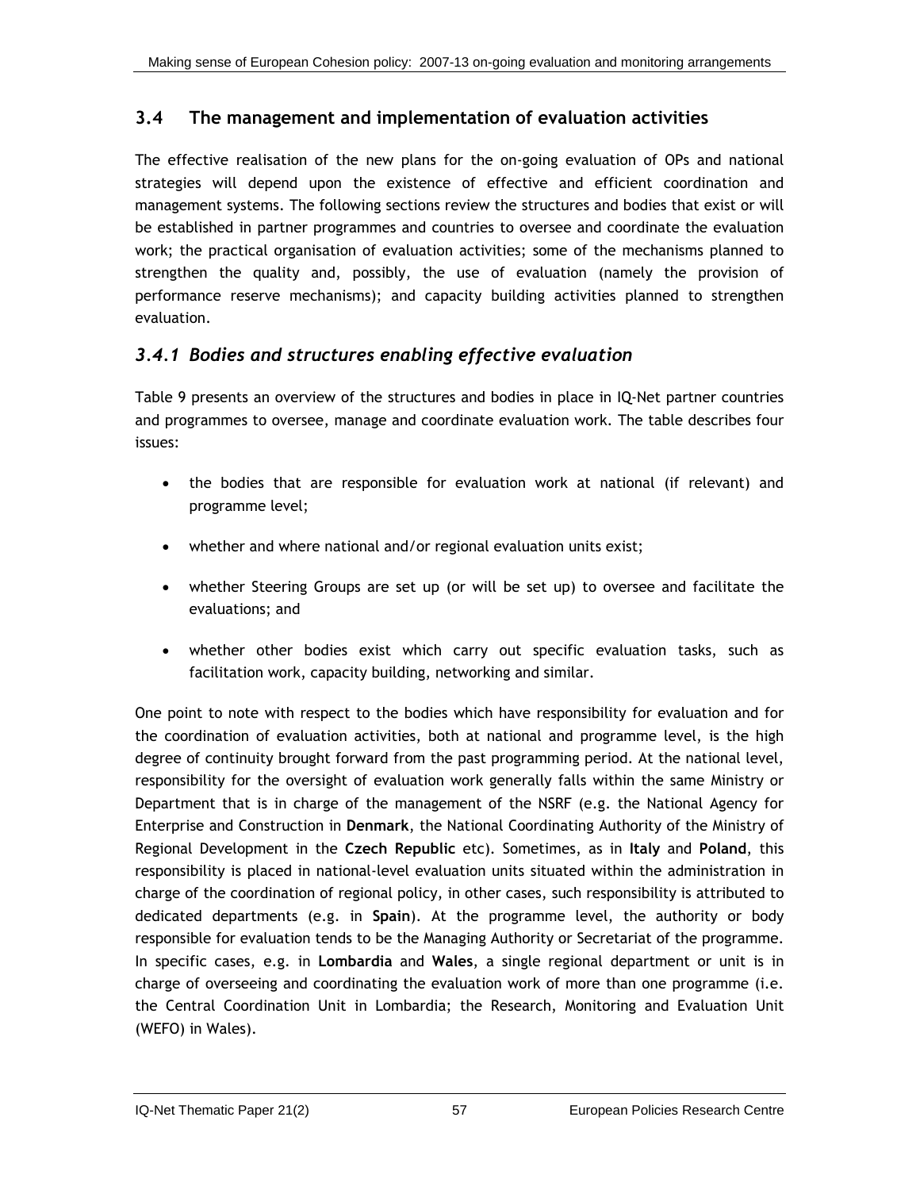## 3.4 The management and implementation of evaluation activities

The effective realisation of the new plans for the on-going evaluation of OPs and national strategies will depend upon the existence of effective and efficient coordination and management systems. The following sections review the structures and bodies that exist or will be established in partner programmes and countries to oversee and coordinate the evaluation work; the practical organisation of evaluation activities; some of the mechanisms planned to strengthen the quality and, possibly, the use of evaluation (namely the provision of performance reserve mechanisms); and capacity building activities planned to strengthen evaluation.

### *3.4.1 Bodies and structures enabling effective evaluation*

Table 9 presents an overview of the structures and bodies in place in IQ-Net partner countries and programmes to oversee, manage and coordinate evaluation work. The table describes four issues:

- the bodies that are responsible for evaluation work at national (if relevant) and programme level;
- whether and where national and/or regional evaluation units exist;
- whether Steering Groups are set up (or will be set up) to oversee and facilitate the evaluations; and
- whether other bodies exist which carry out specific evaluation tasks, such as facilitation work, capacity building, networking and similar.

One point to note with respect to the bodies which have responsibility for evaluation and for the coordination of evaluation activities, both at national and programme level, is the high degree of continuity brought forward from the past programming period. At the national level, responsibility for the oversight of evaluation work generally falls within the same Ministry or Department that is in charge of the management of the NSRF (e.g. the National Agency for Enterprise and Construction in **Denmark**, the National Coordinating Authority of the Ministry of Regional Development in the **Czech Republic** etc). Sometimes, as in **Italy** and **Poland**, this responsibility is placed in national-level evaluation units situated within the administration in charge of the coordination of regional policy, in other cases, such responsibility is attributed to dedicated departments (e.g. in **Spain**). At the programme level, the authority or body responsible for evaluation tends to be the Managing Authority or Secretariat of the programme. In specific cases, e.g. in **Lombardia** and **Wales**, a single regional department or unit is in charge of overseeing and coordinating the evaluation work of more than one programme (i.e. the Central Coordination Unit in Lombardia; the Research, Monitoring and Evaluation Unit (WEFO) in Wales).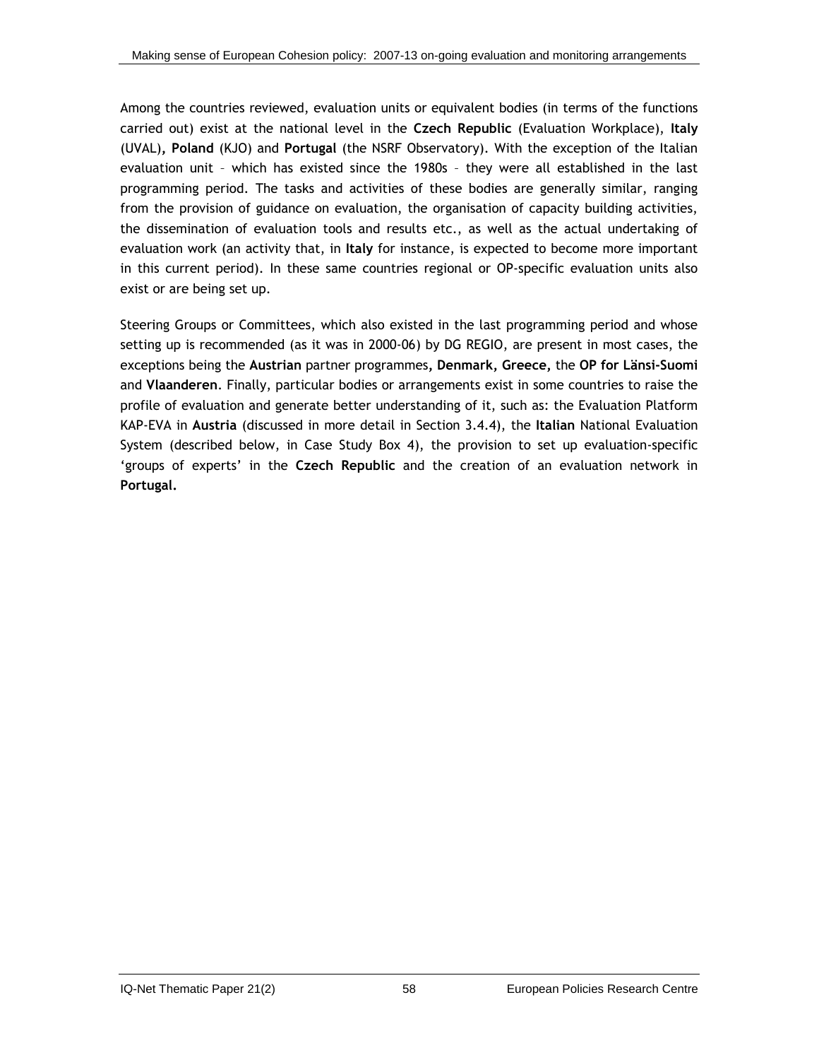Among the countries reviewed, evaluation units or equivalent bodies (in terms of the functions carried out) exist at the national level in the **Czech Republic** (Evaluation Workplace), **Italy** (UVAL)**, Poland** (KJO) and **Portugal** (the NSRF Observatory). With the exception of the Italian evaluation unit – which has existed since the 1980s – they were all established in the last programming period. The tasks and activities of these bodies are generally similar, ranging from the provision of guidance on evaluation, the organisation of capacity building activities, the dissemination of evaluation tools and results etc., as well as the actual undertaking of evaluation work (an activity that, in **Italy** for instance, is expected to become more important in this current period). In these same countries regional or OP-specific evaluation units also exist or are being set up.

Steering Groups or Committees, which also existed in the last programming period and whose setting up is recommended (as it was in 2000-06) by DG REGIO, are present in most cases, the exceptions being the **Austrian** partner programmes**, Denmark, Greece,** the **OP for Länsi-Suomi** and **Vlaanderen**. Finally, particular bodies or arrangements exist in some countries to raise the profile of evaluation and generate better understanding of it, such as: the Evaluation Platform KAP-EVA in **Austria** (discussed in more detail in Section 3.4.4), the **Italian** National Evaluation System (described below, in Case Study Box 4), the provision to set up evaluation-specific 'groups of experts' in the **Czech Republic** and the creation of an evaluation network in **Portugal.**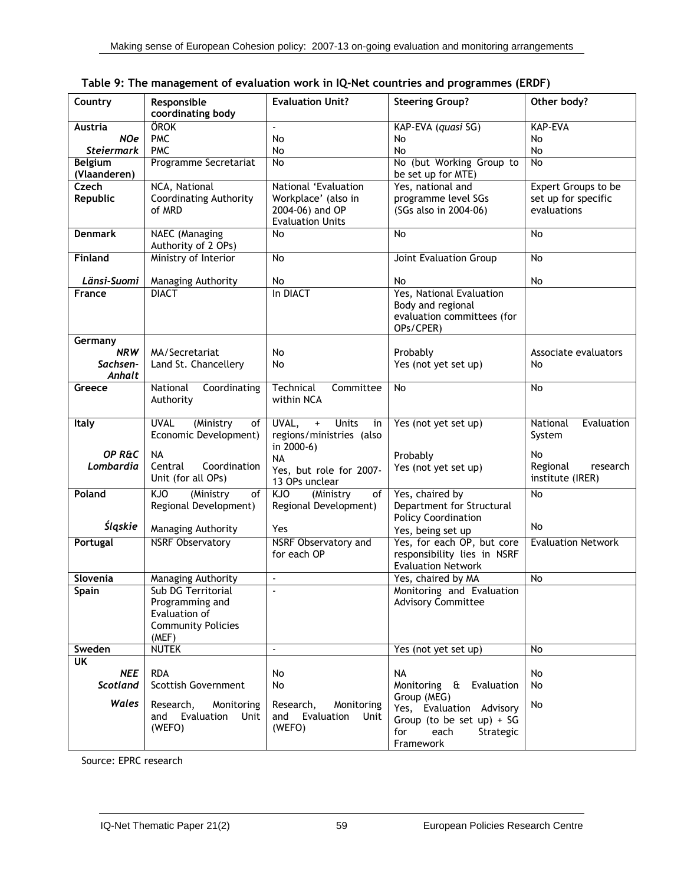**Table 9: The management of evaluation work in IQ-Net countries and programmes (ERDF)**

| Country | Responsible coordinating body | Evaluation Unit? | Steering Group? | Other body? |
|---|---|---|---|---|
| **Austria** | ÖROK | - | KAP-EVA (*quasi* SG) | KAP-EVA |
| ***NOe*** | PMC | No | No | No |
| ***Steiermark*** | PMC | No | No | No |
| **Belgium (Vlaanderen)** | Programme Secretariat | No | No (but Working Group to be set up for MTE) | No |
| **Czech Republic** | NCA, National Coordinating Authority of MRD | National 'Evaluation Workplace' (also in 2004-06) and OP Evaluation Units | Yes, national and programme level SGs (SGs also in 2004-06) | Expert Groups to be set up for specific evaluations |
| **Denmark** | NAEC (Managing Authority of 2 OPs) | No | No | No |
| **Finland** | Ministry of Interior | No | Joint Evaluation Group | No |
| ***Länsi-Suomi*** | Managing Authority | No | No | No |
| **France** | DIACT | In DIACT | Yes, National Evaluation Body and regional evaluation committees (for OPs/CPER) | |
| **Germany** | | | | |
| ***NRW*** | MA/Secretariat | No | Probably | Associate evaluators |
| ***Sachsen-Anhalt*** | Land St. Chancellery | No | Yes (not yet set up) | No |
| **Greece** | National Coordinating Authority | Technical Committee within NCA | No | No |
| **Italy** | UVAL (Ministry of Economic Development) | UVAL, + Units in regions/ministries (also in 2000-6) | Yes (not yet set up) | National Evaluation System |
| ***OP R&C*** | NA | NA | Probably | No |
| ***Lombardia*** | Central Coordination Unit (for all OPs) | Yes, but role for 2007-13 OPs unclear | Yes (not yet set up) | Regional research institute (IRER) |
| **Poland** | KJO (Ministry of Regional Development) | KJO (Ministry of Regional Development) | Yes, chaired by Department for Structural Policy Coordination | No |
| ***Śląskie*** | Managing Authority | Yes | Yes, being set up | No |
| **Portugal** | NSRF Observatory | NSRF Observatory and for each OP | Yes, for each OP, but core responsibility lies in NSRF Evaluation Network | Evaluation Network |
| **Slovenia** | Managing Authority | - | Yes, chaired by MA | No |
| **Spain** | Sub DG Territorial Programming and Evaluation of Community Policies (MEF) | - | Monitoring and Evaluation Advisory Committee | |
| **Sweden** | NUTEK | - | Yes (not yet set up) | No |
| **UK** | | | | |
| ***NEE*** | RDA | No | NA | No |
| ***Scotland*** | Scottish Government | No | Monitoring & Evaluation Group (MEG) | No |
| ***Wales*** | Research, Monitoring and Evaluation Unit (WEFO) | Research, Monitoring and Evaluation Unit (WEFO) | Yes, Evaluation Advisory Group (to be set up) + SG for each Strategic Framework | No |

Source: EPRC research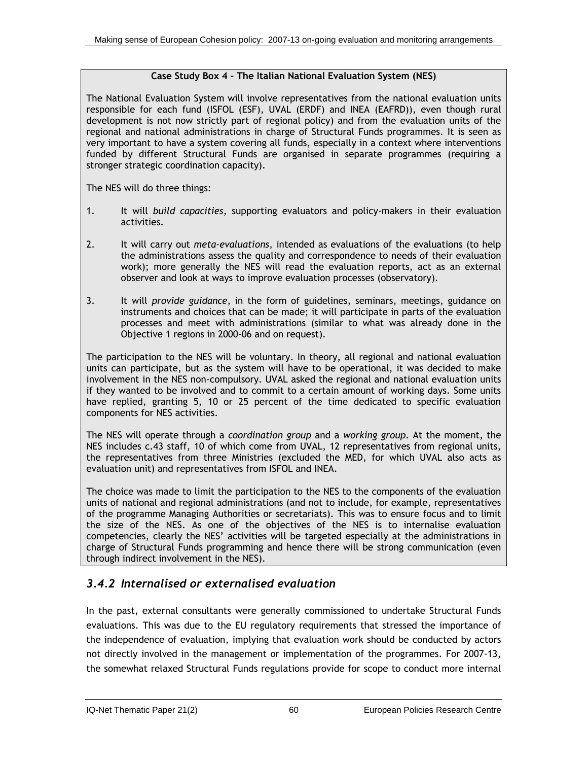**Case Study Box 4 – The Italian National Evaluation System (NES)**

The National Evaluation System will involve representatives from the national evaluation units responsible for each fund (ISFOL (ESF), UVAL (ERDF) and INEA (EAFRD)), even though rural development is not now strictly part of regional policy) and from the evaluation units of the regional and national administrations in charge of Structural Funds programmes. It is seen as very important to have a system covering all funds, especially in a context where interventions funded by different Structural Funds are organised in separate programmes (requiring a stronger strategic coordination capacity).

The NES will do three things:

1. It will *build capacities*, supporting evaluators and policy-makers in their evaluation activities.

2. It will carry out *meta-evaluations*, intended as evaluations of the evaluations (to help the administrations assess the quality and correspondence to needs of their evaluation work); more generally the NES will read the evaluation reports, act as an external observer and look at ways to improve evaluation processes (observatory).

3. It will *provide guidance*, in the form of guidelines, seminars, meetings, guidance on instruments and choices that can be made; it will participate in parts of the evaluation processes and meet with administrations (similar to what was already done in the Objective 1 regions in 2000-06 and on request).

The participation to the NES will be voluntary. In theory, all regional and national evaluation units can participate, but as the system will have to be operational, it was decided to make involvement in the NES non-compulsory. UVAL asked the regional and national evaluation units if they wanted to be involved and to commit to a certain amount of working days. Some units have replied, granting 5, 10 or 25 percent of the time dedicated to specific evaluation components for NES activities.

The NES will operate through a *coordination group* and a *working group*. At the moment, the NES includes c.43 staff, 10 of which come from UVAL, 12 representatives from regional units, the representatives from three Ministries (excluded the MED, for which UVAL also acts as evaluation unit) and representatives from ISFOL and INEA.

The choice was made to limit the participation to the NES to the components of the evaluation units of national and regional administrations (and not to include, for example, representatives of the programme Managing Authorities or secretariats). This was to ensure focus and to limit the size of the NES. As one of the objectives of the NES is to internalise evaluation competencies, clearly the NES' activities will be targeted especially at the administrations in charge of Structural Funds programming and hence there will be strong communication (even through indirect involvement in the NES).

### *3.4.2 Internalised or externalised evaluation*

In the past, external consultants were generally commissioned to undertake Structural Funds evaluations. This was due to the EU regulatory requirements that stressed the importance of the independence of evaluation, implying that evaluation work should be conducted by actors not directly involved in the management or implementation of the programmes. For 2007-13, the somewhat relaxed Structural Funds regulations provide for scope to conduct more internal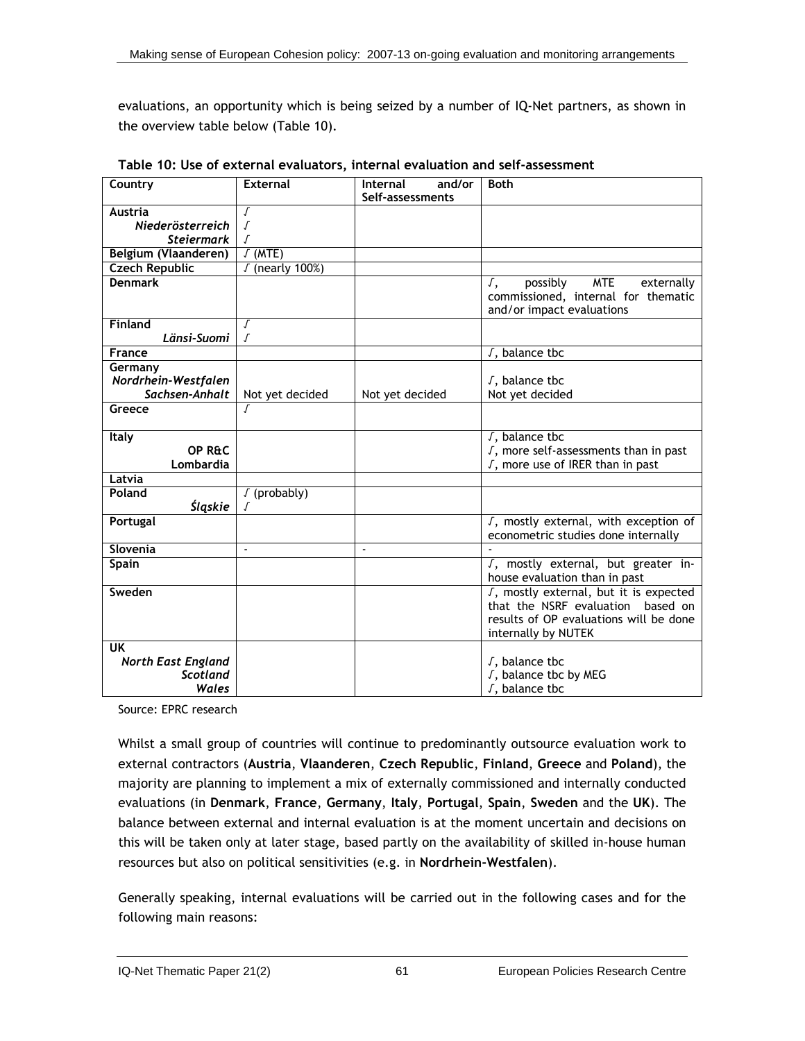evaluations, an opportunity which is being seized by a number of IQ-Net partners, as shown in the overview table below (Table 10).

**Table 10: Use of external evaluators, internal evaluation and self-assessment**

| Country | External | Internal and/or Self-assessments | Both |
|---|---|---|---|
| **Austria** | √ | | |
| *Niederösterreich* | √ | | |
| *Steiermark* | √ | | |
| **Belgium (Vlaanderen)** | √ (MTE) | | |
| **Czech Republic** | √ (nearly 100%) | | |
| **Denmark** | | | √, possibly MTE externally commissioned, internal for thematic and/or impact evaluations |
| **Finland** | √ | | |
| *Länsi-Suomi* | √ | | |
| **France** | | | √, balance tbc |
| **Germany** | | | |
| *Nordrhein-Westfalen* | | | √, balance tbc |
| *Sachsen-Anhalt* | Not yet decided | Not yet decided | Not yet decided |
| **Greece** | √ | | |
| **Italy** | | | √, balance tbc |
| **OP R&C** | | | √, more self-assessments than in past |
| **Lombardia** | | | √, more use of IRER than in past |
| **Latvia** | | | |
| **Poland** | √ (probably) | | |
| *Śląskie* | √ | | |
| **Portugal** | | | √, mostly external, with exception of econometric studies done internally |
| **Slovenia** | - | - | - |
| **Spain** | | | √, mostly external, but greater in-house evaluation than in past |
| **Sweden** | | | √, mostly external, but it is expected that the NSRF evaluation based on results of OP evaluations will be done internally by NUTEK |
| **UK** | | | |
| *North East England* | | | √, balance tbc |
| *Scotland* | | | √, balance tbc by MEG |
| *Wales* | | | √, balance tbc |

Source: EPRC research

Whilst a small group of countries will continue to predominantly outsource evaluation work to external contractors (**Austria**, **Vlaanderen**, **Czech Republic**, **Finland**, **Greece** and **Poland**), the majority are planning to implement a mix of externally commissioned and internally conducted evaluations (in **Denmark**, **France**, **Germany**, **Italy**, **Portugal**, **Spain**, **Sweden** and the **UK**). The balance between external and internal evaluation is at the moment uncertain and decisions on this will be taken only at later stage, based partly on the availability of skilled in-house human resources but also on political sensitivities (e.g. in **Nordrhein-Westfalen**).

Generally speaking, internal evaluations will be carried out in the following cases and for the following main reasons: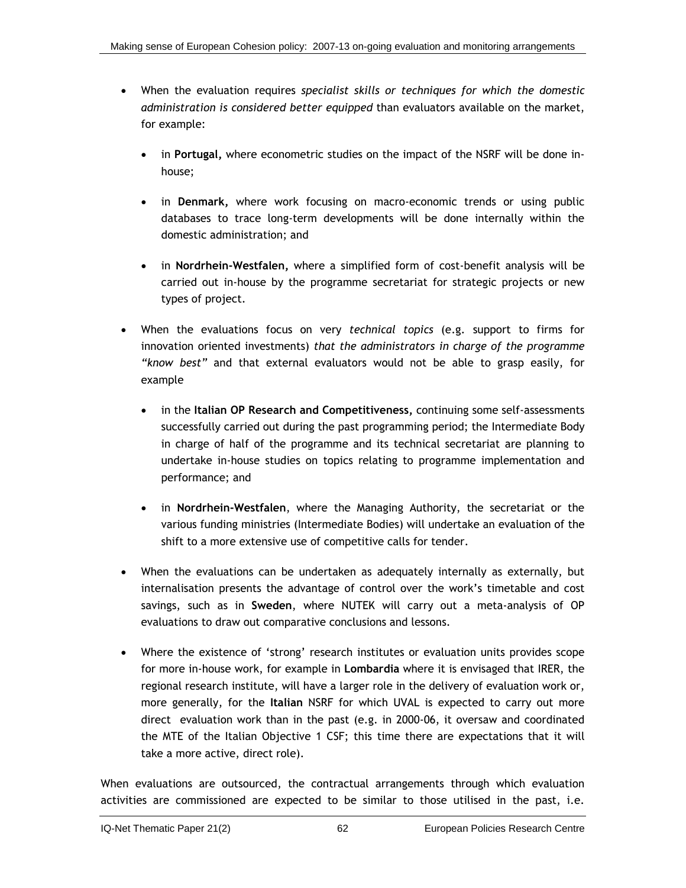- When the evaluation requires *specialist skills or techniques for which the domestic administration is considered better equipped* than evaluators available on the market, for example:

    - in **Portugal,** where econometric studies on the impact of the NSRF will be done in-house;

    - in **Denmark,** where work focusing on macro-economic trends or using public databases to trace long-term developments will be done internally within the domestic administration; and

    - in **Nordrhein-Westfalen,** where a simplified form of cost-benefit analysis will be carried out in-house by the programme secretariat for strategic projects or new types of project.

- When the evaluations focus on very *technical topics* (e.g. support to firms for innovation oriented investments) *that the administrators in charge of the programme "know best"* and that external evaluators would not be able to grasp easily, for example

    - in the **Italian OP Research and Competitiveness,** continuing some self-assessments successfully carried out during the past programming period; the Intermediate Body in charge of half of the programme and its technical secretariat are planning to undertake in-house studies on topics relating to programme implementation and performance; and

    - in **Nordrhein-Westfalen**, where the Managing Authority, the secretariat or the various funding ministries (Intermediate Bodies) will undertake an evaluation of the shift to a more extensive use of competitive calls for tender.

- When the evaluations can be undertaken as adequately internally as externally, but internalisation presents the advantage of control over the work's timetable and cost savings, such as in **Sweden**, where NUTEK will carry out a meta-analysis of OP evaluations to draw out comparative conclusions and lessons.

- Where the existence of 'strong' research institutes or evaluation units provides scope for more in-house work, for example in **Lombardia** where it is envisaged that IRER, the regional research institute, will have a larger role in the delivery of evaluation work or, more generally, for the **Italian** NSRF for which UVAL is expected to carry out more direct evaluation work than in the past (e.g. in 2000-06, it oversaw and coordinated the MTE of the Italian Objective 1 CSF; this time there are expectations that it will take a more active, direct role).

When evaluations are outsourced, the contractual arrangements through which evaluation activities are commissioned are expected to be similar to those utilised in the past, i.e.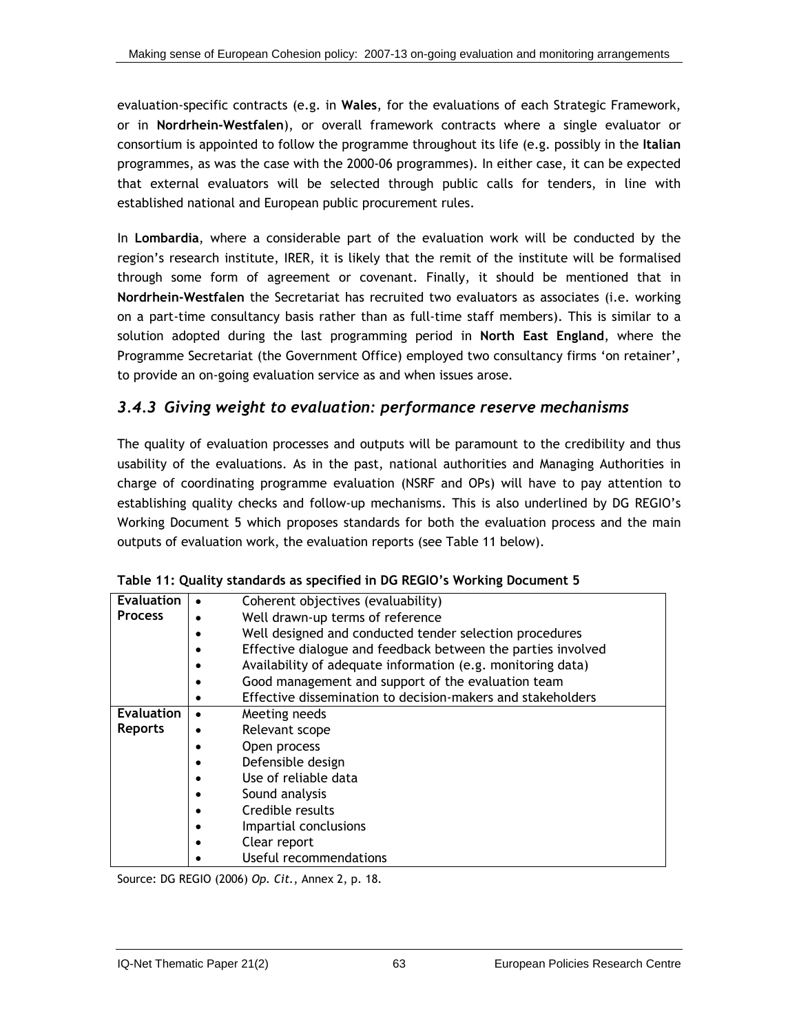evaluation-specific contracts (e.g. in **Wales**, for the evaluations of each Strategic Framework, or in **Nordrhein-Westfalen**), or overall framework contracts where a single evaluator or consortium is appointed to follow the programme throughout its life (e.g. possibly in the **Italian** programmes, as was the case with the 2000-06 programmes). In either case, it can be expected that external evaluators will be selected through public calls for tenders, in line with established national and European public procurement rules.

In **Lombardia**, where a considerable part of the evaluation work will be conducted by the region's research institute, IRER, it is likely that the remit of the institute will be formalised through some form of agreement or covenant. Finally, it should be mentioned that in **Nordrhein-Westfalen** the Secretariat has recruited two evaluators as associates (i.e. working on a part-time consultancy basis rather than as full-time staff members). This is similar to a solution adopted during the last programming period in **North East England**, where the Programme Secretariat (the Government Office) employed two consultancy firms 'on retainer', to provide an on-going evaluation service as and when issues arose.

### *3.4.3 Giving weight to evaluation: performance reserve mechanisms*

The quality of evaluation processes and outputs will be paramount to the credibility and thus usability of the evaluations. As in the past, national authorities and Managing Authorities in charge of coordinating programme evaluation (NSRF and OPs) will have to pay attention to establishing quality checks and follow-up mechanisms. This is also underlined by DG REGIO's Working Document 5 which proposes standards for both the evaluation process and the main outputs of evaluation work, the evaluation reports (see Table 11 below).

**Table 11: Quality standards as specified in DG REGIO's Working Document 5**

| | |
|---|---|
| **Evaluation Process** | • Coherent objectives (evaluability)<br>• Well drawn-up terms of reference<br>• Well designed and conducted tender selection procedures<br>• Effective dialogue and feedback between the parties involved<br>• Availability of adequate information (e.g. monitoring data)<br>• Good management and support of the evaluation team<br>• Effective dissemination to decision-makers and stakeholders |
| **Evaluation Reports** | • Meeting needs<br>• Relevant scope<br>• Open process<br>• Defensible design<br>• Use of reliable data<br>• Sound analysis<br>• Credible results<br>• Impartial conclusions<br>• Clear report<br>• Useful recommendations |

Source: DG REGIO (2006) *Op. Cit.*, Annex 2, p. 18.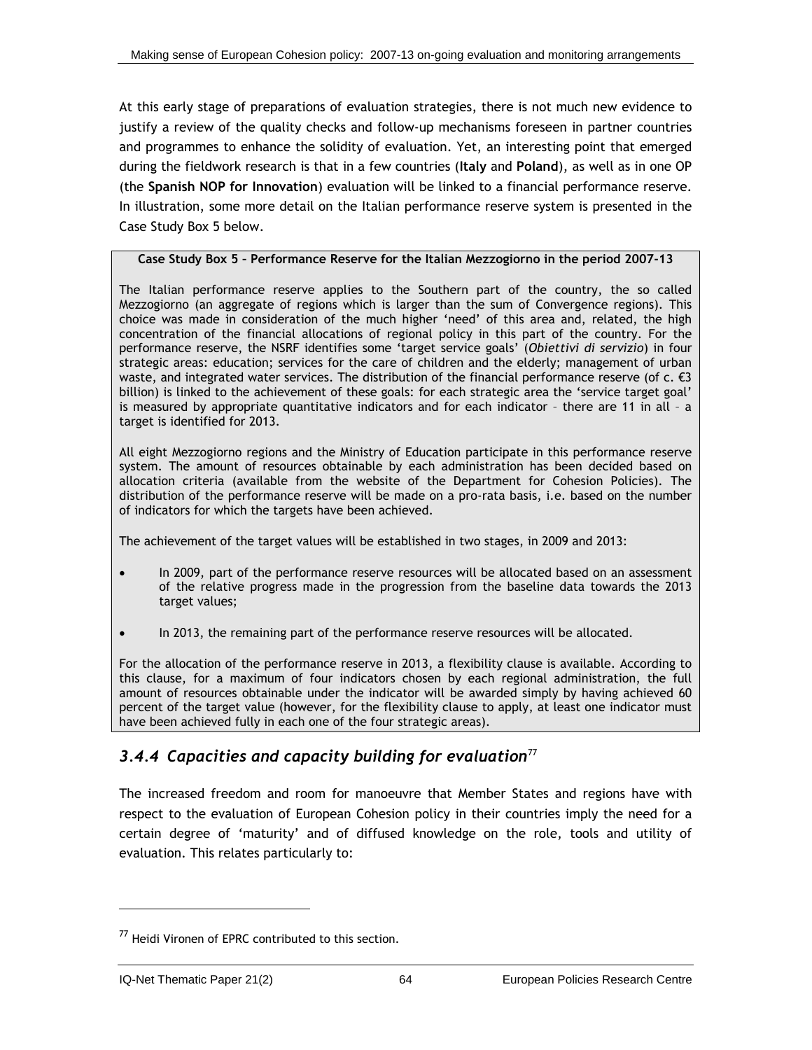At this early stage of preparations of evaluation strategies, there is not much new evidence to justify a review of the quality checks and follow-up mechanisms foreseen in partner countries and programmes to enhance the solidity of evaluation. Yet, an interesting point that emerged during the fieldwork research is that in a few countries (**Italy** and **Poland**), as well as in one OP (the **Spanish NOP for Innovation**) evaluation will be linked to a financial performance reserve. In illustration, some more detail on the Italian performance reserve system is presented in the Case Study Box 5 below.

> **Case Study Box 5 – Performance Reserve for the Italian Mezzogiorno in the period 2007-13**
>
> The Italian performance reserve applies to the Southern part of the country, the so called Mezzogiorno (an aggregate of regions which is larger than the sum of Convergence regions). This choice was made in consideration of the much higher 'need' of this area and, related, the high concentration of the financial allocations of regional policy in this part of the country. For the performance reserve, the NSRF identifies some 'target service goals' (*Obiettivi di servizio*) in four strategic areas: education; services for the care of children and the elderly; management of urban waste, and integrated water services. The distribution of the financial performance reserve (of c. €3 billion) is linked to the achievement of these goals: for each strategic area the 'service target goal' is measured by appropriate quantitative indicators and for each indicator – there are 11 in all – a target is identified for 2013.
>
> All eight Mezzogiorno regions and the Ministry of Education participate in this performance reserve system. The amount of resources obtainable by each administration has been decided based on allocation criteria (available from the website of the Department for Cohesion Policies). The distribution of the performance reserve will be made on a pro-rata basis, i.e. based on the number of indicators for which the targets have been achieved.
>
> The achievement of the target values will be established in two stages, in 2009 and 2013:
>
> - In 2009, part of the performance reserve resources will be allocated based on an assessment of the relative progress made in the progression from the baseline data towards the 2013 target values;
> - In 2013, the remaining part of the performance reserve resources will be allocated.
>
> For the allocation of the performance reserve in 2013, a flexibility clause is available. According to this clause, for a maximum of four indicators chosen by each regional administration, the full amount of resources obtainable under the indicator will be awarded simply by having achieved 60 percent of the target value (however, for the flexibility clause to apply, at least one indicator must have been achieved fully in each one of the four strategic areas).

### *3.4.4 Capacities and capacity building for evaluation*[77]

The increased freedom and room for manoeuvre that Member States and regions have with respect to the evaluation of European Cohesion policy in their countries imply the need for a certain degree of 'maturity' and of diffused knowledge on the role, tools and utility of evaluation. This relates particularly to:

---

[77] Heidi Vironen of EPRC contributed to this section.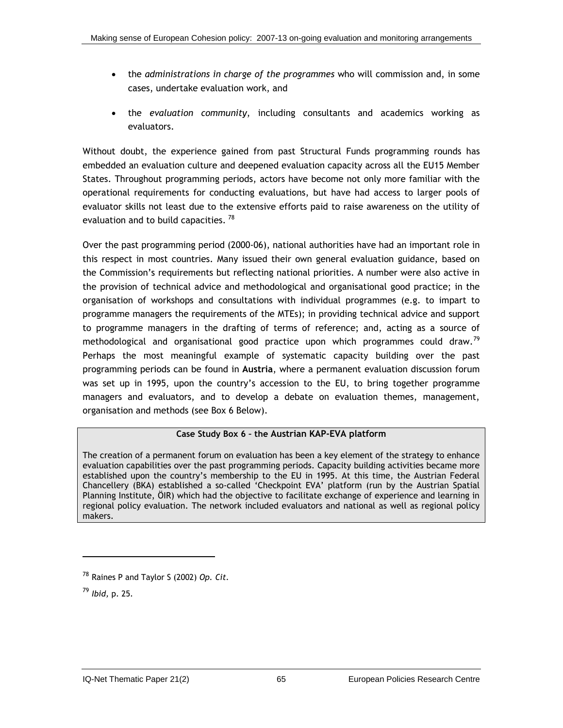- the *administrations in charge of the programmes* who will commission and, in some cases, undertake evaluation work, and

- the *evaluation community*, including consultants and academics working as evaluators.

Without doubt, the experience gained from past Structural Funds programming rounds has embedded an evaluation culture and deepened evaluation capacity across all the EU15 Member States. Throughout programming periods, actors have become not only more familiar with the operational requirements for conducting evaluations, but have had access to larger pools of evaluator skills not least due to the extensive efforts paid to raise awareness on the utility of evaluation and to build capacities. [78]

Over the past programming period (2000-06), national authorities have had an important role in this respect in most countries. Many issued their own general evaluation guidance, based on the Commission's requirements but reflecting national priorities. A number were also active in the provision of technical advice and methodological and organisational good practice; in the organisation of workshops and consultations with individual programmes (e.g. to impart to programme managers the requirements of the MTEs); in providing technical advice and support to programme managers in the drafting of terms of reference; and, acting as a source of methodological and organisational good practice upon which programmes could draw.[79] Perhaps the most meaningful example of systematic capacity building over the past programming periods can be found in **Austria**, where a permanent evaluation discussion forum was set up in 1995, upon the country's accession to the EU, to bring together programme managers and evaluators, and to develop a debate on evaluation themes, management, organisation and methods (see Box 6 Below).

**Case Study Box 6 – the Austrian KAP-EVA platform**

The creation of a permanent forum on evaluation has been a key element of the strategy to enhance evaluation capabilities over the past programming periods. Capacity building activities became more established upon the country's membership to the EU in 1995. At this time, the Austrian Federal Chancellery (BKA) established a so-called 'Checkpoint EVA' platform (run by the Austrian Spatial Planning Institute, ÖIR) which had the objective to facilitate exchange of experience and learning in regional policy evaluation. The network included evaluators and national as well as regional policy makers.

---

[78] Raines P and Taylor S (2002) *Op. Cit*.

[79] *Ibid*, p. 25.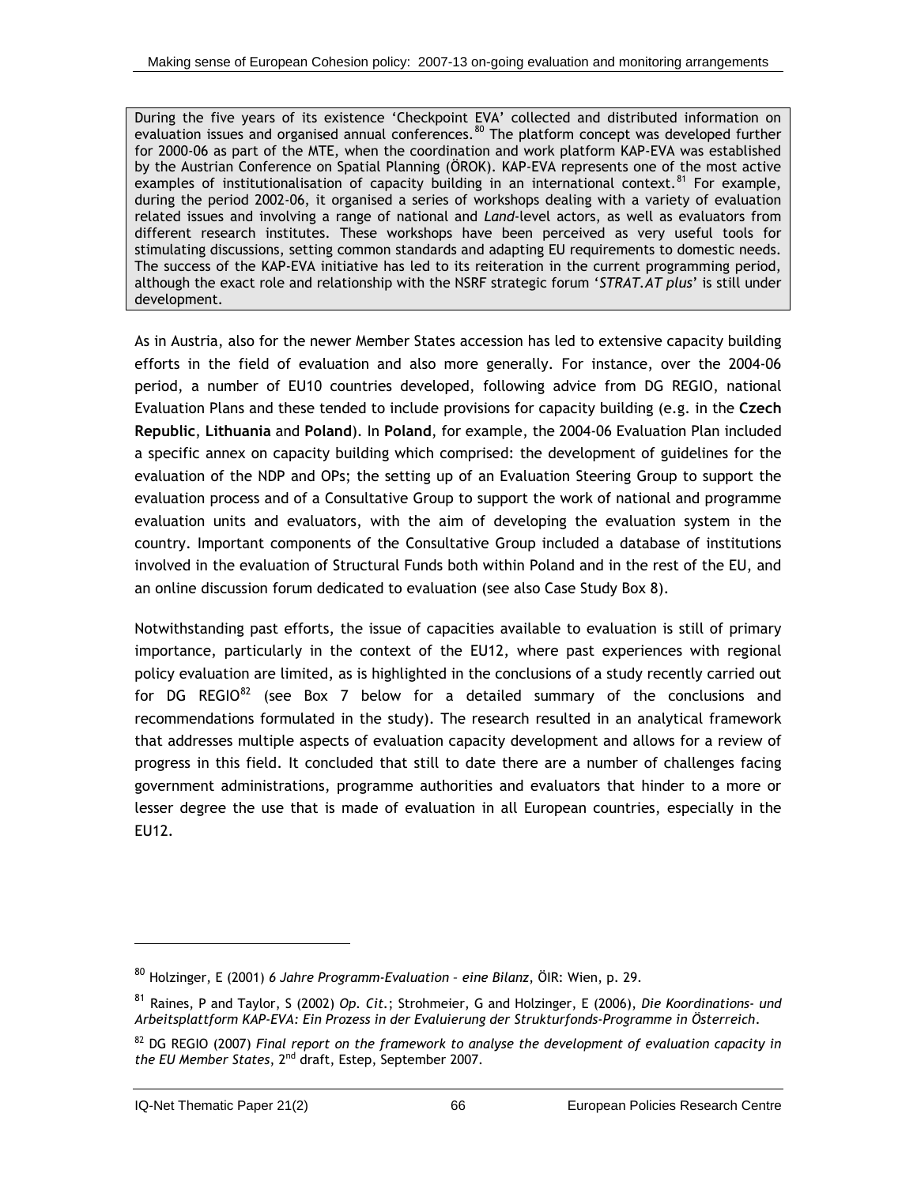During the five years of its existence 'Checkpoint EVA' collected and distributed information on evaluation issues and organised annual conferences.[80] The platform concept was developed further for 2000-06 as part of the MTE, when the coordination and work platform KAP-EVA was established by the Austrian Conference on Spatial Planning (ÖROK). KAP-EVA represents one of the most active examples of institutionalisation of capacity building in an international context.[81] For example, during the period 2002-06, it organised a series of workshops dealing with a variety of evaluation related issues and involving a range of national and *Land*-level actors, as well as evaluators from different research institutes. These workshops have been perceived as very useful tools for stimulating discussions, setting common standards and adapting EU requirements to domestic needs. The success of the KAP-EVA initiative has led to its reiteration in the current programming period, although the exact role and relationship with the NSRF strategic forum '*STRAT.AT plus*' is still under development.

As in Austria, also for the newer Member States accession has led to extensive capacity building efforts in the field of evaluation and also more generally. For instance, over the 2004-06 period, a number of EU10 countries developed, following advice from DG REGIO, national Evaluation Plans and these tended to include provisions for capacity building (e.g. in the **Czech Republic**, **Lithuania** and **Poland**). In **Poland**, for example, the 2004-06 Evaluation Plan included a specific annex on capacity building which comprised: the development of guidelines for the evaluation of the NDP and OPs; the setting up of an Evaluation Steering Group to support the evaluation process and of a Consultative Group to support the work of national and programme evaluation units and evaluators, with the aim of developing the evaluation system in the country. Important components of the Consultative Group included a database of institutions involved in the evaluation of Structural Funds both within Poland and in the rest of the EU, and an online discussion forum dedicated to evaluation (see also Case Study Box 8).

Notwithstanding past efforts, the issue of capacities available to evaluation is still of primary importance, particularly in the context of the EU12, where past experiences with regional policy evaluation are limited, as is highlighted in the conclusions of a study recently carried out for DG REGIO[82] (see Box 7 below for a detailed summary of the conclusions and recommendations formulated in the study). The research resulted in an analytical framework that addresses multiple aspects of evaluation capacity development and allows for a review of progress in this field. It concluded that still to date there are a number of challenges facing government administrations, programme authorities and evaluators that hinder to a more or lesser degree the use that is made of evaluation in all European countries, especially in the EU12.

---

[80] Holzinger, E (2001) *6 Jahre Programm-Evaluation – eine Bilanz*, ÖIR: Wien, p. 29.

[81] Raines, P and Taylor, S (2002) *Op. Cit.*; Strohmeier, G and Holzinger, E (2006), *Die Koordinations- und Arbeitsplattform KAP-EVA: Ein Prozess in der Evaluierung der Strukturfonds-Programme in Österreich*.

[82] DG REGIO (2007) *Final report on the framework to analyse the development of evaluation capacity in the EU Member States*, 2nd draft, Estep, September 2007.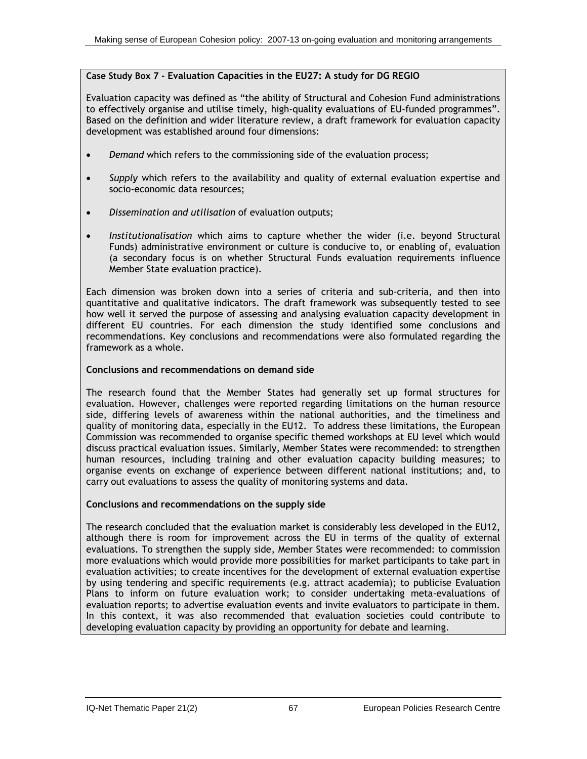**Case Study Box 7 - Evaluation Capacities in the EU27: A study for DG REGIO**

Evaluation capacity was defined as "the ability of Structural and Cohesion Fund administrations to effectively organise and utilise timely, high-quality evaluations of EU-funded programmes". Based on the definition and wider literature review, a draft framework for evaluation capacity development was established around four dimensions:

- *Demand* which refers to the commissioning side of the evaluation process;
- *Supply* which refers to the availability and quality of external evaluation expertise and socio-economic data resources;
- *Dissemination and utilisation* of evaluation outputs;
- *Institutionalisation* which aims to capture whether the wider (i.e. beyond Structural Funds) administrative environment or culture is conducive to, or enabling of, evaluation (a secondary focus is on whether Structural Funds evaluation requirements influence Member State evaluation practice).

Each dimension was broken down into a series of criteria and sub-criteria, and then into quantitative and qualitative indicators. The draft framework was subsequently tested to see how well it served the purpose of assessing and analysing evaluation capacity development in different EU countries. For each dimension the study identified some conclusions and recommendations. Key conclusions and recommendations were also formulated regarding the framework as a whole.

**Conclusions and recommendations on demand side**

The research found that the Member States had generally set up formal structures for evaluation. However, challenges were reported regarding limitations on the human resource side, differing levels of awareness within the national authorities, and the timeliness and quality of monitoring data, especially in the EU12. To address these limitations, the European Commission was recommended to organise specific themed workshops at EU level which would discuss practical evaluation issues. Similarly, Member States were recommended: to strengthen human resources, including training and other evaluation capacity building measures; to organise events on exchange of experience between different national institutions; and, to carry out evaluations to assess the quality of monitoring systems and data.

**Conclusions and recommendations on the supply side**

The research concluded that the evaluation market is considerably less developed in the EU12, although there is room for improvement across the EU in terms of the quality of external evaluations. To strengthen the supply side, Member States were recommended: to commission more evaluations which would provide more possibilities for market participants to take part in evaluation activities; to create incentives for the development of external evaluation expertise by using tendering and specific requirements (e.g. attract academia); to publicise Evaluation Plans to inform on future evaluation work; to consider undertaking meta-evaluations of evaluation reports; to advertise evaluation events and invite evaluators to participate in them. In this context, it was also recommended that evaluation societies could contribute to developing evaluation capacity by providing an opportunity for debate and learning.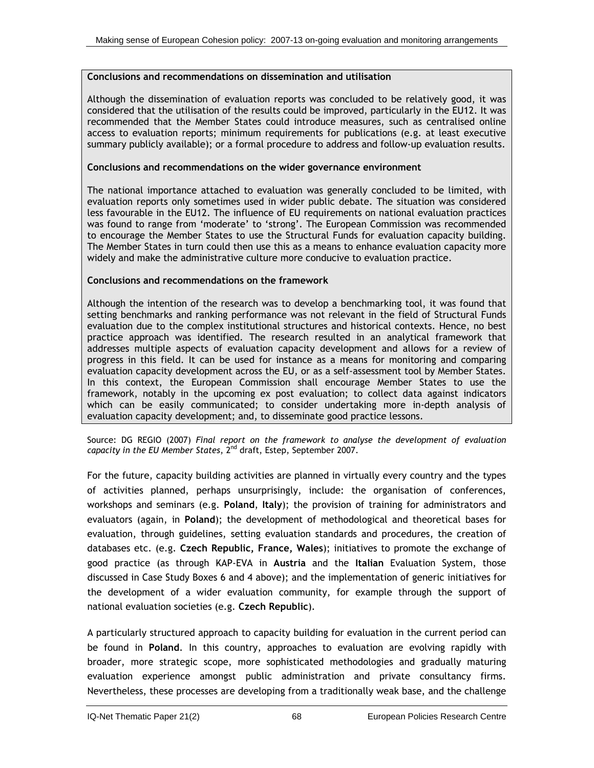**Conclusions and recommendations on dissemination and utilisation**

Although the dissemination of evaluation reports was concluded to be relatively good, it was considered that the utilisation of the results could be improved, particularly in the EU12. It was recommended that the Member States could introduce measures, such as centralised online access to evaluation reports; minimum requirements for publications (e.g. at least executive summary publicly available); or a formal procedure to address and follow-up evaluation results.

**Conclusions and recommendations on the wider governance environment**

The national importance attached to evaluation was generally concluded to be limited, with evaluation reports only sometimes used in wider public debate. The situation was considered less favourable in the EU12. The influence of EU requirements on national evaluation practices was found to range from 'moderate' to 'strong'. The European Commission was recommended to encourage the Member States to use the Structural Funds for evaluation capacity building. The Member States in turn could then use this as a means to enhance evaluation capacity more widely and make the administrative culture more conducive to evaluation practice.

**Conclusions and recommendations on the framework**

Although the intention of the research was to develop a benchmarking tool, it was found that setting benchmarks and ranking performance was not relevant in the field of Structural Funds evaluation due to the complex institutional structures and historical contexts. Hence, no best practice approach was identified. The research resulted in an analytical framework that addresses multiple aspects of evaluation capacity development and allows for a review of progress in this field. It can be used for instance as a means for monitoring and comparing evaluation capacity development across the EU, or as a self-assessment tool by Member States. In this context, the European Commission shall encourage Member States to use the framework, notably in the upcoming ex post evaluation; to collect data against indicators which can be easily communicated; to consider undertaking more in-depth analysis of evaluation capacity development; and, to disseminate good practice lessons.

Source: DG REGIO (2007) *Final report on the framework to analyse the development of evaluation capacity in the EU Member States*, 2nd draft, Estep, September 2007.

For the future, capacity building activities are planned in virtually every country and the types of activities planned, perhaps unsurprisingly, include: the organisation of conferences, workshops and seminars (e.g. **Poland**, **Italy**); the provision of training for administrators and evaluators (again, in **Poland**); the development of methodological and theoretical bases for evaluation, through guidelines, setting evaluation standards and procedures, the creation of databases etc. (e.g. **Czech Republic, France, Wales**); initiatives to promote the exchange of good practice (as through KAP-EVA in **Austria** and the **Italian** Evaluation System, those discussed in Case Study Boxes 6 and 4 above); and the implementation of generic initiatives for the development of a wider evaluation community, for example through the support of national evaluation societies (e.g. **Czech Republic**).

A particularly structured approach to capacity building for evaluation in the current period can be found in **Poland**. In this country, approaches to evaluation are evolving rapidly with broader, more strategic scope, more sophisticated methodologies and gradually maturing evaluation experience amongst public administration and private consultancy firms. Nevertheless, these processes are developing from a traditionally weak base, and the challenge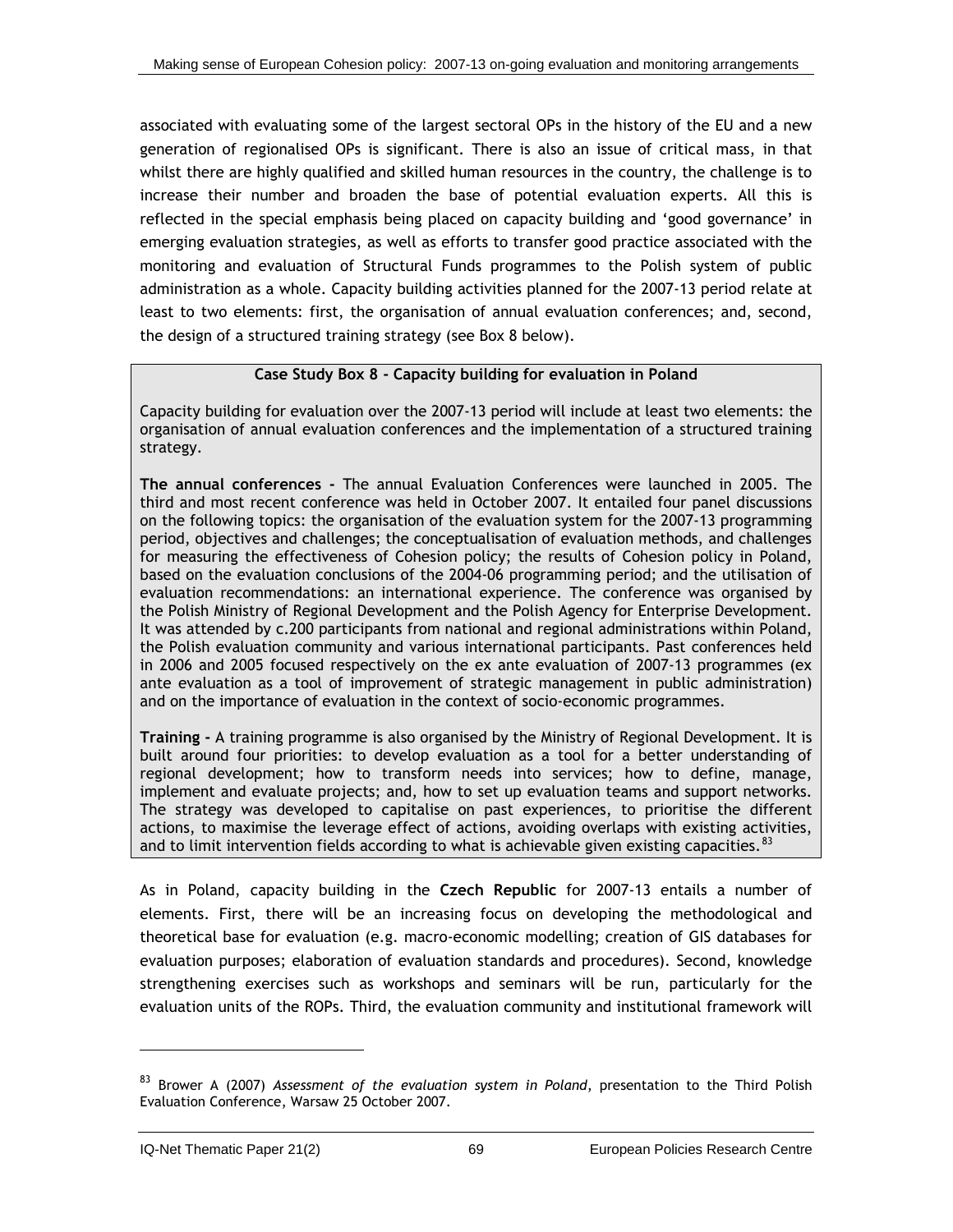associated with evaluating some of the largest sectoral OPs in the history of the EU and a new generation of regionalised OPs is significant. There is also an issue of critical mass, in that whilst there are highly qualified and skilled human resources in the country, the challenge is to increase their number and broaden the base of potential evaluation experts. All this is reflected in the special emphasis being placed on capacity building and 'good governance' in emerging evaluation strategies, as well as efforts to transfer good practice associated with the monitoring and evaluation of Structural Funds programmes to the Polish system of public administration as a whole. Capacity building activities planned for the 2007-13 period relate at least to two elements: first, the organisation of annual evaluation conferences; and, second, the design of a structured training strategy (see Box 8 below).

**Case Study Box 8 - Capacity building for evaluation in Poland**

Capacity building for evaluation over the 2007-13 period will include at least two elements: the organisation of annual evaluation conferences and the implementation of a structured training strategy.

**The annual conferences -** The annual Evaluation Conferences were launched in 2005. The third and most recent conference was held in October 2007. It entailed four panel discussions on the following topics: the organisation of the evaluation system for the 2007-13 programming period, objectives and challenges; the conceptualisation of evaluation methods, and challenges for measuring the effectiveness of Cohesion policy; the results of Cohesion policy in Poland, based on the evaluation conclusions of the 2004-06 programming period; and the utilisation of evaluation recommendations: an international experience. The conference was organised by the Polish Ministry of Regional Development and the Polish Agency for Enterprise Development. It was attended by c.200 participants from national and regional administrations within Poland, the Polish evaluation community and various international participants. Past conferences held in 2006 and 2005 focused respectively on the ex ante evaluation of 2007-13 programmes (ex ante evaluation as a tool of improvement of strategic management in public administration) and on the importance of evaluation in the context of socio-economic programmes.

**Training -** A training programme is also organised by the Ministry of Regional Development. It is built around four priorities: to develop evaluation as a tool for a better understanding of regional development; how to transform needs into services; how to define, manage, implement and evaluate projects; and, how to set up evaluation teams and support networks. The strategy was developed to capitalise on past experiences, to prioritise the different actions, to maximise the leverage effect of actions, avoiding overlaps with existing activities, and to limit intervention fields according to what is achievable given existing capacities.[83]

As in Poland, capacity building in the **Czech Republic** for 2007-13 entails a number of elements. First, there will be an increasing focus on developing the methodological and theoretical base for evaluation (e.g. macro-economic modelling; creation of GIS databases for evaluation purposes; elaboration of evaluation standards and procedures). Second, knowledge strengthening exercises such as workshops and seminars will be run, particularly for the evaluation units of the ROPs. Third, the evaluation community and institutional framework will

[83] Brower A (2007) *Assessment of the evaluation system in Poland*, presentation to the Third Polish Evaluation Conference, Warsaw 25 October 2007.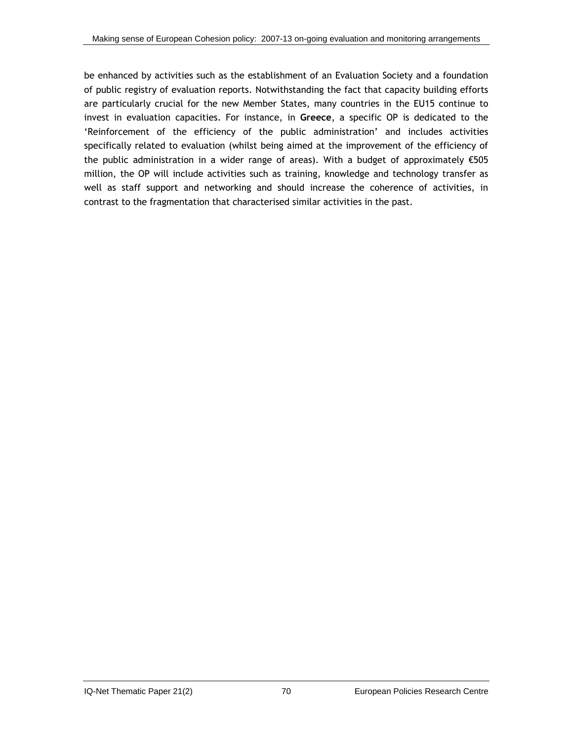be enhanced by activities such as the establishment of an Evaluation Society and a foundation of public registry of evaluation reports. Notwithstanding the fact that capacity building efforts are particularly crucial for the new Member States, many countries in the EU15 continue to invest in evaluation capacities. For instance, in **Greece**, a specific OP is dedicated to the 'Reinforcement of the efficiency of the public administration' and includes activities specifically related to evaluation (whilst being aimed at the improvement of the efficiency of the public administration in a wider range of areas). With a budget of approximately €505 million, the OP will include activities such as training, knowledge and technology transfer as well as staff support and networking and should increase the coherence of activities, in contrast to the fragmentation that characterised similar activities in the past.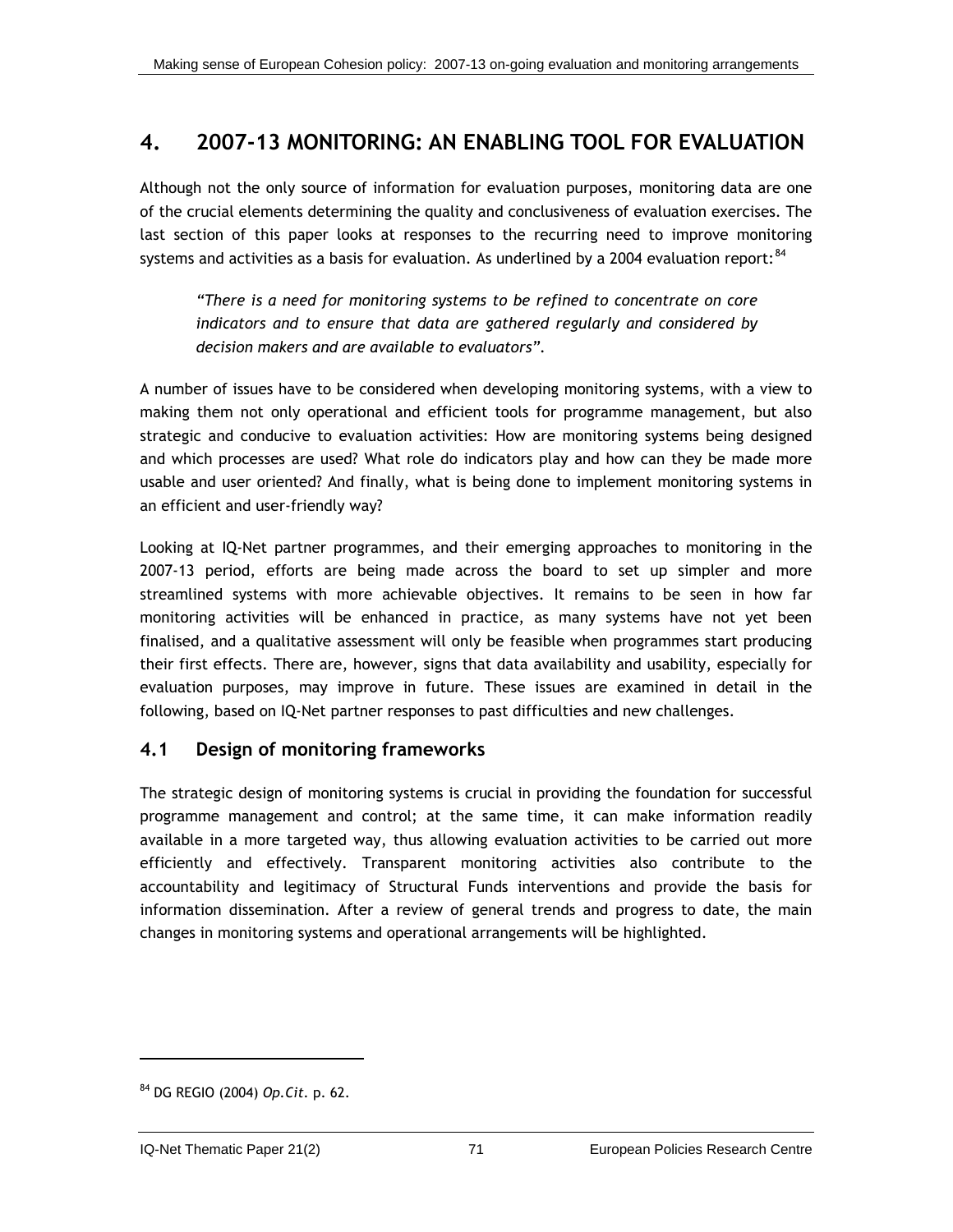# 4. 2007-13 MONITORING: AN ENABLING TOOL FOR EVALUATION

Although not the only source of information for evaluation purposes, monitoring data are one of the crucial elements determining the quality and conclusiveness of evaluation exercises. The last section of this paper looks at responses to the recurring need to improve monitoring systems and activities as a basis for evaluation. As underlined by a 2004 evaluation report:[84]

> *"There is a need for monitoring systems to be refined to concentrate on core indicators and to ensure that data are gathered regularly and considered by decision makers and are available to evaluators".*

A number of issues have to be considered when developing monitoring systems, with a view to making them not only operational and efficient tools for programme management, but also strategic and conducive to evaluation activities: How are monitoring systems being designed and which processes are used? What role do indicators play and how can they be made more usable and user oriented? And finally, what is being done to implement monitoring systems in an efficient and user-friendly way?

Looking at IQ-Net partner programmes, and their emerging approaches to monitoring in the 2007-13 period, efforts are being made across the board to set up simpler and more streamlined systems with more achievable objectives. It remains to be seen in how far monitoring activities will be enhanced in practice, as many systems have not yet been finalised, and a qualitative assessment will only be feasible when programmes start producing their first effects. There are, however, signs that data availability and usability, especially for evaluation purposes, may improve in future. These issues are examined in detail in the following, based on IQ-Net partner responses to past difficulties and new challenges.

## 4.1 Design of monitoring frameworks

The strategic design of monitoring systems is crucial in providing the foundation for successful programme management and control; at the same time, it can make information readily available in a more targeted way, thus allowing evaluation activities to be carried out more efficiently and effectively. Transparent monitoring activities also contribute to the accountability and legitimacy of Structural Funds interventions and provide the basis for information dissemination. After a review of general trends and progress to date, the main changes in monitoring systems and operational arrangements will be highlighted.

[84] DG REGIO (2004) *Op.Cit.* p. 62.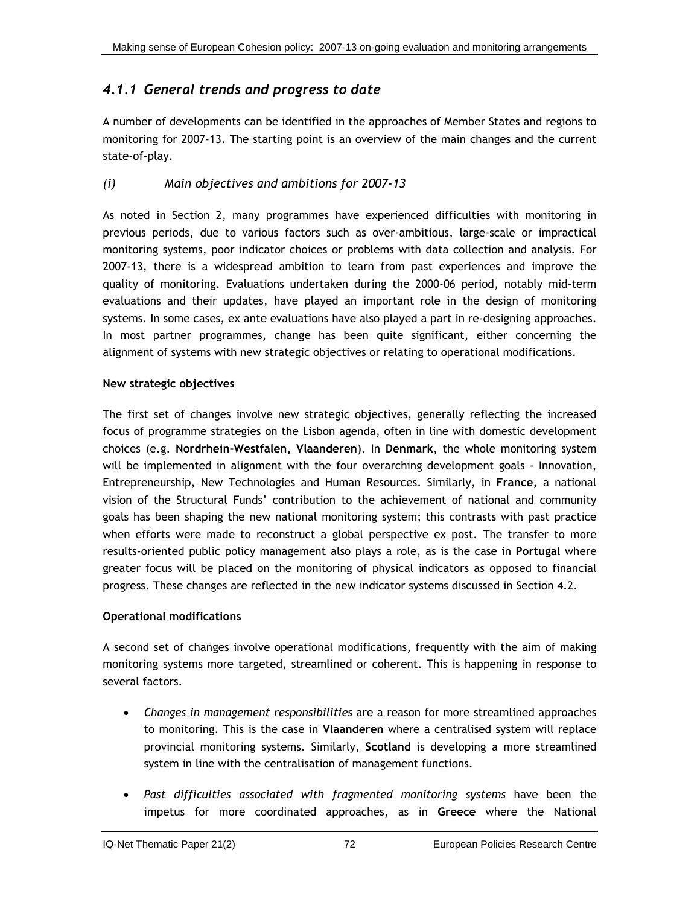### *4.1.1 General trends and progress to date*

A number of developments can be identified in the approaches of Member States and regions to monitoring for 2007-13. The starting point is an overview of the main changes and the current state-of-play.

#### *(i) Main objectives and ambitions for 2007-13*

As noted in Section 2, many programmes have experienced difficulties with monitoring in previous periods, due to various factors such as over-ambitious, large-scale or impractical monitoring systems, poor indicator choices or problems with data collection and analysis. For 2007-13, there is a widespread ambition to learn from past experiences and improve the quality of monitoring. Evaluations undertaken during the 2000-06 period, notably mid-term evaluations and their updates, have played an important role in the design of monitoring systems. In some cases, ex ante evaluations have also played a part in re-designing approaches. In most partner programmes, change has been quite significant, either concerning the alignment of systems with new strategic objectives or relating to operational modifications.

**New strategic objectives**

The first set of changes involve new strategic objectives, generally reflecting the increased focus of programme strategies on the Lisbon agenda, often in line with domestic development choices (e.g. **Nordrhein-Westfalen, Vlaanderen**). In **Denmark**, the whole monitoring system will be implemented in alignment with the four overarching development goals - Innovation, Entrepreneurship, New Technologies and Human Resources. Similarly, in **France**, a national vision of the Structural Funds' contribution to the achievement of national and community goals has been shaping the new national monitoring system; this contrasts with past practice when efforts were made to reconstruct a global perspective ex post. The transfer to more results-oriented public policy management also plays a role, as is the case in **Portugal** where greater focus will be placed on the monitoring of physical indicators as opposed to financial progress. These changes are reflected in the new indicator systems discussed in Section 4.2.

**Operational modifications**

A second set of changes involve operational modifications, frequently with the aim of making monitoring systems more targeted, streamlined or coherent. This is happening in response to several factors.

- *Changes in management responsibilities* are a reason for more streamlined approaches to monitoring. This is the case in **Vlaanderen** where a centralised system will replace provincial monitoring systems. Similarly, **Scotland** is developing a more streamlined system in line with the centralisation of management functions.
- *Past difficulties associated with fragmented monitoring systems* have been the impetus for more coordinated approaches, as in **Greece** where the National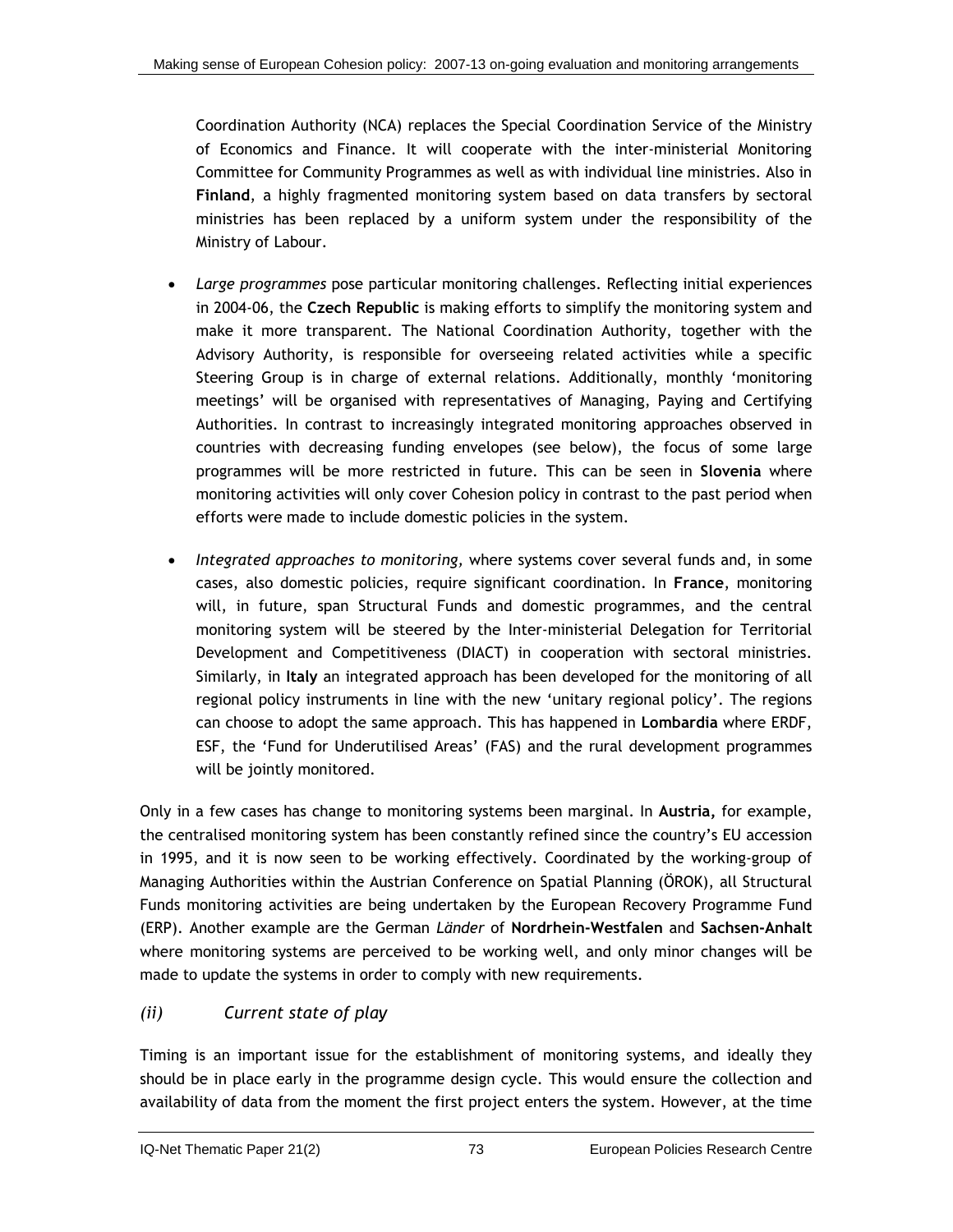Coordination Authority (NCA) replaces the Special Coordination Service of the Ministry of Economics and Finance. It will cooperate with the inter-ministerial Monitoring Committee for Community Programmes as well as with individual line ministries. Also in **Finland**, a highly fragmented monitoring system based on data transfers by sectoral ministries has been replaced by a uniform system under the responsibility of the Ministry of Labour.

- *Large programmes* pose particular monitoring challenges. Reflecting initial experiences in 2004-06, the **Czech Republic** is making efforts to simplify the monitoring system and make it more transparent. The National Coordination Authority, together with the Advisory Authority, is responsible for overseeing related activities while a specific Steering Group is in charge of external relations. Additionally, monthly 'monitoring meetings' will be organised with representatives of Managing, Paying and Certifying Authorities. In contrast to increasingly integrated monitoring approaches observed in countries with decreasing funding envelopes (see below), the focus of some large programmes will be more restricted in future. This can be seen in **Slovenia** where monitoring activities will only cover Cohesion policy in contrast to the past period when efforts were made to include domestic policies in the system.

- *Integrated approaches to monitoring,* where systems cover several funds and, in some cases, also domestic policies, require significant coordination. In **France**, monitoring will, in future, span Structural Funds and domestic programmes, and the central monitoring system will be steered by the Inter-ministerial Delegation for Territorial Development and Competitiveness (DIACT) in cooperation with sectoral ministries. Similarly, in **Italy** an integrated approach has been developed for the monitoring of all regional policy instruments in line with the new 'unitary regional policy'. The regions can choose to adopt the same approach. This has happened in **Lombardia** where ERDF, ESF, the 'Fund for Underutilised Areas' (FAS) and the rural development programmes will be jointly monitored.

Only in a few cases has change to monitoring systems been marginal. In **Austria,** for example, the centralised monitoring system has been constantly refined since the country's EU accession in 1995, and it is now seen to be working effectively. Coordinated by the working-group of Managing Authorities within the Austrian Conference on Spatial Planning (ÖROK), all Structural Funds monitoring activities are being undertaken by the European Recovery Programme Fund (ERP). Another example are the German *Länder* of **Nordrhein-Westfalen** and **Sachsen-Anhalt** where monitoring systems are perceived to be working well, and only minor changes will be made to update the systems in order to comply with new requirements.

### *(ii) Current state of play*

Timing is an important issue for the establishment of monitoring systems, and ideally they should be in place early in the programme design cycle. This would ensure the collection and availability of data from the moment the first project enters the system. However, at the time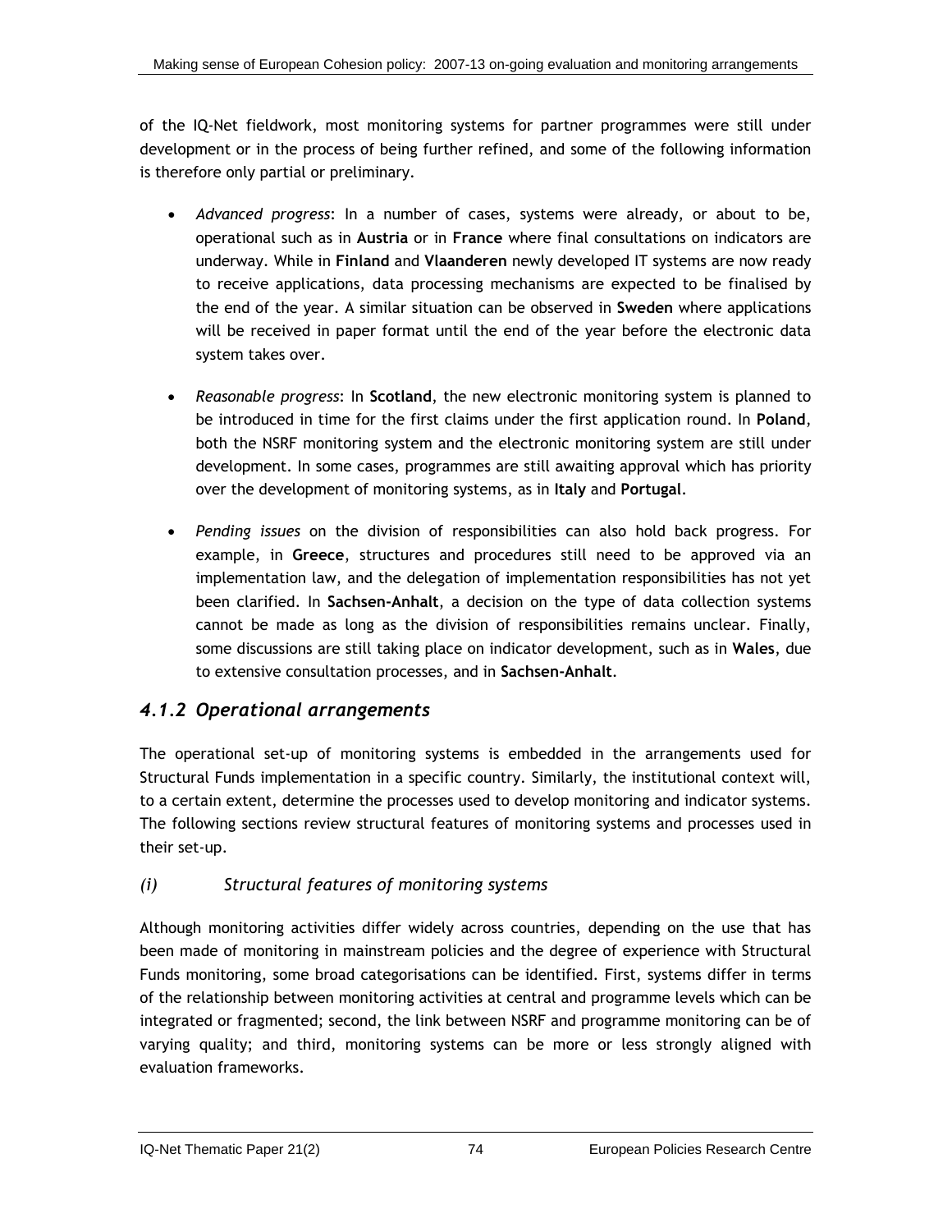of the IQ-Net fieldwork, most monitoring systems for partner programmes were still under development or in the process of being further refined, and some of the following information is therefore only partial or preliminary.

- *Advanced progress*: In a number of cases, systems were already, or about to be, operational such as in **Austria** or in **France** where final consultations on indicators are underway. While in **Finland** and **Vlaanderen** newly developed IT systems are now ready to receive applications, data processing mechanisms are expected to be finalised by the end of the year. A similar situation can be observed in **Sweden** where applications will be received in paper format until the end of the year before the electronic data system takes over.
- *Reasonable progress*: In **Scotland**, the new electronic monitoring system is planned to be introduced in time for the first claims under the first application round. In **Poland**, both the NSRF monitoring system and the electronic monitoring system are still under development. In some cases, programmes are still awaiting approval which has priority over the development of monitoring systems, as in **Italy** and **Portugal**.
- *Pending issues* on the division of responsibilities can also hold back progress. For example, in **Greece**, structures and procedures still need to be approved via an implementation law, and the delegation of implementation responsibilities has not yet been clarified. In **Sachsen-Anhalt**, a decision on the type of data collection systems cannot be made as long as the division of responsibilities remains unclear. Finally, some discussions are still taking place on indicator development, such as in **Wales**, due to extensive consultation processes, and in **Sachsen-Anhalt**.

### *4.1.2 Operational arrangements*

The operational set-up of monitoring systems is embedded in the arrangements used for Structural Funds implementation in a specific country. Similarly, the institutional context will, to a certain extent, determine the processes used to develop monitoring and indicator systems. The following sections review structural features of monitoring systems and processes used in their set-up.

#### *(i) Structural features of monitoring systems*

Although monitoring activities differ widely across countries, depending on the use that has been made of monitoring in mainstream policies and the degree of experience with Structural Funds monitoring, some broad categorisations can be identified. First, systems differ in terms of the relationship between monitoring activities at central and programme levels which can be integrated or fragmented; second, the link between NSRF and programme monitoring can be of varying quality; and third, monitoring systems can be more or less strongly aligned with evaluation frameworks.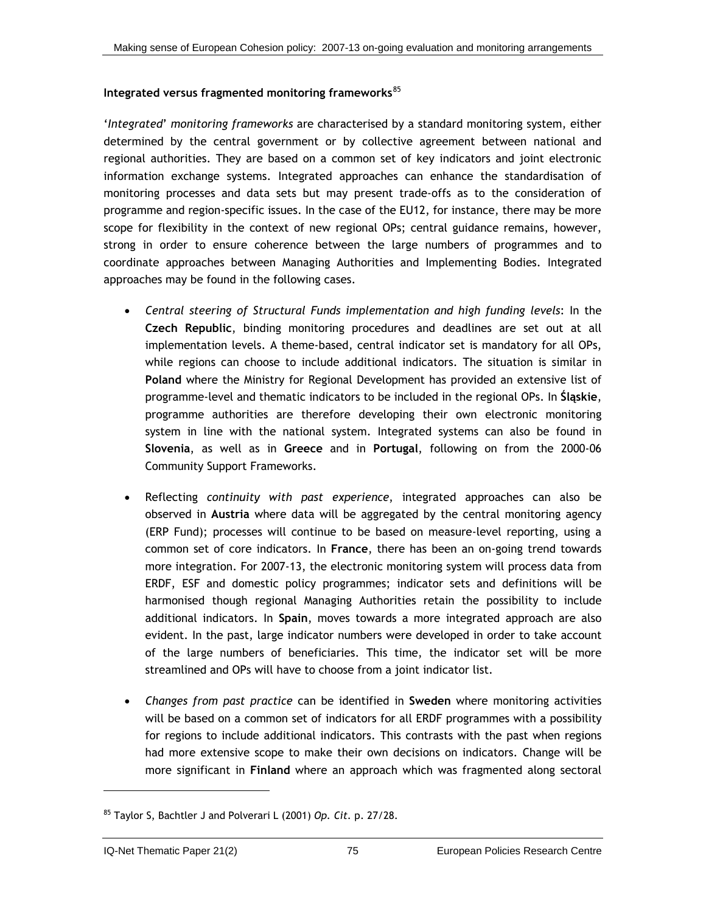### Integrated versus fragmented monitoring frameworks[85]

'*Integrated' monitoring frameworks* are characterised by a standard monitoring system, either determined by the central government or by collective agreement between national and regional authorities. They are based on a common set of key indicators and joint electronic information exchange systems. Integrated approaches can enhance the standardisation of monitoring processes and data sets but may present trade-offs as to the consideration of programme and region-specific issues. In the case of the EU12, for instance, there may be more scope for flexibility in the context of new regional OPs; central guidance remains, however, strong in order to ensure coherence between the large numbers of programmes and to coordinate approaches between Managing Authorities and Implementing Bodies. Integrated approaches may be found in the following cases.

- *Central steering of Structural Funds implementation and high funding levels*: In the **Czech Republic**, binding monitoring procedures and deadlines are set out at all implementation levels. A theme-based, central indicator set is mandatory for all OPs, while regions can choose to include additional indicators. The situation is similar in **Poland** where the Ministry for Regional Development has provided an extensive list of programme-level and thematic indicators to be included in the regional OPs. In **Śląskie**, programme authorities are therefore developing their own electronic monitoring system in line with the national system. Integrated systems can also be found in **Slovenia**, as well as in **Greece** and in **Portugal**, following on from the 2000-06 Community Support Frameworks.

- Reflecting *continuity with past experience*, integrated approaches can also be observed in **Austria** where data will be aggregated by the central monitoring agency (ERP Fund); processes will continue to be based on measure-level reporting, using a common set of core indicators. In **France**, there has been an on-going trend towards more integration. For 2007-13, the electronic monitoring system will process data from ERDF, ESF and domestic policy programmes; indicator sets and definitions will be harmonised though regional Managing Authorities retain the possibility to include additional indicators. In **Spain**, moves towards a more integrated approach are also evident. In the past, large indicator numbers were developed in order to take account of the large numbers of beneficiaries. This time, the indicator set will be more streamlined and OPs will have to choose from a joint indicator list.

- *Changes from past practice* can be identified in **Sweden** where monitoring activities will be based on a common set of indicators for all ERDF programmes with a possibility for regions to include additional indicators. This contrasts with the past when regions had more extensive scope to make their own decisions on indicators. Change will be more significant in **Finland** where an approach which was fragmented along sectoral

---

[85] Taylor S, Bachtler J and Polverari L (2001) *Op. Cit.* p. 27/28.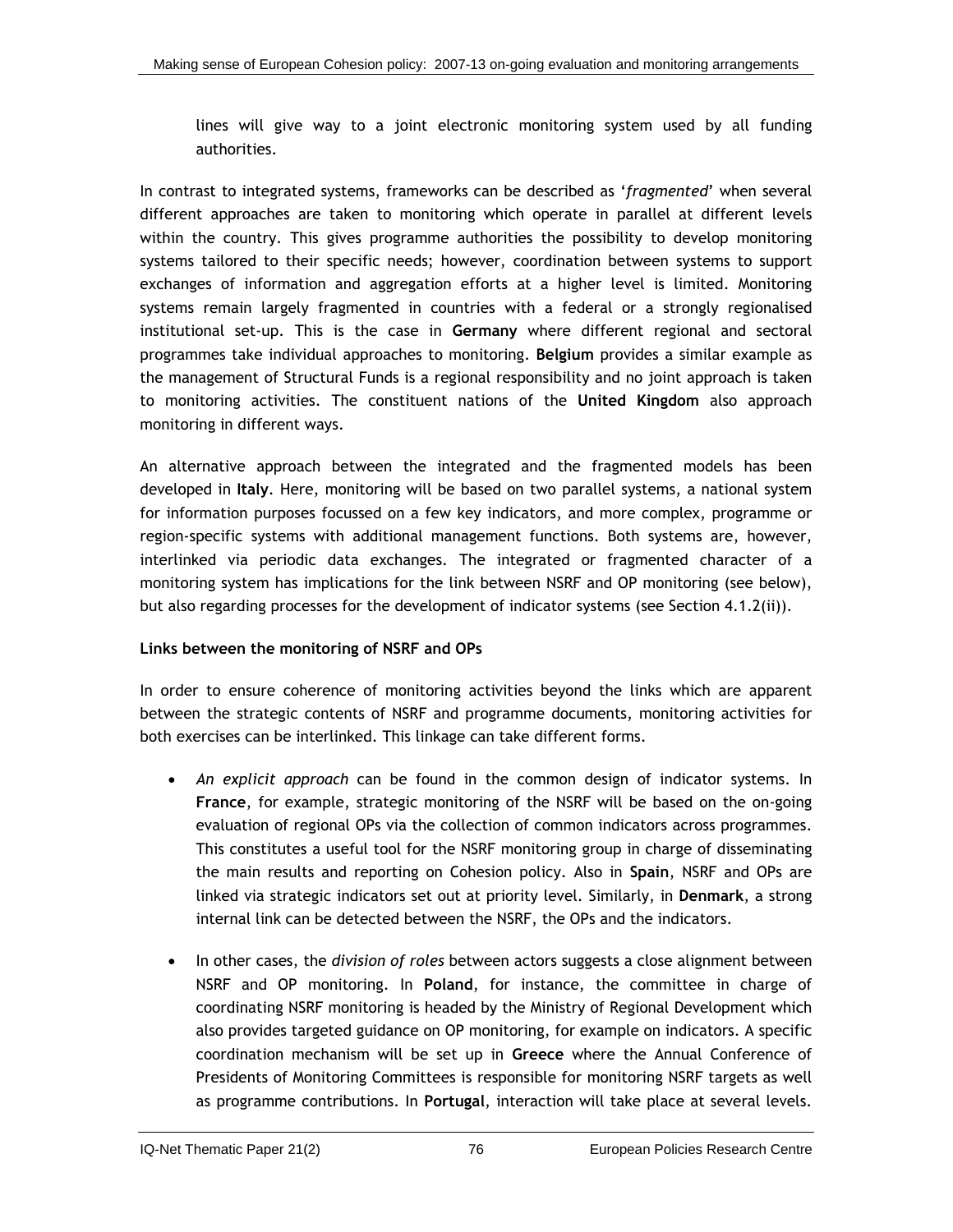lines will give way to a joint electronic monitoring system used by all funding authorities.

In contrast to integrated systems, frameworks can be described as '*fragmented*' when several different approaches are taken to monitoring which operate in parallel at different levels within the country. This gives programme authorities the possibility to develop monitoring systems tailored to their specific needs; however, coordination between systems to support exchanges of information and aggregation efforts at a higher level is limited. Monitoring systems remain largely fragmented in countries with a federal or a strongly regionalised institutional set-up. This is the case in **Germany** where different regional and sectoral programmes take individual approaches to monitoring. **Belgium** provides a similar example as the management of Structural Funds is a regional responsibility and no joint approach is taken to monitoring activities. The constituent nations of the **United Kingdom** also approach monitoring in different ways.

An alternative approach between the integrated and the fragmented models has been developed in **Italy**. Here, monitoring will be based on two parallel systems, a national system for information purposes focussed on a few key indicators, and more complex, programme or region-specific systems with additional management functions. Both systems are, however, interlinked via periodic data exchanges. The integrated or fragmented character of a monitoring system has implications for the link between NSRF and OP monitoring (see below), but also regarding processes for the development of indicator systems (see Section 4.1.2(ii)).

**Links between the monitoring of NSRF and OPs**

In order to ensure coherence of monitoring activities beyond the links which are apparent between the strategic contents of NSRF and programme documents, monitoring activities for both exercises can be interlinked. This linkage can take different forms.

- *An explicit approach* can be found in the common design of indicator systems. In **France**, for example, strategic monitoring of the NSRF will be based on the on-going evaluation of regional OPs via the collection of common indicators across programmes. This constitutes a useful tool for the NSRF monitoring group in charge of disseminating the main results and reporting on Cohesion policy. Also in **Spain**, NSRF and OPs are linked via strategic indicators set out at priority level. Similarly, in **Denmark**, a strong internal link can be detected between the NSRF, the OPs and the indicators.

- In other cases, the *division of roles* between actors suggests a close alignment between NSRF and OP monitoring. In **Poland**, for instance, the committee in charge of coordinating NSRF monitoring is headed by the Ministry of Regional Development which also provides targeted guidance on OP monitoring, for example on indicators. A specific coordination mechanism will be set up in **Greece** where the Annual Conference of Presidents of Monitoring Committees is responsible for monitoring NSRF targets as well as programme contributions. In **Portugal**, interaction will take place at several levels.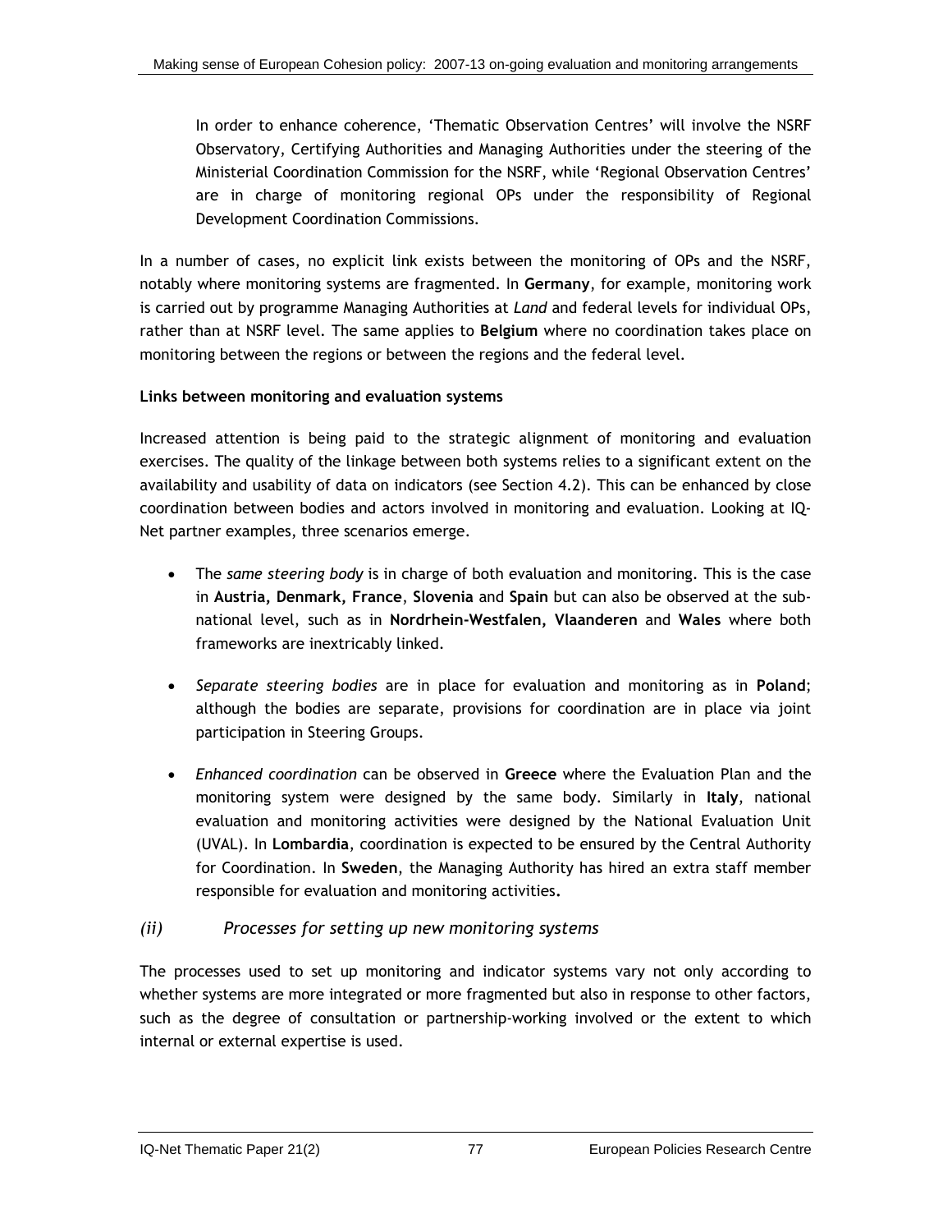In order to enhance coherence, 'Thematic Observation Centres' will involve the NSRF Observatory, Certifying Authorities and Managing Authorities under the steering of the Ministerial Coordination Commission for the NSRF, while 'Regional Observation Centres' are in charge of monitoring regional OPs under the responsibility of Regional Development Coordination Commissions.

In a number of cases, no explicit link exists between the monitoring of OPs and the NSRF, notably where monitoring systems are fragmented. In **Germany**, for example, monitoring work is carried out by programme Managing Authorities at *Land* and federal levels for individual OPs, rather than at NSRF level. The same applies to **Belgium** where no coordination takes place on monitoring between the regions or between the regions and the federal level.

**Links between monitoring and evaluation systems**

Increased attention is being paid to the strategic alignment of monitoring and evaluation exercises. The quality of the linkage between both systems relies to a significant extent on the availability and usability of data on indicators (see Section 4.2). This can be enhanced by close coordination between bodies and actors involved in monitoring and evaluation. Looking at IQ-Net partner examples, three scenarios emerge.

- The *same steering body* is in charge of both evaluation and monitoring. This is the case in **Austria, Denmark, France**, **Slovenia** and **Spain** but can also be observed at the sub-national level, such as in **Nordrhein-Westfalen, Vlaanderen** and **Wales** where both frameworks are inextricably linked.

- *Separate steering bodies* are in place for evaluation and monitoring as in **Poland**; although the bodies are separate, provisions for coordination are in place via joint participation in Steering Groups.

- *Enhanced coordination* can be observed in **Greece** where the Evaluation Plan and the monitoring system were designed by the same body. Similarly in **Italy**, national evaluation and monitoring activities were designed by the National Evaluation Unit (UVAL). In **Lombardia**, coordination is expected to be ensured by the Central Authority for Coordination. In **Sweden**, the Managing Authority has hired an extra staff member responsible for evaluation and monitoring activities**.**

### *(ii) Processes for setting up new monitoring systems*

The processes used to set up monitoring and indicator systems vary not only according to whether systems are more integrated or more fragmented but also in response to other factors, such as the degree of consultation or partnership-working involved or the extent to which internal or external expertise is used.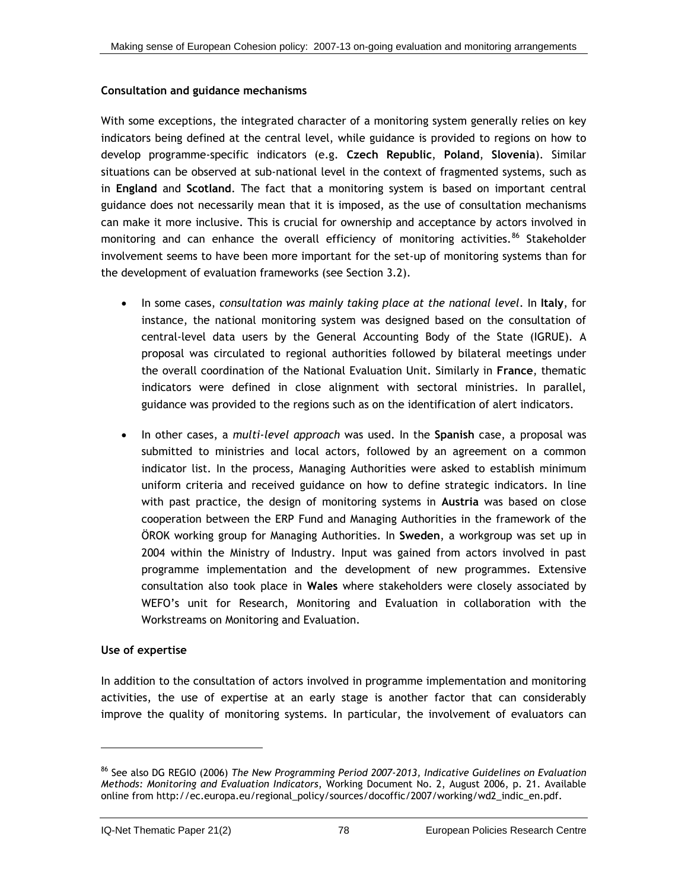**Consultation and guidance mechanisms**

With some exceptions, the integrated character of a monitoring system generally relies on key indicators being defined at the central level, while guidance is provided to regions on how to develop programme-specific indicators (e.g. **Czech Republic**, **Poland**, **Slovenia**). Similar situations can be observed at sub-national level in the context of fragmented systems, such as in **England** and **Scotland**. The fact that a monitoring system is based on important central guidance does not necessarily mean that it is imposed, as the use of consultation mechanisms can make it more inclusive. This is crucial for ownership and acceptance by actors involved in monitoring and can enhance the overall efficiency of monitoring activities.[86] Stakeholder involvement seems to have been more important for the set-up of monitoring systems than for the development of evaluation frameworks (see Section 3.2).

- In some cases, *consultation was mainly taking place at the national level*. In **Italy**, for instance, the national monitoring system was designed based on the consultation of central-level data users by the General Accounting Body of the State (IGRUE). A proposal was circulated to regional authorities followed by bilateral meetings under the overall coordination of the National Evaluation Unit. Similarly in **France**, thematic indicators were defined in close alignment with sectoral ministries. In parallel, guidance was provided to the regions such as on the identification of alert indicators.
- In other cases, a *multi-level approach* was used. In the **Spanish** case, a proposal was submitted to ministries and local actors, followed by an agreement on a common indicator list. In the process, Managing Authorities were asked to establish minimum uniform criteria and received guidance on how to define strategic indicators. In line with past practice, the design of monitoring systems in **Austria** was based on close cooperation between the ERP Fund and Managing Authorities in the framework of the ÖROK working group for Managing Authorities. In **Sweden**, a workgroup was set up in 2004 within the Ministry of Industry. Input was gained from actors involved in past programme implementation and the development of new programmes. Extensive consultation also took place in **Wales** where stakeholders were closely associated by WEFO's unit for Research, Monitoring and Evaluation in collaboration with the Workstreams on Monitoring and Evaluation.

**Use of expertise**

In addition to the consultation of actors involved in programme implementation and monitoring activities, the use of expertise at an early stage is another factor that can considerably improve the quality of monitoring systems. In particular, the involvement of evaluators can

---

[86] See also DG REGIO (2006) *The New Programming Period 2007-2013, Indicative Guidelines on Evaluation Methods: Monitoring and Evaluation Indicators*, Working Document No. 2, August 2006, p. 21. Available online from http://ec.europa.eu/regional_policy/sources/docoffic/2007/working/wd2_indic_en.pdf.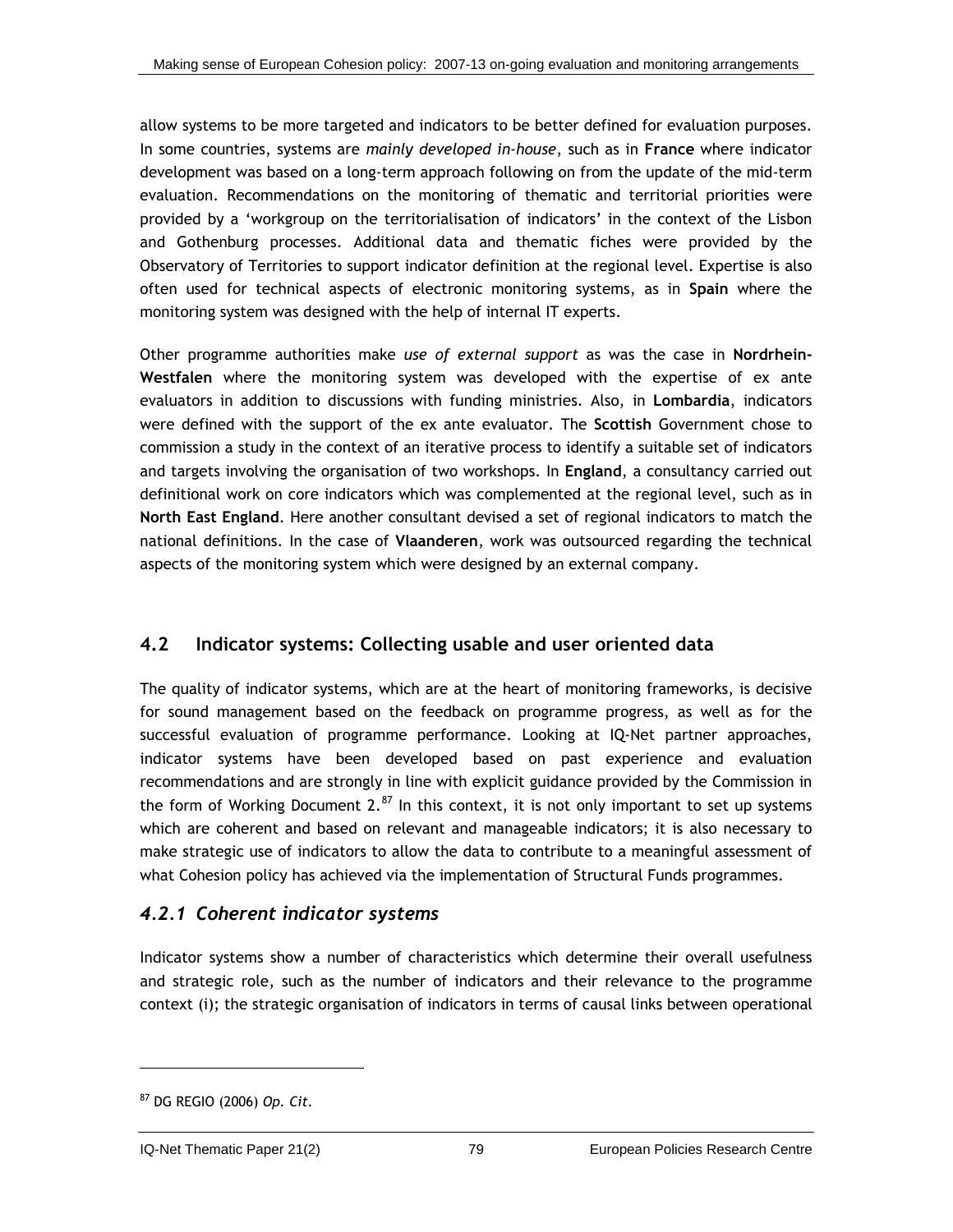allow systems to be more targeted and indicators to be better defined for evaluation purposes. In some countries, systems are *mainly developed in-house*, such as in **France** where indicator development was based on a long-term approach following on from the update of the mid-term evaluation. Recommendations on the monitoring of thematic and territorial priorities were provided by a 'workgroup on the territorialisation of indicators' in the context of the Lisbon and Gothenburg processes. Additional data and thematic fiches were provided by the Observatory of Territories to support indicator definition at the regional level. Expertise is also often used for technical aspects of electronic monitoring systems, as in **Spain** where the monitoring system was designed with the help of internal IT experts.

Other programme authorities make *use of external support* as was the case in **Nordrhein-Westfalen** where the monitoring system was developed with the expertise of ex ante evaluators in addition to discussions with funding ministries. Also, in **Lombardia**, indicators were defined with the support of the ex ante evaluator. The **Scottish** Government chose to commission a study in the context of an iterative process to identify a suitable set of indicators and targets involving the organisation of two workshops. In **England**, a consultancy carried out definitional work on core indicators which was complemented at the regional level, such as in **North East England**. Here another consultant devised a set of regional indicators to match the national definitions. In the case of **Vlaanderen**, work was outsourced regarding the technical aspects of the monitoring system which were designed by an external company.

## 4.2 Indicator systems: Collecting usable and user oriented data

The quality of indicator systems, which are at the heart of monitoring frameworks, is decisive for sound management based on the feedback on programme progress, as well as for the successful evaluation of programme performance. Looking at IQ-Net partner approaches, indicator systems have been developed based on past experience and evaluation recommendations and are strongly in line with explicit guidance provided by the Commission in the form of Working Document 2.[87] In this context, it is not only important to set up systems which are coherent and based on relevant and manageable indicators; it is also necessary to make strategic use of indicators to allow the data to contribute to a meaningful assessment of what Cohesion policy has achieved via the implementation of Structural Funds programmes.

### *4.2.1 Coherent indicator systems*

Indicator systems show a number of characteristics which determine their overall usefulness and strategic role, such as the number of indicators and their relevance to the programme context (i); the strategic organisation of indicators in terms of causal links between operational

---

[87] DG REGIO (2006) *Op. Cit.*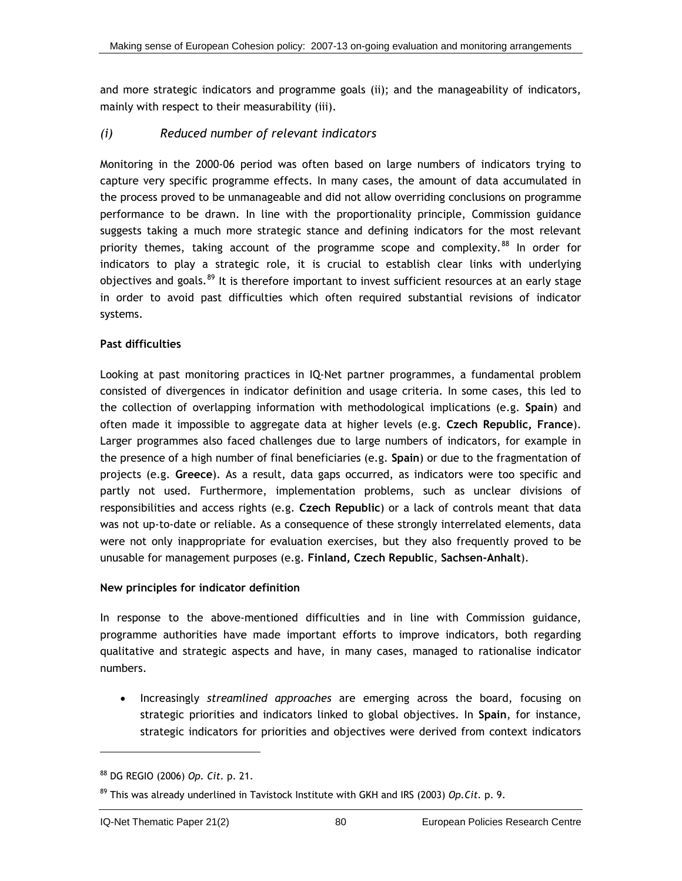and more strategic indicators and programme goals (ii); and the manageability of indicators, mainly with respect to their measurability (iii).

### *(i) Reduced number of relevant indicators*

Monitoring in the 2000-06 period was often based on large numbers of indicators trying to capture very specific programme effects. In many cases, the amount of data accumulated in the process proved to be unmanageable and did not allow overriding conclusions on programme performance to be drawn. In line with the proportionality principle, Commission guidance suggests taking a much more strategic stance and defining indicators for the most relevant priority themes, taking account of the programme scope and complexity.[88] In order for indicators to play a strategic role, it is crucial to establish clear links with underlying objectives and goals.[89] It is therefore important to invest sufficient resources at an early stage in order to avoid past difficulties which often required substantial revisions of indicator systems.

**Past difficulties**

Looking at past monitoring practices in IQ-Net partner programmes, a fundamental problem consisted of divergences in indicator definition and usage criteria. In some cases, this led to the collection of overlapping information with methodological implications (e.g. **Spain**) and often made it impossible to aggregate data at higher levels (e.g. **Czech Republic, France**). Larger programmes also faced challenges due to large numbers of indicators, for example in the presence of a high number of final beneficiaries (e.g. **Spain**) or due to the fragmentation of projects (e.g. **Greece**). As a result, data gaps occurred, as indicators were too specific and partly not used. Furthermore, implementation problems, such as unclear divisions of responsibilities and access rights (e.g. **Czech Republic**) or a lack of controls meant that data was not up-to-date or reliable. As a consequence of these strongly interrelated elements, data were not only inappropriate for evaluation exercises, but they also frequently proved to be unusable for management purposes (e.g. **Finland, Czech Republic**, **Sachsen-Anhalt**).

**New principles for indicator definition**

In response to the above-mentioned difficulties and in line with Commission guidance, programme authorities have made important efforts to improve indicators, both regarding qualitative and strategic aspects and have, in many cases, managed to rationalise indicator numbers.

- Increasingly *streamlined approaches* are emerging across the board, focusing on strategic priorities and indicators linked to global objectives. In **Spain**, for instance, strategic indicators for priorities and objectives were derived from context indicators

---

[88] DG REGIO (2006) *Op. Cit.* p. 21.

[89] This was already underlined in Tavistock Institute with GKH and IRS (2003) *Op.Cit.* p. 9.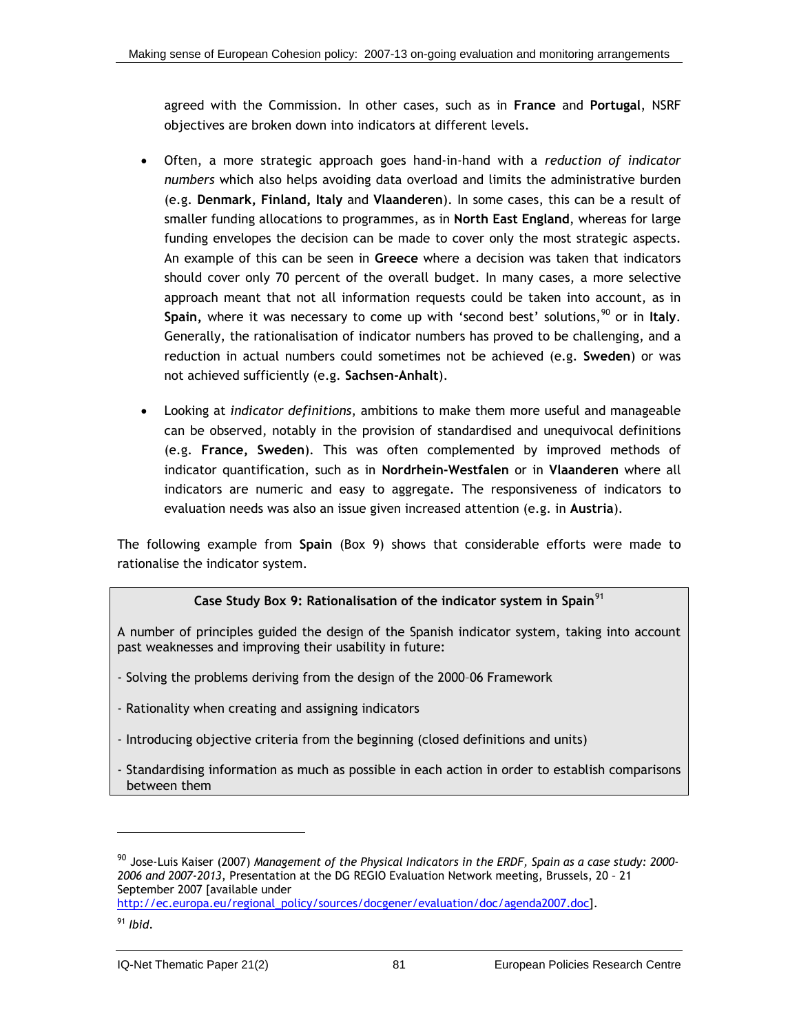agreed with the Commission. In other cases, such as in **France** and **Portugal**, NSRF objectives are broken down into indicators at different levels.

- Often, a more strategic approach goes hand-in-hand with a *reduction of indicator numbers* which also helps avoiding data overload and limits the administrative burden (e.g. **Denmark, Finland, Italy** and **Vlaanderen**). In some cases, this can be a result of smaller funding allocations to programmes, as in **North East England**, whereas for large funding envelopes the decision can be made to cover only the most strategic aspects. An example of this can be seen in **Greece** where a decision was taken that indicators should cover only 70 percent of the overall budget. In many cases, a more selective approach meant that not all information requests could be taken into account, as in **Spain,** where it was necessary to come up with 'second best' solutions,[90] or in **Italy**. Generally, the rationalisation of indicator numbers has proved to be challenging, and a reduction in actual numbers could sometimes not be achieved (e.g. **Sweden**) or was not achieved sufficiently (e.g. **Sachsen-Anhalt**).

- Looking at *indicator definitions*, ambitions to make them more useful and manageable can be observed, notably in the provision of standardised and unequivocal definitions (e.g. **France, Sweden**). This was often complemented by improved methods of indicator quantification, such as in **Nordrhein-Westfalen** or in **Vlaanderen** where all indicators are numeric and easy to aggregate. The responsiveness of indicators to evaluation needs was also an issue given increased attention (e.g. in **Austria**).

The following example from **Spain** (Box 9) shows that considerable efforts were made to rationalise the indicator system.

**Case Study Box 9: Rationalisation of the indicator system in Spain**[91]

A number of principles guided the design of the Spanish indicator system, taking into account past weaknesses and improving their usability in future:

- Solving the problems deriving from the design of the 2000–06 Framework
- Rationality when creating and assigning indicators
- Introducing objective criteria from the beginning (closed definitions and units)
- Standardising information as much as possible in each action in order to establish comparisons between them

---

[90] Jose-Luis Kaiser (2007) *Management of the Physical Indicators in the ERDF, Spain as a case study: 2000-2006 and 2007-2013*, Presentation at the DG REGIO Evaluation Network meeting, Brussels, 20 – 21 September 2007 [available under http://ec.europa.eu/regional_policy/sources/docgener/evaluation/doc/agenda2007.doc].

[91] *Ibid.*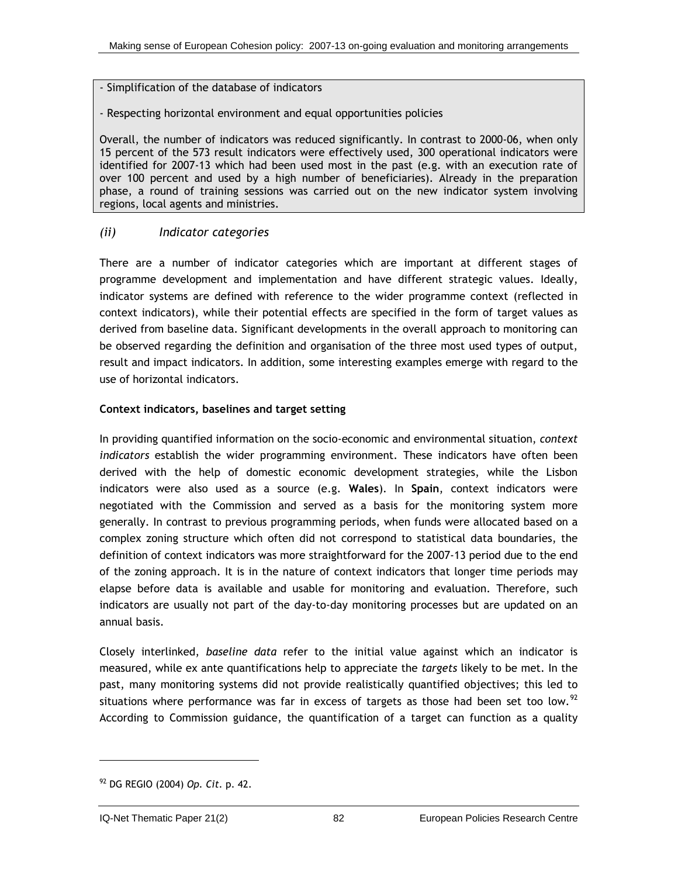- Simplification of the database of indicators

- Respecting horizontal environment and equal opportunities policies

Overall, the number of indicators was reduced significantly. In contrast to 2000-06, when only 15 percent of the 573 result indicators were effectively used, 300 operational indicators were identified for 2007-13 which had been used most in the past (e.g. with an execution rate of over 100 percent and used by a high number of beneficiaries). Already in the preparation phase, a round of training sessions was carried out on the new indicator system involving regions, local agents and ministries.

### *(ii) Indicator categories*

There are a number of indicator categories which are important at different stages of programme development and implementation and have different strategic values. Ideally, indicator systems are defined with reference to the wider programme context (reflected in context indicators), while their potential effects are specified in the form of target values as derived from baseline data. Significant developments in the overall approach to monitoring can be observed regarding the definition and organisation of the three most used types of output, result and impact indicators. In addition, some interesting examples emerge with regard to the use of horizontal indicators.

**Context indicators, baselines and target setting**

In providing quantified information on the socio-economic and environmental situation, *context indicators* establish the wider programming environment. These indicators have often been derived with the help of domestic economic development strategies, while the Lisbon indicators were also used as a source (e.g. **Wales**). In **Spain**, context indicators were negotiated with the Commission and served as a basis for the monitoring system more generally. In contrast to previous programming periods, when funds were allocated based on a complex zoning structure which often did not correspond to statistical data boundaries, the definition of context indicators was more straightforward for the 2007-13 period due to the end of the zoning approach. It is in the nature of context indicators that longer time periods may elapse before data is available and usable for monitoring and evaluation. Therefore, such indicators are usually not part of the day-to-day monitoring processes but are updated on an annual basis.

Closely interlinked, *baseline data* refer to the initial value against which an indicator is measured, while ex ante quantifications help to appreciate the *targets* likely to be met. In the past, many monitoring systems did not provide realistically quantified objectives; this led to situations where performance was far in excess of targets as those had been set too low.[92] According to Commission guidance, the quantification of a target can function as a quality

[92] DG REGIO (2004) *Op. Cit*. p. 42.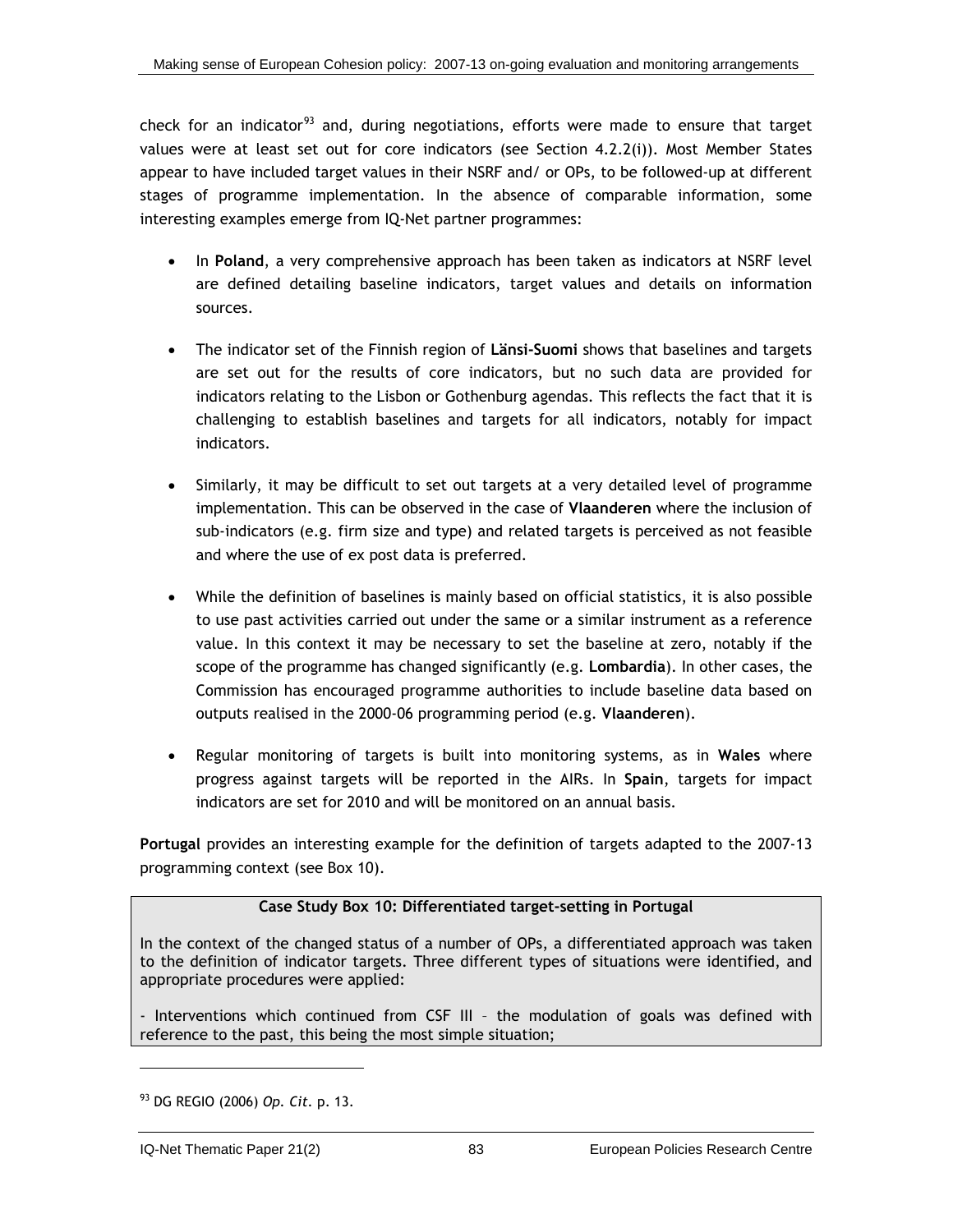check for an indicator[93] and, during negotiations, efforts were made to ensure that target values were at least set out for core indicators (see Section 4.2.2(i)). Most Member States appear to have included target values in their NSRF and/ or OPs, to be followed-up at different stages of programme implementation. In the absence of comparable information, some interesting examples emerge from IQ-Net partner programmes:

- In **Poland**, a very comprehensive approach has been taken as indicators at NSRF level are defined detailing baseline indicators, target values and details on information sources.

- The indicator set of the Finnish region of **Länsi-Suomi** shows that baselines and targets are set out for the results of core indicators, but no such data are provided for indicators relating to the Lisbon or Gothenburg agendas. This reflects the fact that it is challenging to establish baselines and targets for all indicators, notably for impact indicators.

- Similarly, it may be difficult to set out targets at a very detailed level of programme implementation. This can be observed in the case of **Vlaanderen** where the inclusion of sub-indicators (e.g. firm size and type) and related targets is perceived as not feasible and where the use of ex post data is preferred.

- While the definition of baselines is mainly based on official statistics, it is also possible to use past activities carried out under the same or a similar instrument as a reference value. In this context it may be necessary to set the baseline at zero, notably if the scope of the programme has changed significantly (e.g. **Lombardia**). In other cases, the Commission has encouraged programme authorities to include baseline data based on outputs realised in the 2000-06 programming period (e.g. **Vlaanderen**).

- Regular monitoring of targets is built into monitoring systems, as in **Wales** where progress against targets will be reported in the AIRs. In **Spain**, targets for impact indicators are set for 2010 and will be monitored on an annual basis.

**Portugal** provides an interesting example for the definition of targets adapted to the 2007-13 programming context (see Box 10).

**Case Study Box 10: Differentiated target-setting in Portugal**

In the context of the changed status of a number of OPs, a differentiated approach was taken to the definition of indicator targets. Three different types of situations were identified, and appropriate procedures were applied:

- Interventions which continued from CSF III – the modulation of goals was defined with reference to the past, this being the most simple situation;

[93] DG REGIO (2006) *Op. Cit*. p. 13.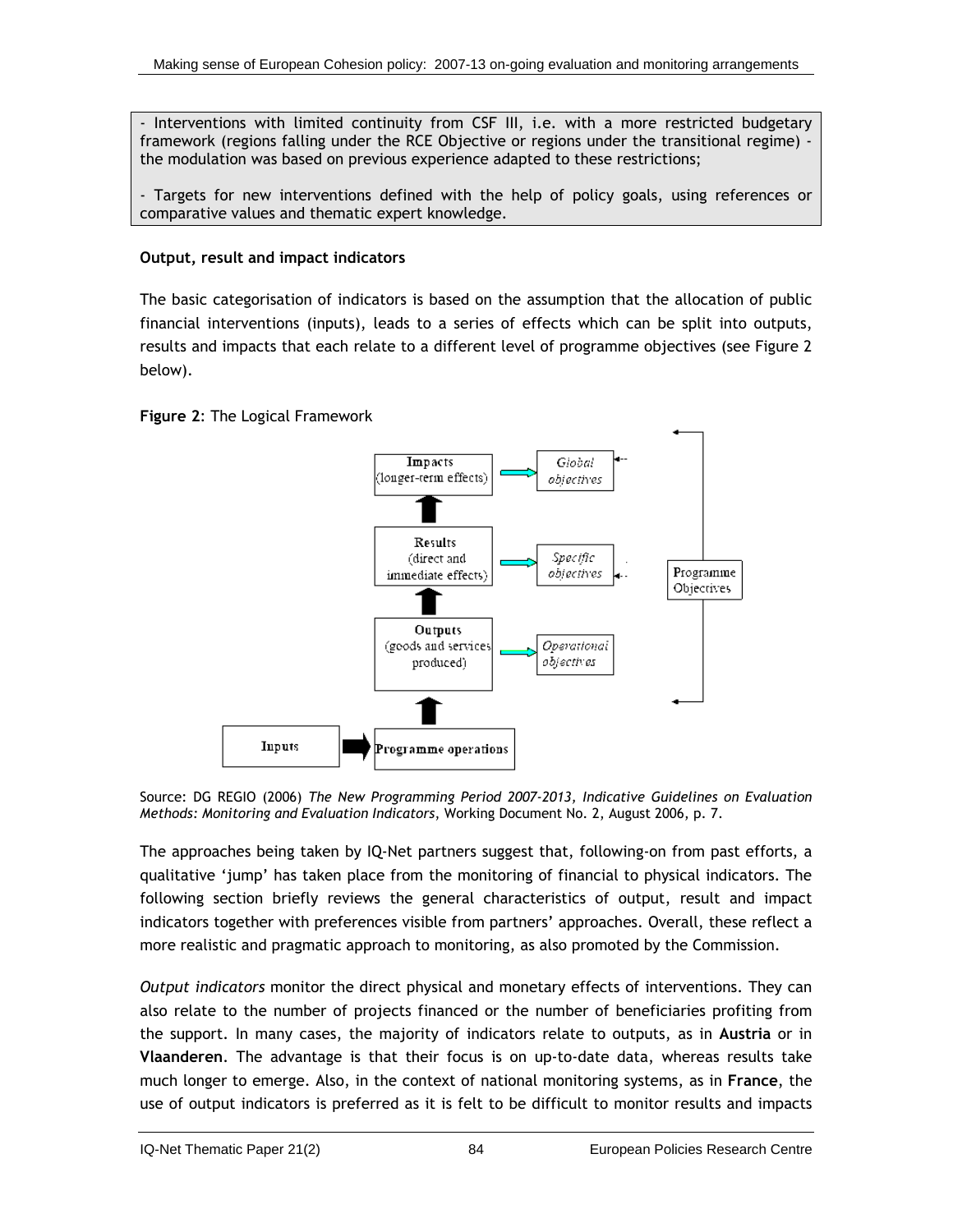- Interventions with limited continuity from CSF III, i.e. with a more restricted budgetary framework (regions falling under the RCE Objective or regions under the transitional regime) - the modulation was based on previous experience adapted to these restrictions;

- Targets for new interventions defined with the help of policy goals, using references or comparative values and thematic expert knowledge.

**Output, result and impact indicators**

The basic categorisation of indicators is based on the assumption that the allocation of public financial interventions (inputs), leads to a series of effects which can be split into outputs, results and impacts that each relate to a different level of programme objectives (see Figure 2 below).

**Figure 2**: The Logical Framework

Impacts (longer-term effects) → *Global objectives*

Results (direct and immediate effects) → *Specific objectives*

Outputs (goods and services produced) → *Operational objectives*

Inputs → Programme operations

Programme Objectives

Source: DG REGIO (2006) *The New Programming Period 2007-2013, Indicative Guidelines on Evaluation Methods: Monitoring and Evaluation Indicators*, Working Document No. 2, August 2006, p. 7.

The approaches being taken by IQ-Net partners suggest that, following-on from past efforts, a qualitative 'jump' has taken place from the monitoring of financial to physical indicators. The following section briefly reviews the general characteristics of output, result and impact indicators together with preferences visible from partners' approaches. Overall, these reflect a more realistic and pragmatic approach to monitoring, as also promoted by the Commission.

*Output indicators* monitor the direct physical and monetary effects of interventions. They can also relate to the number of projects financed or the number of beneficiaries profiting from the support. In many cases, the majority of indicators relate to outputs, as in **Austria** or in **Vlaanderen**. The advantage is that their focus is on up-to-date data, whereas results take much longer to emerge. Also, in the context of national monitoring systems, as in **France**, the use of output indicators is preferred as it is felt to be difficult to monitor results and impacts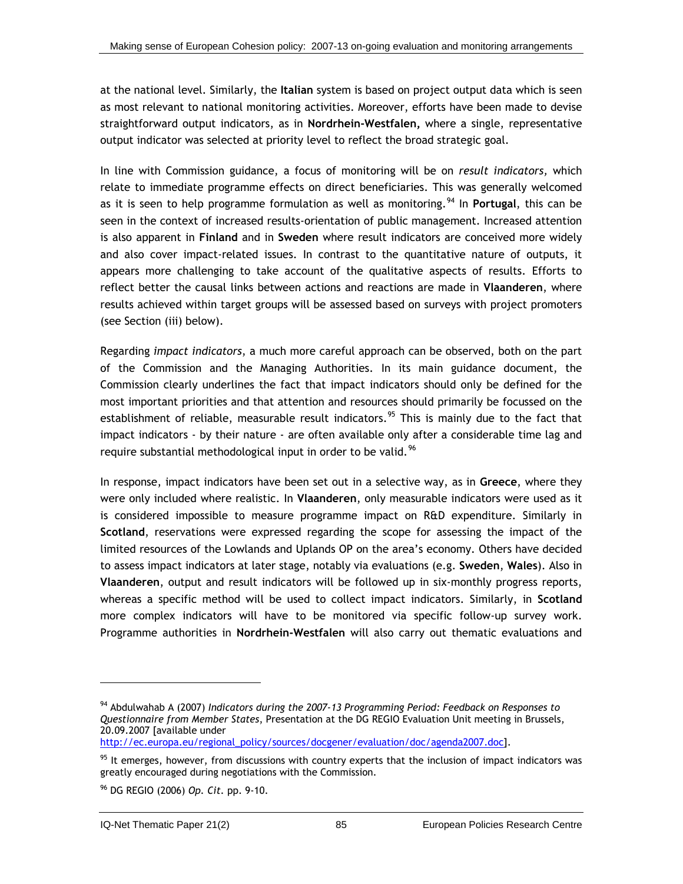at the national level. Similarly, the **Italian** system is based on project output data which is seen as most relevant to national monitoring activities. Moreover, efforts have been made to devise straightforward output indicators, as in **Nordrhein-Westfalen,** where a single, representative output indicator was selected at priority level to reflect the broad strategic goal.

In line with Commission guidance, a focus of monitoring will be on *result indicators,* which relate to immediate programme effects on direct beneficiaries. This was generally welcomed as it is seen to help programme formulation as well as monitoring.[94] In **Portugal**, this can be seen in the context of increased results-orientation of public management. Increased attention is also apparent in **Finland** and in **Sweden** where result indicators are conceived more widely and also cover impact-related issues. In contrast to the quantitative nature of outputs, it appears more challenging to take account of the qualitative aspects of results. Efforts to reflect better the causal links between actions and reactions are made in **Vlaanderen**, where results achieved within target groups will be assessed based on surveys with project promoters (see Section (iii) below).

Regarding *impact indicators*, a much more careful approach can be observed, both on the part of the Commission and the Managing Authorities. In its main guidance document, the Commission clearly underlines the fact that impact indicators should only be defined for the most important priorities and that attention and resources should primarily be focussed on the establishment of reliable, measurable result indicators.[95] This is mainly due to the fact that impact indicators - by their nature - are often available only after a considerable time lag and require substantial methodological input in order to be valid.[96]

In response, impact indicators have been set out in a selective way, as in **Greece**, where they were only included where realistic. In **Vlaanderen**, only measurable indicators were used as it is considered impossible to measure programme impact on R&D expenditure. Similarly in **Scotland**, reservations were expressed regarding the scope for assessing the impact of the limited resources of the Lowlands and Uplands OP on the area's economy. Others have decided to assess impact indicators at later stage, notably via evaluations (e.g. **Sweden**, **Wales**). Also in **Vlaanderen**, output and result indicators will be followed up in six-monthly progress reports, whereas a specific method will be used to collect impact indicators. Similarly, in **Scotland** more complex indicators will have to be monitored via specific follow-up survey work. Programme authorities in **Nordrhein-Westfalen** will also carry out thematic evaluations and

---

[94] Abdulwahab A (2007) *Indicators during the 2007-13 Programming Period: Feedback on Responses to Questionnaire from Member States*, Presentation at the DG REGIO Evaluation Unit meeting in Brussels, 20.09.2007 [available under http://ec.europa.eu/regional_policy/sources/docgener/evaluation/doc/agenda2007.doc].

[95] It emerges, however, from discussions with country experts that the inclusion of impact indicators was greatly encouraged during negotiations with the Commission.

[96] DG REGIO (2006) *Op. Cit*. pp. 9-10.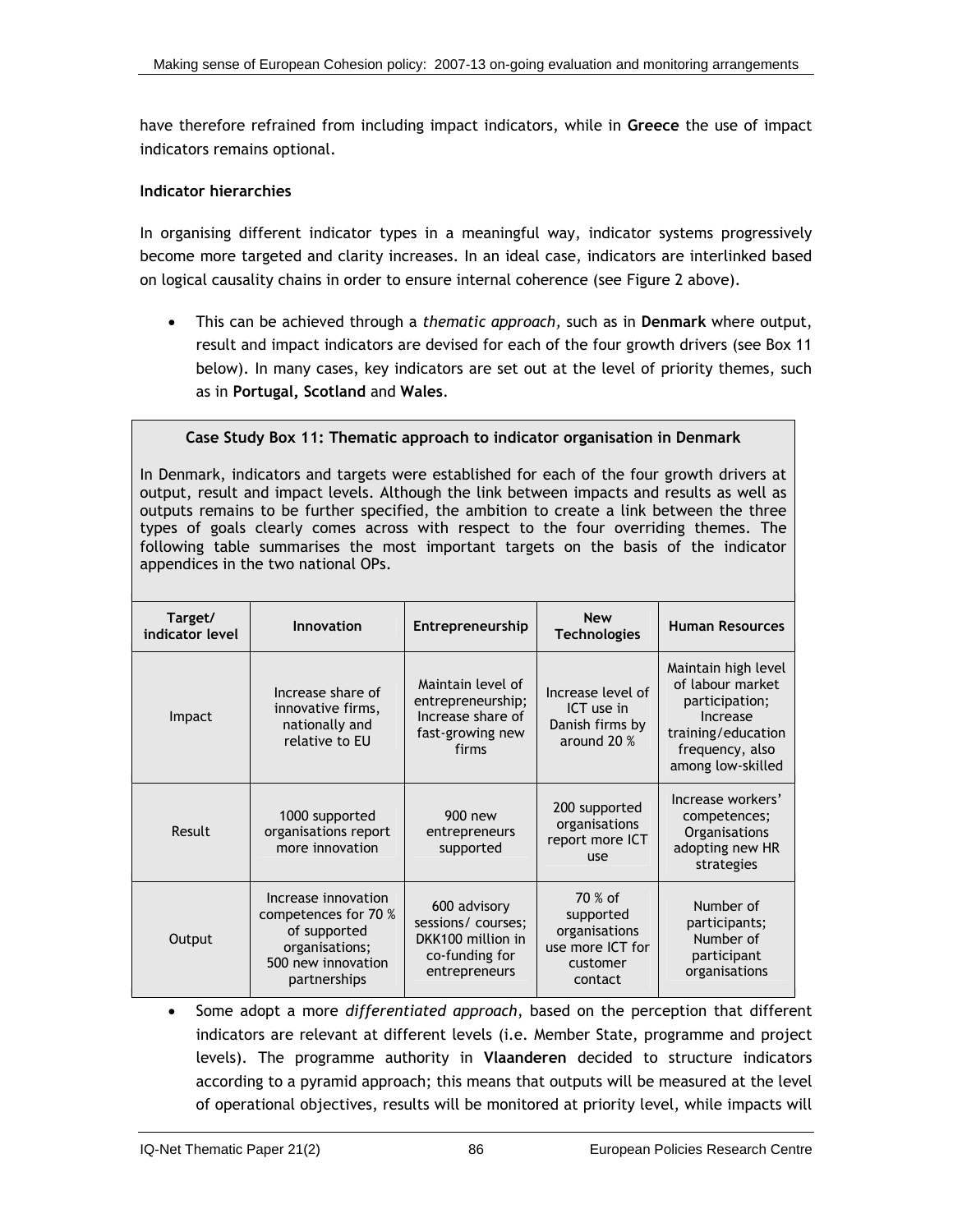have therefore refrained from including impact indicators, while in **Greece** the use of impact indicators remains optional.

**Indicator hierarchies**

In organising different indicator types in a meaningful way, indicator systems progressively become more targeted and clarity increases. In an ideal case, indicators are interlinked based on logical causality chains in order to ensure internal coherence (see Figure 2 above).

- This can be achieved through a *thematic approach,* such as in **Denmark** where output, result and impact indicators are devised for each of the four growth drivers (see Box 11 below). In many cases, key indicators are set out at the level of priority themes, such as in **Portugal, Scotland** and **Wales**.

**Case Study Box 11: Thematic approach to indicator organisation in Denmark**

In Denmark, indicators and targets were established for each of the four growth drivers at output, result and impact levels. Although the link between impacts and results as well as outputs remains to be further specified, the ambition to create a link between the three types of goals clearly comes across with respect to the four overriding themes. The following table summarises the most important targets on the basis of the indicator appendices in the two national OPs.

| Target/ indicator level | Innovation | Entrepreneurship | New Technologies | Human Resources |
|---|---|---|---|---|
| Impact | Increase share of innovative firms, nationally and relative to EU | Maintain level of entrepreneurship; Increase share of fast-growing new firms | Increase level of ICT use in Danish firms by around 20 % | Maintain high level of labour market participation; Increase training/education frequency, also among low-skilled |
| Result | 1000 supported organisations report more innovation | 900 new entrepreneurs supported | 200 supported organisations report more ICT use | Increase workers' competences; Organisations adopting new HR strategies |
| Output | Increase innovation competences for 70 % of supported organisations; 500 new innovation partnerships | 600 advisory sessions/ courses; DKK100 million in co-funding for entrepreneurs | 70 % of supported organisations use more ICT for customer contact | Number of participants; Number of participant organisations |

- Some adopt a more *differentiated approach*, based on the perception that different indicators are relevant at different levels (i.e. Member State, programme and project levels). The programme authority in **Vlaanderen** decided to structure indicators according to a pyramid approach; this means that outputs will be measured at the level of operational objectives, results will be monitored at priority level, while impacts will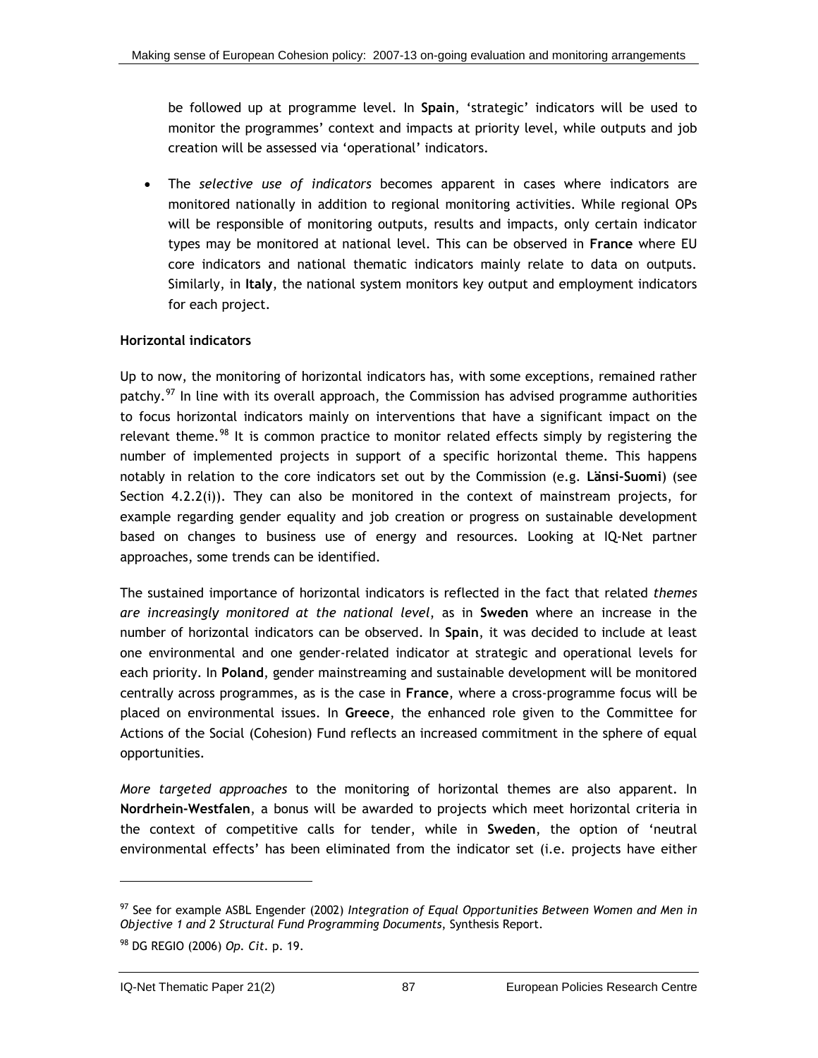be followed up at programme level. In **Spain**, 'strategic' indicators will be used to monitor the programmes' context and impacts at priority level, while outputs and job creation will be assessed via 'operational' indicators.

- The *selective use of indicators* becomes apparent in cases where indicators are monitored nationally in addition to regional monitoring activities. While regional OPs will be responsible of monitoring outputs, results and impacts, only certain indicator types may be monitored at national level. This can be observed in **France** where EU core indicators and national thematic indicators mainly relate to data on outputs. Similarly, in **Italy**, the national system monitors key output and employment indicators for each project.

**Horizontal indicators**

Up to now, the monitoring of horizontal indicators has, with some exceptions, remained rather patchy.[97] In line with its overall approach, the Commission has advised programme authorities to focus horizontal indicators mainly on interventions that have a significant impact on the relevant theme.[98] It is common practice to monitor related effects simply by registering the number of implemented projects in support of a specific horizontal theme. This happens notably in relation to the core indicators set out by the Commission (e.g. **Länsi-Suomi**) (see Section 4.2.2(i)). They can also be monitored in the context of mainstream projects, for example regarding gender equality and job creation or progress on sustainable development based on changes to business use of energy and resources. Looking at IQ-Net partner approaches, some trends can be identified.

The sustained importance of horizontal indicators is reflected in the fact that related *themes are increasingly monitored at the national level*, as in **Sweden** where an increase in the number of horizontal indicators can be observed. In **Spain**, it was decided to include at least one environmental and one gender-related indicator at strategic and operational levels for each priority. In **Poland**, gender mainstreaming and sustainable development will be monitored centrally across programmes, as is the case in **France**, where a cross-programme focus will be placed on environmental issues. In **Greece**, the enhanced role given to the Committee for Actions of the Social (Cohesion) Fund reflects an increased commitment in the sphere of equal opportunities.

*More targeted approaches* to the monitoring of horizontal themes are also apparent. In **Nordrhein-Westfalen**, a bonus will be awarded to projects which meet horizontal criteria in the context of competitive calls for tender, while in **Sweden**, the option of 'neutral environmental effects' has been eliminated from the indicator set (i.e. projects have either

---

[97] See for example ASBL Engender (2002) *Integration of Equal Opportunities Between Women and Men in Objective 1 and 2 Structural Fund Programming Documents*, Synthesis Report.

[98] DG REGIO (2006) *Op. Cit.* p. 19.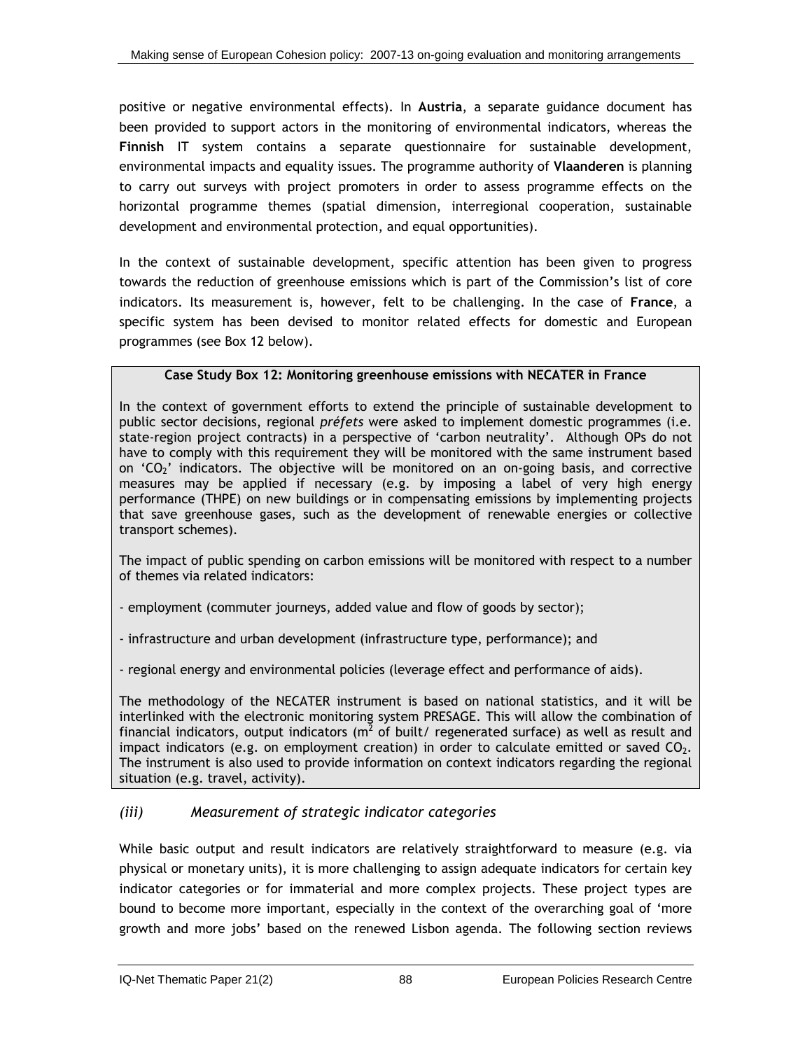positive or negative environmental effects). In **Austria**, a separate guidance document has been provided to support actors in the monitoring of environmental indicators, whereas the **Finnish** IT system contains a separate questionnaire for sustainable development, environmental impacts and equality issues. The programme authority of **Vlaanderen** is planning to carry out surveys with project promoters in order to assess programme effects on the horizontal programme themes (spatial dimension, interregional cooperation, sustainable development and environmental protection, and equal opportunities).

In the context of sustainable development, specific attention has been given to progress towards the reduction of greenhouse emissions which is part of the Commission's list of core indicators. Its measurement is, however, felt to be challenging. In the case of **France**, a specific system has been devised to monitor related effects for domestic and European programmes (see Box 12 below).

**Case Study Box 12: Monitoring greenhouse emissions with NECATER in France**

In the context of government efforts to extend the principle of sustainable development to public sector decisions, regional *préfets* were asked to implement domestic programmes (i.e. state-region project contracts) in a perspective of 'carbon neutrality'. Although OPs do not have to comply with this requirement they will be monitored with the same instrument based on '$CO_2$' indicators. The objective will be monitored on an on-going basis, and corrective measures may be applied if necessary (e.g. by imposing a label of very high energy performance (THPE) on new buildings or in compensating emissions by implementing projects that save greenhouse gases, such as the development of renewable energies or collective transport schemes).

The impact of public spending on carbon emissions will be monitored with respect to a number of themes via related indicators:

- employment (commuter journeys, added value and flow of goods by sector);
- infrastructure and urban development (infrastructure type, performance); and
- regional energy and environmental policies (leverage effect and performance of aids).

The methodology of the NECATER instrument is based on national statistics, and it will be interlinked with the electronic monitoring system PRESAGE. This will allow the combination of financial indicators, output indicators ($m^2$ of built/ regenerated surface) as well as result and impact indicators (e.g. on employment creation) in order to calculate emitted or saved $CO_2$. The instrument is also used to provide information on context indicators regarding the regional situation (e.g. travel, activity).

### *(iii) Measurement of strategic indicator categories*

While basic output and result indicators are relatively straightforward to measure (e.g. via physical or monetary units), it is more challenging to assign adequate indicators for certain key indicator categories or for immaterial and more complex projects. These project types are bound to become more important, especially in the context of the overarching goal of 'more growth and more jobs' based on the renewed Lisbon agenda. The following section reviews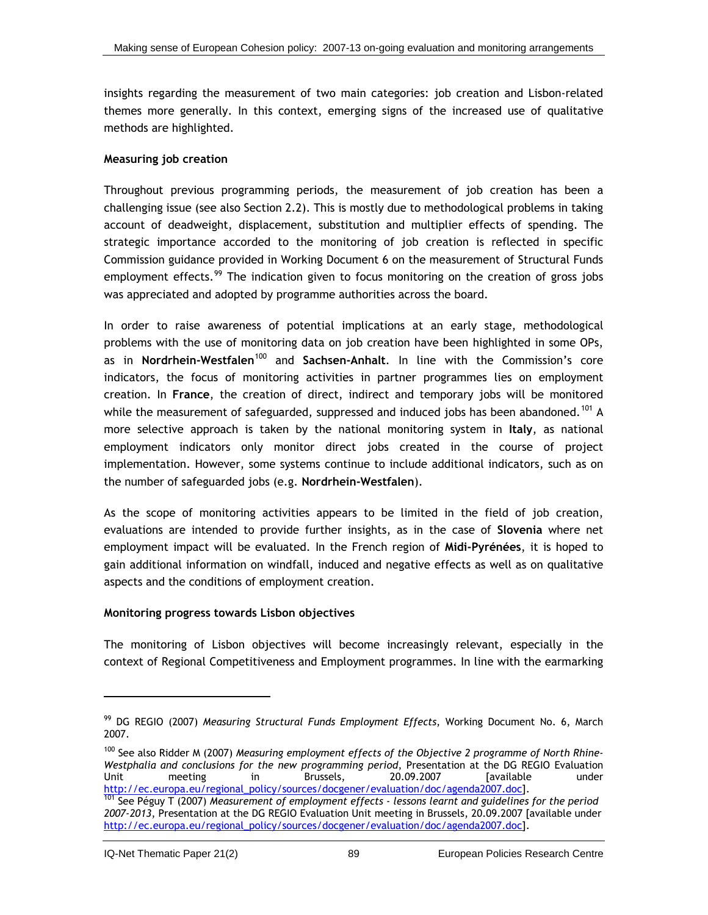insights regarding the measurement of two main categories: job creation and Lisbon-related themes more generally. In this context, emerging signs of the increased use of qualitative methods are highlighted.

**Measuring job creation**

Throughout previous programming periods, the measurement of job creation has been a challenging issue (see also Section 2.2). This is mostly due to methodological problems in taking account of deadweight, displacement, substitution and multiplier effects of spending. The strategic importance accorded to the monitoring of job creation is reflected in specific Commission guidance provided in Working Document 6 on the measurement of Structural Funds employment effects.[99] The indication given to focus monitoring on the creation of gross jobs was appreciated and adopted by programme authorities across the board.

In order to raise awareness of potential implications at an early stage, methodological problems with the use of monitoring data on job creation have been highlighted in some OPs, as in **Nordrhein-Westfalen**[100] and **Sachsen-Anhalt**. In line with the Commission's core indicators, the focus of monitoring activities in partner programmes lies on employment creation. In **France**, the creation of direct, indirect and temporary jobs will be monitored while the measurement of safeguarded, suppressed and induced jobs has been abandoned.[101] A more selective approach is taken by the national monitoring system in **Italy**, as national employment indicators only monitor direct jobs created in the course of project implementation. However, some systems continue to include additional indicators, such as on the number of safeguarded jobs (e.g. **Nordrhein-Westfalen**).

As the scope of monitoring activities appears to be limited in the field of job creation, evaluations are intended to provide further insights, as in the case of **Slovenia** where net employment impact will be evaluated. In the French region of **Midi-Pyrénées**, it is hoped to gain additional information on windfall, induced and negative effects as well as on qualitative aspects and the conditions of employment creation.

**Monitoring progress towards Lisbon objectives**

The monitoring of Lisbon objectives will become increasingly relevant, especially in the context of Regional Competitiveness and Employment programmes. In line with the earmarking

---

[99] DG REGIO (2007) *Measuring Structural Funds Employment Effects*, Working Document No. 6, March 2007.

[100] See also Ridder M (2007) *Measuring employment effects of the Objective 2 programme of North Rhine-Westphalia and conclusions for the new programming period*, Presentation at the DG REGIO Evaluation Unit meeting in Brussels, 20.09.2007 [available under http://ec.europa.eu/regional_policy/sources/docgener/evaluation/doc/agenda2007.doc].

[101] See Péguy T (2007) *Measurement of employment effects - lessons learnt and guidelines for the period 2007-2013*, Presentation at the DG REGIO Evaluation Unit meeting in Brussels, 20.09.2007 [available under http://ec.europa.eu/regional_policy/sources/docgener/evaluation/doc/agenda2007.doc].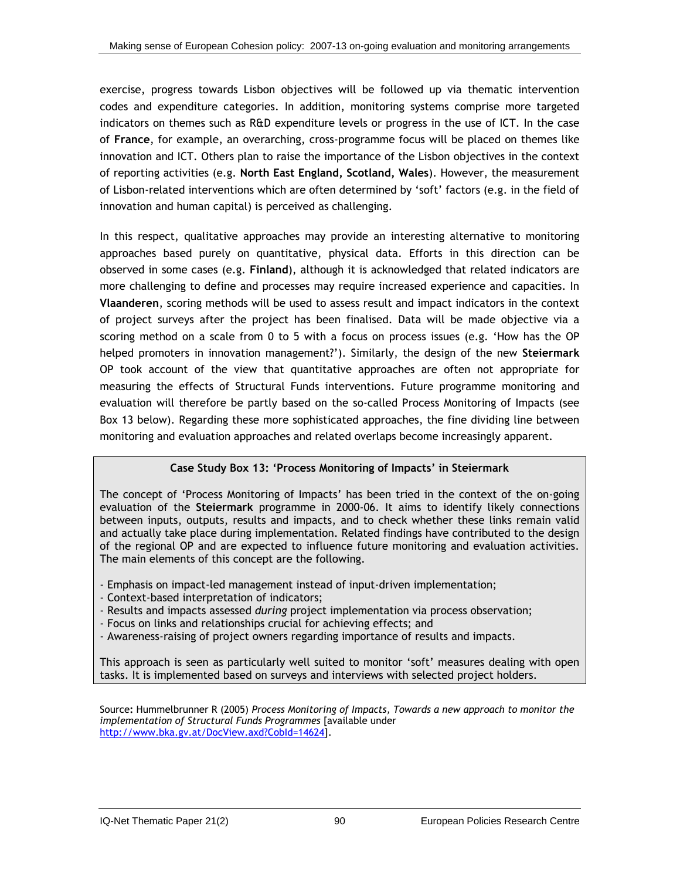exercise, progress towards Lisbon objectives will be followed up via thematic intervention codes and expenditure categories. In addition, monitoring systems comprise more targeted indicators on themes such as R&D expenditure levels or progress in the use of ICT. In the case of **France**, for example, an overarching, cross-programme focus will be placed on themes like innovation and ICT. Others plan to raise the importance of the Lisbon objectives in the context of reporting activities (e.g. **North East England, Scotland, Wales**). However, the measurement of Lisbon-related interventions which are often determined by 'soft' factors (e.g. in the field of innovation and human capital) is perceived as challenging.

In this respect, qualitative approaches may provide an interesting alternative to monitoring approaches based purely on quantitative, physical data. Efforts in this direction can be observed in some cases (e.g. **Finland**), although it is acknowledged that related indicators are more challenging to define and processes may require increased experience and capacities. In **Vlaanderen**, scoring methods will be used to assess result and impact indicators in the context of project surveys after the project has been finalised. Data will be made objective via a scoring method on a scale from 0 to 5 with a focus on process issues (e.g. 'How has the OP helped promoters in innovation management?'). Similarly, the design of the new **Steiermark** OP took account of the view that quantitative approaches are often not appropriate for measuring the effects of Structural Funds interventions. Future programme monitoring and evaluation will therefore be partly based on the so-called Process Monitoring of Impacts (see Box 13 below). Regarding these more sophisticated approaches, the fine dividing line between monitoring and evaluation approaches and related overlaps become increasingly apparent.

**Case Study Box 13: 'Process Monitoring of Impacts' in Steiermark**

The concept of 'Process Monitoring of Impacts' has been tried in the context of the on-going evaluation of the **Steiermark** programme in 2000-06. It aims to identify likely connections between inputs, outputs, results and impacts, and to check whether these links remain valid and actually take place during implementation. Related findings have contributed to the design of the regional OP and are expected to influence future monitoring and evaluation activities. The main elements of this concept are the following.

- Emphasis on impact-led management instead of input-driven implementation;
- Context-based interpretation of indicators;
- Results and impacts assessed *during* project implementation via process observation;
- Focus on links and relationships crucial for achieving effects; and
- Awareness-raising of project owners regarding importance of results and impacts.

This approach is seen as particularly well suited to monitor 'soft' measures dealing with open tasks. It is implemented based on surveys and interviews with selected project holders.

Source: Hummelbrunner R (2005) *Process Monitoring of Impacts, Towards a new approach to monitor the implementation of Structural Funds Programmes* [available under http://www.bka.gv.at/DocView.axd?CobId=14624].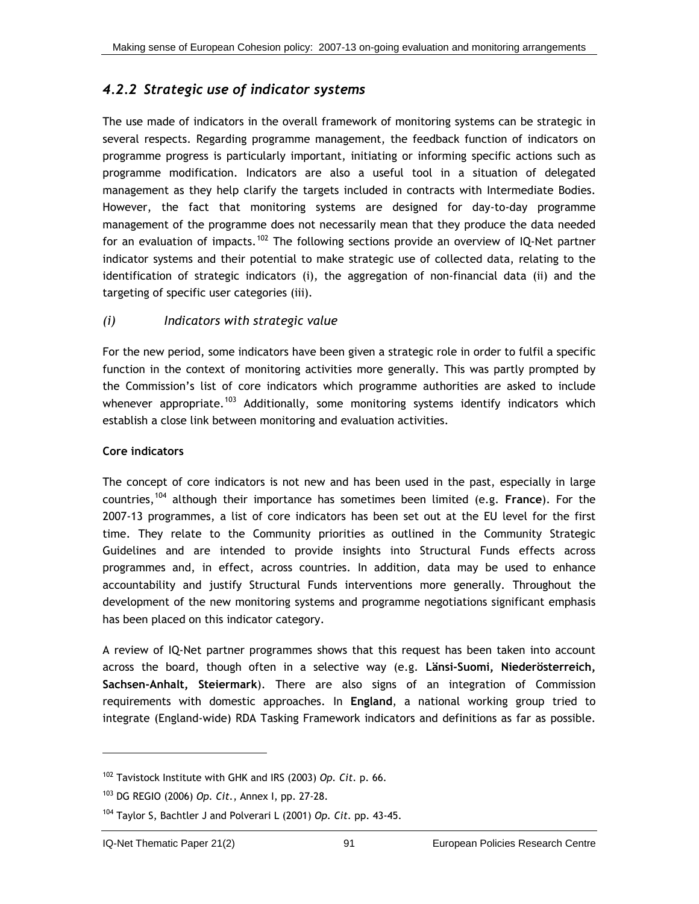## *4.2.2 Strategic use of indicator systems*

The use made of indicators in the overall framework of monitoring systems can be strategic in several respects. Regarding programme management, the feedback function of indicators on programme progress is particularly important, initiating or informing specific actions such as programme modification. Indicators are also a useful tool in a situation of delegated management as they help clarify the targets included in contracts with Intermediate Bodies. However, the fact that monitoring systems are designed for day-to-day programme management of the programme does not necessarily mean that they produce the data needed for an evaluation of impacts.[102] The following sections provide an overview of IQ-Net partner indicator systems and their potential to make strategic use of collected data, relating to the identification of strategic indicators (i), the aggregation of non-financial data (ii) and the targeting of specific user categories (iii).

### *(i) Indicators with strategic value*

For the new period, some indicators have been given a strategic role in order to fulfil a specific function in the context of monitoring activities more generally. This was partly prompted by the Commission's list of core indicators which programme authorities are asked to include whenever appropriate.[103] Additionally, some monitoring systems identify indicators which establish a close link between monitoring and evaluation activities.

**Core indicators**

The concept of core indicators is not new and has been used in the past, especially in large countries,[104] although their importance has sometimes been limited (e.g. **France**). For the 2007-13 programmes, a list of core indicators has been set out at the EU level for the first time. They relate to the Community priorities as outlined in the Community Strategic Guidelines and are intended to provide insights into Structural Funds effects across programmes and, in effect, across countries. In addition, data may be used to enhance accountability and justify Structural Funds interventions more generally. Throughout the development of the new monitoring systems and programme negotiations significant emphasis has been placed on this indicator category.

A review of IQ-Net partner programmes shows that this request has been taken into account across the board, though often in a selective way (e.g. **Länsi-Suomi, Niederösterreich, Sachsen-Anhalt, Steiermark**). There are also signs of an integration of Commission requirements with domestic approaches. In **England**, a national working group tried to integrate (England-wide) RDA Tasking Framework indicators and definitions as far as possible.

---

[102] Tavistock Institute with GHK and IRS (2003) *Op. Cit.* p. 66.

[103] DG REGIO (2006) *Op. Cit.*, Annex I, pp. 27-28.

[104] Taylor S, Bachtler J and Polverari L (2001) *Op. Cit.* pp. 43-45.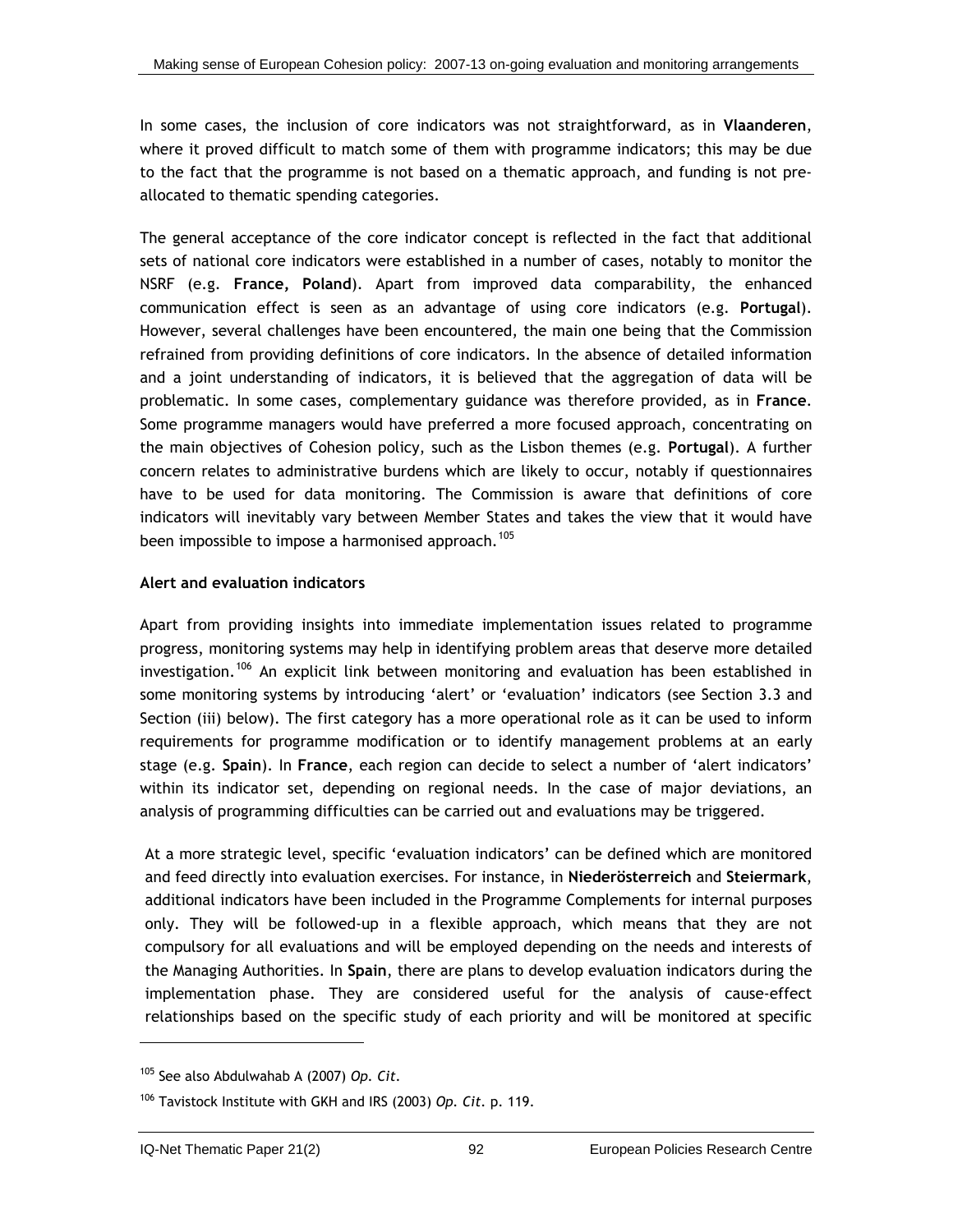In some cases, the inclusion of core indicators was not straightforward, as in **Vlaanderen**, where it proved difficult to match some of them with programme indicators; this may be due to the fact that the programme is not based on a thematic approach, and funding is not pre-allocated to thematic spending categories.

The general acceptance of the core indicator concept is reflected in the fact that additional sets of national core indicators were established in a number of cases, notably to monitor the NSRF (e.g. **France, Poland**). Apart from improved data comparability, the enhanced communication effect is seen as an advantage of using core indicators (e.g. **Portugal**). However, several challenges have been encountered, the main one being that the Commission refrained from providing definitions of core indicators. In the absence of detailed information and a joint understanding of indicators, it is believed that the aggregation of data will be problematic. In some cases, complementary guidance was therefore provided, as in **France**. Some programme managers would have preferred a more focused approach, concentrating on the main objectives of Cohesion policy, such as the Lisbon themes (e.g. **Portugal**). A further concern relates to administrative burdens which are likely to occur, notably if questionnaires have to be used for data monitoring. The Commission is aware that definitions of core indicators will inevitably vary between Member States and takes the view that it would have been impossible to impose a harmonised approach.[105]

**Alert and evaluation indicators**

Apart from providing insights into immediate implementation issues related to programme progress, monitoring systems may help in identifying problem areas that deserve more detailed investigation.[106] An explicit link between monitoring and evaluation has been established in some monitoring systems by introducing 'alert' or 'evaluation' indicators (see Section 3.3 and Section (iii) below). The first category has a more operational role as it can be used to inform requirements for programme modification or to identify management problems at an early stage (e.g. **Spain**). In **France**, each region can decide to select a number of 'alert indicators' within its indicator set, depending on regional needs. In the case of major deviations, an analysis of programming difficulties can be carried out and evaluations may be triggered.

At a more strategic level, specific 'evaluation indicators' can be defined which are monitored and feed directly into evaluation exercises. For instance, in **Niederösterreich** and **Steiermark**, additional indicators have been included in the Programme Complements for internal purposes only. They will be followed-up in a flexible approach, which means that they are not compulsory for all evaluations and will be employed depending on the needs and interests of the Managing Authorities. In **Spain**, there are plans to develop evaluation indicators during the implementation phase. They are considered useful for the analysis of cause-effect relationships based on the specific study of each priority and will be monitored at specific

[105] See also Abdulwahab A (2007) *Op. Cit.*

[106] Tavistock Institute with GKH and IRS (2003) *Op. Cit.* p. 119.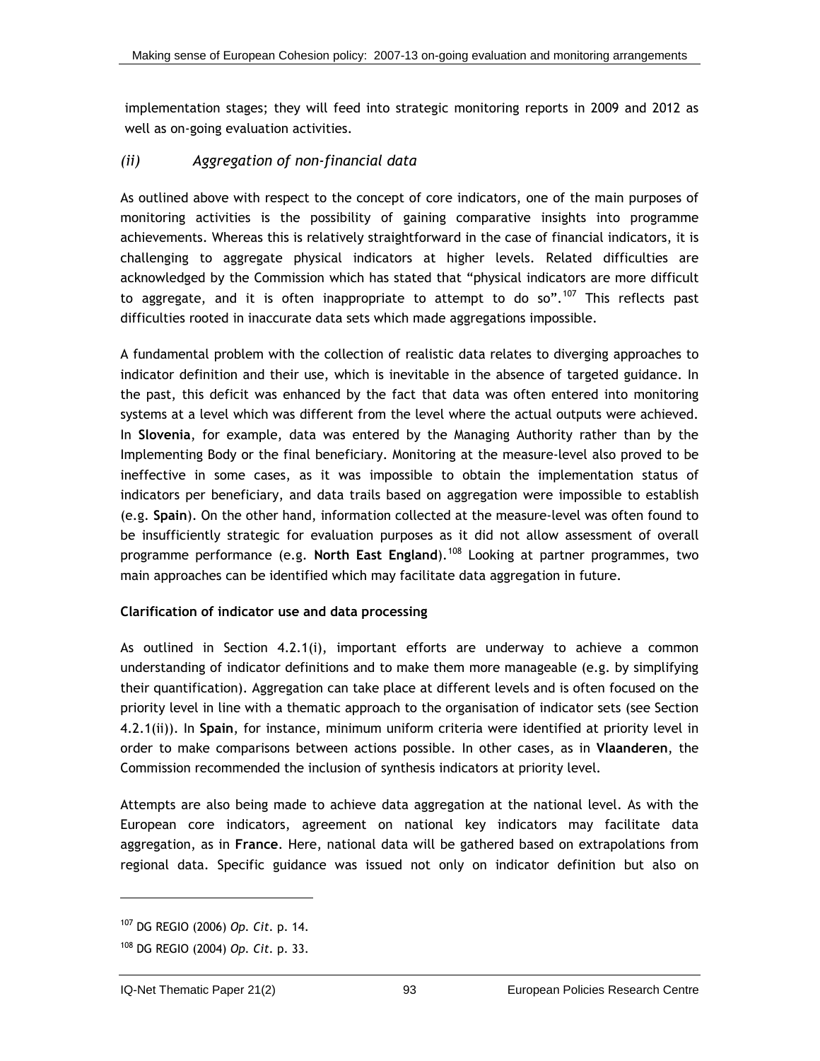implementation stages; they will feed into strategic monitoring reports in 2009 and 2012 as well as on-going evaluation activities.

### *(ii) Aggregation of non-financial data*

As outlined above with respect to the concept of core indicators, one of the main purposes of monitoring activities is the possibility of gaining comparative insights into programme achievements. Whereas this is relatively straightforward in the case of financial indicators, it is challenging to aggregate physical indicators at higher levels. Related difficulties are acknowledged by the Commission which has stated that "physical indicators are more difficult to aggregate, and it is often inappropriate to attempt to do so".[107] This reflects past difficulties rooted in inaccurate data sets which made aggregations impossible.

A fundamental problem with the collection of realistic data relates to diverging approaches to indicator definition and their use, which is inevitable in the absence of targeted guidance. In the past, this deficit was enhanced by the fact that data was often entered into monitoring systems at a level which was different from the level where the actual outputs were achieved. In **Slovenia**, for example, data was entered by the Managing Authority rather than by the Implementing Body or the final beneficiary. Monitoring at the measure-level also proved to be ineffective in some cases, as it was impossible to obtain the implementation status of indicators per beneficiary, and data trails based on aggregation were impossible to establish (e.g. **Spain**). On the other hand, information collected at the measure-level was often found to be insufficiently strategic for evaluation purposes as it did not allow assessment of overall programme performance (e.g. **North East England**).[108] Looking at partner programmes, two main approaches can be identified which may facilitate data aggregation in future.

**Clarification of indicator use and data processing**

As outlined in Section 4.2.1(i), important efforts are underway to achieve a common understanding of indicator definitions and to make them more manageable (e.g. by simplifying their quantification). Aggregation can take place at different levels and is often focused on the priority level in line with a thematic approach to the organisation of indicator sets (see Section 4.2.1(ii)). In **Spain**, for instance, minimum uniform criteria were identified at priority level in order to make comparisons between actions possible. In other cases, as in **Vlaanderen**, the Commission recommended the inclusion of synthesis indicators at priority level.

Attempts are also being made to achieve data aggregation at the national level. As with the European core indicators, agreement on national key indicators may facilitate data aggregation, as in **France**. Here, national data will be gathered based on extrapolations from regional data. Specific guidance was issued not only on indicator definition but also on

---

[107] DG REGIO (2006) *Op. Cit.* p. 14.

[108] DG REGIO (2004) *Op. Cit.* p. 33.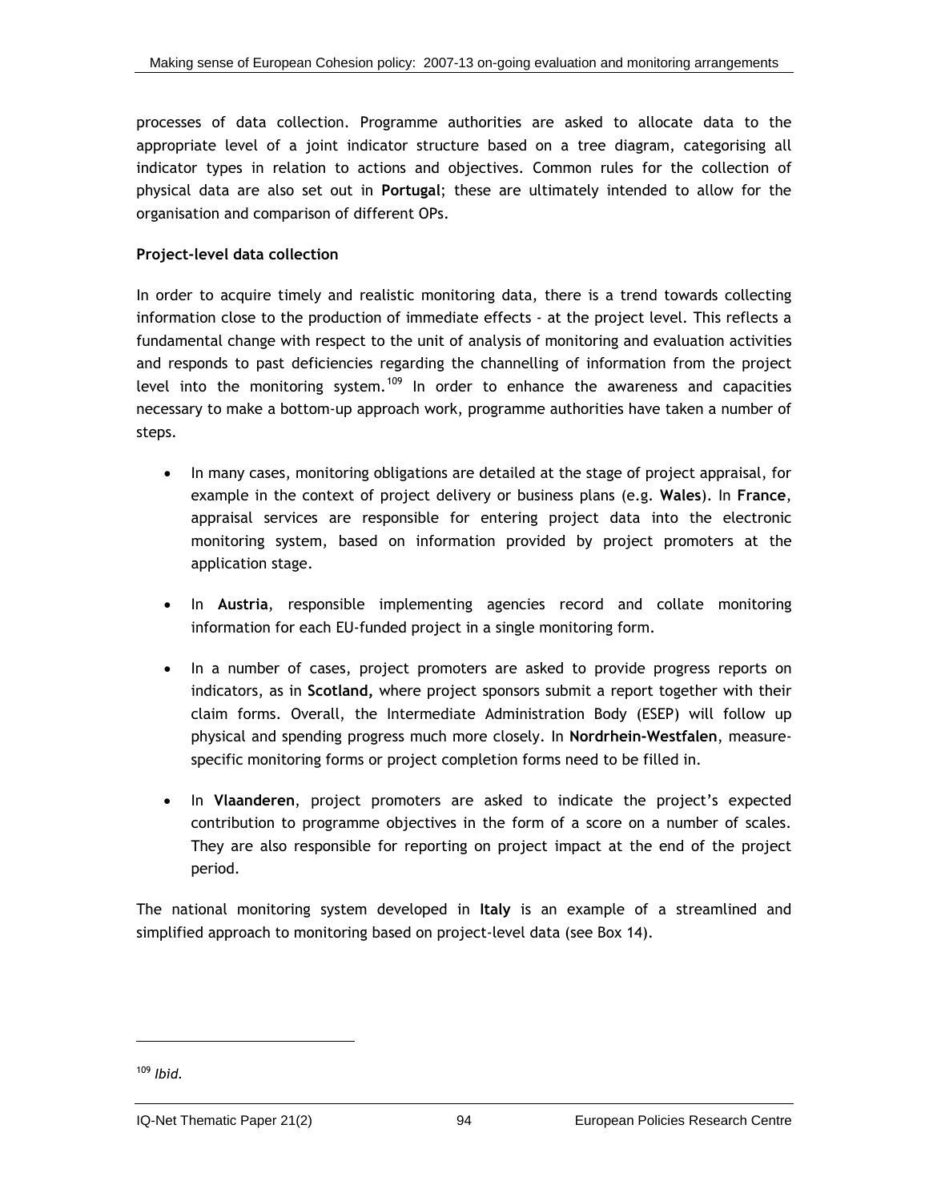processes of data collection. Programme authorities are asked to allocate data to the appropriate level of a joint indicator structure based on a tree diagram, categorising all indicator types in relation to actions and objectives. Common rules for the collection of physical data are also set out in **Portugal**; these are ultimately intended to allow for the organisation and comparison of different OPs.

**Project-level data collection**

In order to acquire timely and realistic monitoring data, there is a trend towards collecting information close to the production of immediate effects - at the project level. This reflects a fundamental change with respect to the unit of analysis of monitoring and evaluation activities and responds to past deficiencies regarding the channelling of information from the project level into the monitoring system.[109] In order to enhance the awareness and capacities necessary to make a bottom-up approach work, programme authorities have taken a number of steps.

- In many cases, monitoring obligations are detailed at the stage of project appraisal, for example in the context of project delivery or business plans (e.g. **Wales**). In **France**, appraisal services are responsible for entering project data into the electronic monitoring system, based on information provided by project promoters at the application stage.
- In **Austria**, responsible implementing agencies record and collate monitoring information for each EU-funded project in a single monitoring form.
- In a number of cases, project promoters are asked to provide progress reports on indicators, as in **Scotland,** where project sponsors submit a report together with their claim forms. Overall, the Intermediate Administration Body (ESEP) will follow up physical and spending progress much more closely. In **Nordrhein-Westfalen**, measure-specific monitoring forms or project completion forms need to be filled in.
- In **Vlaanderen**, project promoters are asked to indicate the project's expected contribution to programme objectives in the form of a score on a number of scales. They are also responsible for reporting on project impact at the end of the project period.

The national monitoring system developed in **Italy** is an example of a streamlined and simplified approach to monitoring based on project-level data (see Box 14).

[109] *Ibid.*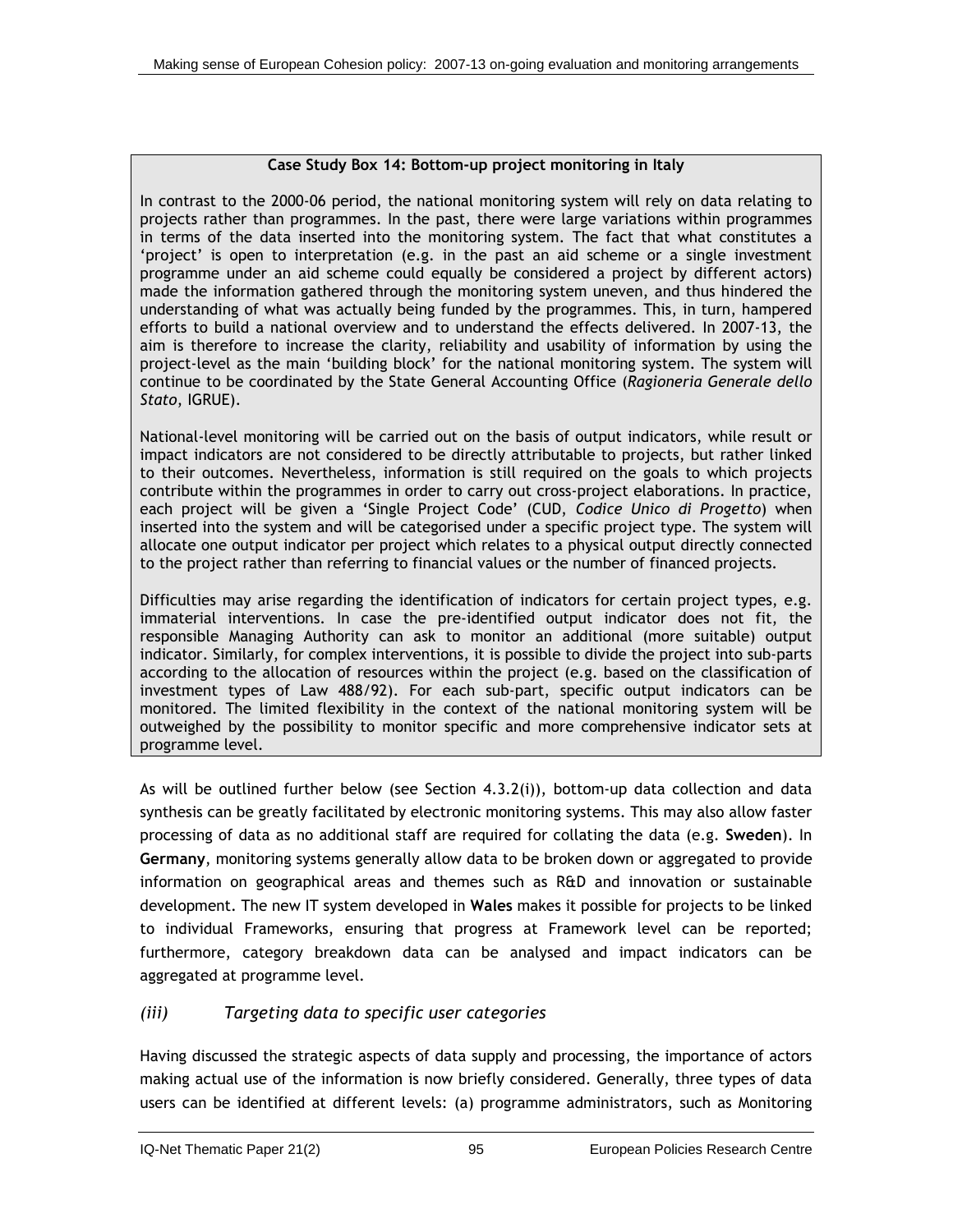**Case Study Box 14: Bottom-up project monitoring in Italy**

In contrast to the 2000-06 period, the national monitoring system will rely on data relating to projects rather than programmes. In the past, there were large variations within programmes in terms of the data inserted into the monitoring system. The fact that what constitutes a 'project' is open to interpretation (e.g. in the past an aid scheme or a single investment programme under an aid scheme could equally be considered a project by different actors) made the information gathered through the monitoring system uneven, and thus hindered the understanding of what was actually being funded by the programmes. This, in turn, hampered efforts to build a national overview and to understand the effects delivered. In 2007-13, the aim is therefore to increase the clarity, reliability and usability of information by using the project-level as the main 'building block' for the national monitoring system. The system will continue to be coordinated by the State General Accounting Office (*Ragioneria Generale dello Stato*, IGRUE).

National-level monitoring will be carried out on the basis of output indicators, while result or impact indicators are not considered to be directly attributable to projects, but rather linked to their outcomes. Nevertheless, information is still required on the goals to which projects contribute within the programmes in order to carry out cross-project elaborations. In practice, each project will be given a 'Single Project Code' (CUD, *Codice Unico di Progetto*) when inserted into the system and will be categorised under a specific project type. The system will allocate one output indicator per project which relates to a physical output directly connected to the project rather than referring to financial values or the number of financed projects.

Difficulties may arise regarding the identification of indicators for certain project types, e.g. immaterial interventions. In case the pre-identified output indicator does not fit, the responsible Managing Authority can ask to monitor an additional (more suitable) output indicator. Similarly, for complex interventions, it is possible to divide the project into sub-parts according to the allocation of resources within the project (e.g. based on the classification of investment types of Law 488/92). For each sub-part, specific output indicators can be monitored. The limited flexibility in the context of the national monitoring system will be outweighed by the possibility to monitor specific and more comprehensive indicator sets at programme level.

As will be outlined further below (see Section 4.3.2(i)), bottom-up data collection and data synthesis can be greatly facilitated by electronic monitoring systems. This may also allow faster processing of data as no additional staff are required for collating the data (e.g. **Sweden**). In **Germany**, monitoring systems generally allow data to be broken down or aggregated to provide information on geographical areas and themes such as R&D and innovation or sustainable development. The new IT system developed in **Wales** makes it possible for projects to be linked to individual Frameworks, ensuring that progress at Framework level can be reported; furthermore, category breakdown data can be analysed and impact indicators can be aggregated at programme level.

### *(iii) Targeting data to specific user categories*

Having discussed the strategic aspects of data supply and processing, the importance of actors making actual use of the information is now briefly considered. Generally, three types of data users can be identified at different levels: (a) programme administrators, such as Monitoring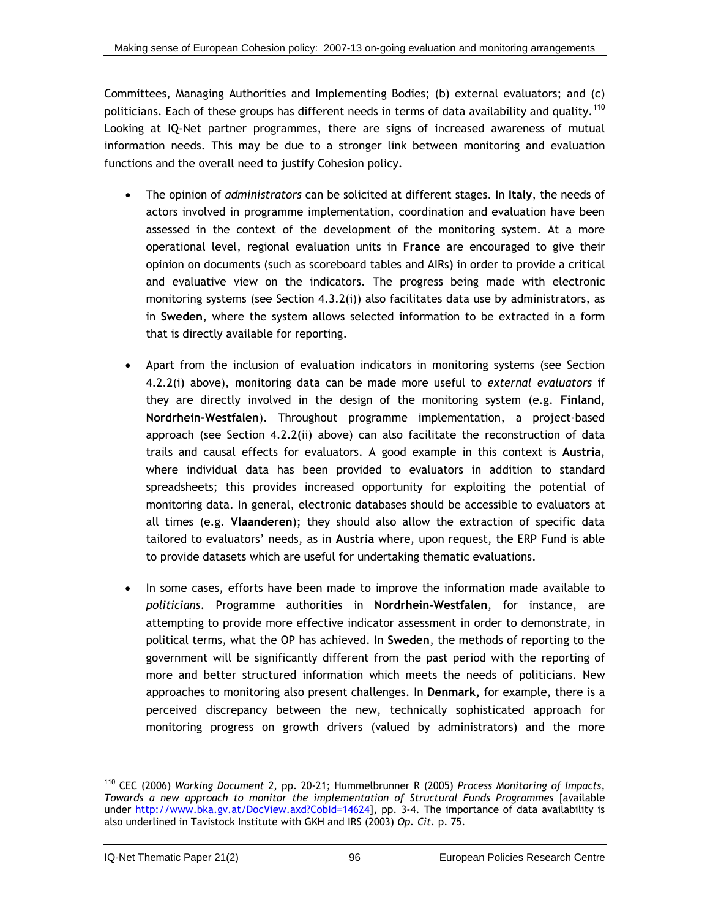Committees, Managing Authorities and Implementing Bodies; (b) external evaluators; and (c) politicians. Each of these groups has different needs in terms of data availability and quality.[110] Looking at IQ-Net partner programmes, there are signs of increased awareness of mutual information needs. This may be due to a stronger link between monitoring and evaluation functions and the overall need to justify Cohesion policy.

- The opinion of *administrators* can be solicited at different stages. In **Italy**, the needs of actors involved in programme implementation, coordination and evaluation have been assessed in the context of the development of the monitoring system. At a more operational level, regional evaluation units in **France** are encouraged to give their opinion on documents (such as scoreboard tables and AIRs) in order to provide a critical and evaluative view on the indicators. The progress being made with electronic monitoring systems (see Section 4.3.2(i)) also facilitates data use by administrators, as in **Sweden**, where the system allows selected information to be extracted in a form that is directly available for reporting.

- Apart from the inclusion of evaluation indicators in monitoring systems (see Section 4.2.2(i) above), monitoring data can be made more useful to *external evaluators* if they are directly involved in the design of the monitoring system (e.g. **Finland, Nordrhein-Westfalen**). Throughout programme implementation, a project-based approach (see Section 4.2.2(ii) above) can also facilitate the reconstruction of data trails and causal effects for evaluators. A good example in this context is **Austria**, where individual data has been provided to evaluators in addition to standard spreadsheets; this provides increased opportunity for exploiting the potential of monitoring data. In general, electronic databases should be accessible to evaluators at all times (e.g. **Vlaanderen**); they should also allow the extraction of specific data tailored to evaluators' needs, as in **Austria** where, upon request, the ERP Fund is able to provide datasets which are useful for undertaking thematic evaluations.

- In some cases, efforts have been made to improve the information made available to *politicians*. Programme authorities in **Nordrhein-Westfalen**, for instance, are attempting to provide more effective indicator assessment in order to demonstrate, in political terms, what the OP has achieved. In **Sweden**, the methods of reporting to the government will be significantly different from the past period with the reporting of more and better structured information which meets the needs of politicians. New approaches to monitoring also present challenges. In **Denmark,** for example, there is a perceived discrepancy between the new, technically sophisticated approach for monitoring progress on growth drivers (valued by administrators) and the more

---

[110] CEC (2006) *Working Document 2*, pp. 20-21; Hummelbrunner R (2005) *Process Monitoring of Impacts, Towards a new approach to monitor the implementation of Structural Funds Programmes* [available under http://www.bka.gv.at/DocView.axd?CobId=14624], pp. 3-4. The importance of data availability is also underlined in Tavistock Institute with GKH and IRS (2003) *Op. Cit.* p. 75.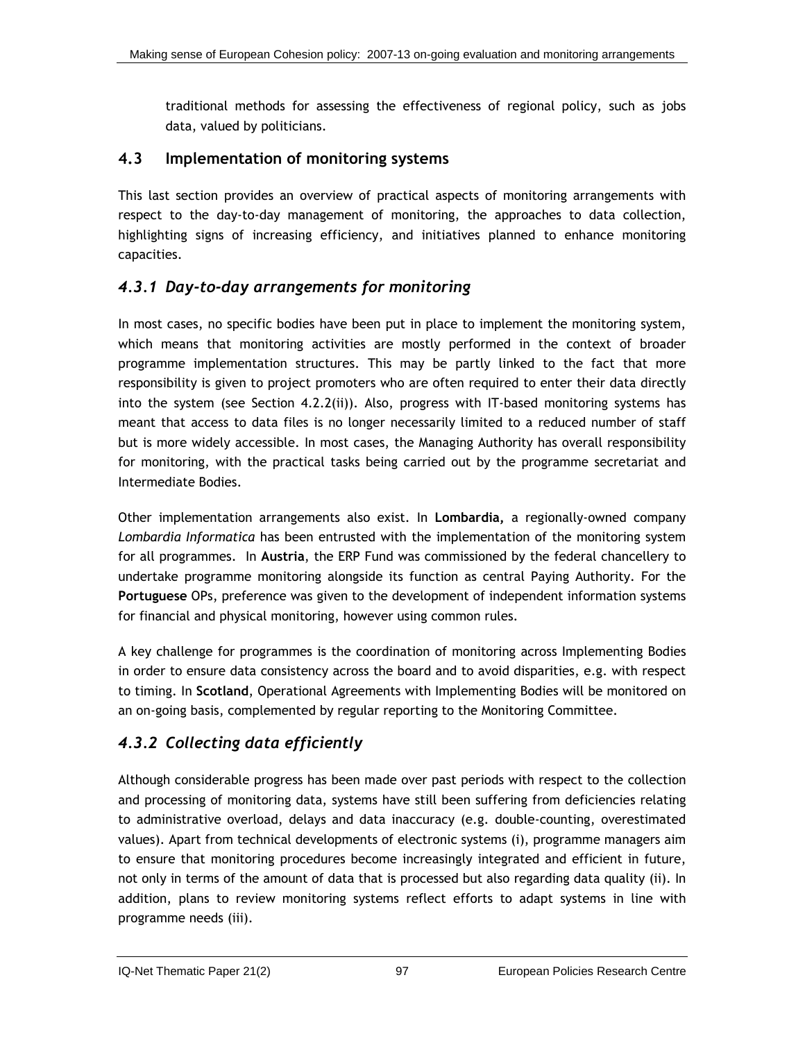traditional methods for assessing the effectiveness of regional policy, such as jobs data, valued by politicians.

## 4.3 Implementation of monitoring systems

This last section provides an overview of practical aspects of monitoring arrangements with respect to the day-to-day management of monitoring, the approaches to data collection, highlighting signs of increasing efficiency, and initiatives planned to enhance monitoring capacities.

### *4.3.1 Day-to-day arrangements for monitoring*

In most cases, no specific bodies have been put in place to implement the monitoring system, which means that monitoring activities are mostly performed in the context of broader programme implementation structures. This may be partly linked to the fact that more responsibility is given to project promoters who are often required to enter their data directly into the system (see Section 4.2.2(ii)). Also, progress with IT-based monitoring systems has meant that access to data files is no longer necessarily limited to a reduced number of staff but is more widely accessible. In most cases, the Managing Authority has overall responsibility for monitoring, with the practical tasks being carried out by the programme secretariat and Intermediate Bodies.

Other implementation arrangements also exist. In **Lombardia,** a regionally-owned company *Lombardia Informatica* has been entrusted with the implementation of the monitoring system for all programmes. In **Austria**, the ERP Fund was commissioned by the federal chancellery to undertake programme monitoring alongside its function as central Paying Authority. For the **Portuguese** OPs, preference was given to the development of independent information systems for financial and physical monitoring, however using common rules.

A key challenge for programmes is the coordination of monitoring across Implementing Bodies in order to ensure data consistency across the board and to avoid disparities, e.g. with respect to timing. In **Scotland**, Operational Agreements with Implementing Bodies will be monitored on an on-going basis, complemented by regular reporting to the Monitoring Committee.

### *4.3.2 Collecting data efficiently*

Although considerable progress has been made over past periods with respect to the collection and processing of monitoring data, systems have still been suffering from deficiencies relating to administrative overload, delays and data inaccuracy (e.g. double-counting, overestimated values). Apart from technical developments of electronic systems (i), programme managers aim to ensure that monitoring procedures become increasingly integrated and efficient in future, not only in terms of the amount of data that is processed but also regarding data quality (ii). In addition, plans to review monitoring systems reflect efforts to adapt systems in line with programme needs (iii).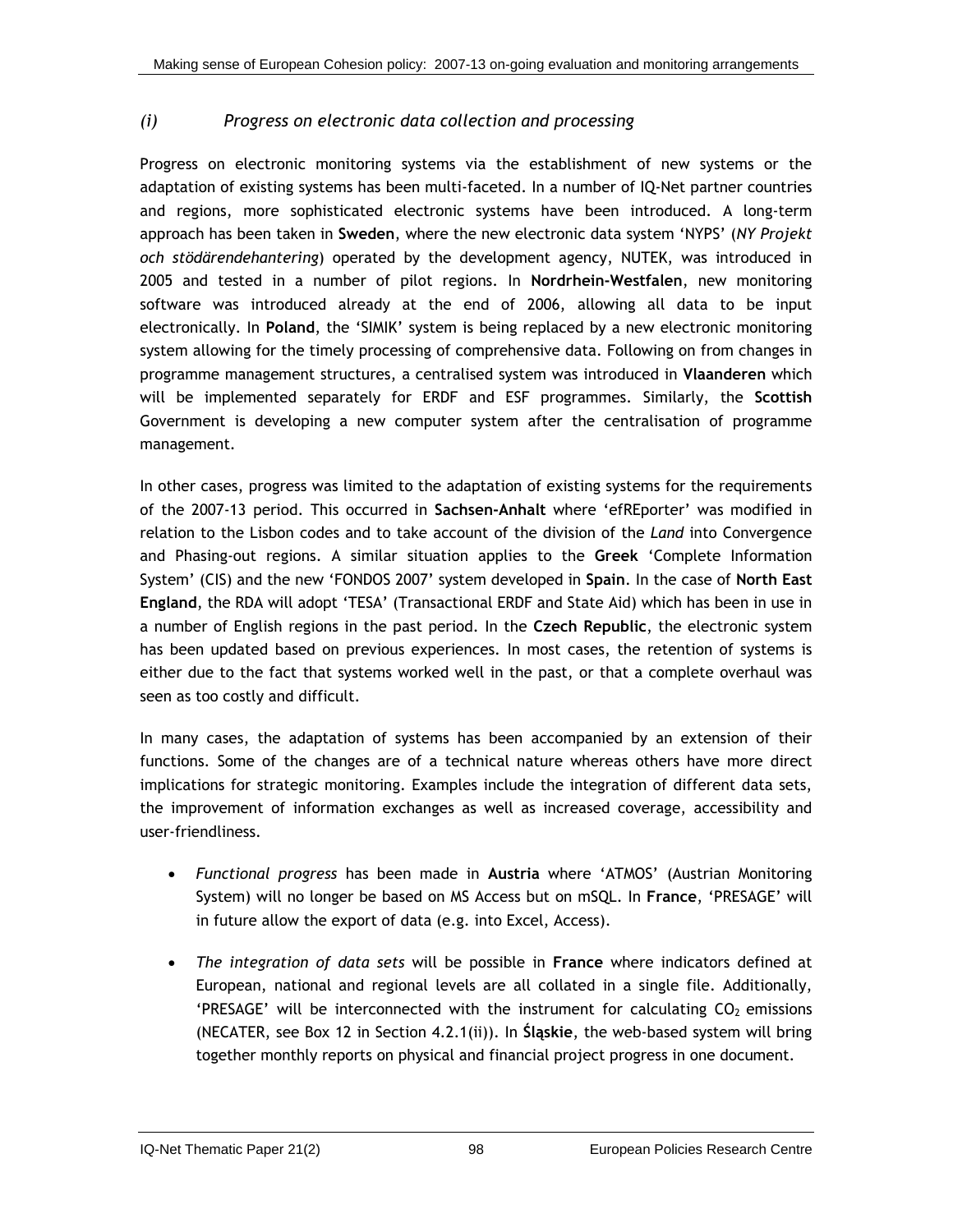### *(i) Progress on electronic data collection and processing*

Progress on electronic monitoring systems via the establishment of new systems or the adaptation of existing systems has been multi-faceted. In a number of IQ-Net partner countries and regions, more sophisticated electronic systems have been introduced. A long-term approach has been taken in **Sweden**, where the new electronic data system 'NYPS' (*NY Projekt och stödärendehantering*) operated by the development agency, NUTEK, was introduced in 2005 and tested in a number of pilot regions. In **Nordrhein-Westfalen**, new monitoring software was introduced already at the end of 2006, allowing all data to be input electronically. In **Poland**, the 'SIMIK' system is being replaced by a new electronic monitoring system allowing for the timely processing of comprehensive data. Following on from changes in programme management structures, a centralised system was introduced in **Vlaanderen** which will be implemented separately for ERDF and ESF programmes. Similarly, the **Scottish** Government is developing a new computer system after the centralisation of programme management.

In other cases, progress was limited to the adaptation of existing systems for the requirements of the 2007-13 period. This occurred in **Sachsen-Anhalt** where 'efREporter' was modified in relation to the Lisbon codes and to take account of the division of the *Land* into Convergence and Phasing-out regions. A similar situation applies to the **Greek** 'Complete Information System' (CIS) and the new 'FONDOS 2007' system developed in **Spain**. In the case of **North East England**, the RDA will adopt 'TESA' (Transactional ERDF and State Aid) which has been in use in a number of English regions in the past period. In the **Czech Republic**, the electronic system has been updated based on previous experiences. In most cases, the retention of systems is either due to the fact that systems worked well in the past, or that a complete overhaul was seen as too costly and difficult.

In many cases, the adaptation of systems has been accompanied by an extension of their functions. Some of the changes are of a technical nature whereas others have more direct implications for strategic monitoring. Examples include the integration of different data sets, the improvement of information exchanges as well as increased coverage, accessibility and user-friendliness.

- *Functional progress* has been made in **Austria** where 'ATMOS' (Austrian Monitoring System) will no longer be based on MS Access but on mSQL. In **France**, 'PRESAGE' will in future allow the export of data (e.g. into Excel, Access).

- *The integration of data sets* will be possible in **France** where indicators defined at European, national and regional levels are all collated in a single file. Additionally, 'PRESAGE' will be interconnected with the instrument for calculating $CO_2$ emissions (NECATER, see Box 12 in Section 4.2.1(ii)). In **Śląskie**, the web-based system will bring together monthly reports on physical and financial project progress in one document.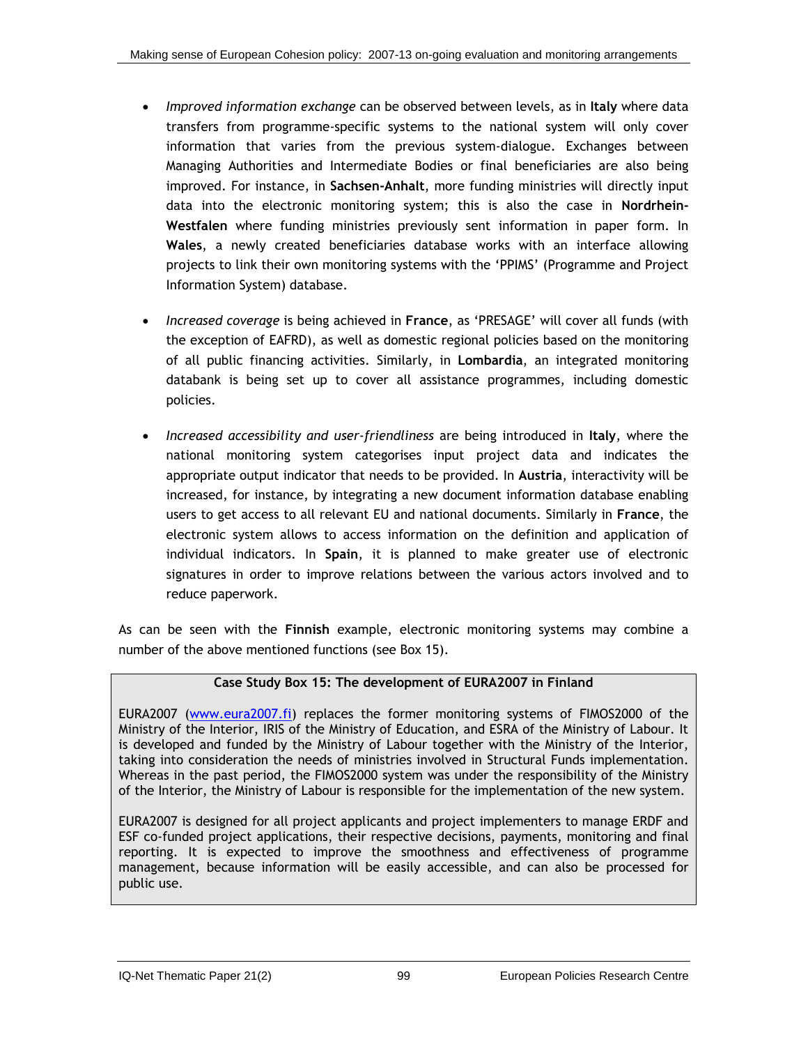- *Improved information exchange* can be observed between levels, as in **Italy** where data transfers from programme-specific systems to the national system will only cover information that varies from the previous system-dialogue. Exchanges between Managing Authorities and Intermediate Bodies or final beneficiaries are also being improved. For instance, in **Sachsen-Anhalt**, more funding ministries will directly input data into the electronic monitoring system; this is also the case in **Nordrhein-Westfalen** where funding ministries previously sent information in paper form. In **Wales**, a newly created beneficiaries database works with an interface allowing projects to link their own monitoring systems with the 'PPIMS' (Programme and Project Information System) database.

- *Increased coverage* is being achieved in **France**, as 'PRESAGE' will cover all funds (with the exception of EAFRD), as well as domestic regional policies based on the monitoring of all public financing activities. Similarly, in **Lombardia**, an integrated monitoring databank is being set up to cover all assistance programmes, including domestic policies.

- *Increased accessibility and user-friendliness* are being introduced in **Italy**, where the national monitoring system categorises input project data and indicates the appropriate output indicator that needs to be provided. In **Austria**, interactivity will be increased, for instance, by integrating a new document information database enabling users to get access to all relevant EU and national documents. Similarly in **France**, the electronic system allows to access information on the definition and application of individual indicators. In **Spain**, it is planned to make greater use of electronic signatures in order to improve relations between the various actors involved and to reduce paperwork.

As can be seen with the **Finnish** example, electronic monitoring systems may combine a number of the above mentioned functions (see Box 15).

**Case Study Box 15: The development of EURA2007 in Finland**

EURA2007 ([www.eura2007.fi](www.eura2007.fi)) replaces the former monitoring systems of FIMOS2000 of the Ministry of the Interior, IRIS of the Ministry of Education, and ESRA of the Ministry of Labour. It is developed and funded by the Ministry of Labour together with the Ministry of the Interior, taking into consideration the needs of ministries involved in Structural Funds implementation. Whereas in the past period, the FIMOS2000 system was under the responsibility of the Ministry of the Interior, the Ministry of Labour is responsible for the implementation of the new system.

EURA2007 is designed for all project applicants and project implementers to manage ERDF and ESF co-funded project applications, their respective decisions, payments, monitoring and final reporting. It is expected to improve the smoothness and effectiveness of programme management, because information will be easily accessible, and can also be processed for public use.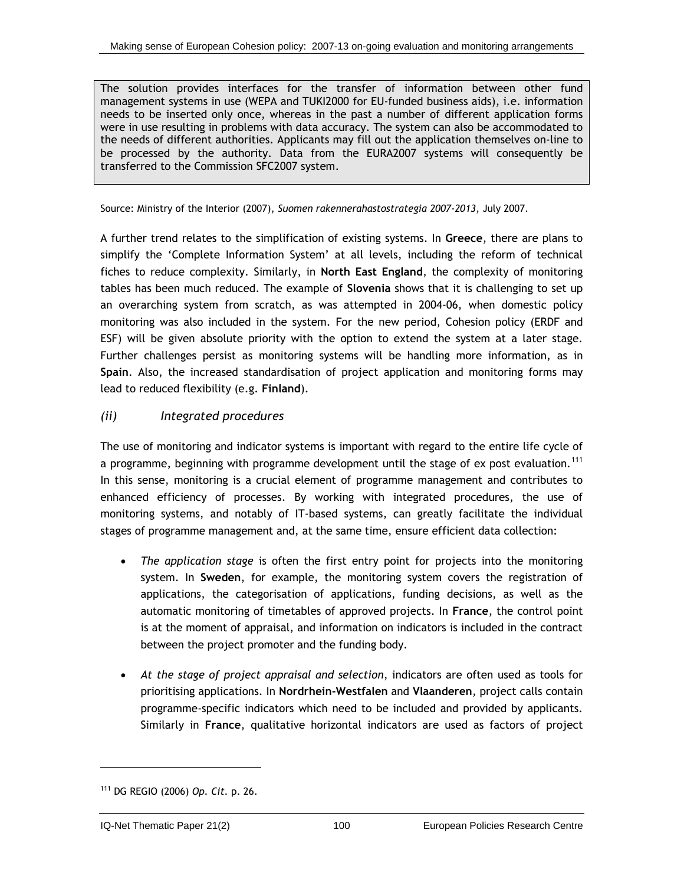The solution provides interfaces for the transfer of information between other fund management systems in use (WEPA and TUKI2000 for EU-funded business aids), i.e. information needs to be inserted only once, whereas in the past a number of different application forms were in use resulting in problems with data accuracy. The system can also be accommodated to the needs of different authorities. Applicants may fill out the application themselves on-line to be processed by the authority. Data from the EURA2007 systems will consequently be transferred to the Commission SFC2007 system.

Source: Ministry of the Interior (2007), *Suomen rakennerahastostrategia 2007-2013*, July 2007.

A further trend relates to the simplification of existing systems. In **Greece**, there are plans to simplify the 'Complete Information System' at all levels, including the reform of technical fiches to reduce complexity. Similarly, in **North East England**, the complexity of monitoring tables has been much reduced. The example of **Slovenia** shows that it is challenging to set up an overarching system from scratch, as was attempted in 2004-06, when domestic policy monitoring was also included in the system. For the new period, Cohesion policy (ERDF and ESF) will be given absolute priority with the option to extend the system at a later stage. Further challenges persist as monitoring systems will be handling more information, as in **Spain**. Also, the increased standardisation of project application and monitoring forms may lead to reduced flexibility (e.g. **Finland**).

### *(ii) Integrated procedures*

The use of monitoring and indicator systems is important with regard to the entire life cycle of a programme, beginning with programme development until the stage of ex post evaluation.[111] In this sense, monitoring is a crucial element of programme management and contributes to enhanced efficiency of processes. By working with integrated procedures, the use of monitoring systems, and notably of IT-based systems, can greatly facilitate the individual stages of programme management and, at the same time, ensure efficient data collection:

- *The application stage* is often the first entry point for projects into the monitoring system. In **Sweden**, for example, the monitoring system covers the registration of applications, the categorisation of applications, funding decisions, as well as the automatic monitoring of timetables of approved projects. In **France**, the control point is at the moment of appraisal, and information on indicators is included in the contract between the project promoter and the funding body.

- *At the stage of project appraisal and selection*, indicators are often used as tools for prioritising applications. In **Nordrhein-Westfalen** and **Vlaanderen**, project calls contain programme-specific indicators which need to be included and provided by applicants. Similarly in **France**, qualitative horizontal indicators are used as factors of project

[111] DG REGIO (2006) *Op. Cit.* p. 26.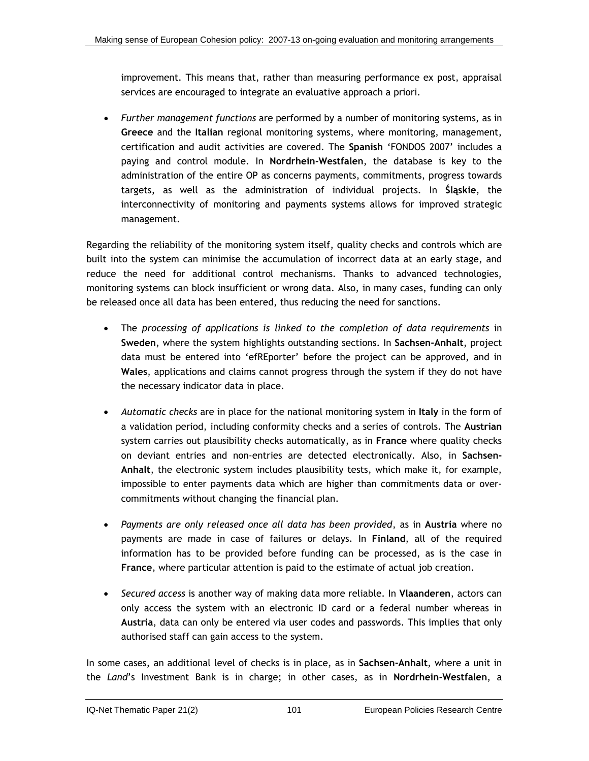improvement. This means that, rather than measuring performance ex post, appraisal services are encouraged to integrate an evaluative approach a priori.

- *Further management functions* are performed by a number of monitoring systems, as in **Greece** and the **Italian** regional monitoring systems, where monitoring, management, certification and audit activities are covered. The **Spanish** 'FONDOS 2007' includes a paying and control module. In **Nordrhein-Westfalen**, the database is key to the administration of the entire OP as concerns payments, commitments, progress towards targets, as well as the administration of individual projects. In **Śląskie**, the interconnectivity of monitoring and payments systems allows for improved strategic management.

Regarding the reliability of the monitoring system itself, quality checks and controls which are built into the system can minimise the accumulation of incorrect data at an early stage, and reduce the need for additional control mechanisms. Thanks to advanced technologies, monitoring systems can block insufficient or wrong data. Also, in many cases, funding can only be released once all data has been entered, thus reducing the need for sanctions.

- The *processing of applications is linked to the completion of data requirements* in **Sweden**, where the system highlights outstanding sections. In **Sachsen-Anhalt**, project data must be entered into 'efREporter' before the project can be approved, and in **Wales**, applications and claims cannot progress through the system if they do not have the necessary indicator data in place.

- *Automatic checks* are in place for the national monitoring system in **Italy** in the form of a validation period, including conformity checks and a series of controls. The **Austrian** system carries out plausibility checks automatically, as in **France** where quality checks on deviant entries and non-entries are detected electronically. Also, in **Sachsen-Anhalt**, the electronic system includes plausibility tests, which make it, for example, impossible to enter payments data which are higher than commitments data or over-commitments without changing the financial plan.

- *Payments are only released once all data has been provided*, as in **Austria** where no payments are made in case of failures or delays. In **Finland**, all of the required information has to be provided before funding can be processed, as is the case in **France**, where particular attention is paid to the estimate of actual job creation.

- *Secured access* is another way of making data more reliable. In **Vlaanderen**, actors can only access the system with an electronic ID card or a federal number whereas in **Austria**, data can only be entered via user codes and passwords. This implies that only authorised staff can gain access to the system.

In some cases, an additional level of checks is in place, as in **Sachsen-Anhalt**, where a unit in the *Land*'s Investment Bank is in charge; in other cases, as in **Nordrhein-Westfalen**, a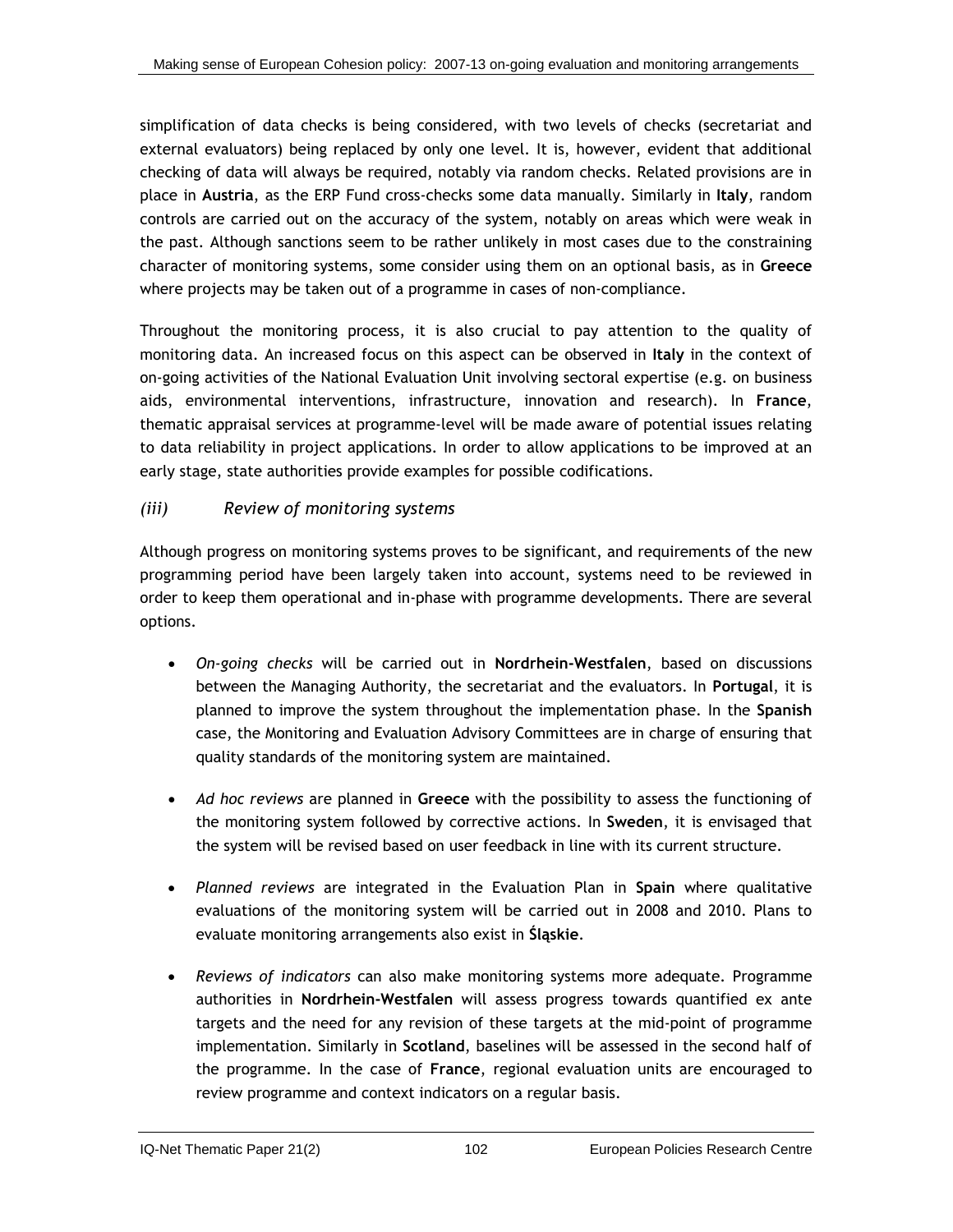simplification of data checks is being considered, with two levels of checks (secretariat and external evaluators) being replaced by only one level. It is, however, evident that additional checking of data will always be required, notably via random checks. Related provisions are in place in **Austria**, as the ERP Fund cross-checks some data manually. Similarly in **Italy**, random controls are carried out on the accuracy of the system, notably on areas which were weak in the past. Although sanctions seem to be rather unlikely in most cases due to the constraining character of monitoring systems, some consider using them on an optional basis, as in **Greece** where projects may be taken out of a programme in cases of non-compliance.

Throughout the monitoring process, it is also crucial to pay attention to the quality of monitoring data. An increased focus on this aspect can be observed in **Italy** in the context of on-going activities of the National Evaluation Unit involving sectoral expertise (e.g. on business aids, environmental interventions, infrastructure, innovation and research). In **France**, thematic appraisal services at programme-level will be made aware of potential issues relating to data reliability in project applications. In order to allow applications to be improved at an early stage, state authorities provide examples for possible codifications.

### *(iii) Review of monitoring systems*

Although progress on monitoring systems proves to be significant, and requirements of the new programming period have been largely taken into account, systems need to be reviewed in order to keep them operational and in-phase with programme developments. There are several options.

- *On-going checks* will be carried out in **Nordrhein-Westfalen**, based on discussions between the Managing Authority, the secretariat and the evaluators. In **Portugal**, it is planned to improve the system throughout the implementation phase. In the **Spanish** case, the Monitoring and Evaluation Advisory Committees are in charge of ensuring that quality standards of the monitoring system are maintained.

- *Ad hoc reviews* are planned in **Greece** with the possibility to assess the functioning of the monitoring system followed by corrective actions. In **Sweden**, it is envisaged that the system will be revised based on user feedback in line with its current structure.

- *Planned reviews* are integrated in the Evaluation Plan in **Spain** where qualitative evaluations of the monitoring system will be carried out in 2008 and 2010. Plans to evaluate monitoring arrangements also exist in **Śląskie**.

- *Reviews of indicators* can also make monitoring systems more adequate. Programme authorities in **Nordrhein-Westfalen** will assess progress towards quantified ex ante targets and the need for any revision of these targets at the mid-point of programme implementation. Similarly in **Scotland**, baselines will be assessed in the second half of the programme. In the case of **France**, regional evaluation units are encouraged to review programme and context indicators on a regular basis.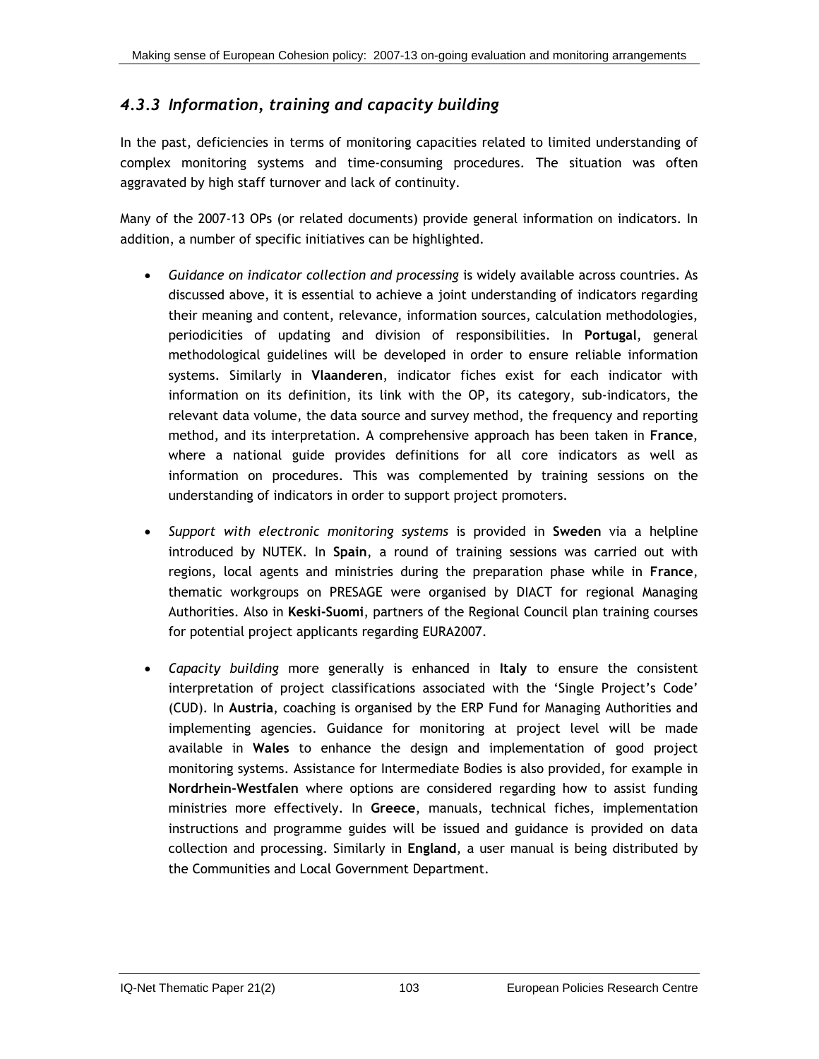### *4.3.3 Information, training and capacity building*

In the past, deficiencies in terms of monitoring capacities related to limited understanding of complex monitoring systems and time-consuming procedures. The situation was often aggravated by high staff turnover and lack of continuity.

Many of the 2007-13 OPs (or related documents) provide general information on indicators. In addition, a number of specific initiatives can be highlighted.

- *Guidance on indicator collection and processing* is widely available across countries. As discussed above, it is essential to achieve a joint understanding of indicators regarding their meaning and content, relevance, information sources, calculation methodologies, periodicities of updating and division of responsibilities. In **Portugal**, general methodological guidelines will be developed in order to ensure reliable information systems. Similarly in **Vlaanderen**, indicator fiches exist for each indicator with information on its definition, its link with the OP, its category, sub-indicators, the relevant data volume, the data source and survey method, the frequency and reporting method, and its interpretation. A comprehensive approach has been taken in **France**, where a national guide provides definitions for all core indicators as well as information on procedures. This was complemented by training sessions on the understanding of indicators in order to support project promoters.

- *Support with electronic monitoring systems* is provided in **Sweden** via a helpline introduced by NUTEK. In **Spain**, a round of training sessions was carried out with regions, local agents and ministries during the preparation phase while in **France**, thematic workgroups on PRESAGE were organised by DIACT for regional Managing Authorities. Also in **Keski-Suomi**, partners of the Regional Council plan training courses for potential project applicants regarding EURA2007.

- *Capacity building* more generally is enhanced in **Italy** to ensure the consistent interpretation of project classifications associated with the 'Single Project's Code' (CUD). In **Austria**, coaching is organised by the ERP Fund for Managing Authorities and implementing agencies. Guidance for monitoring at project level will be made available in **Wales** to enhance the design and implementation of good project monitoring systems. Assistance for Intermediate Bodies is also provided, for example in **Nordrhein-Westfalen** where options are considered regarding how to assist funding ministries more effectively. In **Greece**, manuals, technical fiches, implementation instructions and programme guides will be issued and guidance is provided on data collection and processing. Similarly in **England**, a user manual is being distributed by the Communities and Local Government Department.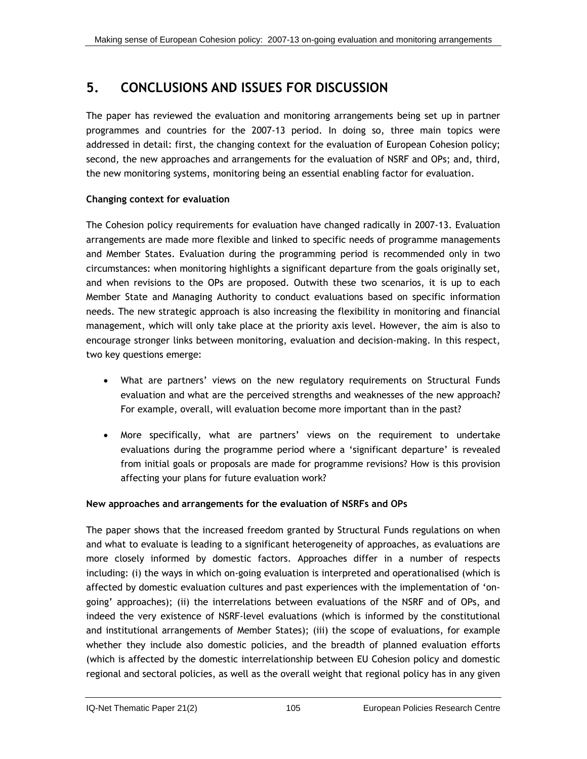# 5. CONCLUSIONS AND ISSUES FOR DISCUSSION

The paper has reviewed the evaluation and monitoring arrangements being set up in partner programmes and countries for the 2007-13 period. In doing so, three main topics were addressed in detail: first, the changing context for the evaluation of European Cohesion policy; second, the new approaches and arrangements for the evaluation of NSRF and OPs; and, third, the new monitoring systems, monitoring being an essential enabling factor for evaluation.

**Changing context for evaluation**

The Cohesion policy requirements for evaluation have changed radically in 2007-13. Evaluation arrangements are made more flexible and linked to specific needs of programme managements and Member States. Evaluation during the programming period is recommended only in two circumstances: when monitoring highlights a significant departure from the goals originally set, and when revisions to the OPs are proposed. Outwith these two scenarios, it is up to each Member State and Managing Authority to conduct evaluations based on specific information needs. The new strategic approach is also increasing the flexibility in monitoring and financial management, which will only take place at the priority axis level. However, the aim is also to encourage stronger links between monitoring, evaluation and decision-making. In this respect, two key questions emerge:

- What are partners' views on the new regulatory requirements on Structural Funds evaluation and what are the perceived strengths and weaknesses of the new approach? For example, overall, will evaluation become more important than in the past?
- More specifically, what are partners' views on the requirement to undertake evaluations during the programme period where a 'significant departure' is revealed from initial goals or proposals are made for programme revisions? How is this provision affecting your plans for future evaluation work?

**New approaches and arrangements for the evaluation of NSRFs and OPs**

The paper shows that the increased freedom granted by Structural Funds regulations on when and what to evaluate is leading to a significant heterogeneity of approaches, as evaluations are more closely informed by domestic factors. Approaches differ in a number of respects including: (i) the ways in which on-going evaluation is interpreted and operationalised (which is affected by domestic evaluation cultures and past experiences with the implementation of 'on-going' approaches); (ii) the interrelations between evaluations of the NSRF and of OPs, and indeed the very existence of NSRF-level evaluations (which is informed by the constitutional and institutional arrangements of Member States); (iii) the scope of evaluations, for example whether they include also domestic policies, and the breadth of planned evaluation efforts (which is affected by the domestic interrelationship between EU Cohesion policy and domestic regional and sectoral policies, as well as the overall weight that regional policy has in any given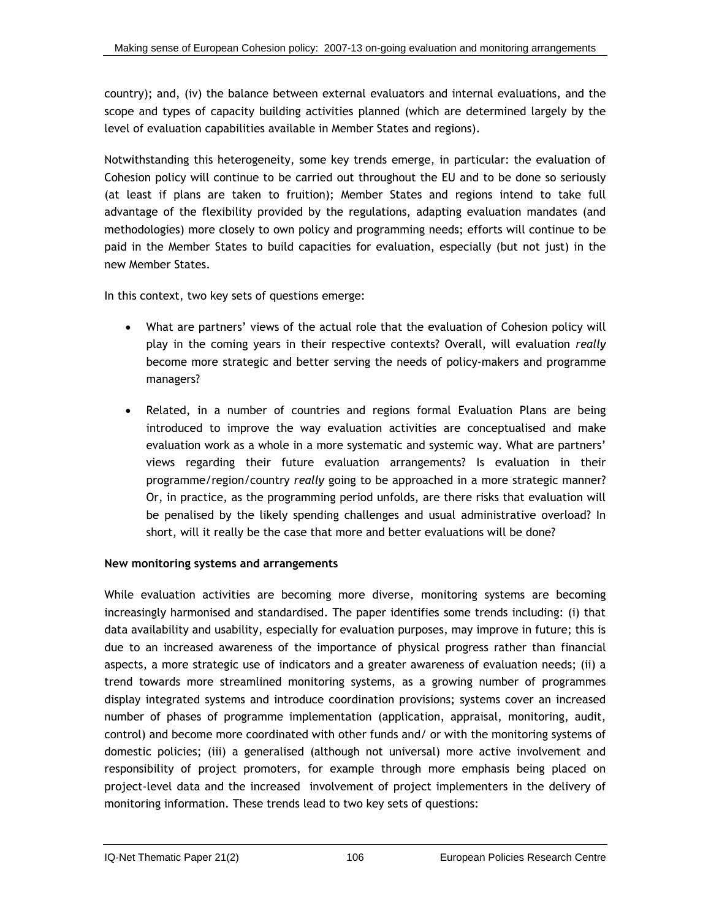country); and, (iv) the balance between external evaluators and internal evaluations, and the scope and types of capacity building activities planned (which are determined largely by the level of evaluation capabilities available in Member States and regions).

Notwithstanding this heterogeneity, some key trends emerge, in particular: the evaluation of Cohesion policy will continue to be carried out throughout the EU and to be done so seriously (at least if plans are taken to fruition); Member States and regions intend to take full advantage of the flexibility provided by the regulations, adapting evaluation mandates (and methodologies) more closely to own policy and programming needs; efforts will continue to be paid in the Member States to build capacities for evaluation, especially (but not just) in the new Member States.

In this context, two key sets of questions emerge:

- What are partners' views of the actual role that the evaluation of Cohesion policy will play in the coming years in their respective contexts? Overall, will evaluation *really* become more strategic and better serving the needs of policy-makers and programme managers?
- Related, in a number of countries and regions formal Evaluation Plans are being introduced to improve the way evaluation activities are conceptualised and make evaluation work as a whole in a more systematic and systemic way. What are partners' views regarding their future evaluation arrangements? Is evaluation in their programme/region/country *really* going to be approached in a more strategic manner? Or, in practice, as the programming period unfolds, are there risks that evaluation will be penalised by the likely spending challenges and usual administrative overload? In short, will it really be the case that more and better evaluations will be done?

**New monitoring systems and arrangements**

While evaluation activities are becoming more diverse, monitoring systems are becoming increasingly harmonised and standardised. The paper identifies some trends including: (i) that data availability and usability, especially for evaluation purposes, may improve in future; this is due to an increased awareness of the importance of physical progress rather than financial aspects, a more strategic use of indicators and a greater awareness of evaluation needs; (ii) a trend towards more streamlined monitoring systems, as a growing number of programmes display integrated systems and introduce coordination provisions; systems cover an increased number of phases of programme implementation (application, appraisal, monitoring, audit, control) and become more coordinated with other funds and/ or with the monitoring systems of domestic policies; (iii) a generalised (although not universal) more active involvement and responsibility of project promoters, for example through more emphasis being placed on project-level data and the increased involvement of project implementers in the delivery of monitoring information. These trends lead to two key sets of questions: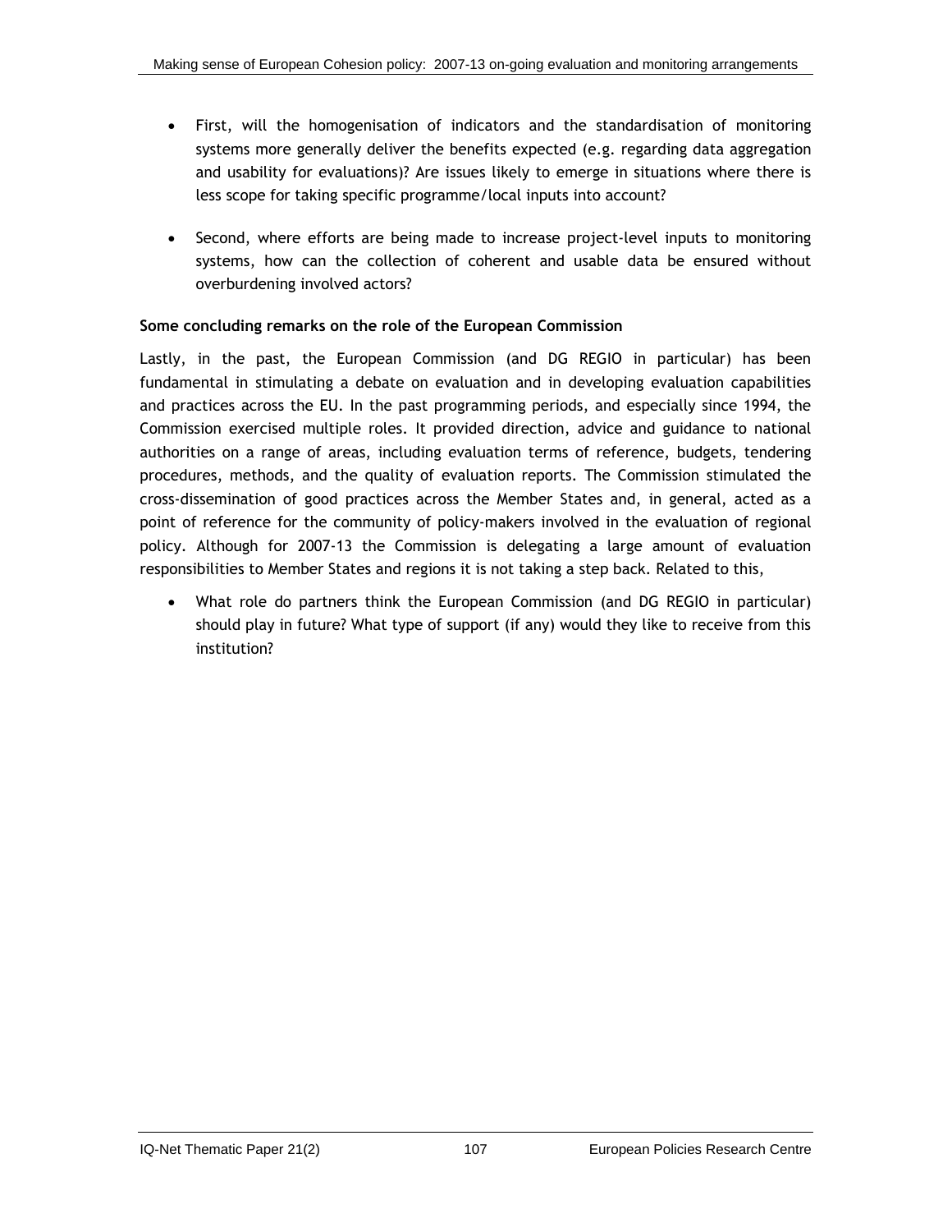- First, will the homogenisation of indicators and the standardisation of monitoring systems more generally deliver the benefits expected (e.g. regarding data aggregation and usability for evaluations)? Are issues likely to emerge in situations where there is less scope for taking specific programme/local inputs into account?

- Second, where efforts are being made to increase project-level inputs to monitoring systems, how can the collection of coherent and usable data be ensured without overburdening involved actors?

**Some concluding remarks on the role of the European Commission**

Lastly, in the past, the European Commission (and DG REGIO in particular) has been fundamental in stimulating a debate on evaluation and in developing evaluation capabilities and practices across the EU. In the past programming periods, and especially since 1994, the Commission exercised multiple roles. It provided direction, advice and guidance to national authorities on a range of areas, including evaluation terms of reference, budgets, tendering procedures, methods, and the quality of evaluation reports. The Commission stimulated the cross-dissemination of good practices across the Member States and, in general, acted as a point of reference for the community of policy-makers involved in the evaluation of regional policy. Although for 2007-13 the Commission is delegating a large amount of evaluation responsibilities to Member States and regions it is not taking a step back. Related to this,

- What role do partners think the European Commission (and DG REGIO in particular) should play in future? What type of support (if any) would they like to receive from this institution?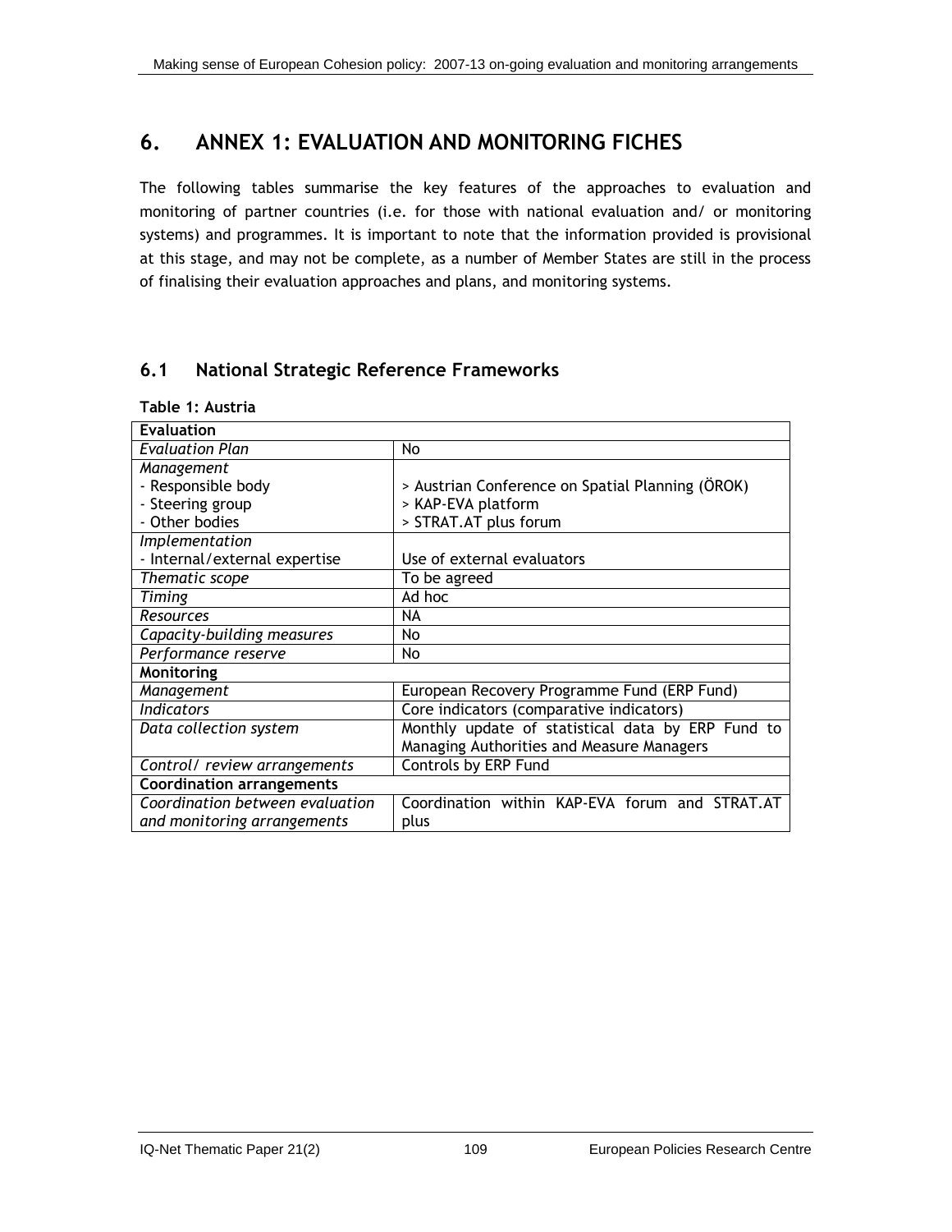# 6. ANNEX 1: EVALUATION AND MONITORING FICHES

The following tables summarise the key features of the approaches to evaluation and monitoring of partner countries (i.e. for those with national evaluation and/ or monitoring systems) and programmes. It is important to note that the information provided is provisional at this stage, and may not be complete, as a number of Member States are still in the process of finalising their evaluation approaches and plans, and monitoring systems.

## 6.1 National Strategic Reference Frameworks

**Table 1: Austria**

| **Evaluation** | |
|---|---|
| *Evaluation Plan* | No |
| *Management*<br>- Responsible body<br>- Steering group<br>- Other bodies | <br>> Austrian Conference on Spatial Planning (ÖROK)<br>> KAP-EVA platform<br>> STRAT.AT plus forum |
| *Implementation*<br>- Internal/external expertise | <br>Use of external evaluators |
| *Thematic scope* | To be agreed |
| *Timing* | Ad hoc |
| *Resources* | NA |
| *Capacity-building measures* | No |
| *Performance reserve* | No |
| **Monitoring** | |
| *Management* | European Recovery Programme Fund (ERP Fund) |
| *Indicators* | Core indicators (comparative indicators) |
| *Data collection system* | Monthly update of statistical data by ERP Fund to Managing Authorities and Measure Managers |
| *Control/ review arrangements* | Controls by ERP Fund |
| **Coordination arrangements** | |
| *Coordination between evaluation and monitoring arrangements* | Coordination within KAP-EVA forum and STRAT.AT plus |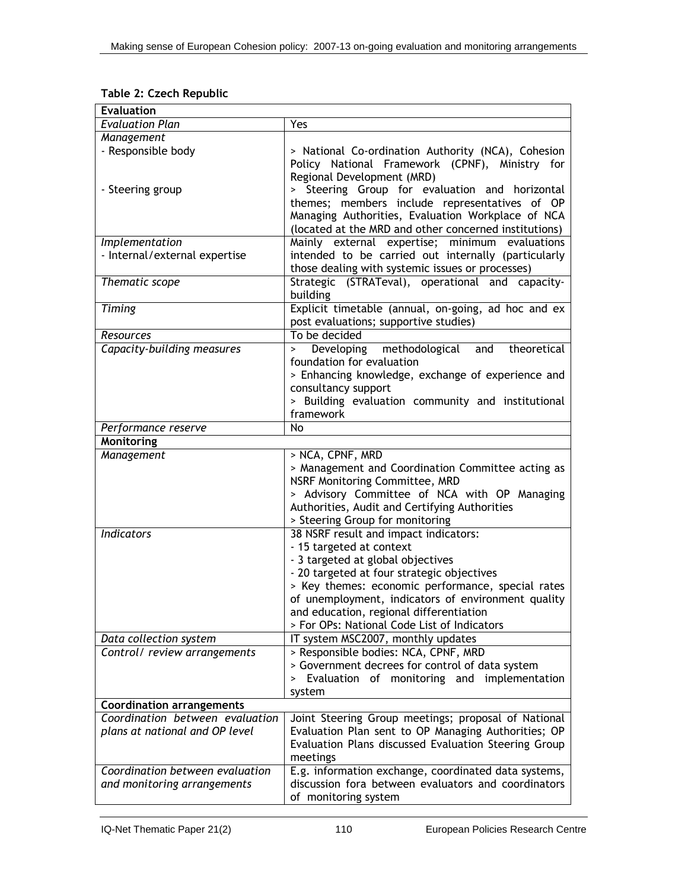**Table 2: Czech Republic**

| **Evaluation** | |
|---|---|
| *Evaluation Plan* | Yes |
| *Management*<br>- Responsible body<br><br><br>- Steering group | <br>> National Co-ordination Authority (NCA), Cohesion Policy National Framework (CPNF), Ministry for Regional Development (MRD)<br>> Steering Group for evaluation and horizontal themes; members include representatives of OP Managing Authorities, Evaluation Workplace of NCA (located at the MRD and other concerned institutions) |
| *Implementation*<br>- Internal/external expertise | Mainly external expertise; minimum evaluations intended to be carried out internally (particularly those dealing with systemic issues or processes) |
| *Thematic scope* | Strategic (STRATeval), operational and capacity-building |
| *Timing* | Explicit timetable (annual, on-going, ad hoc and ex post evaluations; supportive studies) |
| *Resources* | To be decided |
| *Capacity-building measures* | > Developing methodological and theoretical foundation for evaluation<br>> Enhancing knowledge, exchange of experience and consultancy support<br>> Building evaluation community and institutional framework |
| *Performance reserve* | No |
| **Monitoring** | |
| *Management* | > NCA, CPNF, MRD<br>> Management and Coordination Committee acting as NSRF Monitoring Committee, MRD<br>> Advisory Committee of NCA with OP Managing Authorities, Audit and Certifying Authorities<br>> Steering Group for monitoring |
| *Indicators* | 38 NSRF result and impact indicators:<br>- 15 targeted at context<br>- 3 targeted at global objectives<br>- 20 targeted at four strategic objectives<br>> Key themes: economic performance, special rates of unemployment, indicators of environment quality and education, regional differentiation<br>> For OPs: National Code List of Indicators |
| *Data collection system* | IT system MSC2007, monthly updates |
| *Control/ review arrangements* | > Responsible bodies: NCA, CPNF, MRD<br>> Government decrees for control of data system<br>> Evaluation of monitoring and implementation system |
| **Coordination arrangements** | |
| *Coordination between evaluation plans at national and OP level* | Joint Steering Group meetings; proposal of National Evaluation Plan sent to OP Managing Authorities; OP Evaluation Plans discussed Evaluation Steering Group meetings |
| *Coordination between evaluation and monitoring arrangements* | E.g. information exchange, coordinated data systems, discussion fora between evaluators and coordinators of monitoring system |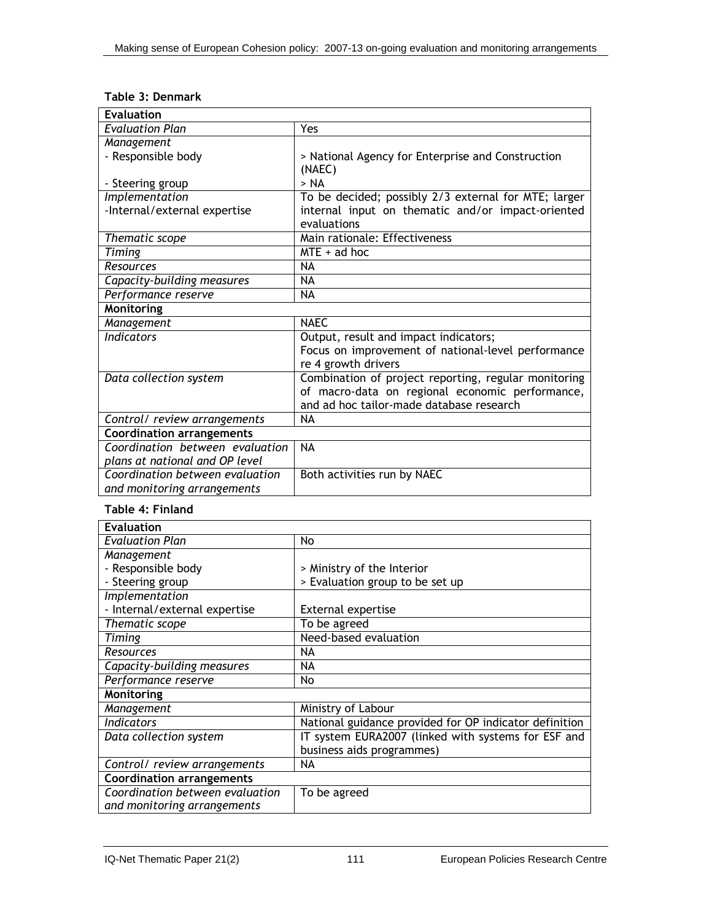**Table 3: Denmark**

| **Evaluation** | |
|---|---|
| *Evaluation Plan* | Yes |
| *Management*<br>- Responsible body<br><br>- Steering group | <br>> National Agency for Enterprise and Construction (NAEC)<br>> NA |
| *Implementation*<br>-Internal/external expertise | To be decided; possibly 2/3 external for MTE; larger internal input on thematic and/or impact-oriented evaluations |
| *Thematic scope* | Main rationale: Effectiveness |
| *Timing* | MTE + ad hoc |
| *Resources* | NA |
| *Capacity-building measures* | NA |
| *Performance reserve* | NA |
| **Monitoring** | |
| *Management* | NAEC |
| *Indicators* | Output, result and impact indicators;<br>Focus on improvement of national-level performance re 4 growth drivers |
| *Data collection system* | Combination of project reporting, regular monitoring of macro-data on regional economic performance, and ad hoc tailor-made database research |
| *Control/ review arrangements* | NA |
| **Coordination arrangements** | |
| *Coordination between evaluation plans at national and OP level* | NA |
| *Coordination between evaluation and monitoring arrangements* | Both activities run by NAEC |

**Table 4: Finland**

| **Evaluation** | |
|---|---|
| *Evaluation Plan* | No |
| *Management*<br>- Responsible body<br>- Steering group | <br>> Ministry of the Interior<br>> Evaluation group to be set up |
| *Implementation*<br>- Internal/external expertise | <br>External expertise |
| *Thematic scope* | To be agreed |
| *Timing* | Need-based evaluation |
| *Resources* | NA |
| *Capacity-building measures* | NA |
| *Performance reserve* | No |
| **Monitoring** | |
| *Management* | Ministry of Labour |
| *Indicators* | National guidance provided for OP indicator definition |
| *Data collection system* | IT system EURA2007 (linked with systems for ESF and business aids programmes) |
| *Control/ review arrangements* | NA |
| **Coordination arrangements** | |
| *Coordination between evaluation and monitoring arrangements* | To be agreed |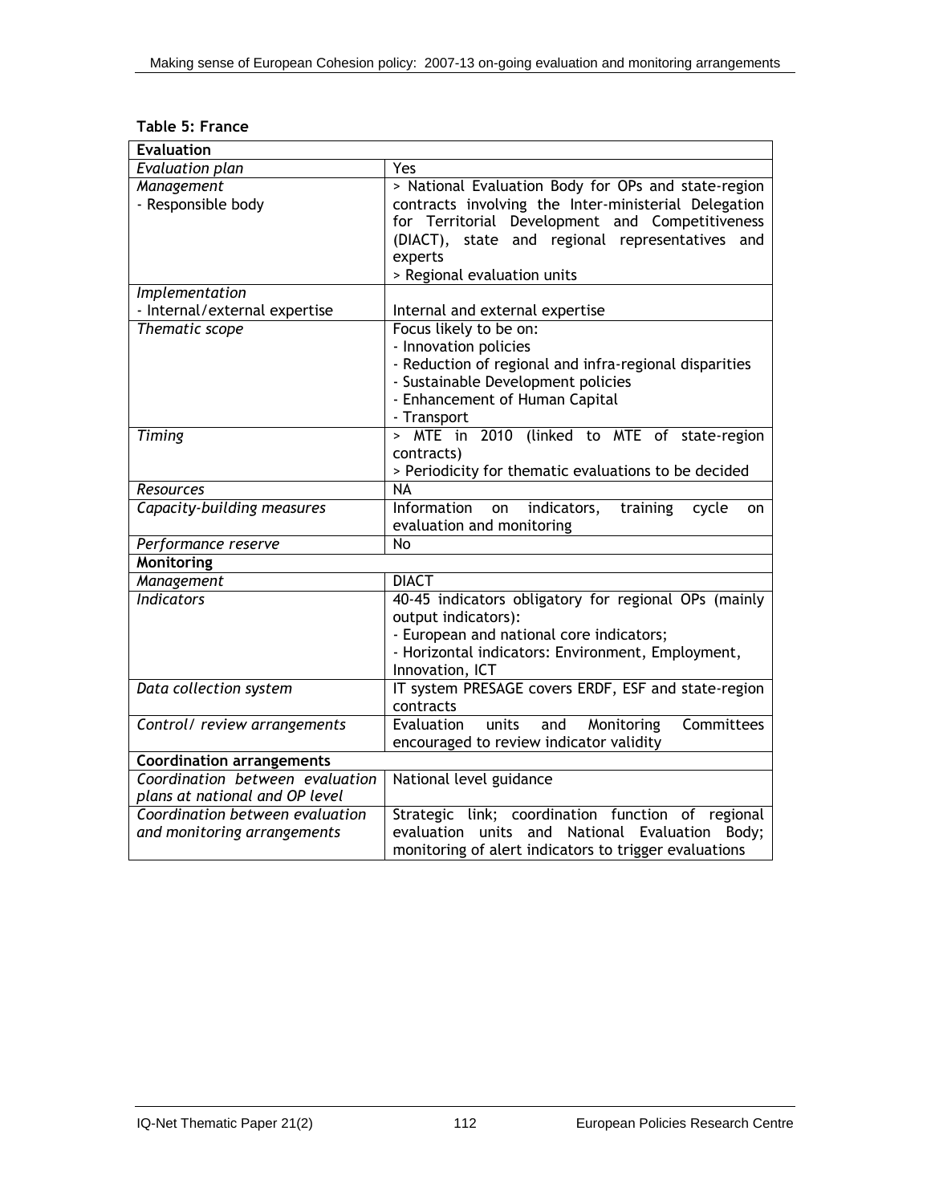**Table 5: France**

| **Evaluation** | |
|---|---|
| *Evaluation plan* | Yes |
| *Management*<br>- Responsible body | > National Evaluation Body for OPs and state-region contracts involving the Inter-ministerial Delegation for Territorial Development and Competitiveness (DIACT), state and regional representatives and experts<br>> Regional evaluation units |
| *Implementation*<br>- Internal/external expertise | Internal and external expertise |
| *Thematic scope* | Focus likely to be on:<br>- Innovation policies<br>- Reduction of regional and infra-regional disparities<br>- Sustainable Development policies<br>- Enhancement of Human Capital<br>- Transport |
| *Timing* | > MTE in 2010 (linked to MTE of state-region contracts)<br>> Periodicity for thematic evaluations to be decided |
| *Resources* | NA |
| *Capacity-building measures* | Information on indicators, training cycle on evaluation and monitoring |
| *Performance reserve* | No |
| **Monitoring** | |
| *Management* | DIACT |
| *Indicators* | 40-45 indicators obligatory for regional OPs (mainly output indicators):<br>- European and national core indicators;<br>- Horizontal indicators: Environment, Employment, Innovation, ICT |
| *Data collection system* | IT system PRESAGE covers ERDF, ESF and state-region contracts |
| *Control/ review arrangements* | Evaluation units and Monitoring Committees encouraged to review indicator validity |
| **Coordination arrangements** | |
| *Coordination between evaluation plans at national and OP level* | National level guidance |
| *Coordination between evaluation and monitoring arrangements* | Strategic link; coordination function of regional evaluation units and National Evaluation Body; monitoring of alert indicators to trigger evaluations |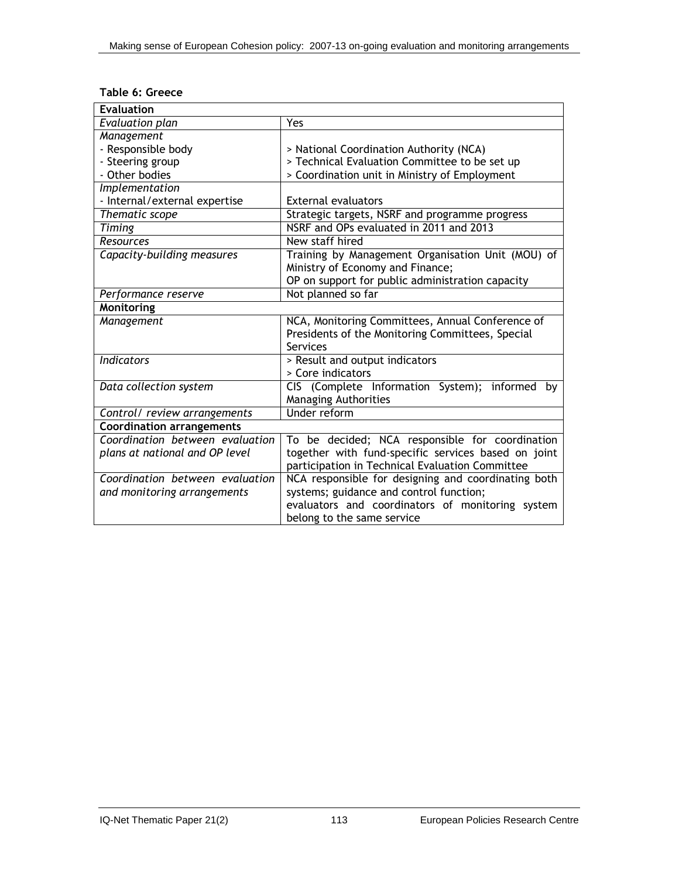**Table 6: Greece**

| **Evaluation** | |
|---|---|
| *Evaluation plan* | Yes |
| *Management*<br>- Responsible body<br>- Steering group<br>- Other bodies | <br>> National Coordination Authority (NCA)<br>> Technical Evaluation Committee to be set up<br>> Coordination unit in Ministry of Employment |
| *Implementation*<br>- Internal/external expertise | <br>External evaluators |
| *Thematic scope* | Strategic targets, NSRF and programme progress |
| *Timing* | NSRF and OPs evaluated in 2011 and 2013 |
| *Resources* | New staff hired |
| *Capacity-building measures* | Training by Management Organisation Unit (MOU) of Ministry of Economy and Finance;<br>OP on support for public administration capacity |
| *Performance reserve* | Not planned so far |
| **Monitoring** | |
| *Management* | NCA, Monitoring Committees, Annual Conference of Presidents of the Monitoring Committees, Special Services |
| *Indicators* | > Result and output indicators<br>> Core indicators |
| *Data collection system* | CIS (Complete Information System); informed by Managing Authorities |
| *Control/ review arrangements* | Under reform |
| **Coordination arrangements** | |
| *Coordination between evaluation plans at national and OP level* | To be decided; NCA responsible for coordination together with fund-specific services based on joint participation in Technical Evaluation Committee |
| *Coordination between evaluation and monitoring arrangements* | NCA responsible for designing and coordinating both systems; guidance and control function;<br>evaluators and coordinators of monitoring system belong to the same service |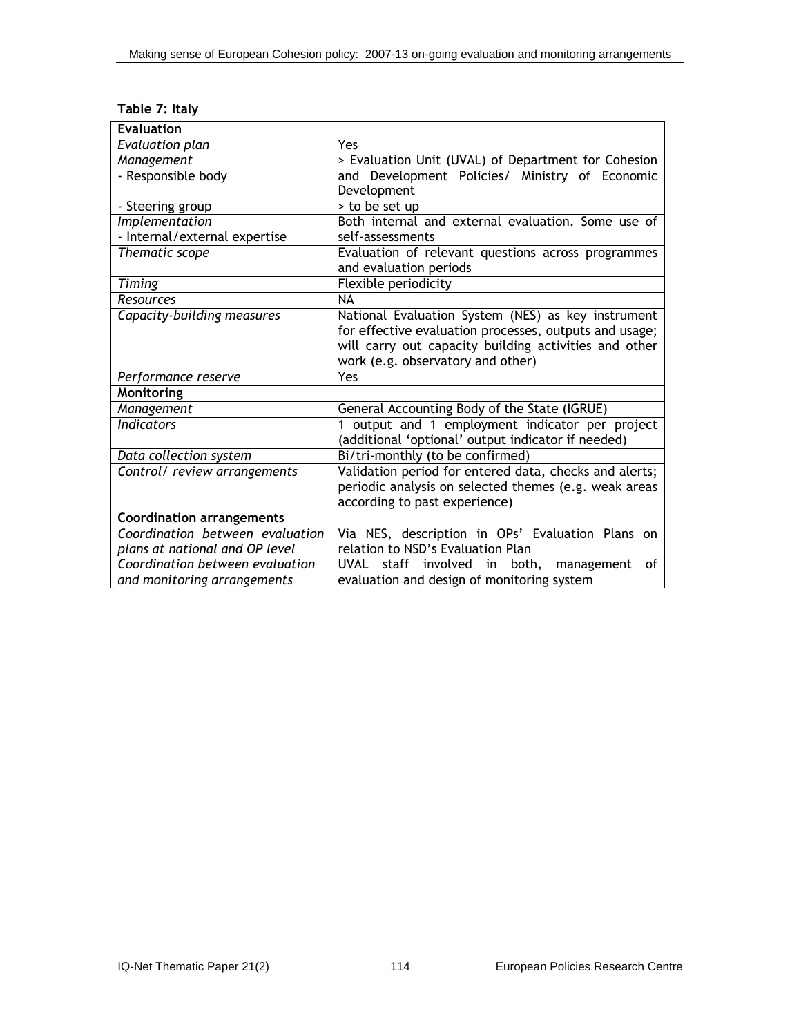**Table 7: Italy**

| **Evaluation** | |
|---|---|
| *Evaluation plan* | Yes |
| *Management*<br>- Responsible body<br><br>- Steering group | > Evaluation Unit (UVAL) of Department for Cohesion and Development Policies/ Ministry of Economic Development<br>> to be set up |
| *Implementation*<br>- Internal/external expertise | Both internal and external evaluation. Some use of self-assessments |
| *Thematic scope* | Evaluation of relevant questions across programmes and evaluation periods |
| *Timing* | Flexible periodicity |
| *Resources* | NA |
| *Capacity-building measures* | National Evaluation System (NES) as key instrument for effective evaluation processes, outputs and usage; will carry out capacity building activities and other work (e.g. observatory and other) |
| *Performance reserve* | Yes |
| **Monitoring** | |
| *Management* | General Accounting Body of the State (IGRUE) |
| *Indicators* | 1 output and 1 employment indicator per project (additional 'optional' output indicator if needed) |
| *Data collection system* | Bi/tri-monthly (to be confirmed) |
| *Control/ review arrangements* | Validation period for entered data, checks and alerts; periodic analysis on selected themes (e.g. weak areas according to past experience) |
| **Coordination arrangements** | |
| *Coordination between evaluation plans at national and OP level* | Via NES, description in OPs' Evaluation Plans on relation to NSD's Evaluation Plan |
| *Coordination between evaluation and monitoring arrangements* | UVAL staff involved in both, management of evaluation and design of monitoring system |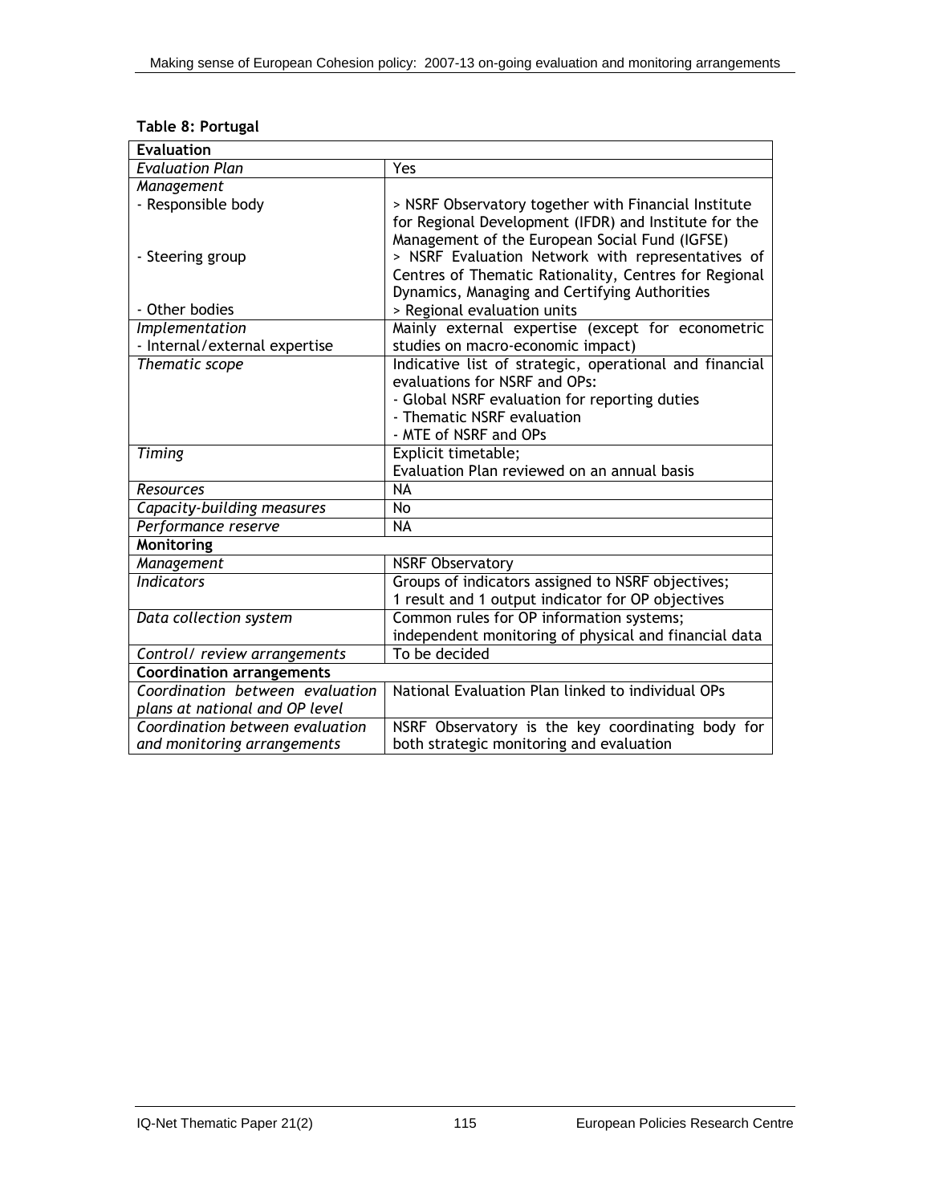**Table 8: Portugal**

| **Evaluation** | |
|---|---|
| *Evaluation Plan* | Yes |
| *Management*<br>- Responsible body<br><br><br>- Steering group<br><br><br>- Other bodies | <br>> NSRF Observatory together with Financial Institute for Regional Development (IFDR) and Institute for the Management of the European Social Fund (IGFSE)<br>> NSRF Evaluation Network with representatives of Centres of Thematic Rationality, Centres for Regional Dynamics, Managing and Certifying Authorities<br>> Regional evaluation units |
| *Implementation*<br>- Internal/external expertise | Mainly external expertise (except for econometric studies on macro-economic impact) |
| *Thematic scope* | Indicative list of strategic, operational and financial evaluations for NSRF and OPs:<br>- Global NSRF evaluation for reporting duties<br>- Thematic NSRF evaluation<br>- MTE of NSRF and OPs |
| *Timing* | Explicit timetable;<br>Evaluation Plan reviewed on an annual basis |
| *Resources* | NA |
| *Capacity-building measures* | No |
| *Performance reserve* | NA |
| **Monitoring** | |
| *Management* | NSRF Observatory |
| *Indicators* | Groups of indicators assigned to NSRF objectives;<br>1 result and 1 output indicator for OP objectives |
| *Data collection system* | Common rules for OP information systems;<br>independent monitoring of physical and financial data |
| *Control/ review arrangements* | To be decided |
| **Coordination arrangements** | |
| *Coordination between evaluation plans at national and OP level* | National Evaluation Plan linked to individual OPs |
| *Coordination between evaluation and monitoring arrangements* | NSRF Observatory is the key coordinating body for both strategic monitoring and evaluation |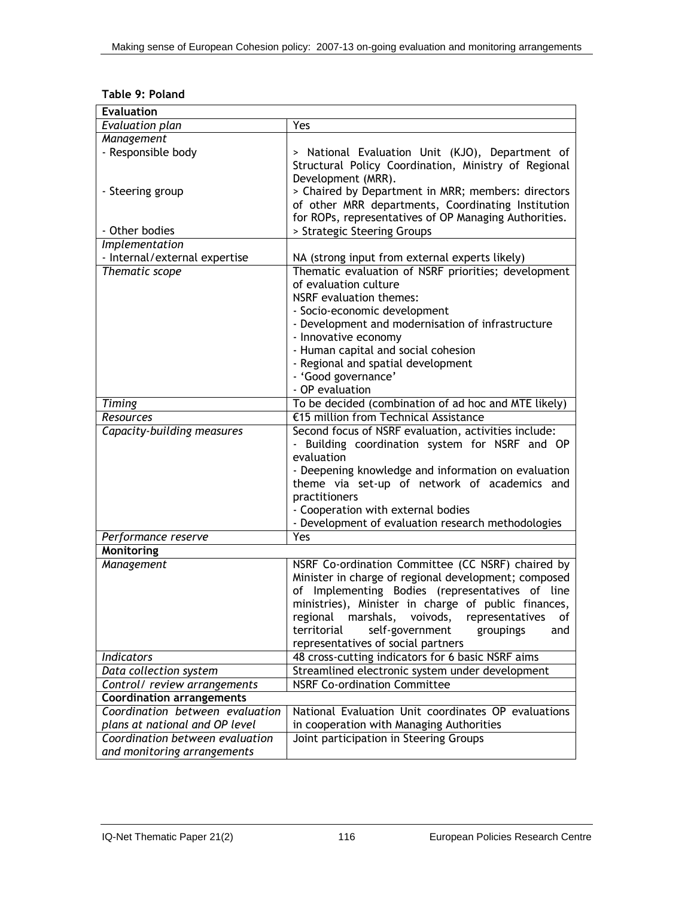**Table 9: Poland**

| **Evaluation** | |
|---|---|
| *Evaluation plan* | Yes |
| *Management* | |
| - Responsible body | > National Evaluation Unit (KJO), Department of Structural Policy Coordination, Ministry of Regional Development (MRR). |
| - Steering group | > Chaired by Department in MRR; members: directors of other MRR departments, Coordinating Institution for ROPs, representatives of OP Managing Authorities. |
| - Other bodies | > Strategic Steering Groups |
| *Implementation* | |
| - Internal/external expertise | NA (strong input from external experts likely) |
| *Thematic scope* | Thematic evaluation of NSRF priorities; development of evaluation culture<br>NSRF evaluation themes:<br>- Socio-economic development<br>- Development and modernisation of infrastructure<br>- Innovative economy<br>- Human capital and social cohesion<br>- Regional and spatial development<br>- 'Good governance'<br>- OP evaluation |
| *Timing* | To be decided (combination of ad hoc and MTE likely) |
| *Resources* | €15 million from Technical Assistance |
| *Capacity-building measures* | Second focus of NSRF evaluation, activities include:<br>- Building coordination system for NSRF and OP evaluation<br>- Deepening knowledge and information on evaluation theme via set-up of network of academics and practitioners<br>- Cooperation with external bodies<br>- Development of evaluation research methodologies |
| *Performance reserve* | Yes |
| **Monitoring** | |
| *Management* | NSRF Co-ordination Committee (CC NSRF) chaired by Minister in charge of regional development; composed of Implementing Bodies (representatives of line ministries), Minister in charge of public finances, regional marshals, voivods, representatives of territorial self-government groupings and representatives of social partners |
| *Indicators* | 48 cross-cutting indicators for 6 basic NSRF aims |
| *Data collection system* | Streamlined electronic system under development |
| *Control/ review arrangements* | NSRF Co-ordination Committee |
| **Coordination arrangements** | |
| *Coordination between evaluation plans at national and OP level* | National Evaluation Unit coordinates OP evaluations in cooperation with Managing Authorities |
| *Coordination between evaluation and monitoring arrangements* | Joint participation in Steering Groups |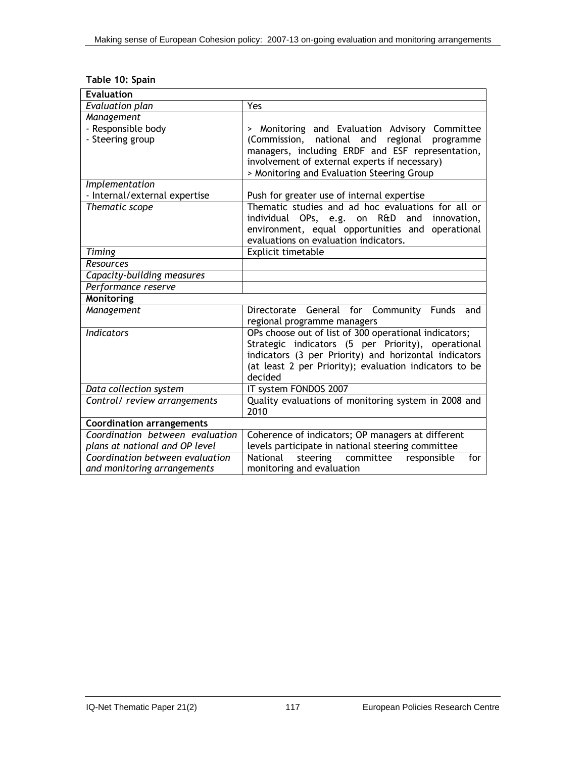**Table 10: Spain**

| **Evaluation** | |
|---|---|
| *Evaluation plan* | Yes |
| *Management*<br>- Responsible body<br>- Steering group | > Monitoring and Evaluation Advisory Committee (Commission, national and regional programme managers, including ERDF and ESF representation, involvement of external experts if necessary)<br>> Monitoring and Evaluation Steering Group |
| *Implementation*<br>- Internal/external expertise | Push for greater use of internal expertise |
| *Thematic scope* | Thematic studies and ad hoc evaluations for all or individual OPs, e.g. on R&D and innovation, environment, equal opportunities and operational evaluations on evaluation indicators. |
| *Timing* | Explicit timetable |
| *Resources* | |
| *Capacity-building measures* | |
| *Performance reserve* | |
| **Monitoring** | |
| *Management* | Directorate General for Community Funds and regional programme managers |
| *Indicators* | OPs choose out of list of 300 operational indicators; Strategic indicators (5 per Priority), operational indicators (3 per Priority) and horizontal indicators (at least 2 per Priority); evaluation indicators to be decided |
| *Data collection system* | IT system FONDOS 2007 |
| *Control/ review arrangements* | Quality evaluations of monitoring system in 2008 and 2010 |
| **Coordination arrangements** | |
| *Coordination between evaluation plans at national and OP level* | Coherence of indicators; OP managers at different levels participate in national steering committee |
| *Coordination between evaluation and monitoring arrangements* | National steering committee responsible for monitoring and evaluation |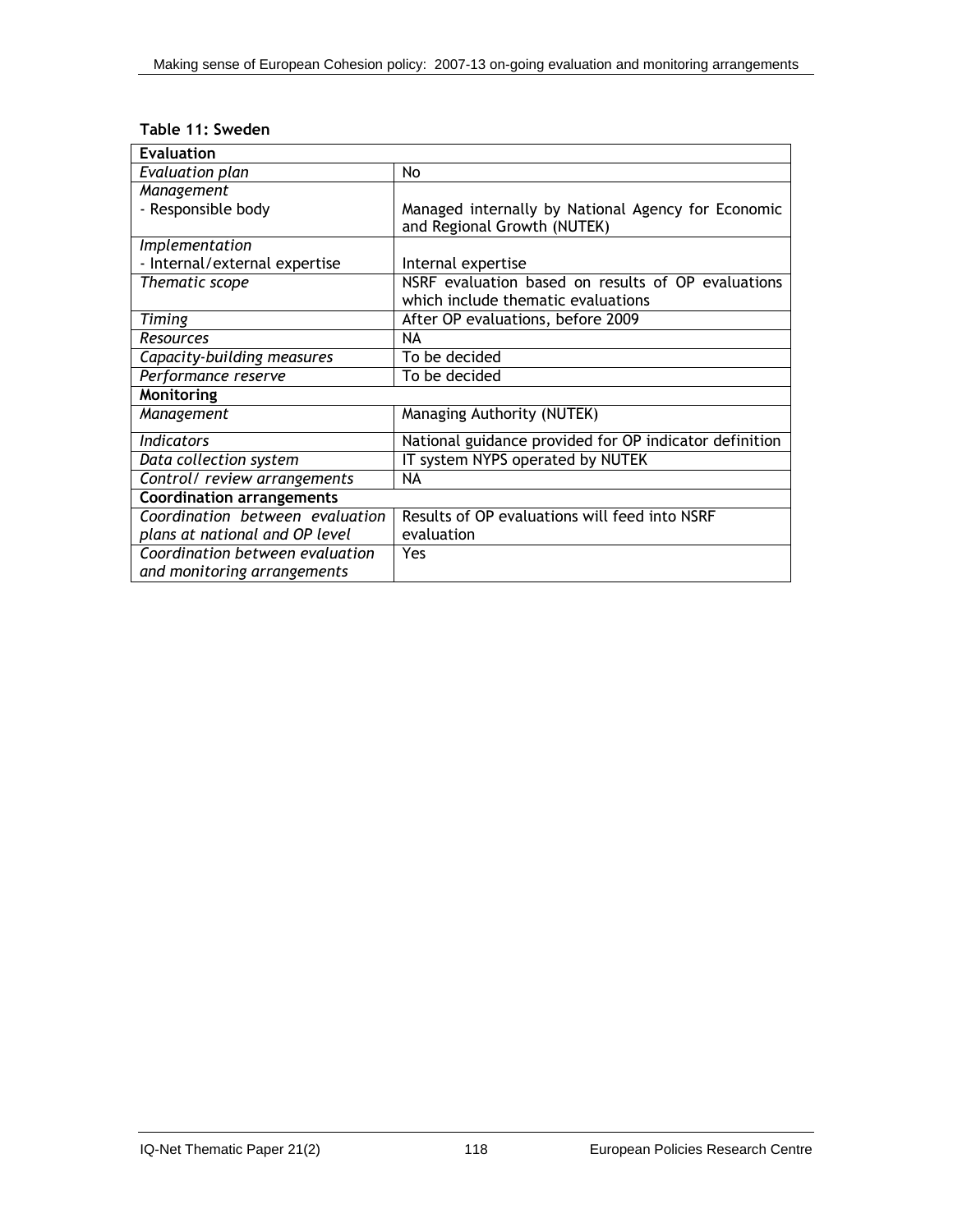**Table 11: Sweden**

| **Evaluation** | |
|---|---|
| *Evaluation plan* | No |
| *Management*<br>- Responsible body | Managed internally by National Agency for Economic and Regional Growth (NUTEK) |
| *Implementation*<br>- Internal/external expertise | Internal expertise |
| *Thematic scope* | NSRF evaluation based on results of OP evaluations which include thematic evaluations |
| *Timing* | After OP evaluations, before 2009 |
| *Resources* | NA |
| *Capacity-building measures* | To be decided |
| *Performance reserve* | To be decided |
| **Monitoring** | |
| *Management* | Managing Authority (NUTEK) |
| *Indicators* | National guidance provided for OP indicator definition |
| *Data collection system* | IT system NYPS operated by NUTEK |
| *Control/ review arrangements* | NA |
| **Coordination arrangements** | |
| *Coordination between evaluation plans at national and OP level* | Results of OP evaluations will feed into NSRF evaluation |
| *Coordination between evaluation and monitoring arrangements* | Yes |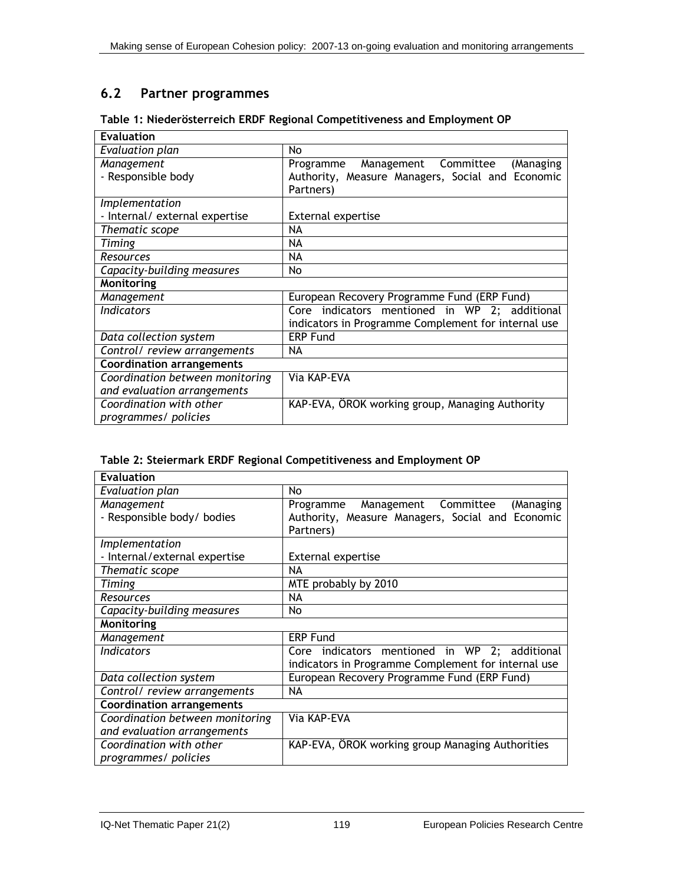## 6.2 Partner programmes

**Table 1: Niederösterreich ERDF Regional Competitiveness and Employment OP**

| **Evaluation** | |
|---|---|
| *Evaluation plan* | No |
| *Management*<br>- Responsible body | Programme Management Committee (Managing Authority, Measure Managers, Social and Economic Partners) |
| *Implementation*<br>- Internal/ external expertise | External expertise |
| *Thematic scope* | NA |
| *Timing* | NA |
| *Resources* | NA |
| *Capacity-building measures* | No |
| **Monitoring** | |
| *Management* | European Recovery Programme Fund (ERP Fund) |
| *Indicators* | Core indicators mentioned in WP 2; additional indicators in Programme Complement for internal use |
| *Data collection system* | ERP Fund |
| *Control/ review arrangements* | NA |
| **Coordination arrangements** | |
| *Coordination between monitoring and evaluation arrangements* | Via KAP-EVA |
| *Coordination with other programmes/ policies* | KAP-EVA, ÖROK working group, Managing Authority |

**Table 2: Steiermark ERDF Regional Competitiveness and Employment OP**

| **Evaluation** | |
|---|---|
| *Evaluation plan* | No |
| *Management*<br>- Responsible body/ bodies | Programme Management Committee (Managing Authority, Measure Managers, Social and Economic Partners) |
| *Implementation*<br>- Internal/external expertise | External expertise |
| *Thematic scope* | NA |
| *Timing* | MTE probably by 2010 |
| *Resources* | NA |
| *Capacity-building measures* | No |
| **Monitoring** | |
| *Management* | ERP Fund |
| *Indicators* | Core indicators mentioned in WP 2; additional indicators in Programme Complement for internal use |
| *Data collection system* | European Recovery Programme Fund (ERP Fund) |
| *Control/ review arrangements* | NA |
| **Coordination arrangements** | |
| *Coordination between monitoring and evaluation arrangements* | Via KAP-EVA |
| *Coordination with other programmes/ policies* | KAP-EVA, ÖROK working group Managing Authorities |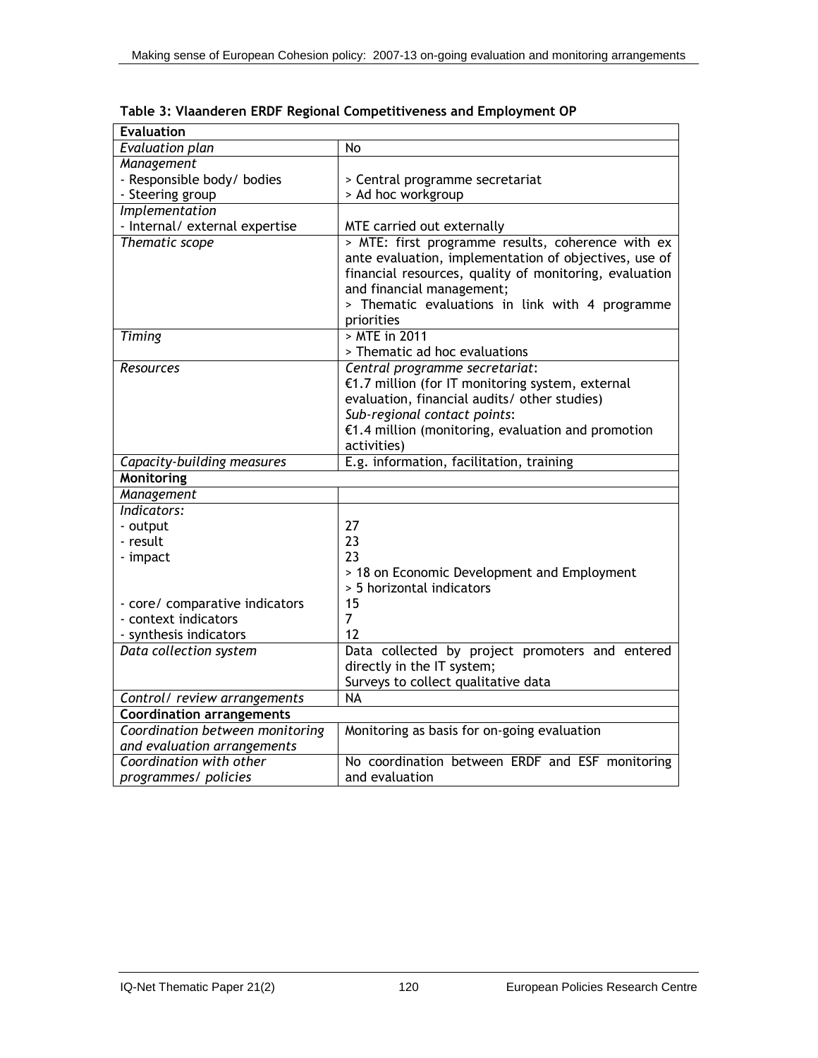**Table 3: Vlaanderen ERDF Regional Competitiveness and Employment OP**

| **Evaluation** | |
|---|---|
| *Evaluation plan* | No |
| *Management*<br>- Responsible body/ bodies<br>- Steering group | <br>> Central programme secretariat<br>> Ad hoc workgroup |
| *Implementation*<br>- Internal/ external expertise | <br>MTE carried out externally |
| *Thematic scope* | > MTE: first programme results, coherence with ex ante evaluation, implementation of objectives, use of financial resources, quality of monitoring, evaluation and financial management;<br>> Thematic evaluations in link with 4 programme priorities |
| *Timing* | > MTE in 2011<br>> Thematic ad hoc evaluations |
| *Resources* | *Central programme secretariat*:<br>€1.7 million (for IT monitoring system, external evaluation, financial audits/ other studies)<br>*Sub-regional contact points*:<br>€1.4 million (monitoring, evaluation and promotion activities) |
| *Capacity-building measures* | E.g. information, facilitation, training |
| **Monitoring** | |
| *Management* | |
| *Indicators:*<br>- output<br>- result<br>- impact<br><br><br>- core/ comparative indicators<br>- context indicators<br>- synthesis indicators | <br>27<br>23<br>23<br>> 18 on Economic Development and Employment<br>> 5 horizontal indicators<br>15<br>7<br>12 |
| *Data collection system* | Data collected by project promoters and entered directly in the IT system;<br>Surveys to collect qualitative data |
| *Control/ review arrangements* | NA |
| **Coordination arrangements** | |
| *Coordination between monitoring and evaluation arrangements* | Monitoring as basis for on-going evaluation |
| *Coordination with other programmes/ policies* | No coordination between ERDF and ESF monitoring and evaluation |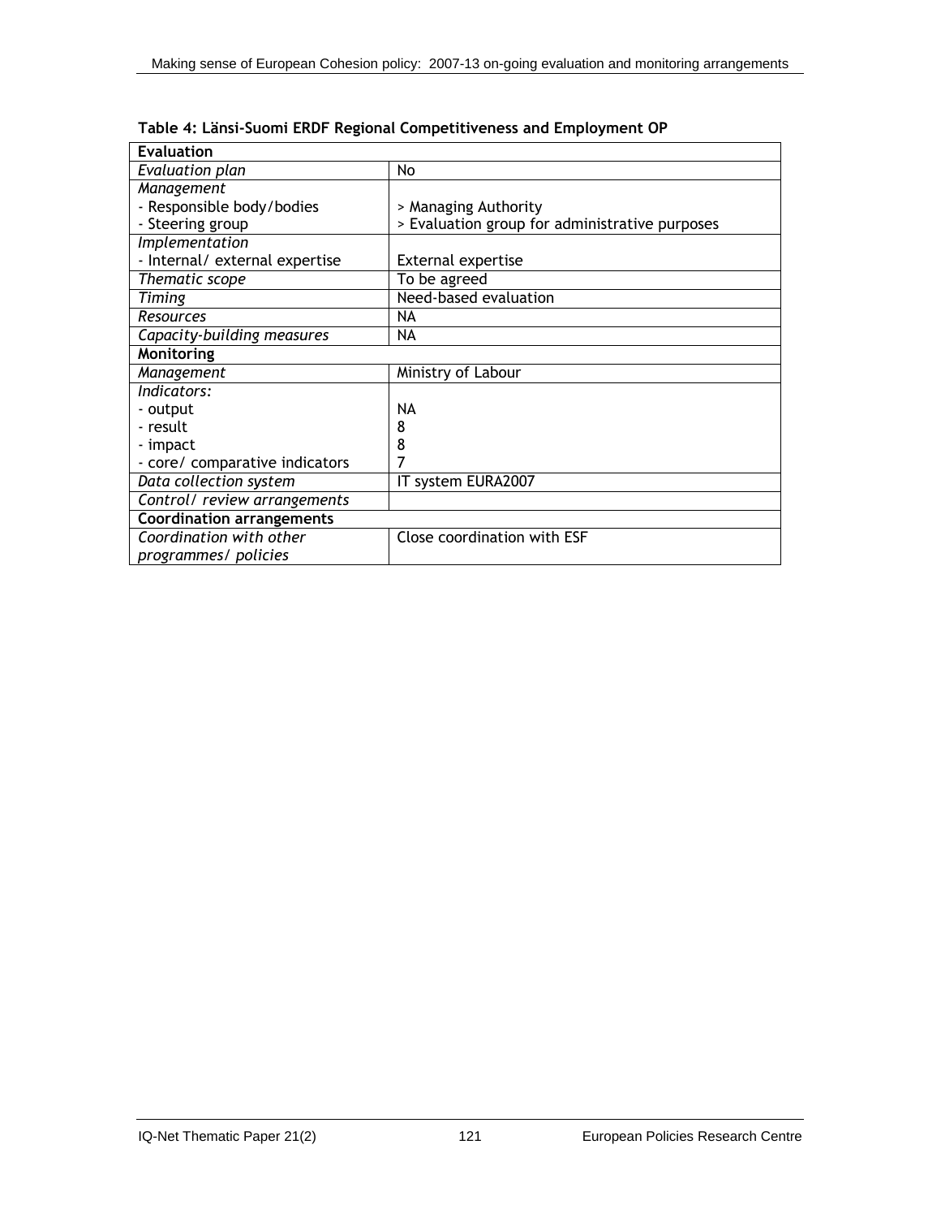**Table 4: Länsi-Suomi ERDF Regional Competitiveness and Employment OP**

| **Evaluation** | |
|---|---|
| *Evaluation plan* | No |
| *Management*<br>- Responsible body/bodies<br>- Steering group | <br>> Managing Authority<br>> Evaluation group for administrative purposes |
| *Implementation*<br>- Internal/ external expertise | <br>External expertise |
| *Thematic scope* | To be agreed |
| *Timing* | Need-based evaluation |
| *Resources* | NA |
| *Capacity-building measures* | NA |
| **Monitoring** | |
| *Management* | Ministry of Labour |
| *Indicators:*<br>- output<br>- result<br>- impact<br>- core/ comparative indicators | <br>NA<br>8<br>8<br>7 |
| *Data collection system* | IT system EURA2007 |
| *Control/ review arrangements* | |
| **Coordination arrangements** | |
| *Coordination with other programmes/ policies* | Close coordination with ESF |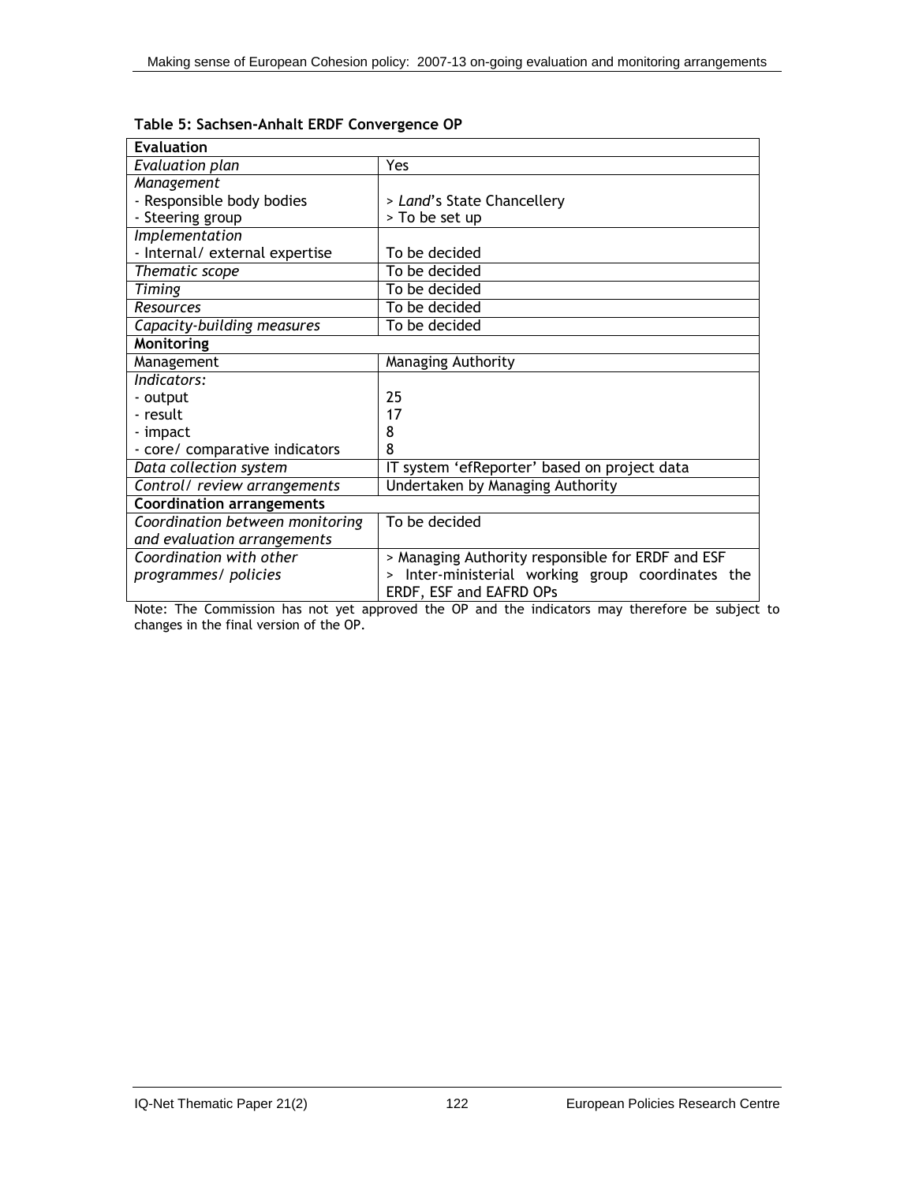**Table 5: Sachsen-Anhalt ERDF Convergence OP**

| **Evaluation** | |
|---|---|
| *Evaluation plan* | Yes |
| *Management*<br>- Responsible body bodies<br>- Steering group | <br>> *Land*'s State Chancellery<br>> To be set up |
| *Implementation*<br>- Internal/ external expertise | <br>To be decided |
| *Thematic scope* | To be decided |
| *Timing* | To be decided |
| *Resources* | To be decided |
| *Capacity-building measures* | To be decided |
| **Monitoring** | |
| Management | Managing Authority |
| *Indicators:*<br>- output<br>- result<br>- impact<br>- core/ comparative indicators | <br>25<br>17<br>8<br>8 |
| *Data collection system* | IT system 'efReporter' based on project data |
| *Control/ review arrangements* | Undertaken by Managing Authority |
| **Coordination arrangements** | |
| *Coordination between monitoring and evaluation arrangements* | To be decided |
| *Coordination with other programmes/ policies* | > Managing Authority responsible for ERDF and ESF<br>> Inter-ministerial working group coordinates the ERDF, ESF and EAFRD OPs |

Note: The Commission has not yet approved the OP and the indicators may therefore be subject to changes in the final version of the OP.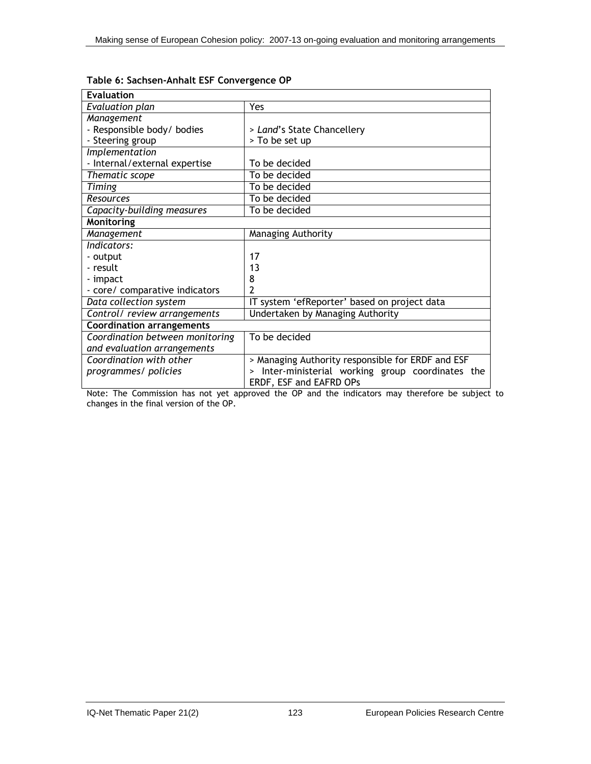**Table 6: Sachsen-Anhalt ESF Convergence OP**

| **Evaluation** | |
|---|---|
| *Evaluation plan* | Yes |
| *Management*<br>- Responsible body/ bodies<br>- Steering group | <br>> *Land*'s State Chancellery<br>> To be set up |
| *Implementation*<br>- Internal/external expertise | <br>To be decided |
| *Thematic scope* | To be decided |
| *Timing* | To be decided |
| *Resources* | To be decided |
| *Capacity-building measures* | To be decided |
| **Monitoring** | |
| *Management* | Managing Authority |
| *Indicators:*<br>- output<br>- result<br>- impact<br>- core/ comparative indicators | <br>17<br>13<br>8<br>2 |
| *Data collection system* | IT system 'efReporter' based on project data |
| *Control/ review arrangements* | Undertaken by Managing Authority |
| **Coordination arrangements** | |
| *Coordination between monitoring and evaluation arrangements* | To be decided |
| *Coordination with other programmes/ policies* | > Managing Authority responsible for ERDF and ESF<br>> Inter-ministerial working group coordinates the ERDF, ESF and EAFRD OPs |

Note: The Commission has not yet approved the OP and the indicators may therefore be subject to changes in the final version of the OP.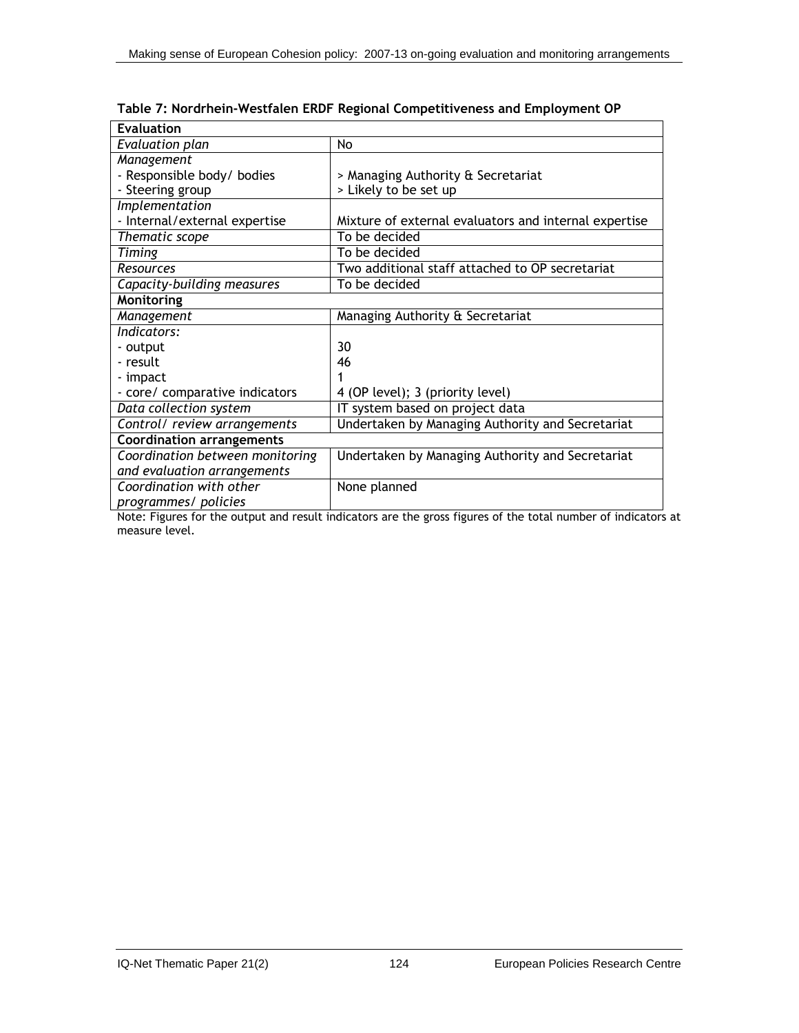**Table 7: Nordrhein-Westfalen ERDF Regional Competitiveness and Employment OP**

| **Evaluation** | |
|---|---|
| *Evaluation plan* | No |
| *Management*<br>- Responsible body/ bodies<br>- Steering group | <br>> Managing Authority & Secretariat<br>> Likely to be set up |
| *Implementation*<br>- Internal/external expertise | <br>Mixture of external evaluators and internal expertise |
| *Thematic scope* | To be decided |
| *Timing* | To be decided |
| *Resources* | Two additional staff attached to OP secretariat |
| *Capacity-building measures* | To be decided |
| **Monitoring** | |
| *Management* | Managing Authority & Secretariat |
| *Indicators:*<br>- output<br>- result<br>- impact<br>- core/ comparative indicators | <br>30<br>46<br>1<br>4 (OP level); 3 (priority level) |
| *Data collection system* | IT system based on project data |
| *Control/ review arrangements* | Undertaken by Managing Authority and Secretariat |
| **Coordination arrangements** | |
| *Coordination between monitoring and evaluation arrangements* | Undertaken by Managing Authority and Secretariat |
| *Coordination with other programmes/ policies* | None planned |

Note: Figures for the output and result indicators are the gross figures of the total number of indicators at measure level.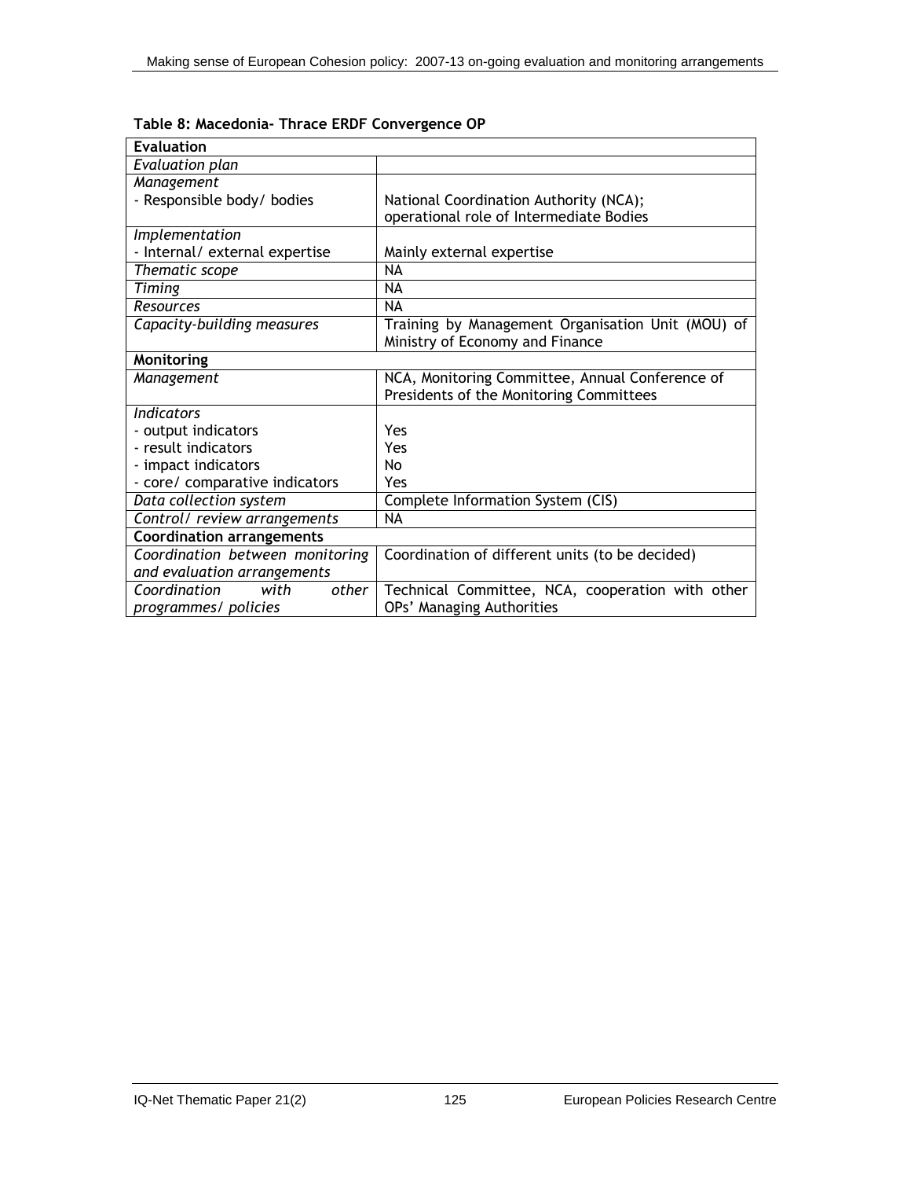**Table 8: Macedonia- Thrace ERDF Convergence OP**

| **Evaluation** | |
|---|---|
| *Evaluation plan* | |
| *Management*<br>- Responsible body/ bodies | National Coordination Authority (NCA);<br>operational role of Intermediate Bodies |
| *Implementation*<br>- Internal/ external expertise | Mainly external expertise |
| *Thematic scope* | NA |
| *Timing* | NA |
| *Resources* | NA |
| *Capacity-building measures* | Training by Management Organisation Unit (MOU) of Ministry of Economy and Finance |
| **Monitoring** | |
| *Management* | NCA, Monitoring Committee, Annual Conference of Presidents of the Monitoring Committees |
| *Indicators*<br>- output indicators<br>- result indicators<br>- impact indicators<br>- core/ comparative indicators | <br>Yes<br>Yes<br>No<br>Yes |
| *Data collection system* | Complete Information System (CIS) |
| *Control/ review arrangements* | NA |
| **Coordination arrangements** | |
| *Coordination between monitoring and evaluation arrangements* | Coordination of different units (to be decided) |
| *Coordination with other programmes/ policies* | Technical Committee, NCA, cooperation with other OPs' Managing Authorities |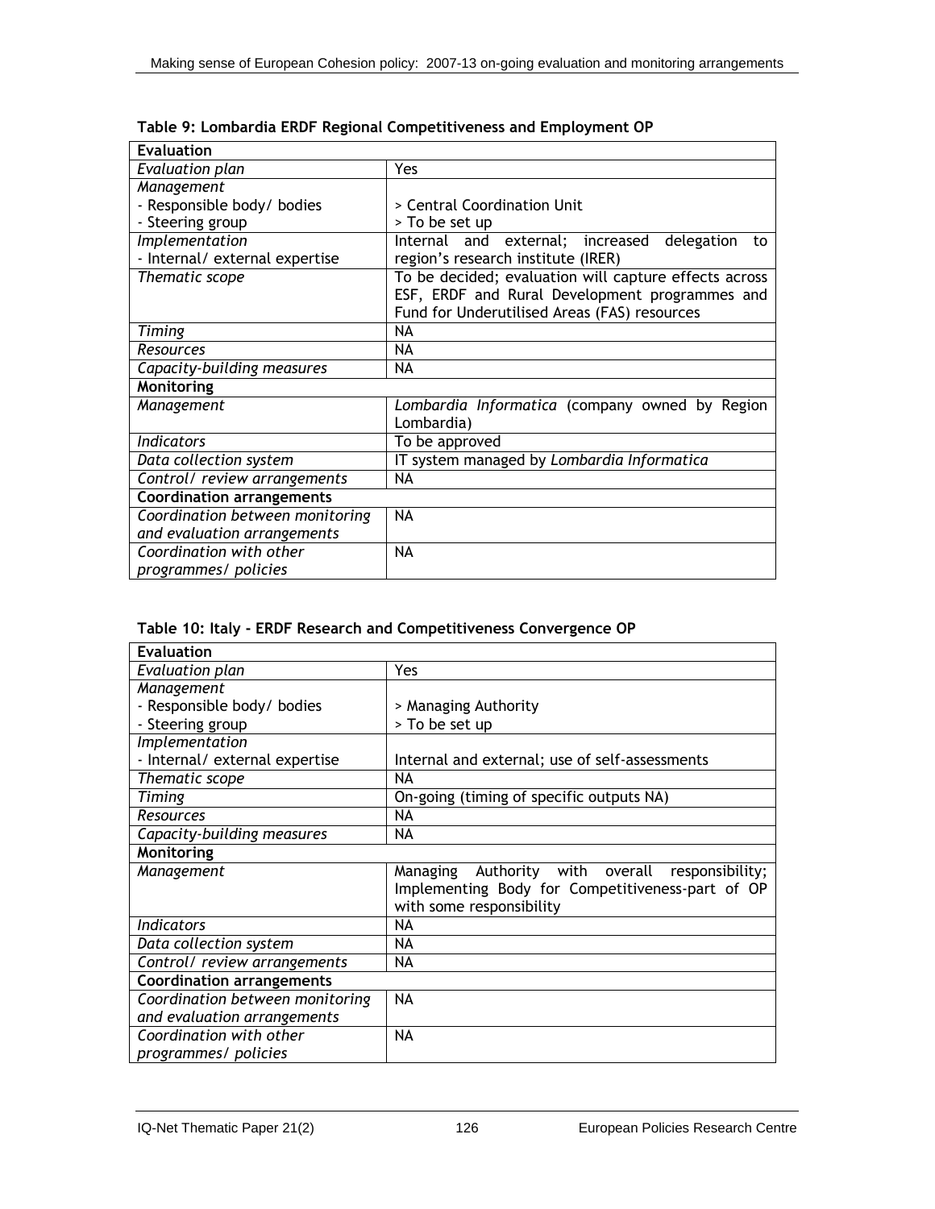**Table 9: Lombardia ERDF Regional Competitiveness and Employment OP**

| **Evaluation** | |
|---|---|
| *Evaluation plan* | Yes |
| *Management*<br>- Responsible body/ bodies<br>- Steering group | <br>> Central Coordination Unit<br>> To be set up |
| *Implementation*<br>- Internal/ external expertise | Internal and external; increased delegation to region's research institute (IRER) |
| *Thematic scope* | To be decided; evaluation will capture effects across ESF, ERDF and Rural Development programmes and Fund for Underutilised Areas (FAS) resources |
| *Timing* | NA |
| *Resources* | NA |
| *Capacity-building measures* | NA |
| **Monitoring** | |
| *Management* | *Lombardia Informatica* (company owned by Region Lombardia) |
| *Indicators* | To be approved |
| *Data collection system* | IT system managed by *Lombardia Informatica* |
| *Control/ review arrangements* | NA |
| **Coordination arrangements** | |
| *Coordination between monitoring and evaluation arrangements* | NA |
| *Coordination with other programmes/ policies* | NA |

**Table 10: Italy - ERDF Research and Competitiveness Convergence OP**

| **Evaluation** | |
|---|---|
| *Evaluation plan* | Yes |
| *Management*<br>- Responsible body/ bodies<br>- Steering group | <br>> Managing Authority<br>> To be set up |
| *Implementation*<br>- Internal/ external expertise | Internal and external; use of self-assessments |
| *Thematic scope* | NA |
| *Timing* | On-going (timing of specific outputs NA) |
| *Resources* | NA |
| *Capacity-building measures* | NA |
| **Monitoring** | |
| *Management* | Managing Authority with overall responsibility; Implementing Body for Competitiveness-part of OP with some responsibility |
| *Indicators* | NA |
| *Data collection system* | NA |
| *Control/ review arrangements* | NA |
| **Coordination arrangements** | |
| *Coordination between monitoring and evaluation arrangements* | NA |
| *Coordination with other programmes/ policies* | NA |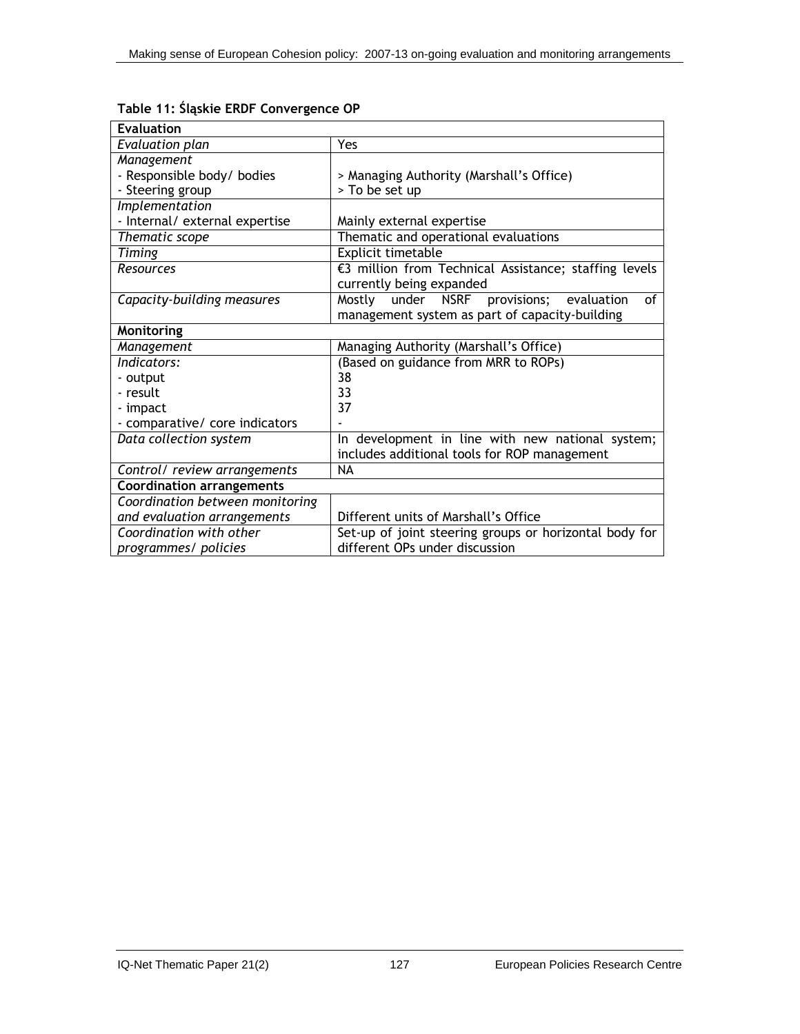**Table 11: Śląskie ERDF Convergence OP**

| **Evaluation** | |
|---|---|
| *Evaluation plan* | Yes |
| *Management*<br>- Responsible body/ bodies<br>- Steering group | <br>> Managing Authority (Marshall's Office)<br>> To be set up |
| *Implementation*<br>- Internal/ external expertise | <br>Mainly external expertise |
| *Thematic scope* | Thematic and operational evaluations |
| *Timing* | Explicit timetable |
| *Resources* | €3 million from Technical Assistance; staffing levels currently being expanded |
| *Capacity-building measures* | Mostly under NSRF provisions; evaluation of management system as part of capacity-building |
| **Monitoring** | |
| *Management* | Managing Authority (Marshall's Office) |
| *Indicators:*<br>- output<br>- result<br>- impact<br>- comparative/ core indicators | (Based on guidance from MRR to ROPs)<br>38<br>33<br>37<br>- |
| *Data collection system* | In development in line with new national system; includes additional tools for ROP management |
| *Control/ review arrangements* | NA |
| **Coordination arrangements** | |
| *Coordination between monitoring and evaluation arrangements* | Different units of Marshall's Office |
| *Coordination with other programmes/ policies* | Set-up of joint steering groups or horizontal body for different OPs under discussion |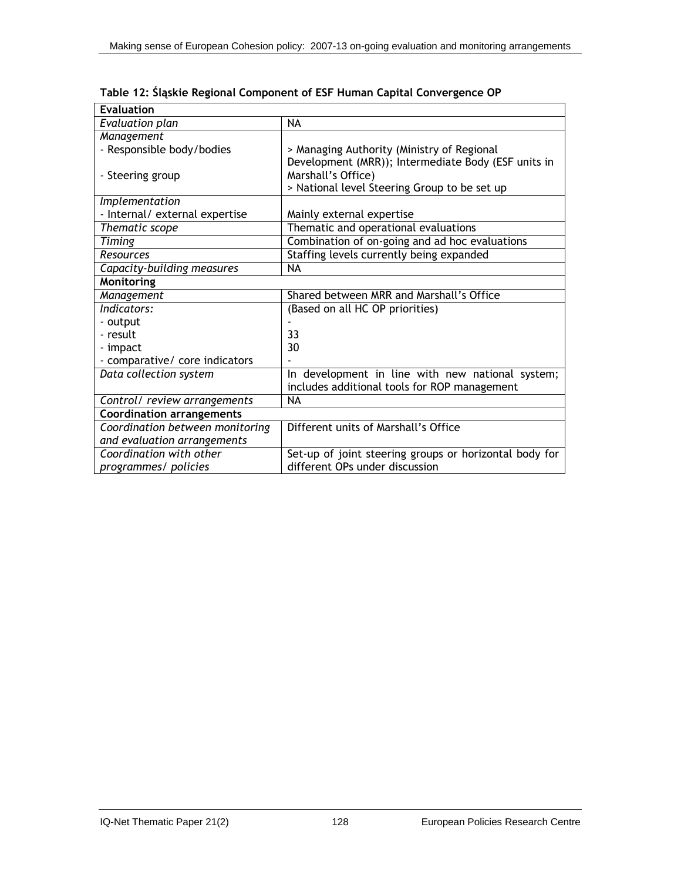**Table 12: Śląskie Regional Component of ESF Human Capital Convergence OP**

| **Evaluation** | |
|---|---|
| *Evaluation plan* | NA |
| *Management*<br>- Responsible body/bodies<br><br>- Steering group | <br>> Managing Authority (Ministry of Regional Development (MRR)); Intermediate Body (ESF units in Marshall's Office)<br>> National level Steering Group to be set up |
| *Implementation*<br>- Internal/ external expertise | <br>Mainly external expertise |
| *Thematic scope* | Thematic and operational evaluations |
| *Timing* | Combination of on-going and ad hoc evaluations |
| *Resources* | Staffing levels currently being expanded |
| *Capacity-building measures* | NA |
| **Monitoring** | |
| *Management* | Shared between MRR and Marshall's Office |
| *Indicators:*<br>- output<br>- result<br>- impact<br>- comparative/ core indicators | (Based on all HC OP priorities)<br>-<br>33<br>30<br>- |
| *Data collection system* | In development in line with new national system; includes additional tools for ROP management |
| *Control/ review arrangements* | NA |
| **Coordination arrangements** | |
| *Coordination between monitoring and evaluation arrangements* | Different units of Marshall's Office |
| *Coordination with other programmes/ policies* | Set-up of joint steering groups or horizontal body for different OPs under discussion |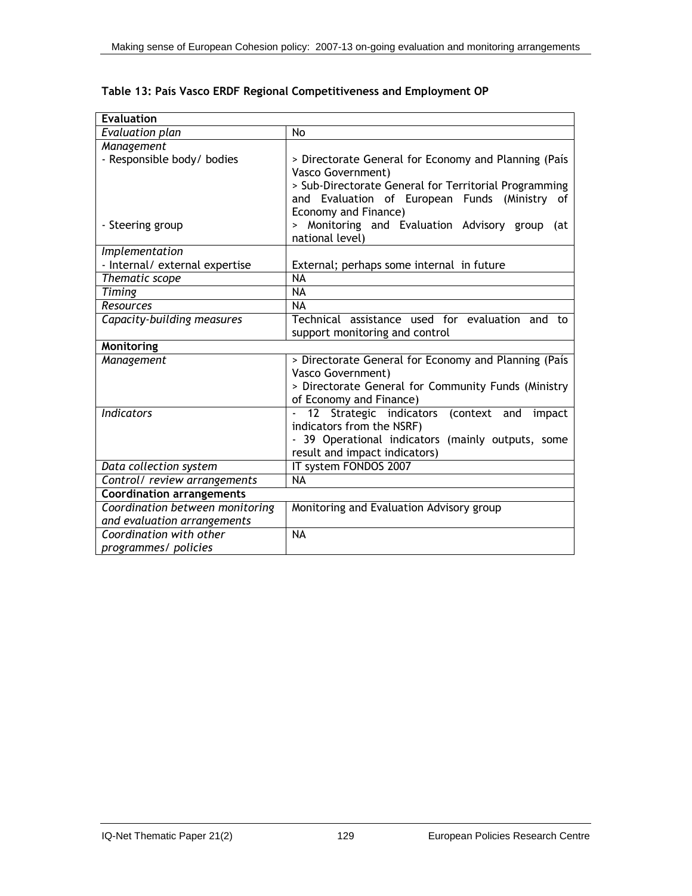**Table 13: País Vasco ERDF Regional Competitiveness and Employment OP**

| **Evaluation** | |
|---|---|
| *Evaluation plan* | No |
| *Management*<br>- Responsible body/ bodies<br><br><br><br><br>- Steering group | <br>> Directorate General for Economy and Planning (País Vasco Government)<br>> Sub-Directorate General for Territorial Programming and Evaluation of European Funds (Ministry of Economy and Finance)<br>> Monitoring and Evaluation Advisory group (at national level) |
| *Implementation*<br>- Internal/ external expertise | <br>External; perhaps some internal in future |
| *Thematic scope* | NA |
| *Timing* | NA |
| *Resources* | NA |
| *Capacity-building measures* | Technical assistance used for evaluation and to support monitoring and control |
| **Monitoring** | |
| *Management* | > Directorate General for Economy and Planning (País Vasco Government)<br>> Directorate General for Community Funds (Ministry of Economy and Finance) |
| *Indicators* | - 12 Strategic indicators (context and impact indicators from the NSRF)<br>- 39 Operational indicators (mainly outputs, some result and impact indicators) |
| *Data collection system* | IT system FONDOS 2007 |
| *Control/ review arrangements* | NA |
| **Coordination arrangements** | |
| *Coordination between monitoring and evaluation arrangements* | Monitoring and Evaluation Advisory group |
| *Coordination with other programmes/ policies* | NA |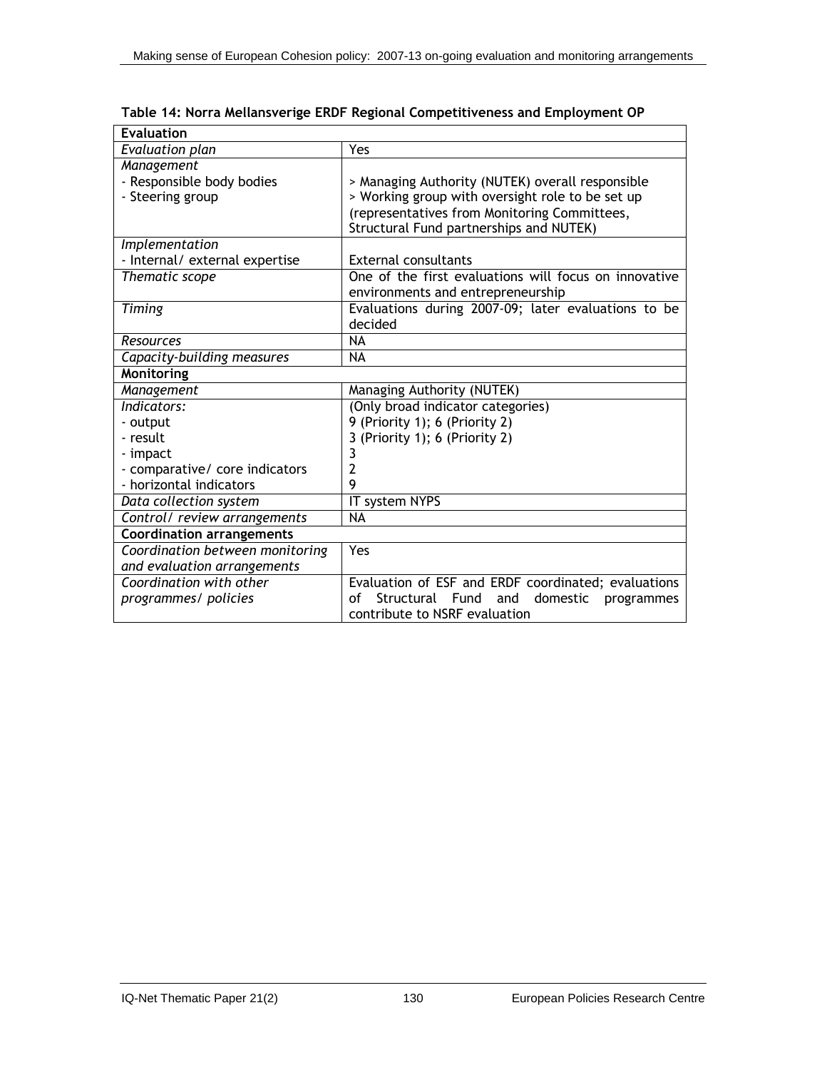**Table 14: Norra Mellansverige ERDF Regional Competitiveness and Employment OP**

| **Evaluation** | |
|---|---|
| *Evaluation plan* | Yes |
| *Management*<br>- Responsible body bodies<br>- Steering group | <br>> Managing Authority (NUTEK) overall responsible<br>> Working group with oversight role to be set up (representatives from Monitoring Committees, Structural Fund partnerships and NUTEK) |
| *Implementation*<br>- Internal/ external expertise | <br>External consultants |
| *Thematic scope* | One of the first evaluations will focus on innovative environments and entrepreneurship |
| *Timing* | Evaluations during 2007-09; later evaluations to be decided |
| *Resources* | NA |
| *Capacity-building measures* | NA |
| **Monitoring** | |
| *Management* | Managing Authority (NUTEK) |
| *Indicators:*<br>- output<br>- result<br>- impact<br>- comparative/ core indicators<br>- horizontal indicators | (Only broad indicator categories)<br>9 (Priority 1); 6 (Priority 2)<br>3 (Priority 1); 6 (Priority 2)<br>3<br>2<br>9 |
| *Data collection system* | IT system NYPS |
| *Control/ review arrangements* | NA |
| **Coordination arrangements** | |
| *Coordination between monitoring and evaluation arrangements* | Yes |
| *Coordination with other programmes/ policies* | Evaluation of ESF and ERDF coordinated; evaluations of Structural Fund and domestic programmes contribute to NSRF evaluation |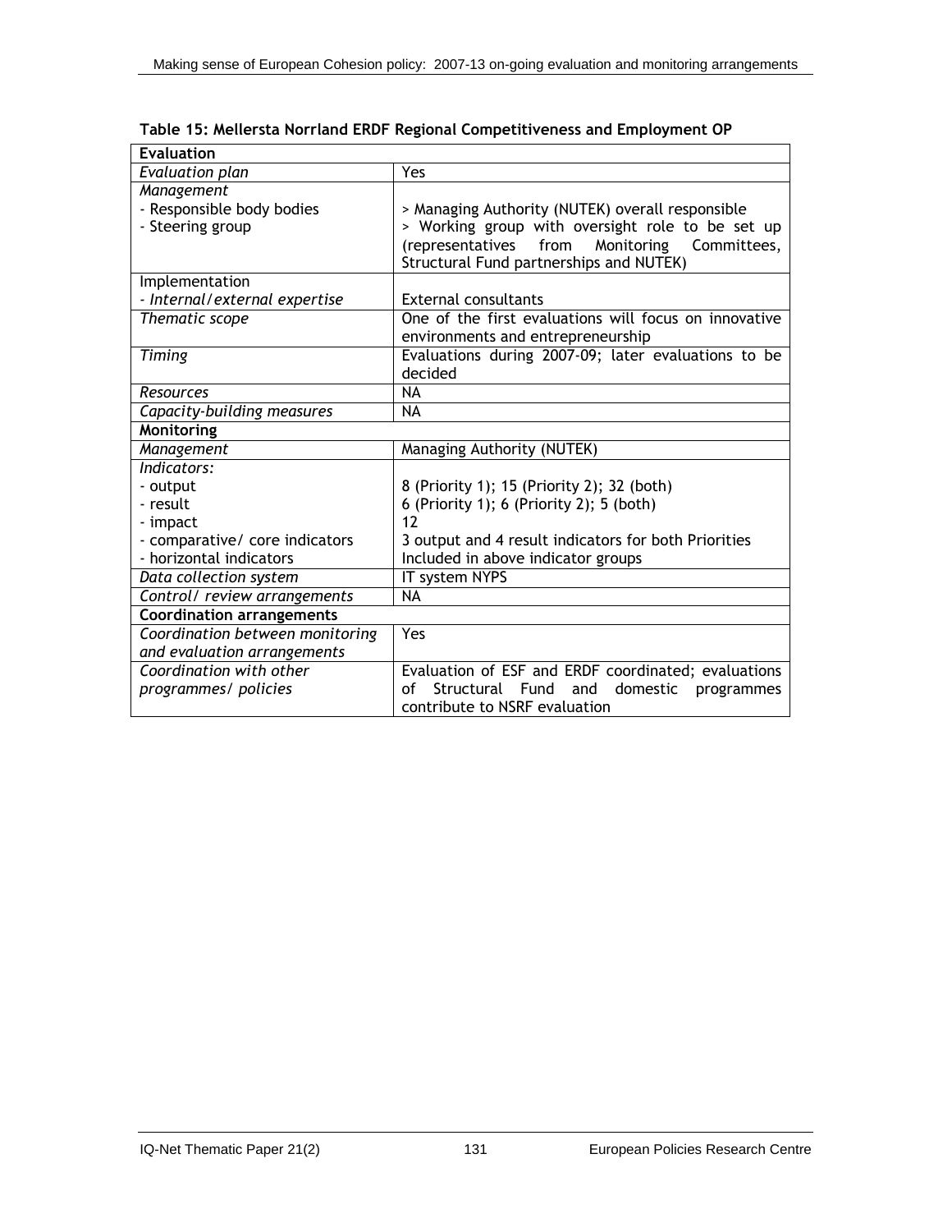**Table 15: Mellersta Norrland ERDF Regional Competitiveness and Employment OP**

| **Evaluation** | |
|---|---|
| *Evaluation plan* | Yes |
| *Management*<br>- Responsible body bodies<br>- Steering group | <br>> Managing Authority (NUTEK) overall responsible<br>> Working group with oversight role to be set up (representatives from Monitoring Committees, Structural Fund partnerships and NUTEK) |
| Implementation<br>*- Internal/external expertise* | <br>External consultants |
| *Thematic scope* | One of the first evaluations will focus on innovative environments and entrepreneurship |
| *Timing* | Evaluations during 2007-09; later evaluations to be decided |
| *Resources* | NA |
| *Capacity-building measures* | NA |
| **Monitoring** | |
| *Management* | Managing Authority (NUTEK) |
| *Indicators:*<br>- output<br>- result<br>- impact<br>- comparative/ core indicators<br>- horizontal indicators | <br>8 (Priority 1); 15 (Priority 2); 32 (both)<br>6 (Priority 1); 6 (Priority 2); 5 (both)<br>12<br>3 output and 4 result indicators for both Priorities<br>Included in above indicator groups |
| *Data collection system* | IT system NYPS |
| *Control/ review arrangements* | NA |
| **Coordination arrangements** | |
| *Coordination between monitoring and evaluation arrangements* | Yes |
| *Coordination with other programmes/ policies* | Evaluation of ESF and ERDF coordinated; evaluations of Structural Fund and domestic programmes contribute to NSRF evaluation |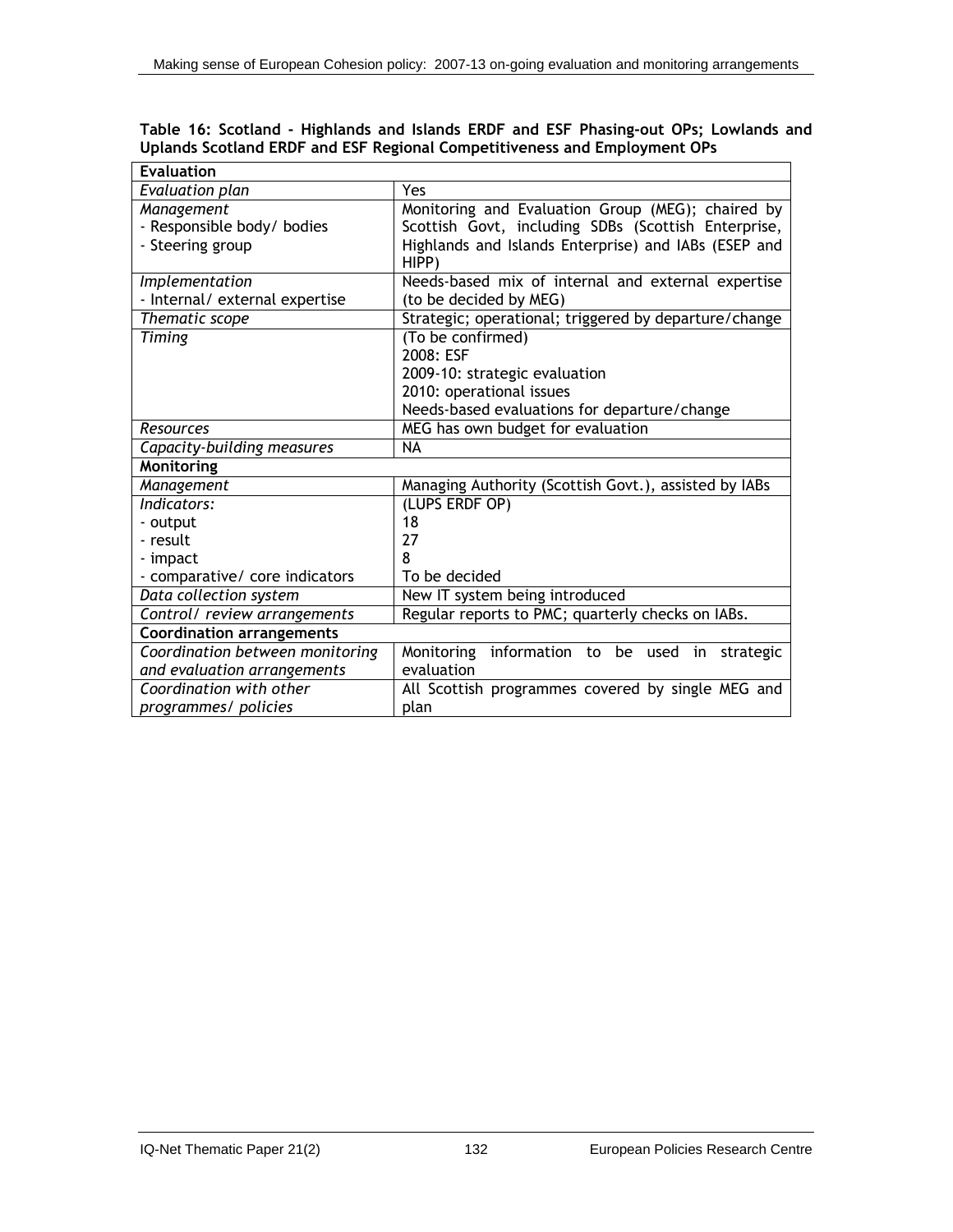**Table 16: Scotland - Highlands and Islands ERDF and ESF Phasing-out OPs; Lowlands and Uplands Scotland ERDF and ESF Regional Competitiveness and Employment OPs**

| **Evaluation** | |
|---|---|
| *Evaluation plan* | Yes |
| *Management*<br>- Responsible body/ bodies<br>- Steering group | Monitoring and Evaluation Group (MEG); chaired by Scottish Govt, including SDBs (Scottish Enterprise, Highlands and Islands Enterprise) and IABs (ESEP and HIPP) |
| *Implementation*<br>- Internal/ external expertise | Needs-based mix of internal and external expertise (to be decided by MEG) |
| *Thematic scope* | Strategic; operational; triggered by departure/change |
| *Timing* | (To be confirmed)<br>2008: ESF<br>2009-10: strategic evaluation<br>2010: operational issues<br>Needs-based evaluations for departure/change |
| *Resources* | MEG has own budget for evaluation |
| *Capacity-building measures* | NA |
| **Monitoring** | |
| *Management* | Managing Authority (Scottish Govt.), assisted by IABs |
| *Indicators:*<br>- output<br>- result<br>- impact<br>- comparative/ core indicators | (LUPS ERDF OP)<br>18<br>27<br>8<br>To be decided |
| *Data collection system* | New IT system being introduced |
| *Control/ review arrangements* | Regular reports to PMC; quarterly checks on IABs. |
| **Coordination arrangements** | |
| *Coordination between monitoring and evaluation arrangements* | Monitoring information to be used in strategic evaluation |
| *Coordination with other programmes/ policies* | All Scottish programmes covered by single MEG and plan |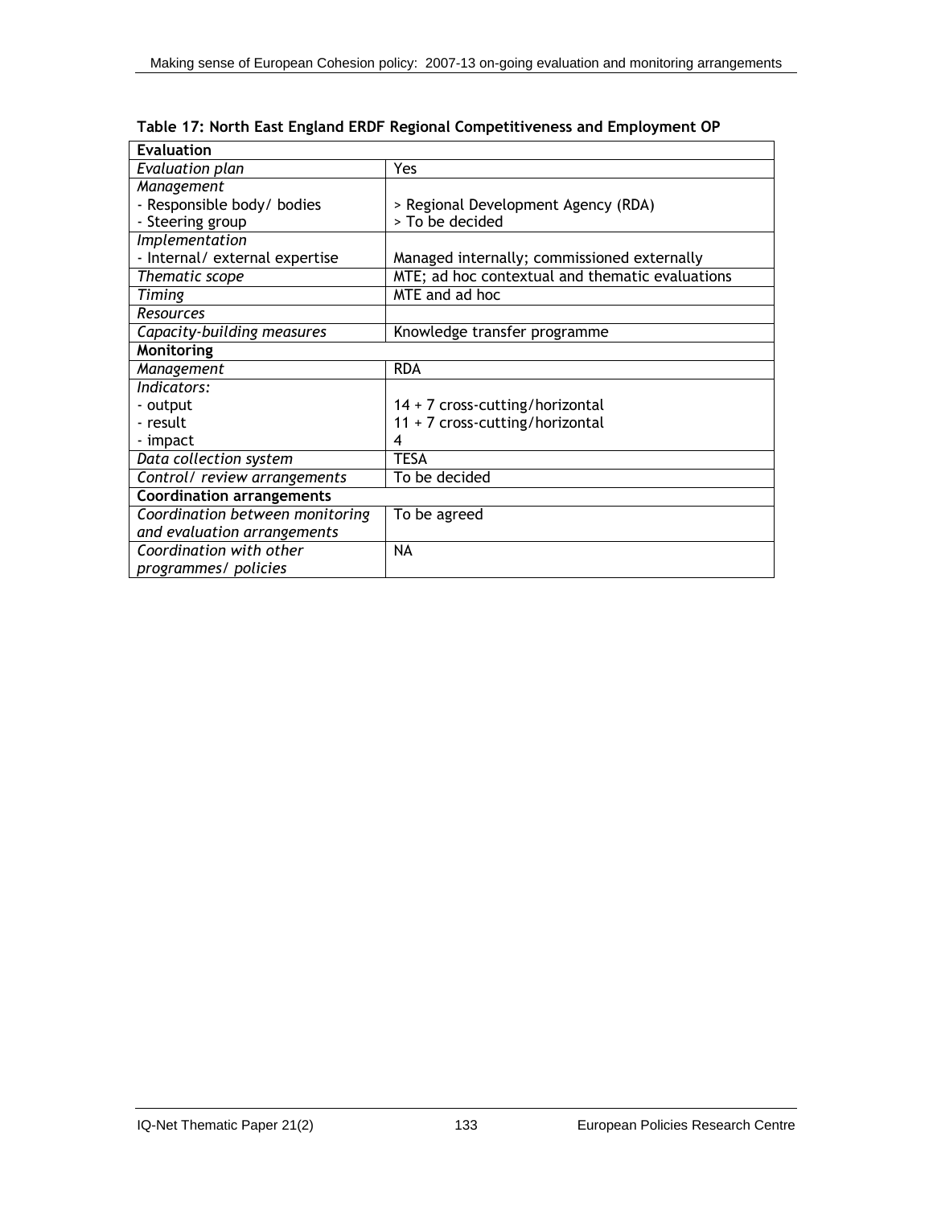**Table 17: North East England ERDF Regional Competitiveness and Employment OP**

| **Evaluation** | |
|---|---|
| *Evaluation plan* | Yes |
| *Management*<br>- Responsible body/ bodies<br>- Steering group | <br>> Regional Development Agency (RDA)<br>> To be decided |
| *Implementation*<br>- Internal/ external expertise | <br>Managed internally; commissioned externally |
| *Thematic scope* | MTE; ad hoc contextual and thematic evaluations |
| *Timing* | MTE and ad hoc |
| *Resources* | |
| *Capacity-building measures* | Knowledge transfer programme |
| **Monitoring** | |
| *Management* | RDA |
| *Indicators:*<br>- output<br>- result<br>- impact | <br>14 + 7 cross-cutting/horizontal<br>11 + 7 cross-cutting/horizontal<br>4 |
| *Data collection system* | TESA |
| *Control/ review arrangements* | To be decided |
| **Coordination arrangements** | |
| *Coordination between monitoring and evaluation arrangements* | To be agreed |
| *Coordination with other programmes/ policies* | NA |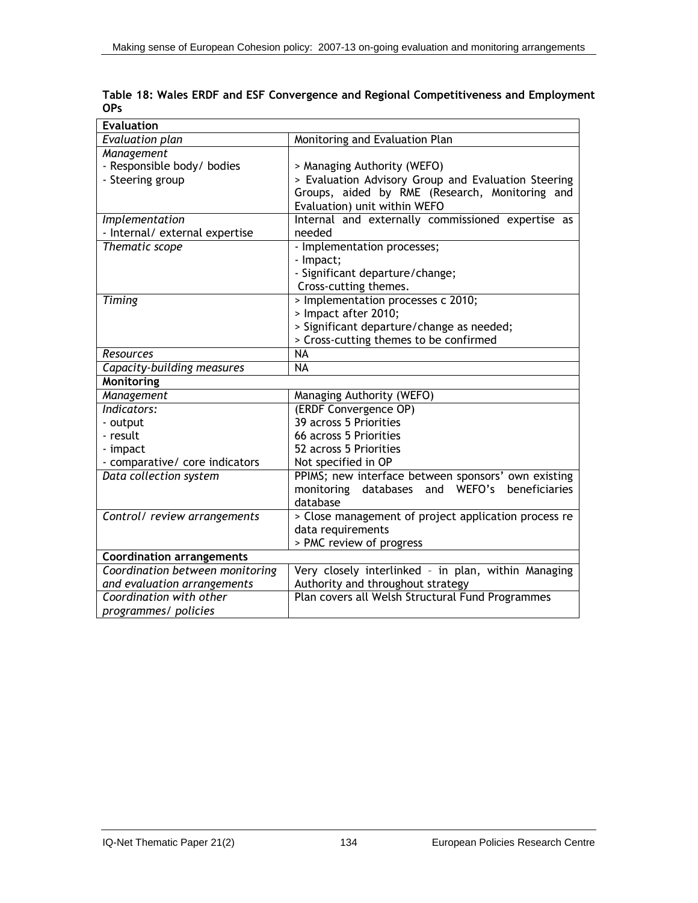**Table 18: Wales ERDF and ESF Convergence and Regional Competitiveness and Employment OPs**

| **Evaluation** | |
|---|---|
| *Evaluation plan* | Monitoring and Evaluation Plan |
| *Management*<br>- Responsible body/ bodies<br>- Steering group | <br>> Managing Authority (WEFO)<br>> Evaluation Advisory Group and Evaluation Steering Groups, aided by RME (Research, Monitoring and Evaluation) unit within WEFO |
| *Implementation*<br>- Internal/ external expertise | Internal and externally commissioned expertise as needed |
| *Thematic scope* | - Implementation processes;<br>- Impact;<br>- Significant departure/change;<br>Cross-cutting themes. |
| *Timing* | > Implementation processes c 2010;<br>> Impact after 2010;<br>> Significant departure/change as needed;<br>> Cross-cutting themes to be confirmed |
| *Resources* | NA |
| *Capacity-building measures* | NA |
| **Monitoring** | |
| *Management* | Managing Authority (WEFO) |
| *Indicators:*<br>- output<br>- result<br>- impact<br>- comparative/ core indicators | (ERDF Convergence OP)<br>39 across 5 Priorities<br>66 across 5 Priorities<br>52 across 5 Priorities<br>Not specified in OP |
| *Data collection system* | PPIMS; new interface between sponsors' own existing monitoring databases and WEFO's beneficiaries database |
| *Control/ review arrangements* | > Close management of project application process re data requirements<br>> PMC review of progress |
| **Coordination arrangements** | |
| *Coordination between monitoring and evaluation arrangements* | Very closely interlinked – in plan, within Managing Authority and throughout strategy |
| *Coordination with other programmes/ policies* | Plan covers all Welsh Structural Fund Programmes |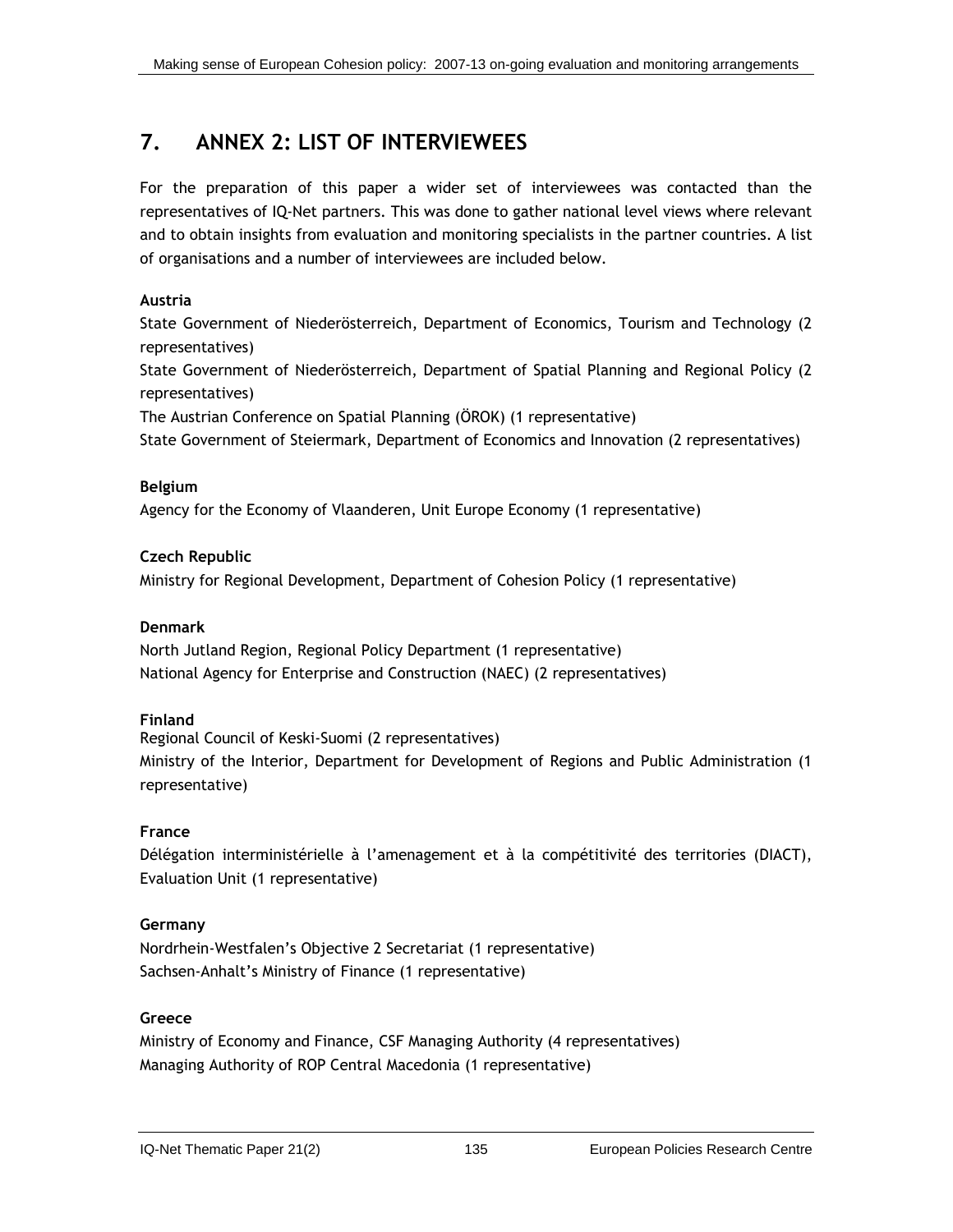# 7. ANNEX 2: LIST OF INTERVIEWEES

For the preparation of this paper a wider set of interviewees was contacted than the representatives of IQ-Net partners. This was done to gather national level views where relevant and to obtain insights from evaluation and monitoring specialists in the partner countries. A list of organisations and a number of interviewees are included below.

**Austria**

State Government of Niederösterreich, Department of Economics, Tourism and Technology (2 representatives)
State Government of Niederösterreich, Department of Spatial Planning and Regional Policy (2 representatives)
The Austrian Conference on Spatial Planning (ÖROK) (1 representative)
State Government of Steiermark, Department of Economics and Innovation (2 representatives)

**Belgium**

Agency for the Economy of Vlaanderen, Unit Europe Economy (1 representative)

**Czech Republic**

Ministry for Regional Development, Department of Cohesion Policy (1 representative)

**Denmark**

North Jutland Region, Regional Policy Department (1 representative)
National Agency for Enterprise and Construction (NAEC) (2 representatives)

**Finland**

Regional Council of Keski-Suomi (2 representatives)
Ministry of the Interior, Department for Development of Regions and Public Administration (1 representative)

**France**

Délégation interministérielle à l'amenagement et à la compétitivité des territories (DIACT), Evaluation Unit (1 representative)

**Germany**

Nordrhein-Westfalen's Objective 2 Secretariat (1 representative)
Sachsen-Anhalt's Ministry of Finance (1 representative)

**Greece**

Ministry of Economy and Finance, CSF Managing Authority (4 representatives)
Managing Authority of ROP Central Macedonia (1 representative)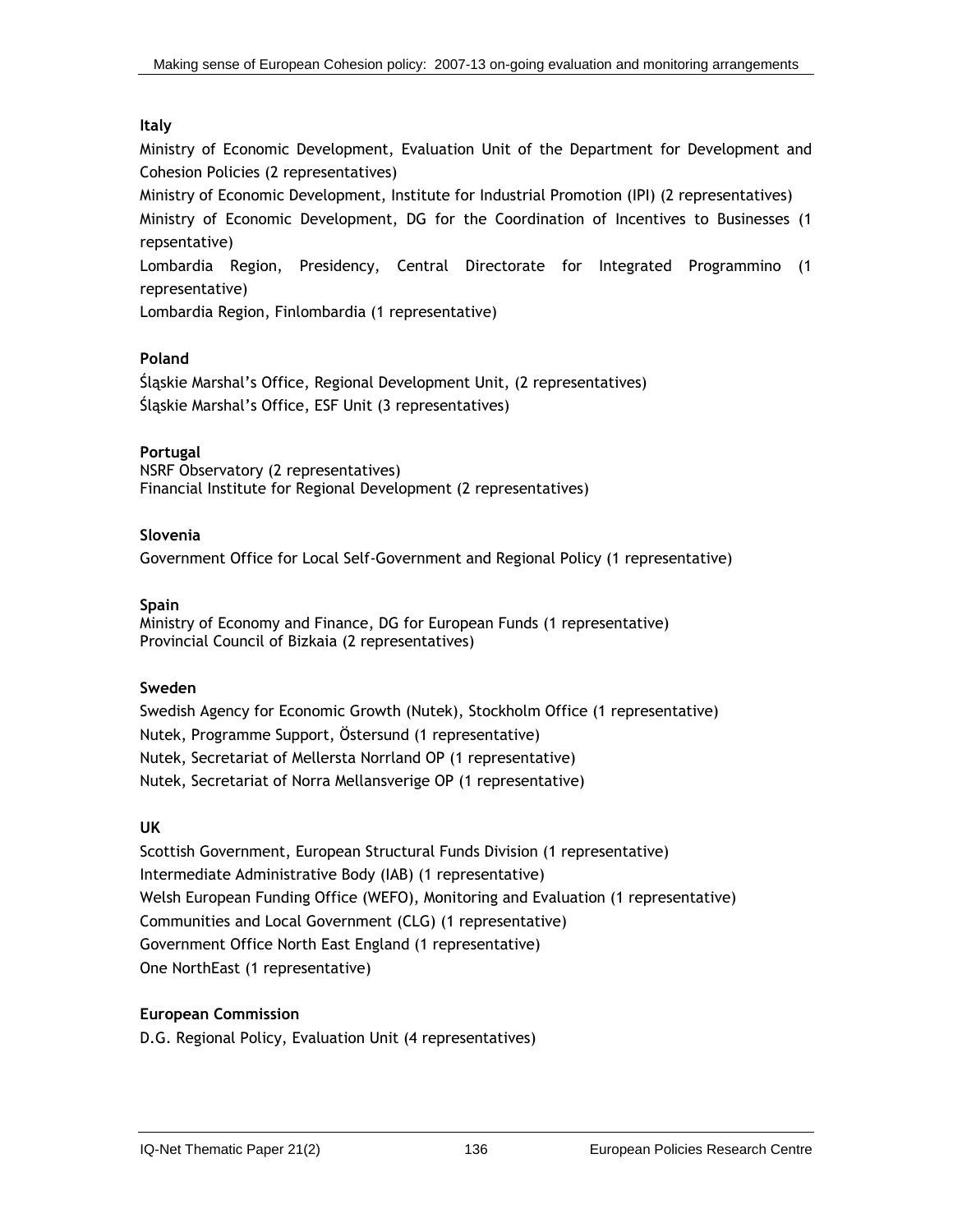**Italy**

Ministry of Economic Development, Evaluation Unit of the Department for Development and Cohesion Policies (2 representatives)

Ministry of Economic Development, Institute for Industrial Promotion (IPI) (2 representatives)

Ministry of Economic Development, DG for the Coordination of Incentives to Businesses (1 repsentative)

Lombardia Region, Presidency, Central Directorate for Integrated Programmino (1 representative)

Lombardia Region, Finlombardia (1 representative)

**Poland**

Śląskie Marshal's Office, Regional Development Unit, (2 representatives)

Śląskie Marshal's Office, ESF Unit (3 representatives)

**Portugal**

NSRF Observatory (2 representatives)
Financial Institute for Regional Development (2 representatives)

**Slovenia**

Government Office for Local Self-Government and Regional Policy (1 representative)

**Spain**

Ministry of Economy and Finance, DG for European Funds (1 representative)
Provincial Council of Bizkaia (2 representatives)

**Sweden**

Swedish Agency for Economic Growth (Nutek), Stockholm Office (1 representative)

Nutek, Programme Support, Östersund (1 representative)

Nutek, Secretariat of Mellersta Norrland OP (1 representative)

Nutek, Secretariat of Norra Mellansverige OP (1 representative)

**UK**

Scottish Government, European Structural Funds Division (1 representative)

Intermediate Administrative Body (IAB) (1 representative)

Welsh European Funding Office (WEFO), Monitoring and Evaluation (1 representative)

Communities and Local Government (CLG) (1 representative)

Government Office North East England (1 representative)

One NorthEast (1 representative)

**European Commission**

D.G. Regional Policy, Evaluation Unit (4 representatives)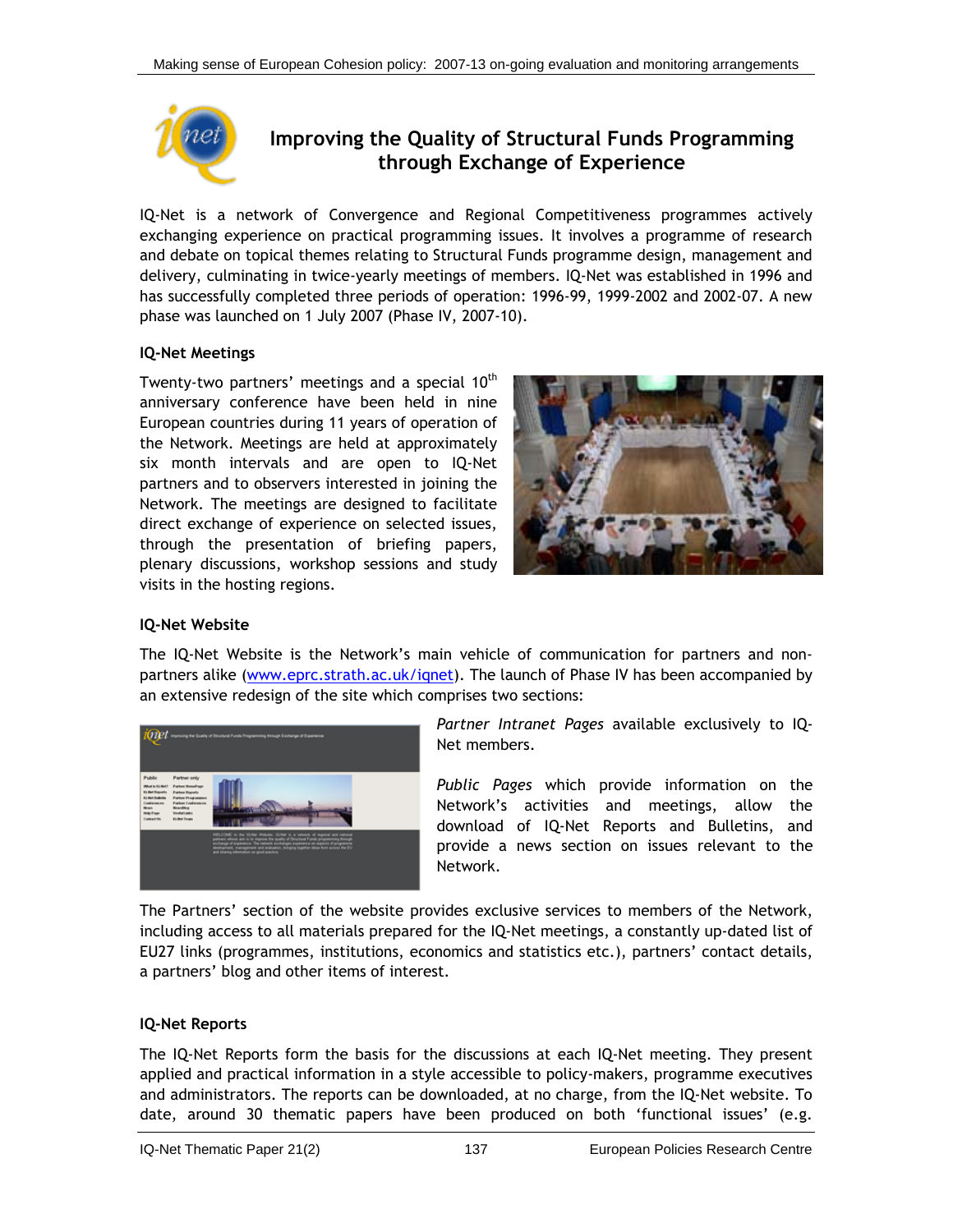## Improving the Quality of Structural Funds Programming through Exchange of Experience

IQ-Net is a network of Convergence and Regional Competitiveness programmes actively exchanging experience on practical programming issues. It involves a programme of research and debate on topical themes relating to Structural Funds programme design, management and delivery, culminating in twice-yearly meetings of members. IQ-Net was established in 1996 and has successfully completed three periods of operation: 1996-99, 1999-2002 and 2002-07. A new phase was launched on 1 July 2007 (Phase IV, 2007-10).

**IQ-Net Meetings**

Twenty-two partners' meetings and a special 10th anniversary conference have been held in nine European countries during 11 years of operation of the Network. Meetings are held at approximately six month intervals and are open to IQ-Net partners and to observers interested in joining the Network. The meetings are designed to facilitate direct exchange of experience on selected issues, through the presentation of briefing papers, plenary discussions, workshop sessions and study visits in the hosting regions.

**IQ-Net Website**

The IQ-Net Website is the Network's main vehicle of communication for partners and non-partners alike (www.eprc.strath.ac.uk/iqnet). The launch of Phase IV has been accompanied by an extensive redesign of the site which comprises two sections:

*Partner Intranet Pages* available exclusively to IQ-Net members.

*Public Pages* which provide information on the Network's activities and meetings, allow the download of IQ-Net Reports and Bulletins, and provide a news section on issues relevant to the Network.

The Partners' section of the website provides exclusive services to members of the Network, including access to all materials prepared for the IQ-Net meetings, a constantly up-dated list of EU27 links (programmes, institutions, economics and statistics etc.), partners' contact details, a partners' blog and other items of interest.

**IQ-Net Reports**

The IQ-Net Reports form the basis for the discussions at each IQ-Net meeting. They present applied and practical information in a style accessible to policy-makers, programme executives and administrators. The reports can be downloaded, at no charge, from the IQ-Net website. To date, around 30 thematic papers have been produced on both 'functional issues' (e.g.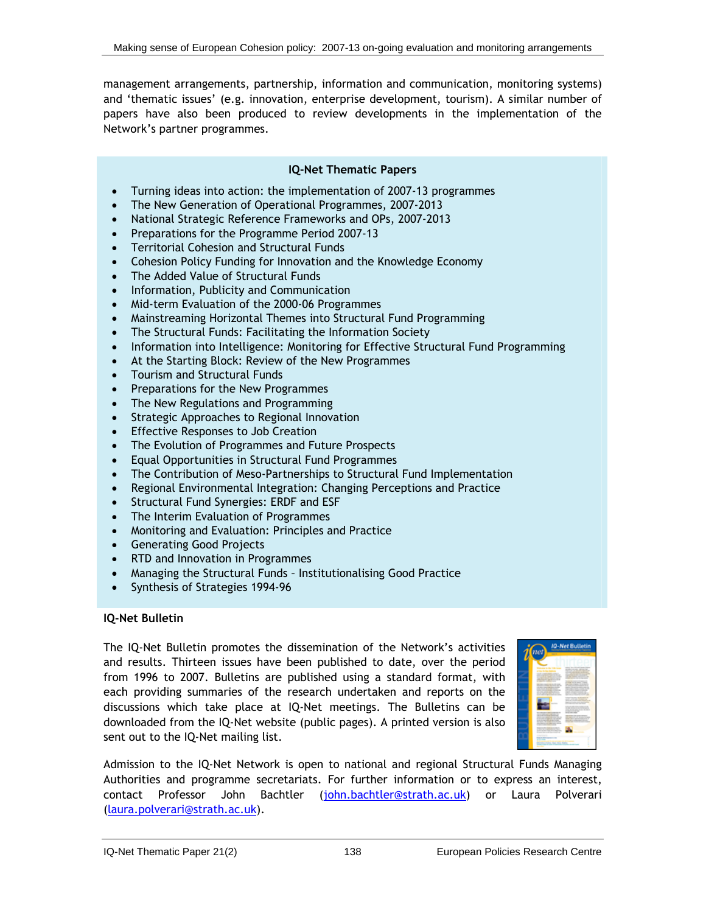management arrangements, partnership, information and communication, monitoring systems) and 'thematic issues' (e.g. innovation, enterprise development, tourism). A similar number of papers have also been produced to review developments in the implementation of the Network's partner programmes.

**IQ-Net Thematic Papers**

- Turning ideas into action: the implementation of 2007-13 programmes
- The New Generation of Operational Programmes, 2007-2013
- National Strategic Reference Frameworks and OPs, 2007-2013
- Preparations for the Programme Period 2007-13
- Territorial Cohesion and Structural Funds
- Cohesion Policy Funding for Innovation and the Knowledge Economy
- The Added Value of Structural Funds
- Information, Publicity and Communication
- Mid-term Evaluation of the 2000-06 Programmes
- Mainstreaming Horizontal Themes into Structural Fund Programming
- The Structural Funds: Facilitating the Information Society
- Information into Intelligence: Monitoring for Effective Structural Fund Programming
- At the Starting Block: Review of the New Programmes
- Tourism and Structural Funds
- Preparations for the New Programmes
- The New Regulations and Programming
- Strategic Approaches to Regional Innovation
- Effective Responses to Job Creation
- The Evolution of Programmes and Future Prospects
- Equal Opportunities in Structural Fund Programmes
- The Contribution of Meso-Partnerships to Structural Fund Implementation
- Regional Environmental Integration: Changing Perceptions and Practice
- Structural Fund Synergies: ERDF and ESF
- The Interim Evaluation of Programmes
- Monitoring and Evaluation: Principles and Practice
- Generating Good Projects
- RTD and Innovation in Programmes
- Managing the Structural Funds – Institutionalising Good Practice
- Synthesis of Strategies 1994-96

**IQ-Net Bulletin**

The IQ-Net Bulletin promotes the dissemination of the Network's activities and results. Thirteen issues have been published to date, over the period from 1996 to 2007. Bulletins are published using a standard format, with each providing summaries of the research undertaken and reports on the discussions which take place at IQ-Net meetings. The Bulletins can be downloaded from the IQ-Net website (public pages). A printed version is also sent out to the IQ-Net mailing list.

Admission to the IQ-Net Network is open to national and regional Structural Funds Managing Authorities and programme secretariats. For further information or to express an interest, contact Professor John Bachtler (john.bachtler@strath.ac.uk) or Laura Polverari (laura.polverari@strath.ac.uk).